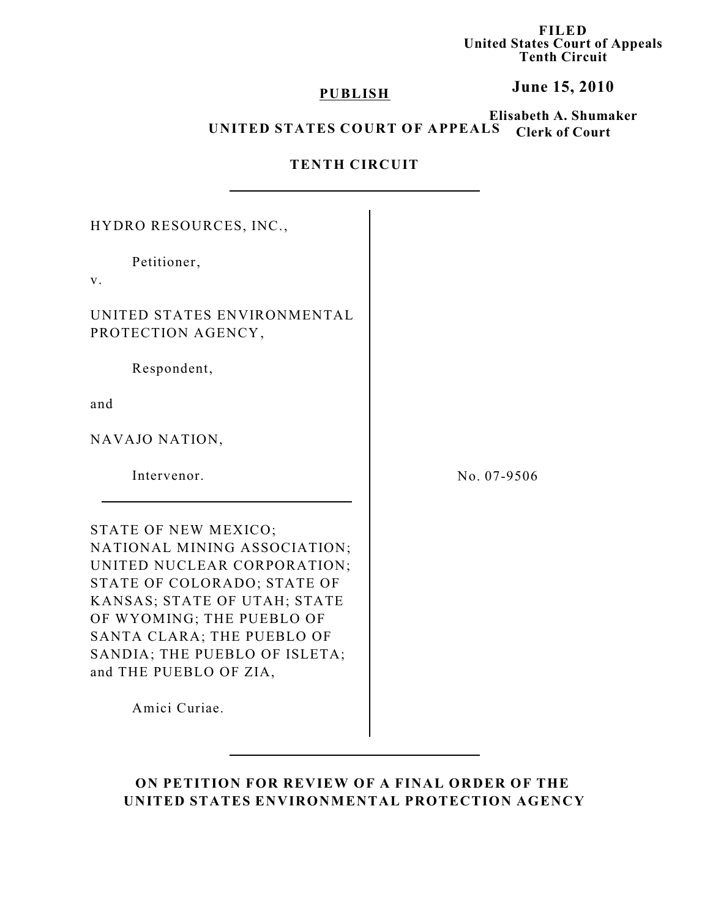**FILED**
**United States Court of Appeals**
**Tenth Circuit**

**June 15, 2010**

**Elisabeth A. Shumaker**
**Clerk of Court**

**PUBLISH**

**UNITED STATES COURT OF APPEALS**

**TENTH CIRCUIT**

---

HYDRO RESOURCES, INC.,

Petitioner,

v.

UNITED STATES ENVIRONMENTAL PROTECTION AGENCY,

Respondent,

and

NAVAJO NATION,

Intervenor.

No. 07-9506

---

STATE OF NEW MEXICO; NATIONAL MINING ASSOCIATION; UNITED NUCLEAR CORPORATION; STATE OF COLORADO; STATE OF KANSAS; STATE OF UTAH; STATE OF WYOMING; THE PUEBLO OF SANTA CLARA; THE PUEBLO OF SANDIA; THE PUEBLO OF ISLETA; and THE PUEBLO OF ZIA,

Amici Curiae.

---

**ON PETITION FOR REVIEW OF A FINAL ORDER OF THE UNITED STATES ENVIRONMENTAL PROTECTION AGENCY**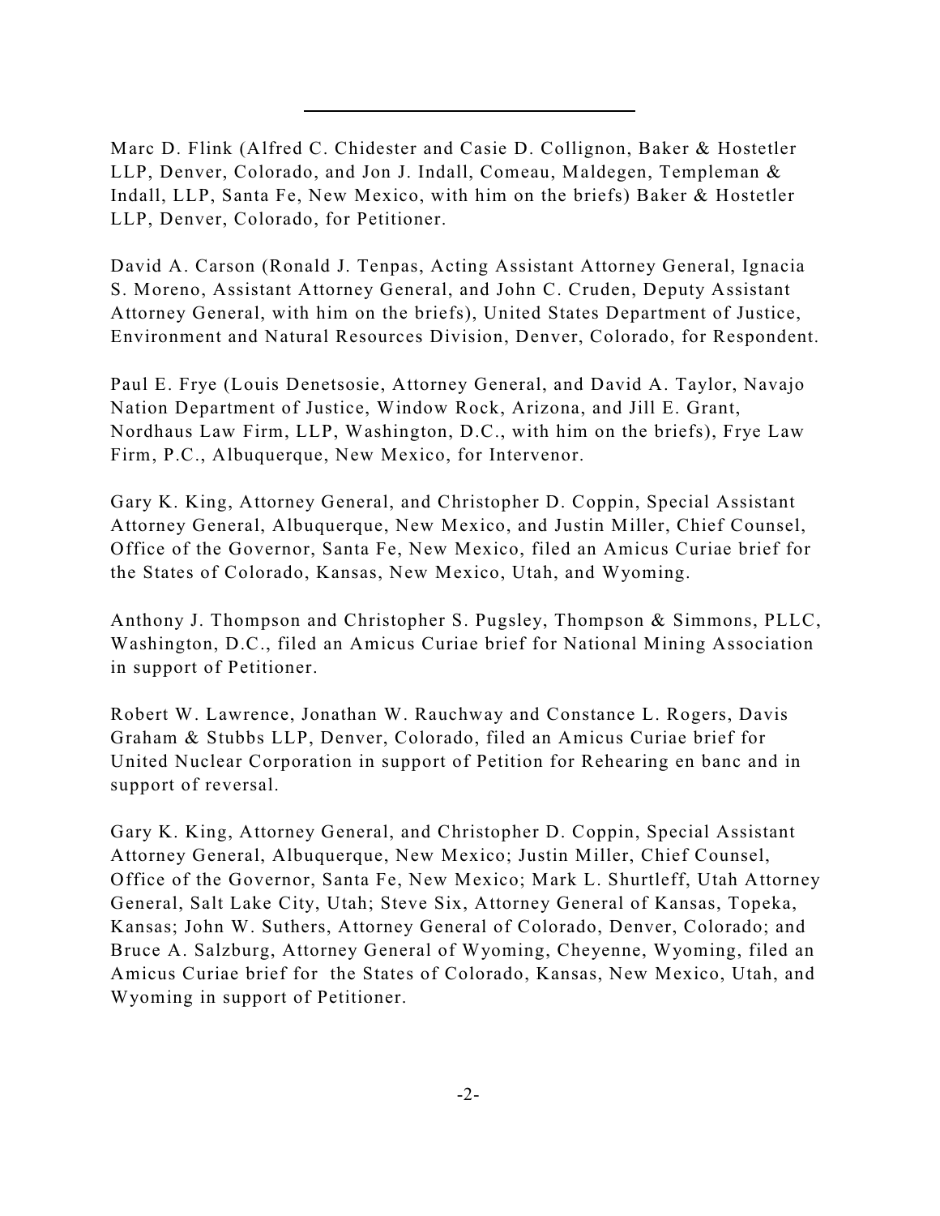---

Marc D. Flink (Alfred C. Chidester and Casie D. Collignon, Baker & Hostetler LLP, Denver, Colorado, and Jon J. Indall, Comeau, Maldegen, Templeman & Indall, LLP, Santa Fe, New Mexico, with him on the briefs) Baker & Hostetler LLP, Denver, Colorado, for Petitioner.

David A. Carson (Ronald J. Tenpas, Acting Assistant Attorney General, Ignacia S. Moreno, Assistant Attorney General, and John C. Cruden, Deputy Assistant Attorney General, with him on the briefs), United States Department of Justice, Environment and Natural Resources Division, Denver, Colorado, for Respondent.

Paul E. Frye (Louis Denetsosie, Attorney General, and David A. Taylor, Navajo Nation Department of Justice, Window Rock, Arizona, and Jill E. Grant, Nordhaus Law Firm, LLP, Washington, D.C., with him on the briefs), Frye Law Firm, P.C., Albuquerque, New Mexico, for Intervenor.

Gary K. King, Attorney General, and Christopher D. Coppin, Special Assistant Attorney General, Albuquerque, New Mexico, and Justin Miller, Chief Counsel, Office of the Governor, Santa Fe, New Mexico, filed an Amicus Curiae brief for the States of Colorado, Kansas, New Mexico, Utah, and Wyoming.

Anthony J. Thompson and Christopher S. Pugsley, Thompson & Simmons, PLLC, Washington, D.C., filed an Amicus Curiae brief for National Mining Association in support of Petitioner.

Robert W. Lawrence, Jonathan W. Rauchway and Constance L. Rogers, Davis Graham & Stubbs LLP, Denver, Colorado, filed an Amicus Curiae brief for United Nuclear Corporation in support of Petition for Rehearing en banc and in support of reversal.

Gary K. King, Attorney General, and Christopher D. Coppin, Special Assistant Attorney General, Albuquerque, New Mexico; Justin Miller, Chief Counsel, Office of the Governor, Santa Fe, New Mexico; Mark L. Shurtleff, Utah Attorney General, Salt Lake City, Utah; Steve Six, Attorney General of Kansas, Topeka, Kansas; John W. Suthers, Attorney General of Colorado, Denver, Colorado; and Bruce A. Salzburg, Attorney General of Wyoming, Cheyenne, Wyoming, filed an Amicus Curiae brief for the States of Colorado, Kansas, New Mexico, Utah, and Wyoming in support of Petitioner.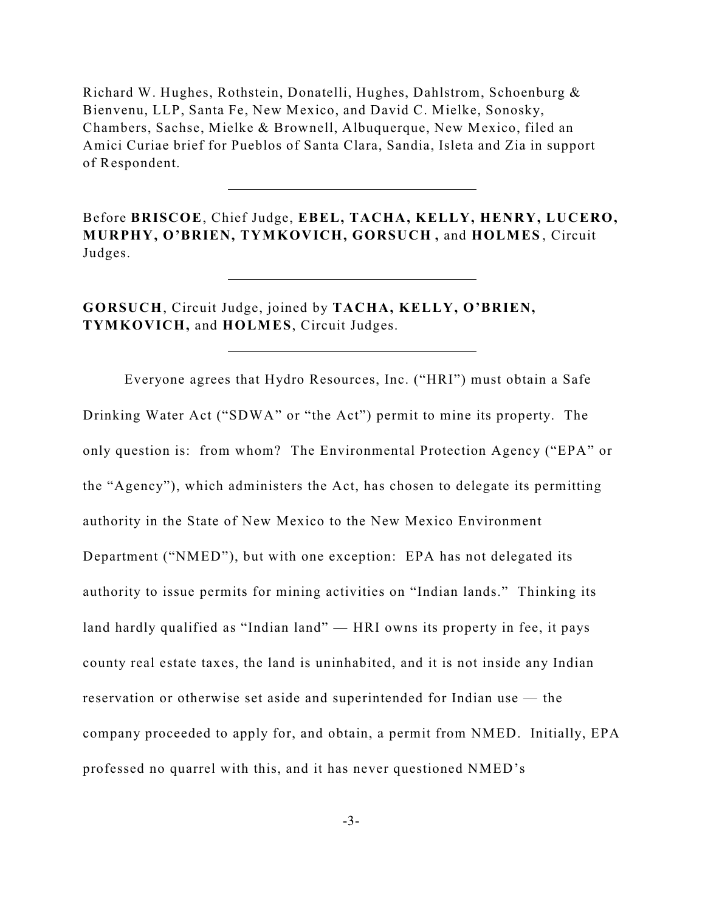Richard W. Hughes, Rothstein, Donatelli, Hughes, Dahlstrom, Schoenburg & Bienvenu, LLP, Santa Fe, New Mexico, and David C. Mielke, Sonosky, Chambers, Sachse, Mielke & Brownell, Albuquerque, New Mexico, filed an Amici Curiae brief for Pueblos of Santa Clara, Sandia, Isleta and Zia in support of Respondent.

---

Before **BRISCOE**, Chief Judge, **EBEL, TACHA, KELLY, HENRY, LUCERO, MURPHY, O'BRIEN, TYMKOVICH, GORSUCH ,** and **HOLMES**, Circuit Judges.

---

**GORSUCH**, Circuit Judge, joined by **TACHA, KELLY, O'BRIEN, TYMKOVICH,** and **HOLMES**, Circuit Judges.

---

Everyone agrees that Hydro Resources, Inc. ("HRI") must obtain a Safe Drinking Water Act ("SDWA" or "the Act") permit to mine its property. The only question is: from whom? The Environmental Protection Agency ("EPA" or the "Agency"), which administers the Act, has chosen to delegate its permitting authority in the State of New Mexico to the New Mexico Environment Department ("NMED"), but with one exception: EPA has not delegated its authority to issue permits for mining activities on "Indian lands." Thinking its land hardly qualified as "Indian land" — HRI owns its property in fee, it pays county real estate taxes, the land is uninhabited, and it is not inside any Indian reservation or otherwise set aside and superintended for Indian use — the company proceeded to apply for, and obtain, a permit from NMED. Initially, EPA professed no quarrel with this, and it has never questioned NMED's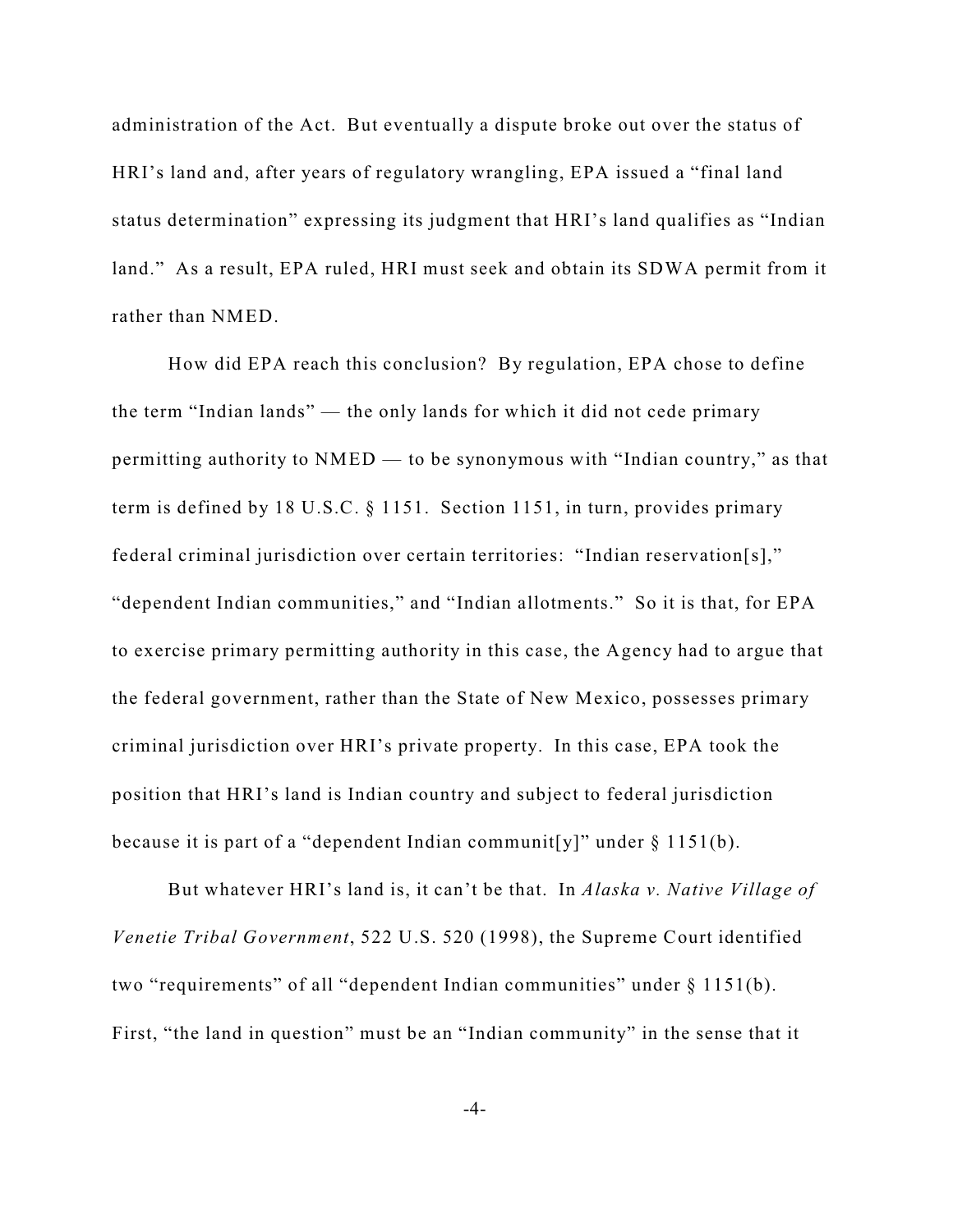administration of the Act. But eventually a dispute broke out over the status of HRI's land and, after years of regulatory wrangling, EPA issued a "final land status determination" expressing its judgment that HRI's land qualifies as "Indian land." As a result, EPA ruled, HRI must seek and obtain its SDWA permit from it rather than NMED.

How did EPA reach this conclusion? By regulation, EPA chose to define the term "Indian lands" — the only lands for which it did not cede primary permitting authority to NMED — to be synonymous with "Indian country," as that term is defined by 18 U.S.C. § 1151. Section 1151, in turn, provides primary federal criminal jurisdiction over certain territories: "Indian reservation[s]," "dependent Indian communities," and "Indian allotments." So it is that, for EPA to exercise primary permitting authority in this case, the Agency had to argue that the federal government, rather than the State of New Mexico, possesses primary criminal jurisdiction over HRI's private property. In this case, EPA took the position that HRI's land is Indian country and subject to federal jurisdiction because it is part of a "dependent Indian communit[y]" under § 1151(b).

But whatever HRI's land is, it can't be that. In *Alaska v. Native Village of Venetie Tribal Government*, 522 U.S. 520 (1998), the Supreme Court identified two "requirements" of all "dependent Indian communities" under § 1151(b). First, "the land in question" must be an "Indian community" in the sense that it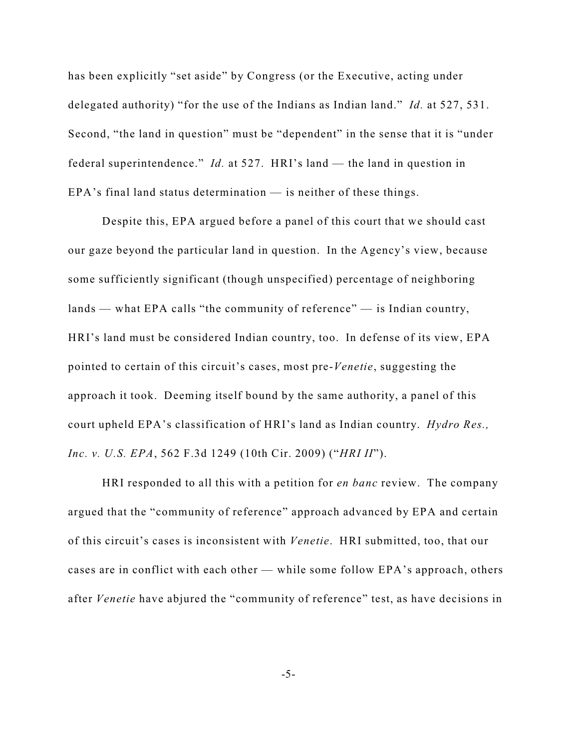has been explicitly "set aside" by Congress (or the Executive, acting under delegated authority) "for the use of the Indians as Indian land." *Id.* at 527, 531. Second, "the land in question" must be "dependent" in the sense that it is "under federal superintendence." *Id.* at 527. HRI's land — the land in question in EPA's final land status determination — is neither of these things.

Despite this, EPA argued before a panel of this court that we should cast our gaze beyond the particular land in question. In the Agency's view, because some sufficiently significant (though unspecified) percentage of neighboring lands — what EPA calls "the community of reference" — is Indian country, HRI's land must be considered Indian country, too. In defense of its view, EPA pointed to certain of this circuit's cases, most pre-*Venetie*, suggesting the approach it took. Deeming itself bound by the same authority, a panel of this court upheld EPA's classification of HRI's land as Indian country. *Hydro Res., Inc. v. U.S. EPA*, 562 F.3d 1249 (10th Cir. 2009) ("*HRI II*").

HRI responded to all this with a petition for *en banc* review. The company argued that the "community of reference" approach advanced by EPA and certain of this circuit's cases is inconsistent with *Venetie*. HRI submitted, too, that our cases are in conflict with each other — while some follow EPA's approach, others after *Venetie* have abjured the "community of reference" test, as have decisions in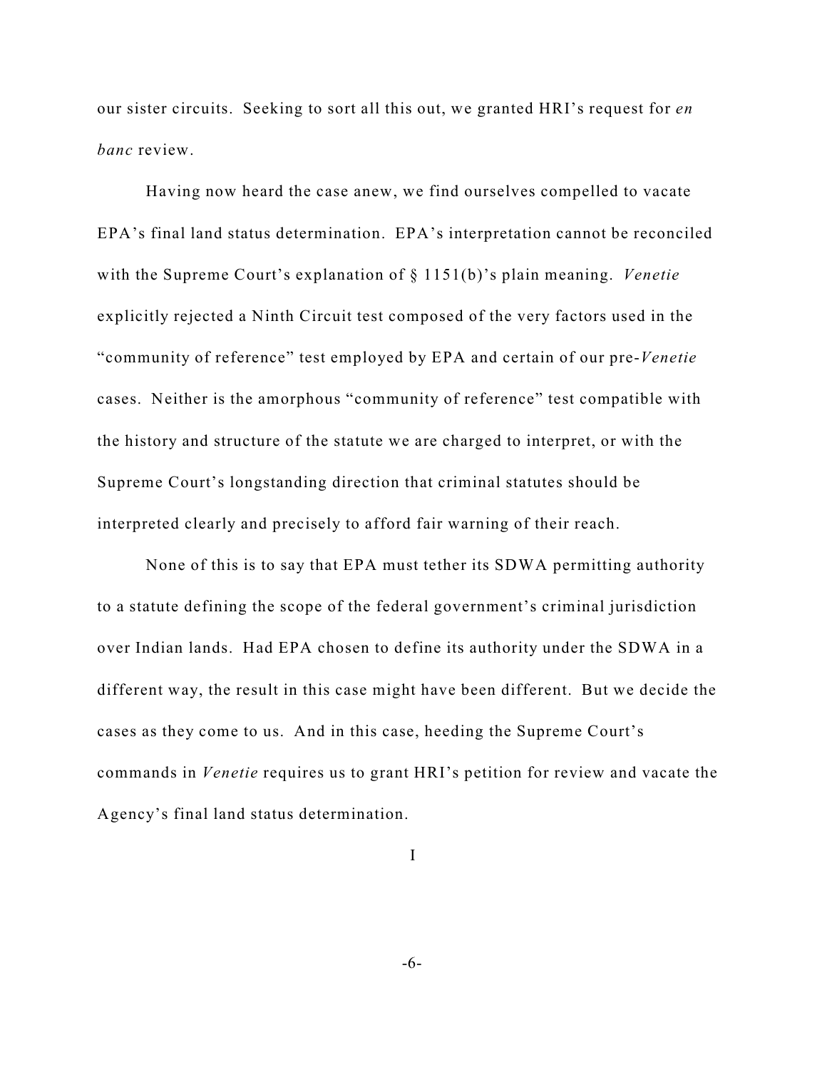our sister circuits. Seeking to sort all this out, we granted HRI's request for *en banc* review.

Having now heard the case anew, we find ourselves compelled to vacate EPA's final land status determination. EPA's interpretation cannot be reconciled with the Supreme Court's explanation of § 1151(b)'s plain meaning. *Venetie* explicitly rejected a Ninth Circuit test composed of the very factors used in the "community of reference" test employed by EPA and certain of our pre-*Venetie* cases. Neither is the amorphous "community of reference" test compatible with the history and structure of the statute we are charged to interpret, or with the Supreme Court's longstanding direction that criminal statutes should be interpreted clearly and precisely to afford fair warning of their reach.

None of this is to say that EPA must tether its SDWA permitting authority to a statute defining the scope of the federal government's criminal jurisdiction over Indian lands. Had EPA chosen to define its authority under the SDWA in a different way, the result in this case might have been different. But we decide the cases as they come to us. And in this case, heeding the Supreme Court's commands in *Venetie* requires us to grant HRI's petition for review and vacate the Agency's final land status determination.

# I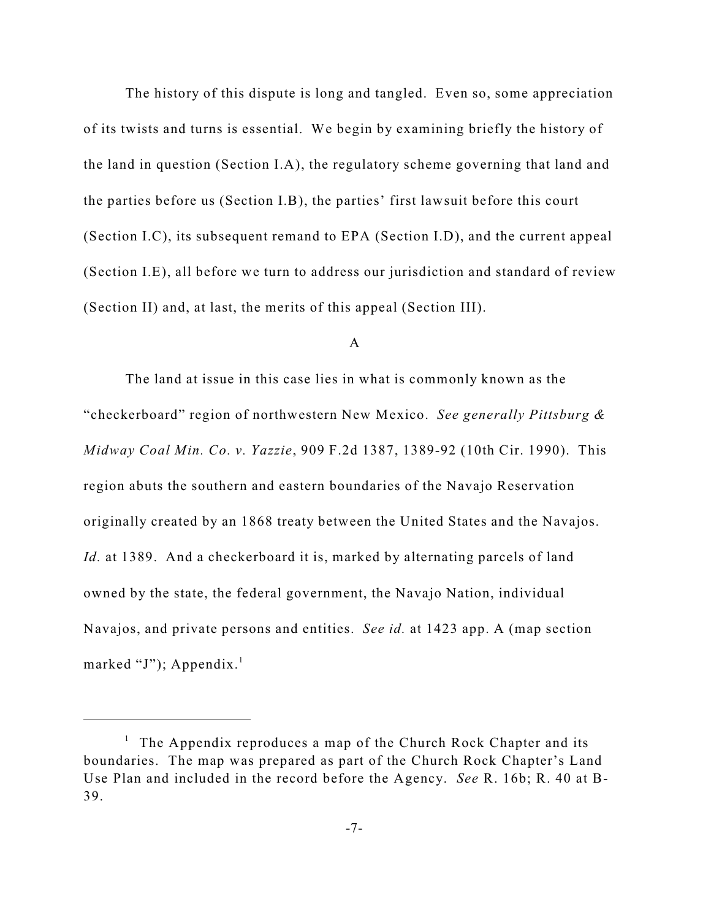The history of this dispute is long and tangled. Even so, some appreciation of its twists and turns is essential. We begin by examining briefly the history of the land in question (Section I.A), the regulatory scheme governing that land and the parties before us (Section I.B), the parties' first lawsuit before this court (Section I.C), its subsequent remand to EPA (Section I.D), and the current appeal (Section I.E), all before we turn to address our jurisdiction and standard of review (Section II) and, at last, the merits of this appeal (Section III).

## A

The land at issue in this case lies in what is commonly known as the "checkerboard" region of northwestern New Mexico. *See generally Pittsburg & Midway Coal Min. Co. v. Yazzie*, 909 F.2d 1387, 1389-92 (10th Cir. 1990). This region abuts the southern and eastern boundaries of the Navajo Reservation originally created by an 1868 treaty between the United States and the Navajos. *Id.* at 1389. And a checkerboard it is, marked by alternating parcels of land owned by the state, the federal government, the Navajo Nation, individual Navajos, and private persons and entities. *See id.* at 1423 app. A (map section marked "J"); Appendix.[1]

---

[1] The Appendix reproduces a map of the Church Rock Chapter and its boundaries. The map was prepared as part of the Church Rock Chapter's Land Use Plan and included in the record before the Agency. *See* R. 16b; R. 40 at B-39.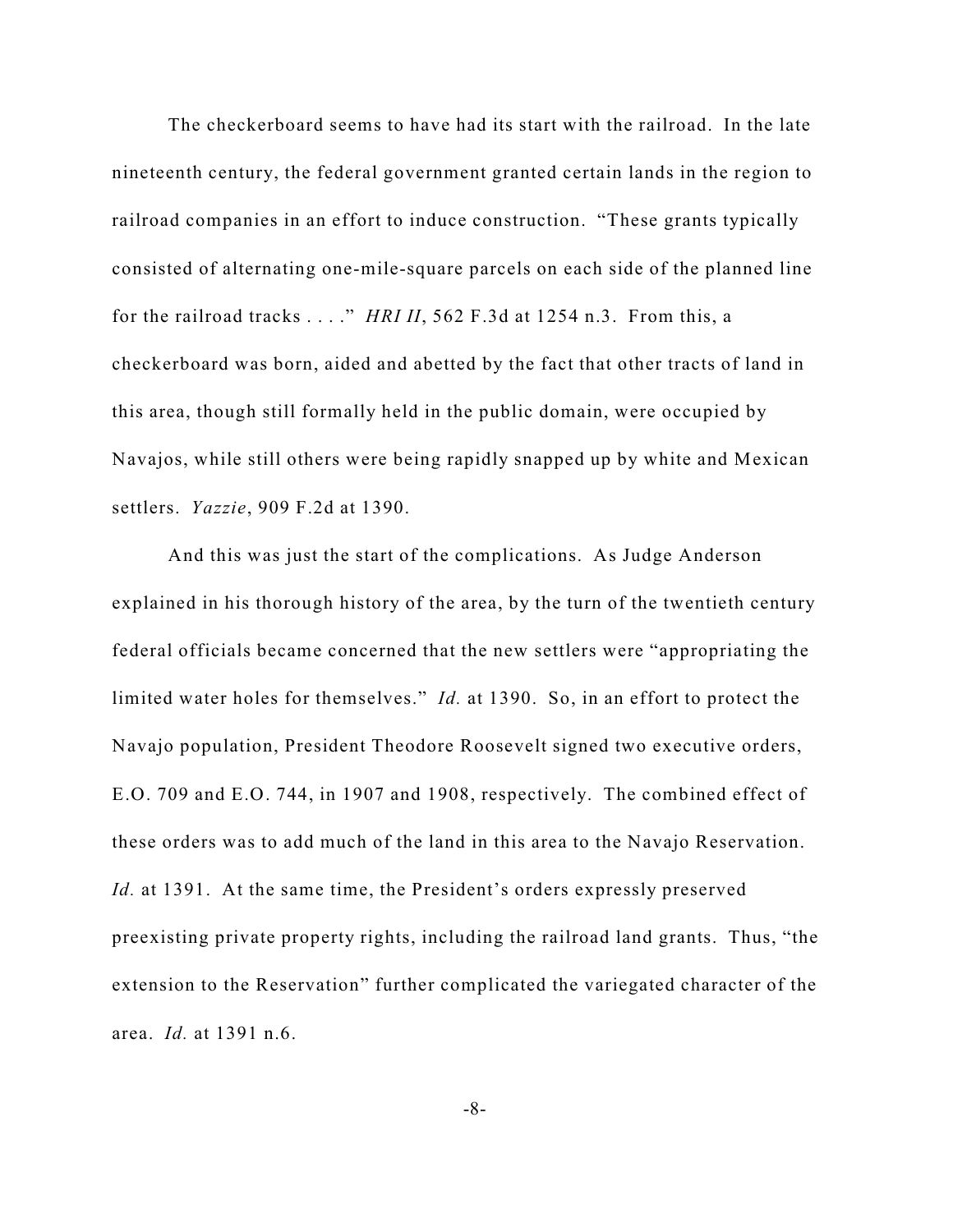The checkerboard seems to have had its start with the railroad. In the late nineteenth century, the federal government granted certain lands in the region to railroad companies in an effort to induce construction. "These grants typically consisted of alternating one-mile-square parcels on each side of the planned line for the railroad tracks . . . ." *HRI II*, 562 F.3d at 1254 n.3. From this, a checkerboard was born, aided and abetted by the fact that other tracts of land in this area, though still formally held in the public domain, were occupied by Navajos, while still others were being rapidly snapped up by white and Mexican settlers. *Yazzie*, 909 F.2d at 1390.

And this was just the start of the complications. As Judge Anderson explained in his thorough history of the area, by the turn of the twentieth century federal officials became concerned that the new settlers were "appropriating the limited water holes for themselves." *Id.* at 1390. So, in an effort to protect the Navajo population, President Theodore Roosevelt signed two executive orders, E.O. 709 and E.O. 744, in 1907 and 1908, respectively. The combined effect of these orders was to add much of the land in this area to the Navajo Reservation. *Id.* at 1391. At the same time, the President's orders expressly preserved preexisting private property rights, including the railroad land grants. Thus, "the extension to the Reservation" further complicated the variegated character of the area. *Id.* at 1391 n.6.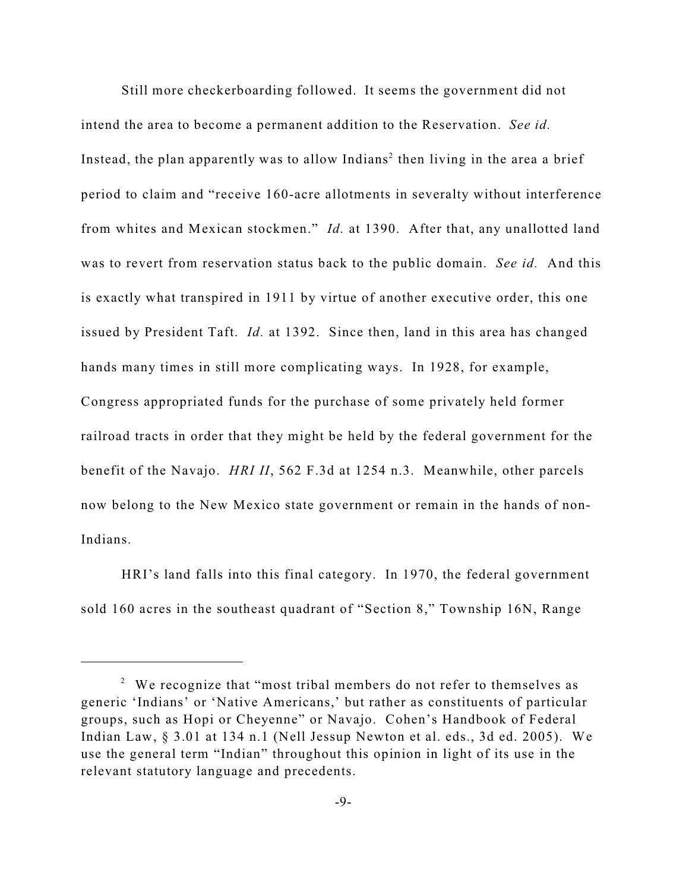Still more checkerboarding followed. It seems the government did not intend the area to become a permanent addition to the Reservation. *See id.* Instead, the plan apparently was to allow Indians[2] then living in the area a brief period to claim and "receive 160-acre allotments in severalty without interference from whites and Mexican stockmen." *Id.* at 1390. After that, any unallotted land was to revert from reservation status back to the public domain. *See id.* And this is exactly what transpired in 1911 by virtue of another executive order, this one issued by President Taft. *Id.* at 1392. Since then, land in this area has changed hands many times in still more complicating ways. In 1928, for example, Congress appropriated funds for the purchase of some privately held former railroad tracts in order that they might be held by the federal government for the benefit of the Navajo. *HRI II*, 562 F.3d at 1254 n.3. Meanwhile, other parcels now belong to the New Mexico state government or remain in the hands of non-Indians.

HRI's land falls into this final category. In 1970, the federal government sold 160 acres in the southeast quadrant of "Section 8," Township 16N, Range

[2] We recognize that "most tribal members do not refer to themselves as generic 'Indians' or 'Native Americans,' but rather as constituents of particular groups, such as Hopi or Cheyenne" or Navajo. Cohen's Handbook of Federal Indian Law, § 3.01 at 134 n.1 (Nell Jessup Newton et al. eds., 3d ed. 2005). We use the general term "Indian" throughout this opinion in light of its use in the relevant statutory language and precedents.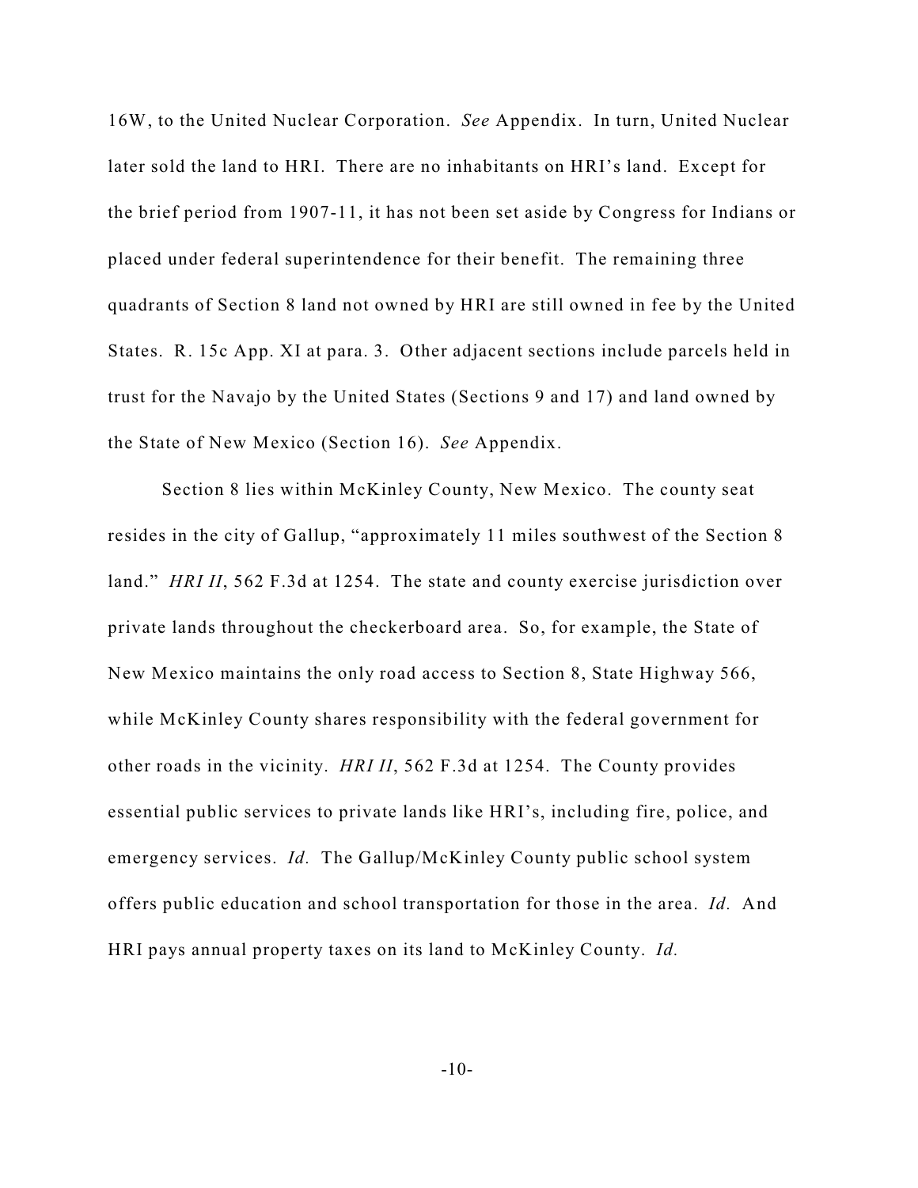16W, to the United Nuclear Corporation. *See* Appendix. In turn, United Nuclear later sold the land to HRI. There are no inhabitants on HRI's land. Except for the brief period from 1907-11, it has not been set aside by Congress for Indians or placed under federal superintendence for their benefit. The remaining three quadrants of Section 8 land not owned by HRI are still owned in fee by the United States. R. 15c App. XI at para. 3. Other adjacent sections include parcels held in trust for the Navajo by the United States (Sections 9 and 17) and land owned by the State of New Mexico (Section 16). *See* Appendix.

Section 8 lies within McKinley County, New Mexico. The county seat resides in the city of Gallup, "approximately 11 miles southwest of the Section 8 land." *HRI II*, 562 F.3d at 1254. The state and county exercise jurisdiction over private lands throughout the checkerboard area. So, for example, the State of New Mexico maintains the only road access to Section 8, State Highway 566, while McKinley County shares responsibility with the federal government for other roads in the vicinity. *HRI II*, 562 F.3d at 1254. The County provides essential public services to private lands like HRI's, including fire, police, and emergency services. *Id.* The Gallup/McKinley County public school system offers public education and school transportation for those in the area. *Id.* And HRI pays annual property taxes on its land to McKinley County. *Id.*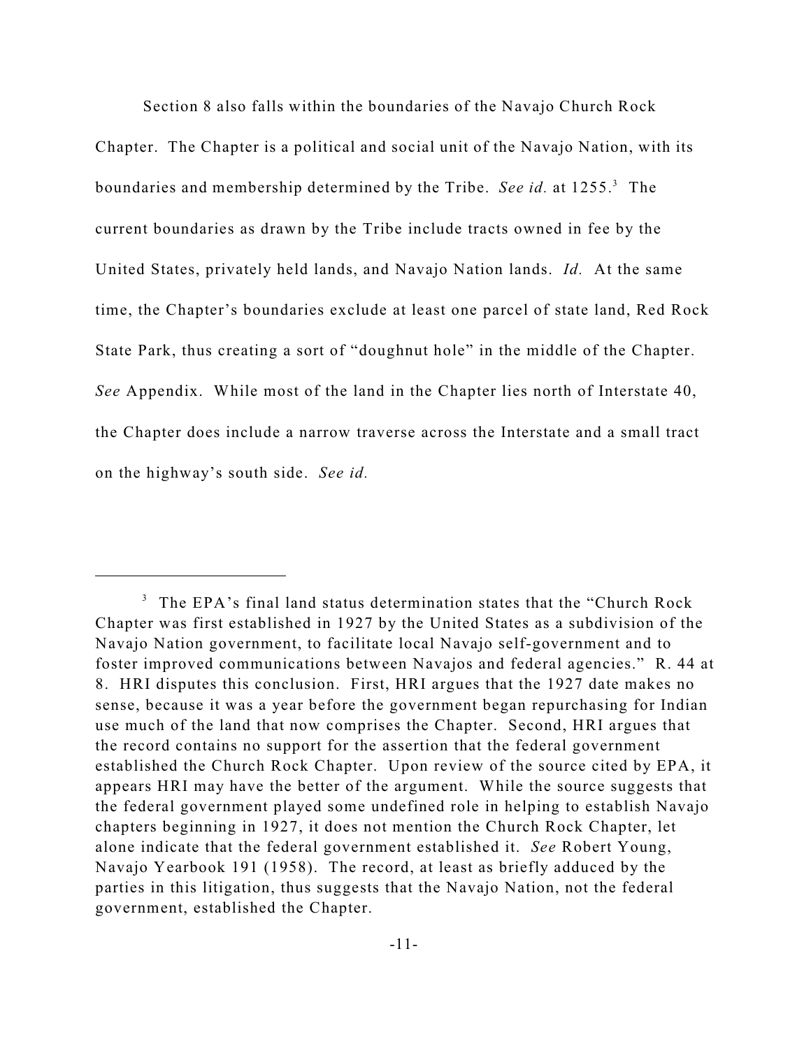Section 8 also falls within the boundaries of the Navajo Church Rock Chapter. The Chapter is a political and social unit of the Navajo Nation, with its boundaries and membership determined by the Tribe. *See id.* at 1255.[3] The current boundaries as drawn by the Tribe include tracts owned in fee by the United States, privately held lands, and Navajo Nation lands. *Id.* At the same time, the Chapter's boundaries exclude at least one parcel of state land, Red Rock State Park, thus creating a sort of "doughnut hole" in the middle of the Chapter. *See* Appendix. While most of the land in the Chapter lies north of Interstate 40, the Chapter does include a narrow traverse across the Interstate and a small tract on the highway's south side. *See id.*

---

[3] The EPA's final land status determination states that the "Church Rock Chapter was first established in 1927 by the United States as a subdivision of the Navajo Nation government, to facilitate local Navajo self-government and to foster improved communications between Navajos and federal agencies." R. 44 at 8. HRI disputes this conclusion. First, HRI argues that the 1927 date makes no sense, because it was a year before the government began repurchasing for Indian use much of the land that now comprises the Chapter. Second, HRI argues that the record contains no support for the assertion that the federal government established the Church Rock Chapter. Upon review of the source cited by EPA, it appears HRI may have the better of the argument. While the source suggests that the federal government played some undefined role in helping to establish Navajo chapters beginning in 1927, it does not mention the Church Rock Chapter, let alone indicate that the federal government established it. *See* Robert Young, Navajo Yearbook 191 (1958). The record, at least as briefly adduced by the parties in this litigation, thus suggests that the Navajo Nation, not the federal government, established the Chapter.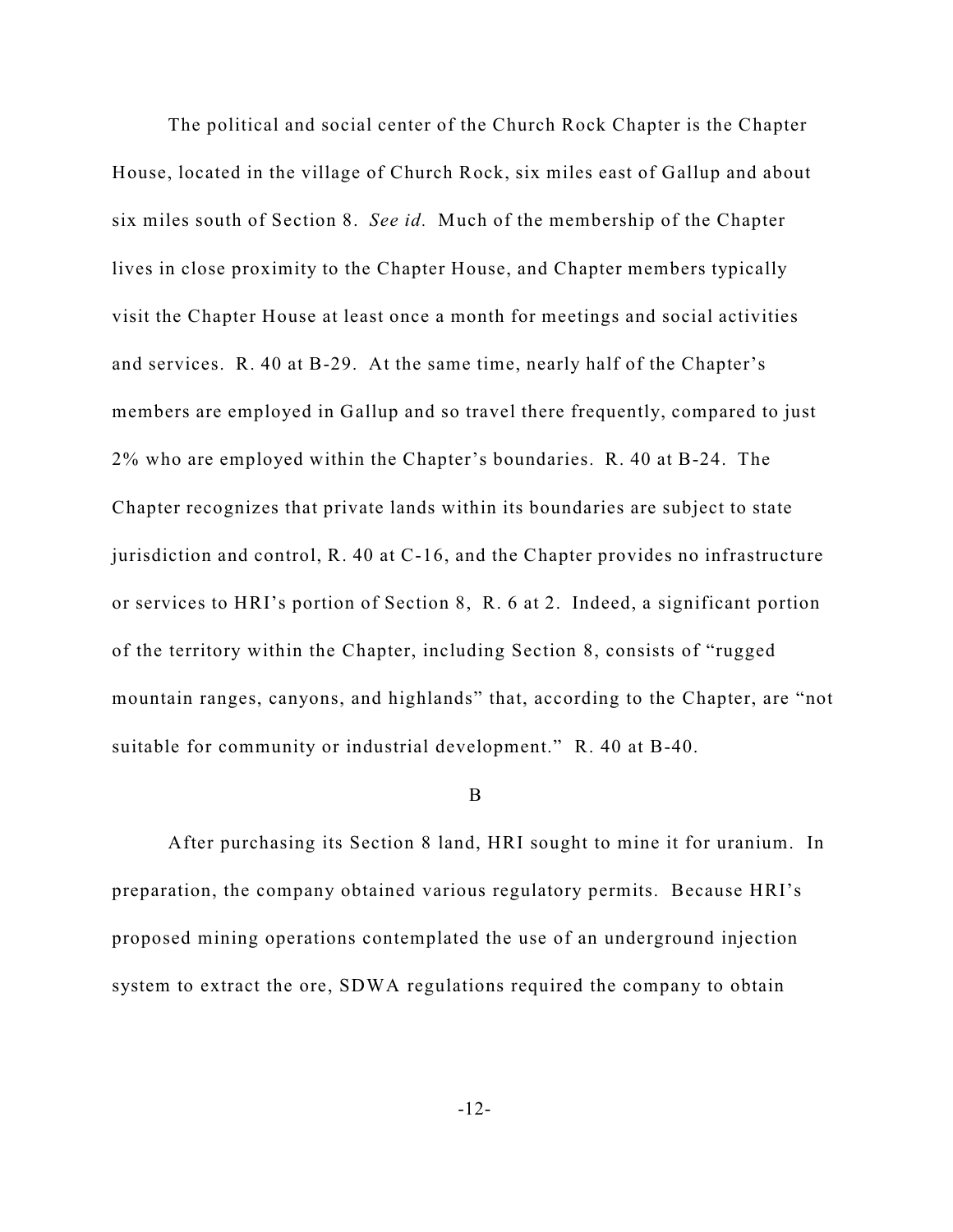The political and social center of the Church Rock Chapter is the Chapter House, located in the village of Church Rock, six miles east of Gallup and about six miles south of Section 8. *See id.* Much of the membership of the Chapter lives in close proximity to the Chapter House, and Chapter members typically visit the Chapter House at least once a month for meetings and social activities and services. R. 40 at B-29. At the same time, nearly half of the Chapter's members are employed in Gallup and so travel there frequently, compared to just 2% who are employed within the Chapter's boundaries. R. 40 at B-24. The Chapter recognizes that private lands within its boundaries are subject to state jurisdiction and control, R. 40 at C-16, and the Chapter provides no infrastructure or services to HRI's portion of Section 8, R. 6 at 2. Indeed, a significant portion of the territory within the Chapter, including Section 8, consists of "rugged mountain ranges, canyons, and highlands" that, according to the Chapter, are "not suitable for community or industrial development." R. 40 at B-40.

B

After purchasing its Section 8 land, HRI sought to mine it for uranium. In preparation, the company obtained various regulatory permits. Because HRI's proposed mining operations contemplated the use of an underground injection system to extract the ore, SDWA regulations required the company to obtain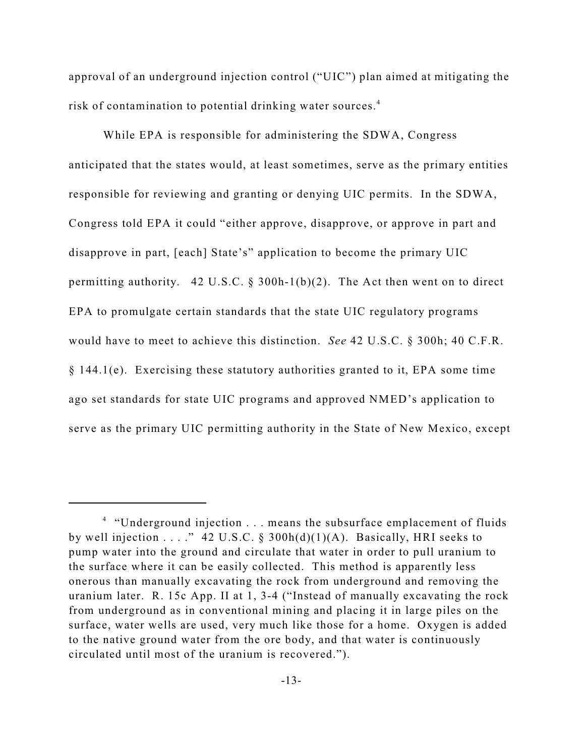approval of an underground injection control ("UIC") plan aimed at mitigating the risk of contamination to potential drinking water sources.[4]

While EPA is responsible for administering the SDWA, Congress anticipated that the states would, at least sometimes, serve as the primary entities responsible for reviewing and granting or denying UIC permits. In the SDWA, Congress told EPA it could "either approve, disapprove, or approve in part and disapprove in part, [each] State's" application to become the primary UIC permitting authority. 42 U.S.C. § 300h-1(b)(2). The Act then went on to direct EPA to promulgate certain standards that the state UIC regulatory programs would have to meet to achieve this distinction. *See* 42 U.S.C. § 300h; 40 C.F.R. § 144.1(e). Exercising these statutory authorities granted to it, EPA some time ago set standards for state UIC programs and approved NMED's application to serve as the primary UIC permitting authority in the State of New Mexico, except

---

[4] "Underground injection . . . means the subsurface emplacement of fluids by well injection . . . ." 42 U.S.C. § 300h(d)(1)(A). Basically, HRI seeks to pump water into the ground and circulate that water in order to pull uranium to the surface where it can be easily collected. This method is apparently less onerous than manually excavating the rock from underground and removing the uranium later. R. 15c App. II at 1, 3-4 ("Instead of manually excavating the rock from underground as in conventional mining and placing it in large piles on the surface, water wells are used, very much like those for a home. Oxygen is added to the native ground water from the ore body, and that water is continuously circulated until most of the uranium is recovered.").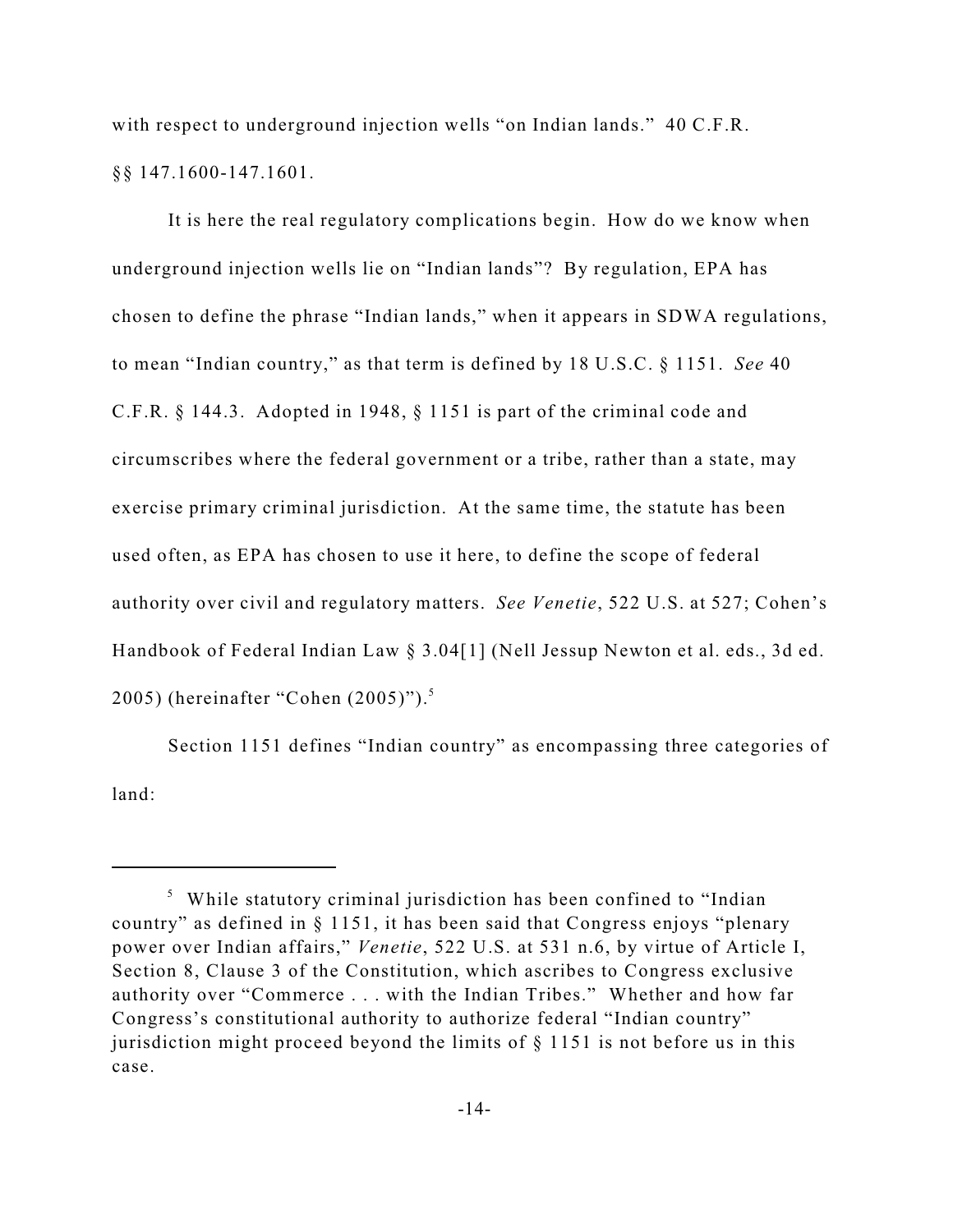with respect to underground injection wells "on Indian lands." 40 C.F.R. §§ 147.1600-147.1601.

It is here the real regulatory complications begin. How do we know when underground injection wells lie on "Indian lands"? By regulation, EPA has chosen to define the phrase "Indian lands," when it appears in SDWA regulations, to mean "Indian country," as that term is defined by 18 U.S.C. § 1151. *See* 40 C.F.R. § 144.3. Adopted in 1948, § 1151 is part of the criminal code and circumscribes where the federal government or a tribe, rather than a state, may exercise primary criminal jurisdiction. At the same time, the statute has been used often, as EPA has chosen to use it here, to define the scope of federal authority over civil and regulatory matters. *See Venetie*, 522 U.S. at 527; Cohen's Handbook of Federal Indian Law § 3.04[1] (Nell Jessup Newton et al. eds., 3d ed. 2005) (hereinafter "Cohen (2005)").[5]

Section 1151 defines "Indian country" as encompassing three categories of land:

---

[5] While statutory criminal jurisdiction has been confined to "Indian country" as defined in § 1151, it has been said that Congress enjoys "plenary power over Indian affairs," *Venetie*, 522 U.S. at 531 n.6, by virtue of Article I, Section 8, Clause 3 of the Constitution, which ascribes to Congress exclusive authority over "Commerce . . . with the Indian Tribes." Whether and how far Congress's constitutional authority to authorize federal "Indian country" jurisdiction might proceed beyond the limits of § 1151 is not before us in this case.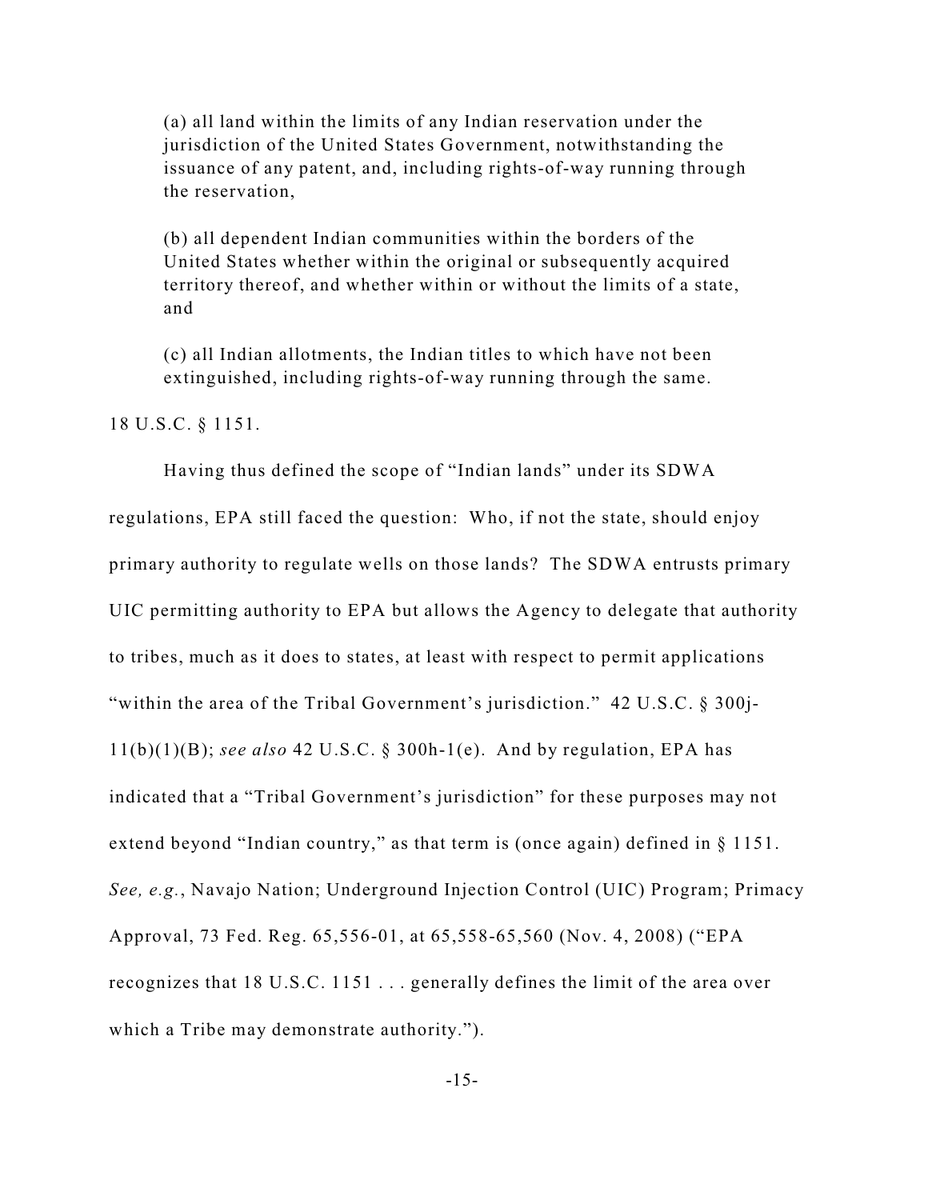(a) all land within the limits of any Indian reservation under the jurisdiction of the United States Government, notwithstanding the issuance of any patent, and, including rights-of-way running through the reservation,

(b) all dependent Indian communities within the borders of the United States whether within the original or subsequently acquired territory thereof, and whether within or without the limits of a state, and

(c) all Indian allotments, the Indian titles to which have not been extinguished, including rights-of-way running through the same.

18 U.S.C. § 1151.

Having thus defined the scope of "Indian lands" under its SDWA regulations, EPA still faced the question: Who, if not the state, should enjoy primary authority to regulate wells on those lands? The SDWA entrusts primary UIC permitting authority to EPA but allows the Agency to delegate that authority to tribes, much as it does to states, at least with respect to permit applications "within the area of the Tribal Government's jurisdiction." 42 U.S.C. § 300j-11(b)(1)(B); *see also* 42 U.S.C. § 300h-1(e). And by regulation, EPA has indicated that a "Tribal Government's jurisdiction" for these purposes may not extend beyond "Indian country," as that term is (once again) defined in § 1151. *See, e.g.*, Navajo Nation; Underground Injection Control (UIC) Program; Primacy Approval, 73 Fed. Reg. 65,556-01, at 65,558-65,560 (Nov. 4, 2008) ("EPA recognizes that 18 U.S.C. 1151 . . . generally defines the limit of the area over which a Tribe may demonstrate authority.").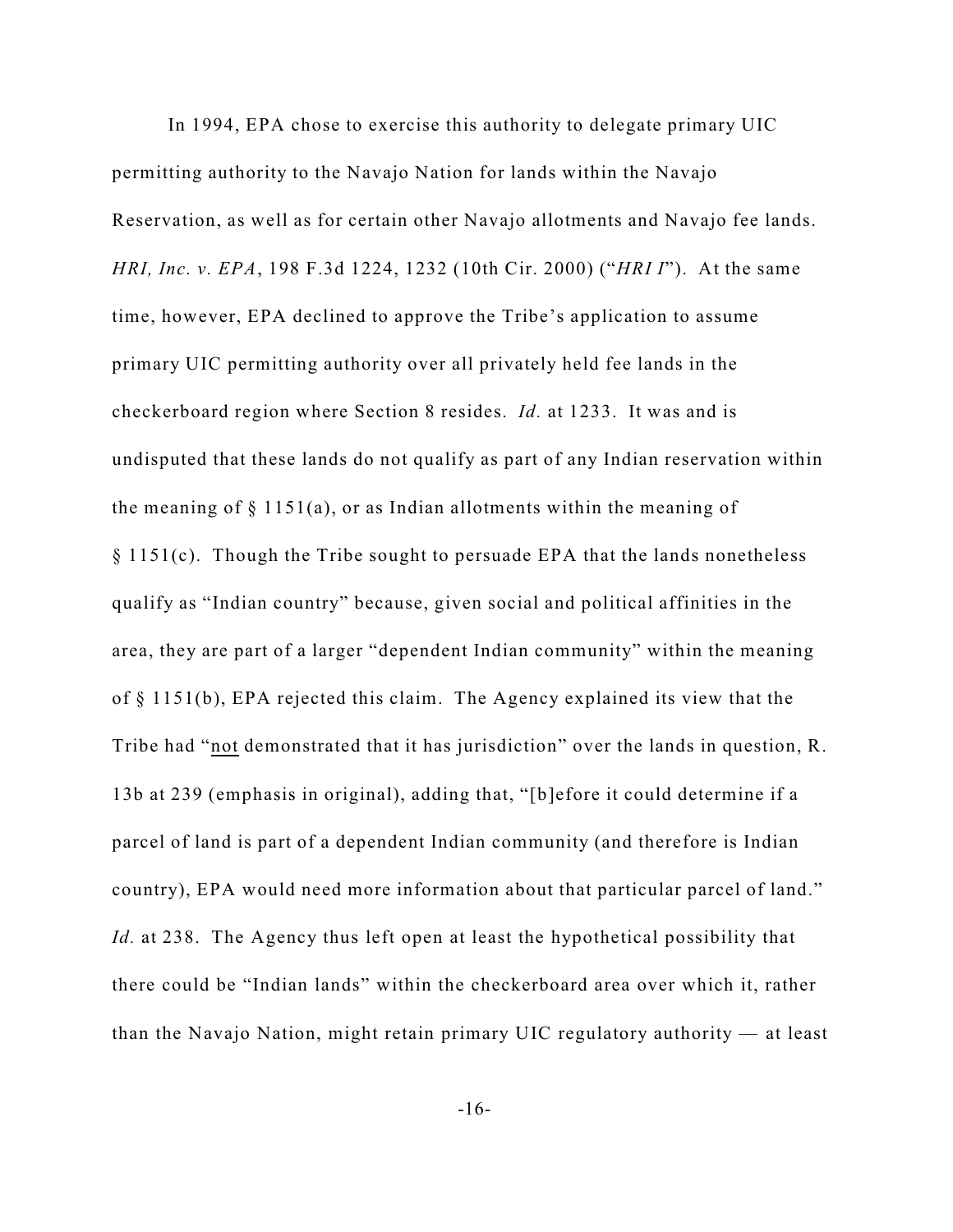In 1994, EPA chose to exercise this authority to delegate primary UIC permitting authority to the Navajo Nation for lands within the Navajo Reservation, as well as for certain other Navajo allotments and Navajo fee lands. *HRI, Inc. v. EPA*, 198 F.3d 1224, 1232 (10th Cir. 2000) ("*HRI I*"). At the same time, however, EPA declined to approve the Tribe's application to assume primary UIC permitting authority over all privately held fee lands in the checkerboard region where Section 8 resides. *Id.* at 1233. It was and is undisputed that these lands do not qualify as part of any Indian reservation within the meaning of § 1151(a), or as Indian allotments within the meaning of § 1151(c). Though the Tribe sought to persuade EPA that the lands nonetheless qualify as "Indian country" because, given social and political affinities in the area, they are part of a larger "dependent Indian community" within the meaning of § 1151(b), EPA rejected this claim. The Agency explained its view that the Tribe had "<u>not</u> demonstrated that it has jurisdiction" over the lands in question, R. 13b at 239 (emphasis in original), adding that, "[b]efore it could determine if a parcel of land is part of a dependent Indian community (and therefore is Indian country), EPA would need more information about that particular parcel of land." *Id.* at 238. The Agency thus left open at least the hypothetical possibility that there could be "Indian lands" within the checkerboard area over which it, rather than the Navajo Nation, might retain primary UIC regulatory authority — at least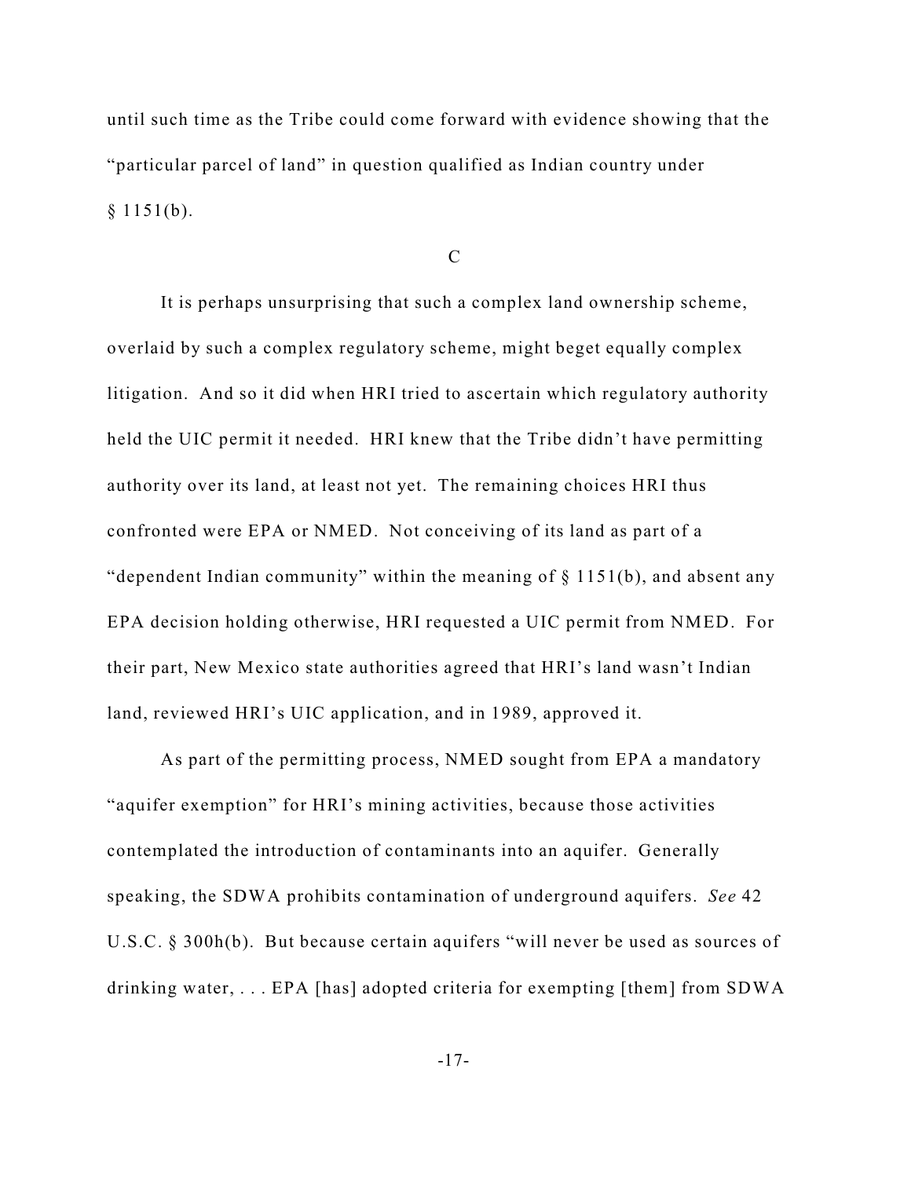until such time as the Tribe could come forward with evidence showing that the "particular parcel of land" in question qualified as Indian country under § 1151(b).

### C

It is perhaps unsurprising that such a complex land ownership scheme, overlaid by such a complex regulatory scheme, might beget equally complex litigation. And so it did when HRI tried to ascertain which regulatory authority held the UIC permit it needed. HRI knew that the Tribe didn't have permitting authority over its land, at least not yet. The remaining choices HRI thus confronted were EPA or NMED. Not conceiving of its land as part of a "dependent Indian community" within the meaning of § 1151(b), and absent any EPA decision holding otherwise, HRI requested a UIC permit from NMED. For their part, New Mexico state authorities agreed that HRI's land wasn't Indian land, reviewed HRI's UIC application, and in 1989, approved it.

As part of the permitting process, NMED sought from EPA a mandatory "aquifer exemption" for HRI's mining activities, because those activities contemplated the introduction of contaminants into an aquifer. Generally speaking, the SDWA prohibits contamination of underground aquifers. *See* 42 U.S.C. § 300h(b). But because certain aquifers "will never be used as sources of drinking water, . . . EPA [has] adopted criteria for exempting [them] from SDWA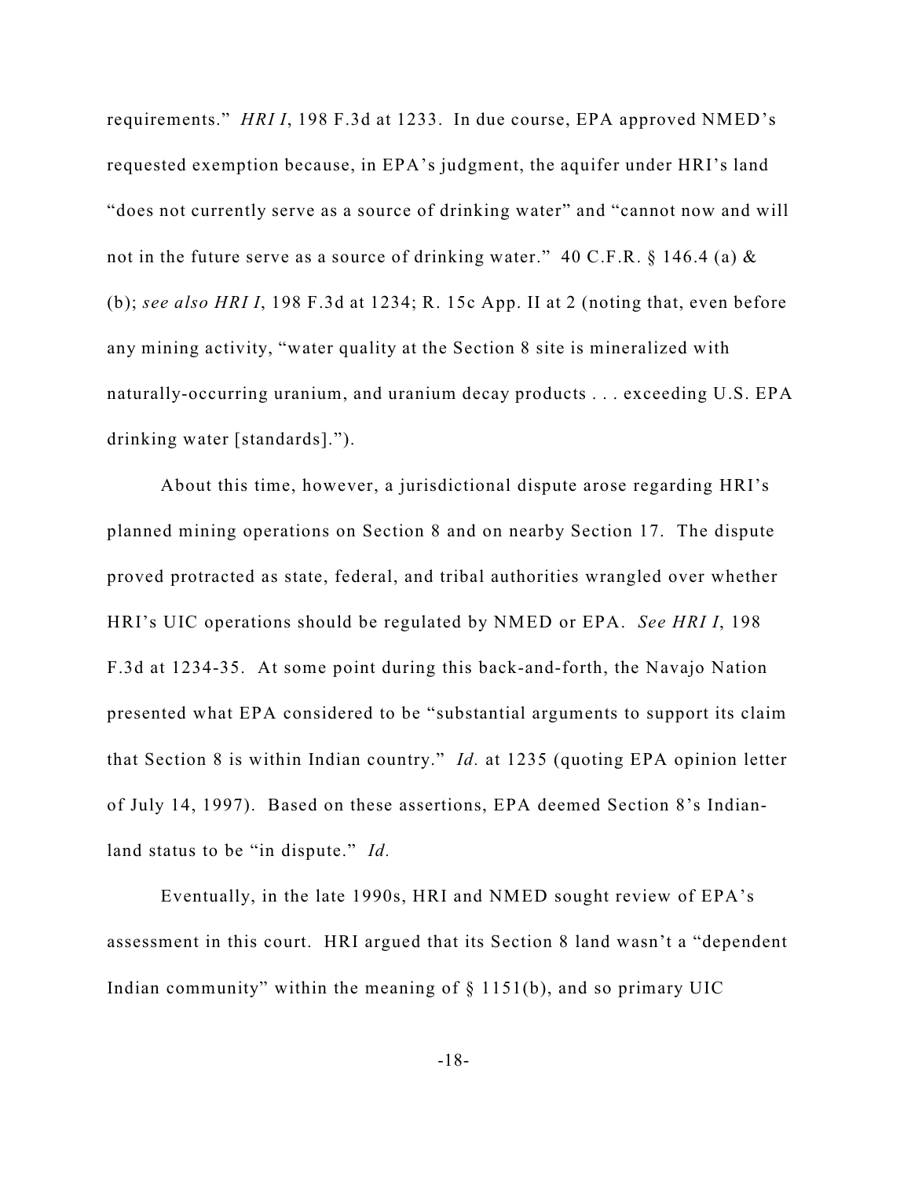requirements." *HRI I*, 198 F.3d at 1233. In due course, EPA approved NMED's requested exemption because, in EPA's judgment, the aquifer under HRI's land "does not currently serve as a source of drinking water" and "cannot now and will not in the future serve as a source of drinking water." 40 C.F.R. § 146.4 (a) & (b); *see also HRI I*, 198 F.3d at 1234; R. 15c App. II at 2 (noting that, even before any mining activity, "water quality at the Section 8 site is mineralized with naturally-occurring uranium, and uranium decay products . . . exceeding U.S. EPA drinking water [standards].").

About this time, however, a jurisdictional dispute arose regarding HRI's planned mining operations on Section 8 and on nearby Section 17. The dispute proved protracted as state, federal, and tribal authorities wrangled over whether HRI's UIC operations should be regulated by NMED or EPA. *See HRI I*, 198 F.3d at 1234-35. At some point during this back-and-forth, the Navajo Nation presented what EPA considered to be "substantial arguments to support its claim that Section 8 is within Indian country." *Id.* at 1235 (quoting EPA opinion letter of July 14, 1997). Based on these assertions, EPA deemed Section 8's Indian-land status to be "in dispute." *Id.*

Eventually, in the late 1990s, HRI and NMED sought review of EPA's assessment in this court. HRI argued that its Section 8 land wasn't a "dependent Indian community" within the meaning of § 1151(b), and so primary UIC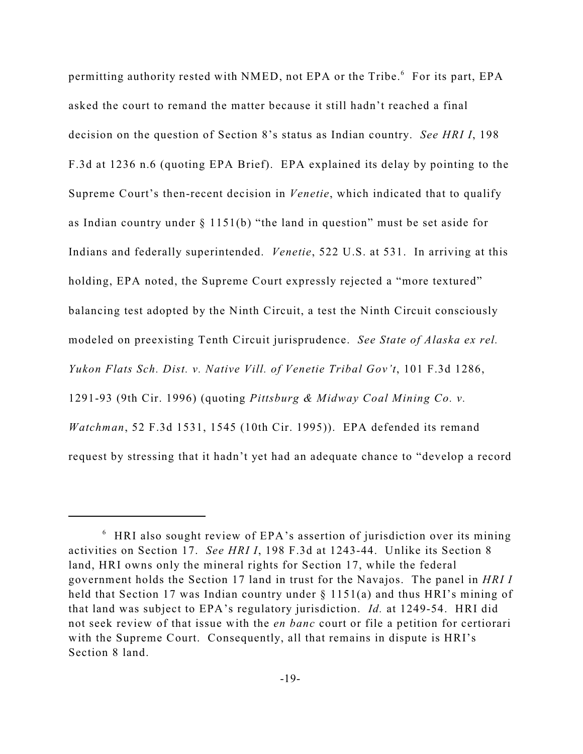permitting authority rested with NMED, not EPA or the Tribe.[6] For its part, EPA asked the court to remand the matter because it still hadn't reached a final decision on the question of Section 8's status as Indian country. *See HRI I*, 198 F.3d at 1236 n.6 (quoting EPA Brief). EPA explained its delay by pointing to the Supreme Court's then-recent decision in *Venetie*, which indicated that to qualify as Indian country under § 1151(b) "the land in question" must be set aside for Indians and federally superintended. *Venetie*, 522 U.S. at 531. In arriving at this holding, EPA noted, the Supreme Court expressly rejected a "more textured" balancing test adopted by the Ninth Circuit, a test the Ninth Circuit consciously modeled on preexisting Tenth Circuit jurisprudence. *See State of Alaska ex rel. Yukon Flats Sch. Dist. v. Native Vill. of Venetie Tribal Gov't*, 101 F.3d 1286, 1291-93 (9th Cir. 1996) (quoting *Pittsburg & Midway Coal Mining Co. v. Watchman*, 52 F.3d 1531, 1545 (10th Cir. 1995)). EPA defended its remand request by stressing that it hadn't yet had an adequate chance to "develop a record

[6] HRI also sought review of EPA's assertion of jurisdiction over its mining activities on Section 17. *See HRI I*, 198 F.3d at 1243-44. Unlike its Section 8 land, HRI owns only the mineral rights for Section 17, while the federal government holds the Section 17 land in trust for the Navajos. The panel in *HRI I* held that Section 17 was Indian country under § 1151(a) and thus HRI's mining of that land was subject to EPA's regulatory jurisdiction. *Id.* at 1249-54. HRI did not seek review of that issue with the *en banc* court or file a petition for certiorari with the Supreme Court. Consequently, all that remains in dispute is HRI's Section 8 land.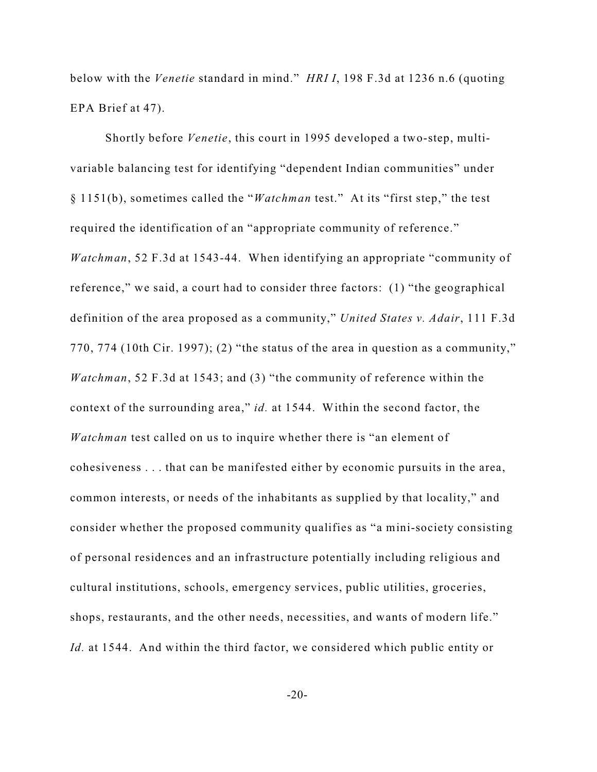below with the *Venetie* standard in mind." *HRI I*, 198 F.3d at 1236 n.6 (quoting EPA Brief at 47).

Shortly before *Venetie*, this court in 1995 developed a two-step, multi-variable balancing test for identifying "dependent Indian communities" under § 1151(b), sometimes called the "*Watchman* test." At its "first step," the test required the identification of an "appropriate community of reference." *Watchman*, 52 F.3d at 1543-44. When identifying an appropriate "community of reference," we said, a court had to consider three factors: (1) "the geographical definition of the area proposed as a community," *United States v. Adair*, 111 F.3d 770, 774 (10th Cir. 1997); (2) "the status of the area in question as a community," *Watchman*, 52 F.3d at 1543; and (3) "the community of reference within the context of the surrounding area," *id.* at 1544. Within the second factor, the *Watchman* test called on us to inquire whether there is "an element of cohesiveness . . . that can be manifested either by economic pursuits in the area, common interests, or needs of the inhabitants as supplied by that locality," and consider whether the proposed community qualifies as "a mini-society consisting of personal residences and an infrastructure potentially including religious and cultural institutions, schools, emergency services, public utilities, groceries, shops, restaurants, and the other needs, necessities, and wants of modern life." *Id.* at 1544. And within the third factor, we considered which public entity or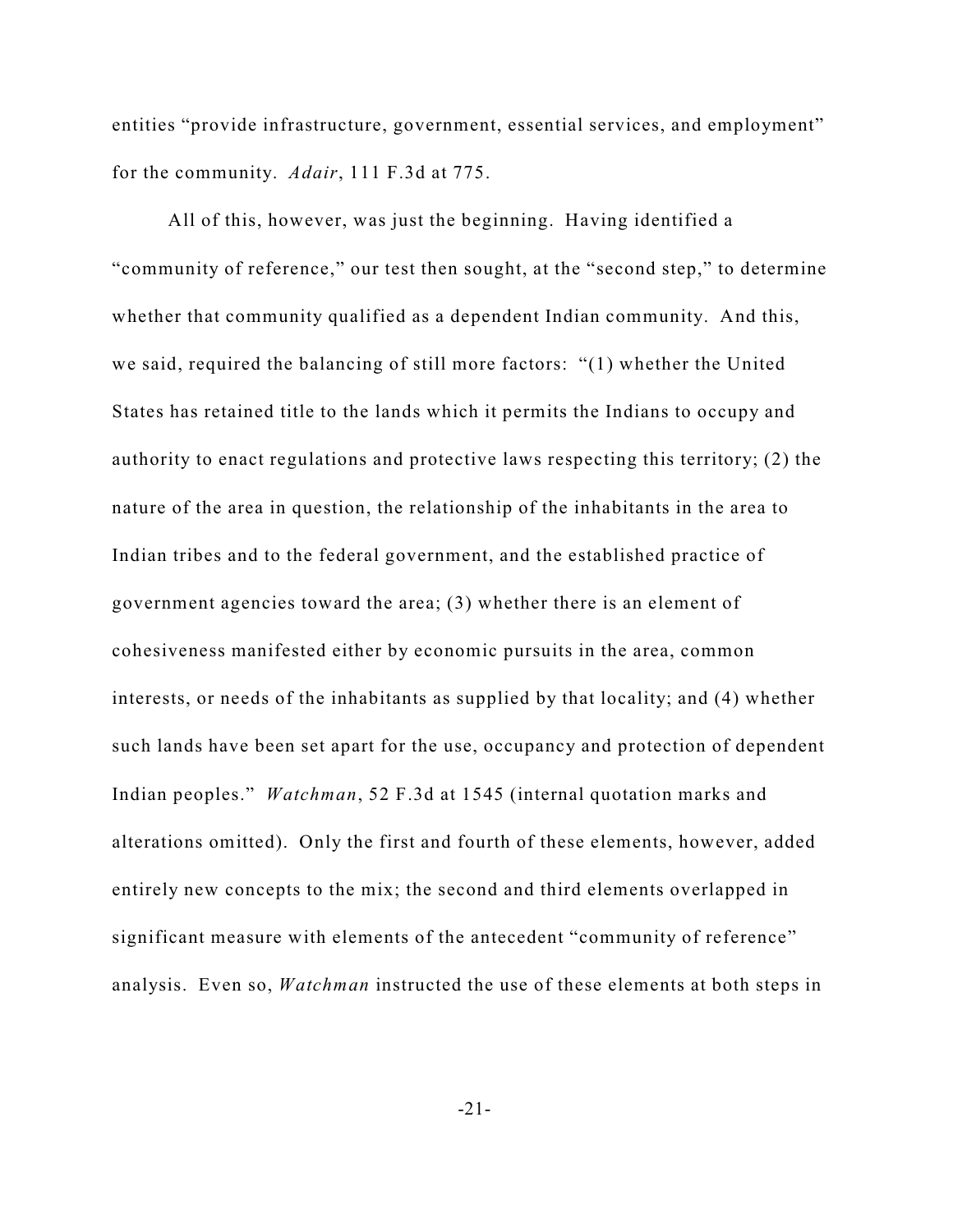entities "provide infrastructure, government, essential services, and employment" for the community. *Adair*, 111 F.3d at 775.

All of this, however, was just the beginning. Having identified a "community of reference," our test then sought, at the "second step," to determine whether that community qualified as a dependent Indian community. And this, we said, required the balancing of still more factors: "(1) whether the United States has retained title to the lands which it permits the Indians to occupy and authority to enact regulations and protective laws respecting this territory; (2) the nature of the area in question, the relationship of the inhabitants in the area to Indian tribes and to the federal government, and the established practice of government agencies toward the area; (3) whether there is an element of cohesiveness manifested either by economic pursuits in the area, common interests, or needs of the inhabitants as supplied by that locality; and (4) whether such lands have been set apart for the use, occupancy and protection of dependent Indian peoples." *Watchman*, 52 F.3d at 1545 (internal quotation marks and alterations omitted). Only the first and fourth of these elements, however, added entirely new concepts to the mix; the second and third elements overlapped in significant measure with elements of the antecedent "community of reference" analysis. Even so, *Watchman* instructed the use of these elements at both steps in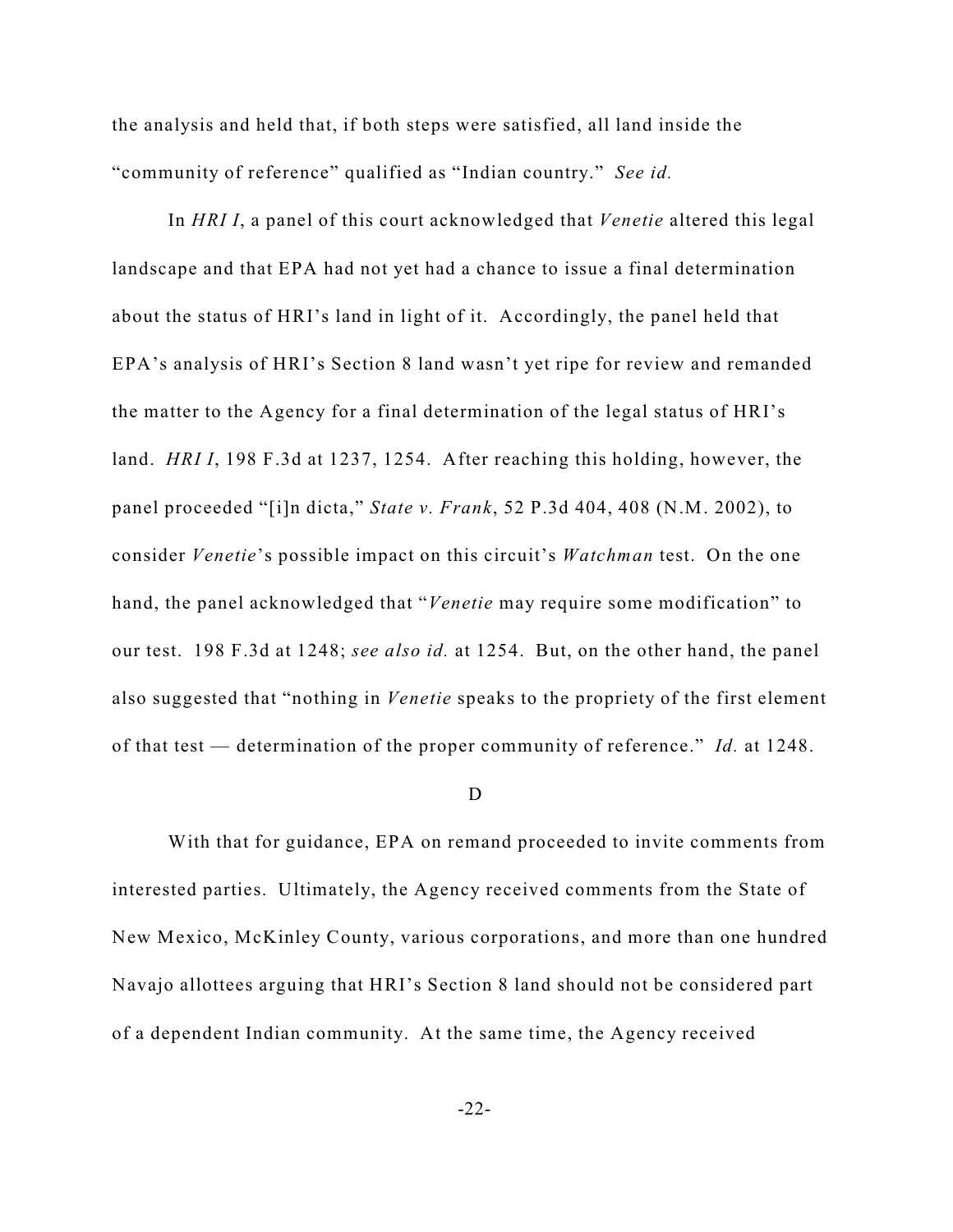the analysis and held that, if both steps were satisfied, all land inside the "community of reference" qualified as "Indian country." *See id.*

In *HRI I*, a panel of this court acknowledged that *Venetie* altered this legal landscape and that EPA had not yet had a chance to issue a final determination about the status of HRI's land in light of it. Accordingly, the panel held that EPA's analysis of HRI's Section 8 land wasn't yet ripe for review and remanded the matter to the Agency for a final determination of the legal status of HRI's land. *HRI I*, 198 F.3d at 1237, 1254. After reaching this holding, however, the panel proceeded "[i]n dicta," *State v. Frank*, 52 P.3d 404, 408 (N.M. 2002), to consider *Venetie*'s possible impact on this circuit's *Watchman* test. On the one hand, the panel acknowledged that "*Venetie* may require some modification" to our test. 198 F.3d at 1248; *see also id.* at 1254. But, on the other hand, the panel also suggested that "nothing in *Venetie* speaks to the propriety of the first element of that test — determination of the proper community of reference." *Id.* at 1248.

D

With that for guidance, EPA on remand proceeded to invite comments from interested parties. Ultimately, the Agency received comments from the State of New Mexico, McKinley County, various corporations, and more than one hundred Navajo allottees arguing that HRI's Section 8 land should not be considered part of a dependent Indian community. At the same time, the Agency received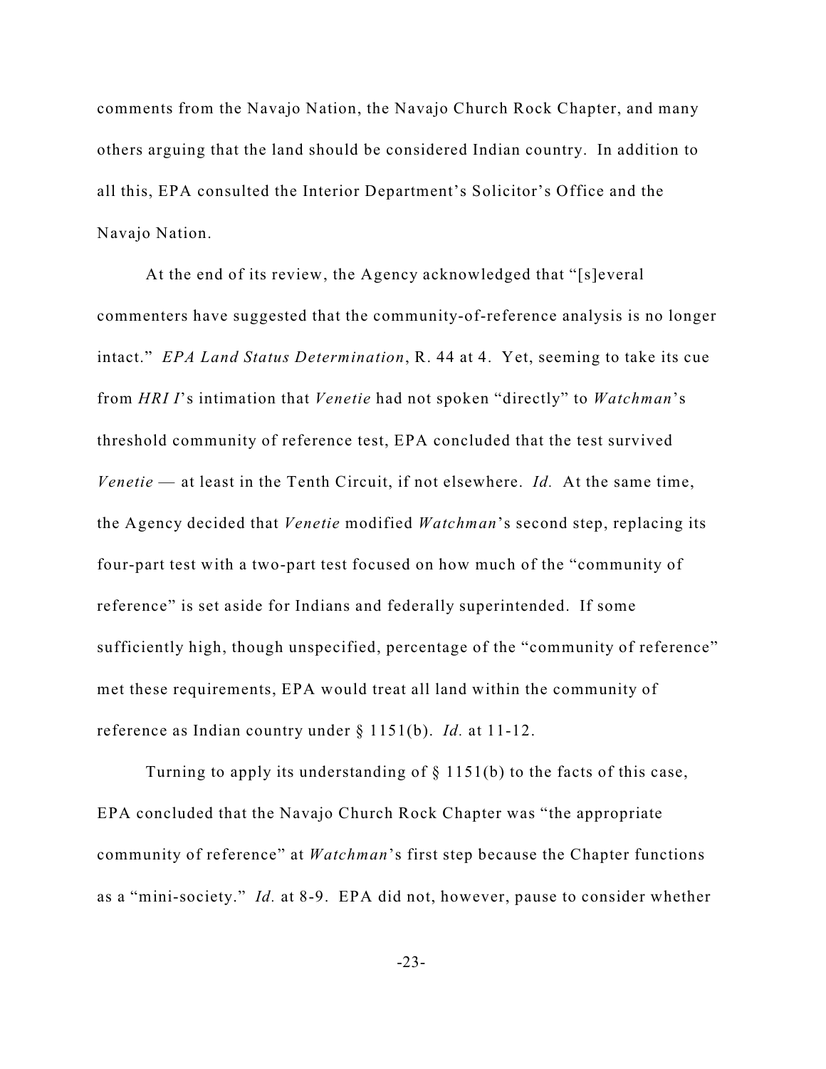comments from the Navajo Nation, the Navajo Church Rock Chapter, and many others arguing that the land should be considered Indian country. In addition to all this, EPA consulted the Interior Department's Solicitor's Office and the Navajo Nation.

At the end of its review, the Agency acknowledged that "[s]everal commenters have suggested that the community-of-reference analysis is no longer intact." *EPA Land Status Determination*, R. 44 at 4. Yet, seeming to take its cue from *HRI I*'s intimation that *Venetie* had not spoken "directly" to *Watchman*'s threshold community of reference test, EPA concluded that the test survived *Venetie* — at least in the Tenth Circuit, if not elsewhere. *Id.* At the same time, the Agency decided that *Venetie* modified *Watchman*'s second step, replacing its four-part test with a two-part test focused on how much of the "community of reference" is set aside for Indians and federally superintended. If some sufficiently high, though unspecified, percentage of the "community of reference" met these requirements, EPA would treat all land within the community of reference as Indian country under § 1151(b). *Id.* at 11-12.

Turning to apply its understanding of § 1151(b) to the facts of this case, EPA concluded that the Navajo Church Rock Chapter was "the appropriate community of reference" at *Watchman*'s first step because the Chapter functions as a "mini-society." *Id.* at 8-9. EPA did not, however, pause to consider whether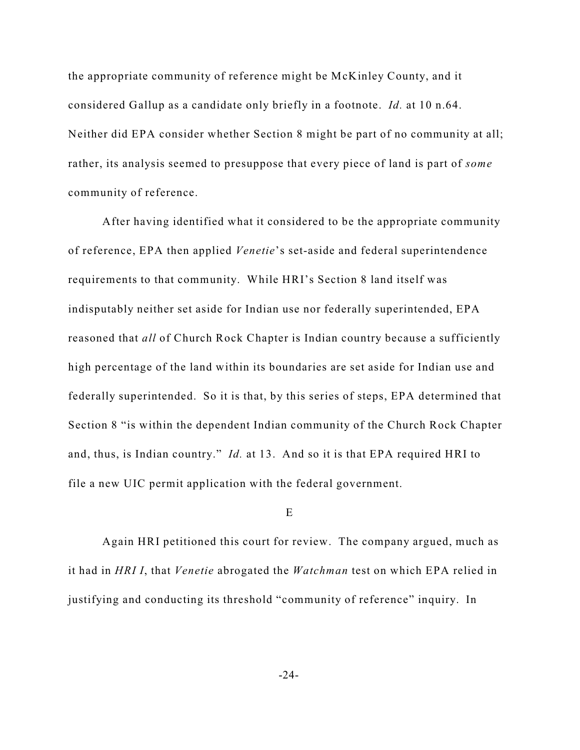the appropriate community of reference might be McKinley County, and it considered Gallup as a candidate only briefly in a footnote. *Id.* at 10 n.64. Neither did EPA consider whether Section 8 might be part of no community at all; rather, its analysis seemed to presuppose that every piece of land is part of *some* community of reference.

After having identified what it considered to be the appropriate community of reference, EPA then applied *Venetie*'s set-aside and federal superintendence requirements to that community. While HRI's Section 8 land itself was indisputably neither set aside for Indian use nor federally superintended, EPA reasoned that *all* of Church Rock Chapter is Indian country because a sufficiently high percentage of the land within its boundaries are set aside for Indian use and federally superintended. So it is that, by this series of steps, EPA determined that Section 8 "is within the dependent Indian community of the Church Rock Chapter and, thus, is Indian country." *Id.* at 13. And so it is that EPA required HRI to file a new UIC permit application with the federal government.

E

Again HRI petitioned this court for review. The company argued, much as it had in *HRI I*, that *Venetie* abrogated the *Watchman* test on which EPA relied in justifying and conducting its threshold "community of reference" inquiry. In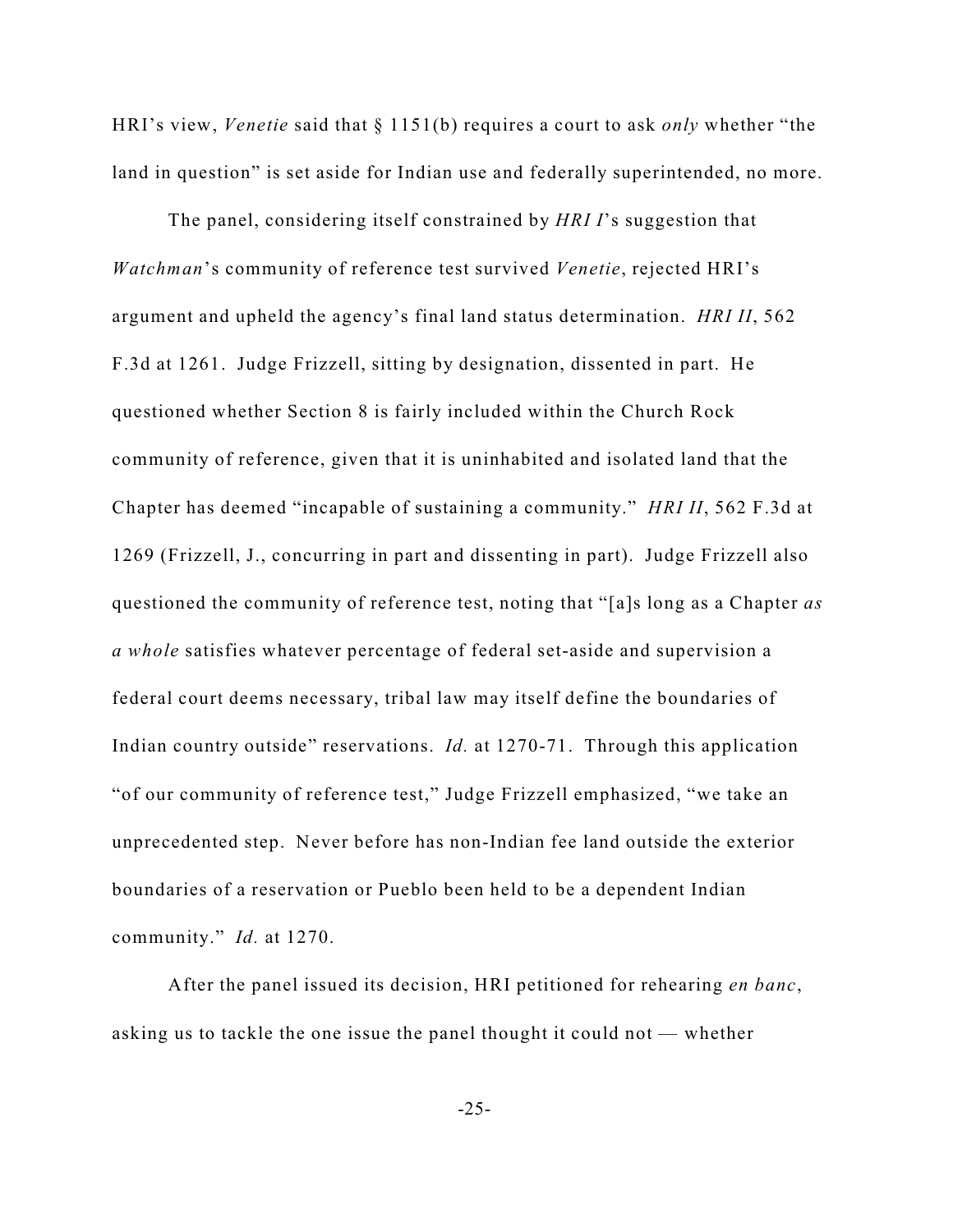HRI's view, *Venetie* said that § 1151(b) requires a court to ask *only* whether "the land in question" is set aside for Indian use and federally superintended, no more.

The panel, considering itself constrained by *HRI I*'s suggestion that *Watchman*'s community of reference test survived *Venetie*, rejected HRI's argument and upheld the agency's final land status determination. *HRI II*, 562 F.3d at 1261. Judge Frizzell, sitting by designation, dissented in part. He questioned whether Section 8 is fairly included within the Church Rock community of reference, given that it is uninhabited and isolated land that the Chapter has deemed "incapable of sustaining a community." *HRI II*, 562 F.3d at 1269 (Frizzell, J., concurring in part and dissenting in part). Judge Frizzell also questioned the community of reference test, noting that "[a]s long as a Chapter *as a whole* satisfies whatever percentage of federal set-aside and supervision a federal court deems necessary, tribal law may itself define the boundaries of Indian country outside" reservations. *Id.* at 1270-71. Through this application "of our community of reference test," Judge Frizzell emphasized, "we take an unprecedented step. Never before has non-Indian fee land outside the exterior boundaries of a reservation or Pueblo been held to be a dependent Indian community." *Id.* at 1270.

After the panel issued its decision, HRI petitioned for rehearing *en banc*, asking us to tackle the one issue the panel thought it could not — whether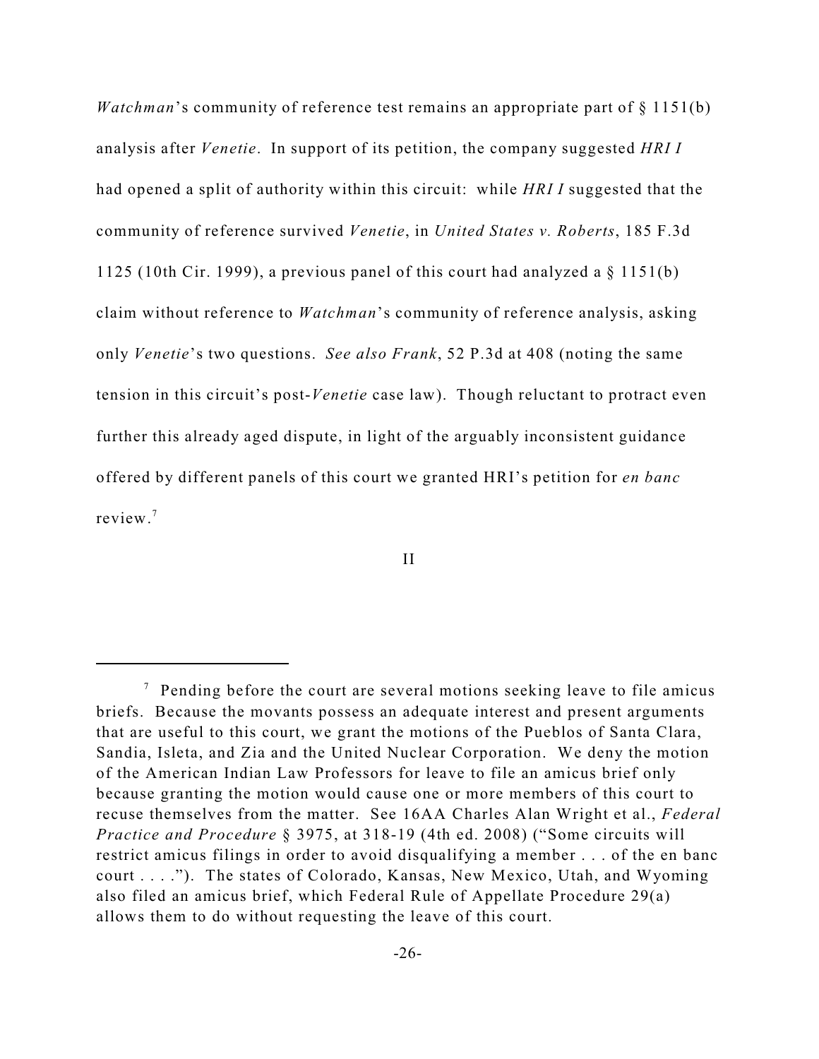*Watchman*'s community of reference test remains an appropriate part of § 1151(b) analysis after *Venetie*. In support of its petition, the company suggested *HRI I* had opened a split of authority within this circuit: while *HRI I* suggested that the community of reference survived *Venetie*, in *United States v. Roberts*, 185 F.3d 1125 (10th Cir. 1999), a previous panel of this court had analyzed a § 1151(b) claim without reference to *Watchman*'s community of reference analysis, asking only *Venetie*'s two questions. *See also Frank*, 52 P.3d at 408 (noting the same tension in this circuit's post-*Venetie* case law). Though reluctant to protract even further this already aged dispute, in light of the arguably inconsistent guidance offered by different panels of this court we granted HRI's petition for *en banc* review.[7]

II

---

[7] Pending before the court are several motions seeking leave to file amicus briefs. Because the movants possess an adequate interest and present arguments that are useful to this court, we grant the motions of the Pueblos of Santa Clara, Sandia, Isleta, and Zia and the United Nuclear Corporation. We deny the motion of the American Indian Law Professors for leave to file an amicus brief only because granting the motion would cause one or more members of this court to recuse themselves from the matter. See 16AA Charles Alan Wright et al., *Federal Practice and Procedure* § 3975, at 318-19 (4th ed. 2008) ("Some circuits will restrict amicus filings in order to avoid disqualifying a member . . . of the en banc court . . . ."). The states of Colorado, Kansas, New Mexico, Utah, and Wyoming also filed an amicus brief, which Federal Rule of Appellate Procedure 29(a) allows them to do without requesting the leave of this court.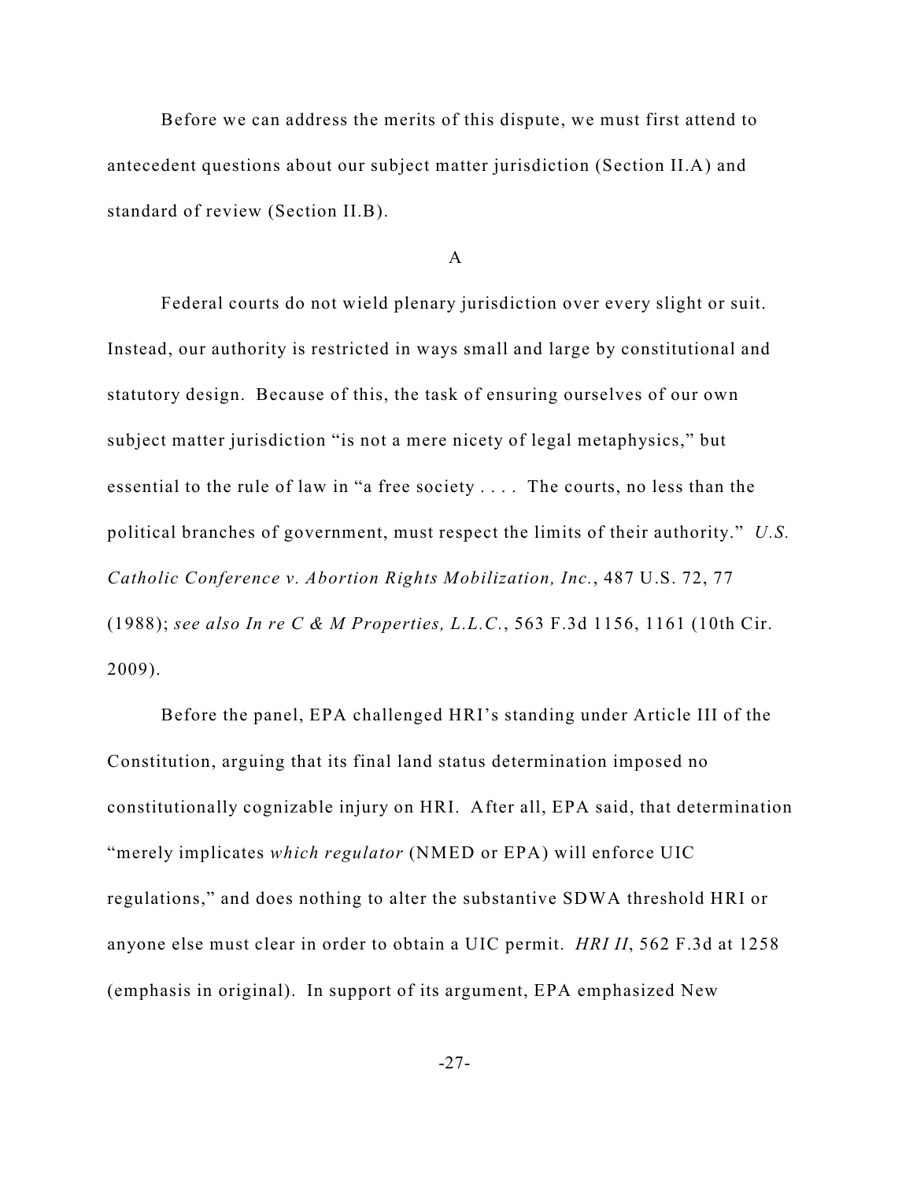Before we can address the merits of this dispute, we must first attend to antecedent questions about our subject matter jurisdiction (Section II.A) and standard of review (Section II.B).

### A

Federal courts do not wield plenary jurisdiction over every slight or suit. Instead, our authority is restricted in ways small and large by constitutional and statutory design. Because of this, the task of ensuring ourselves of our own subject matter jurisdiction "is not a mere nicety of legal metaphysics," but essential to the rule of law in "a free society . . . . The courts, no less than the political branches of government, must respect the limits of their authority." *U.S. Catholic Conference v. Abortion Rights Mobilization, Inc.*, 487 U.S. 72, 77 (1988); *see also In re C & M Properties, L.L.C.*, 563 F.3d 1156, 1161 (10th Cir. 2009).

Before the panel, EPA challenged HRI's standing under Article III of the Constitution, arguing that its final land status determination imposed no constitutionally cognizable injury on HRI. After all, EPA said, that determination "merely implicates *which regulator* (NMED or EPA) will enforce UIC regulations," and does nothing to alter the substantive SDWA threshold HRI or anyone else must clear in order to obtain a UIC permit. *HRI II*, 562 F.3d at 1258 (emphasis in original). In support of its argument, EPA emphasized New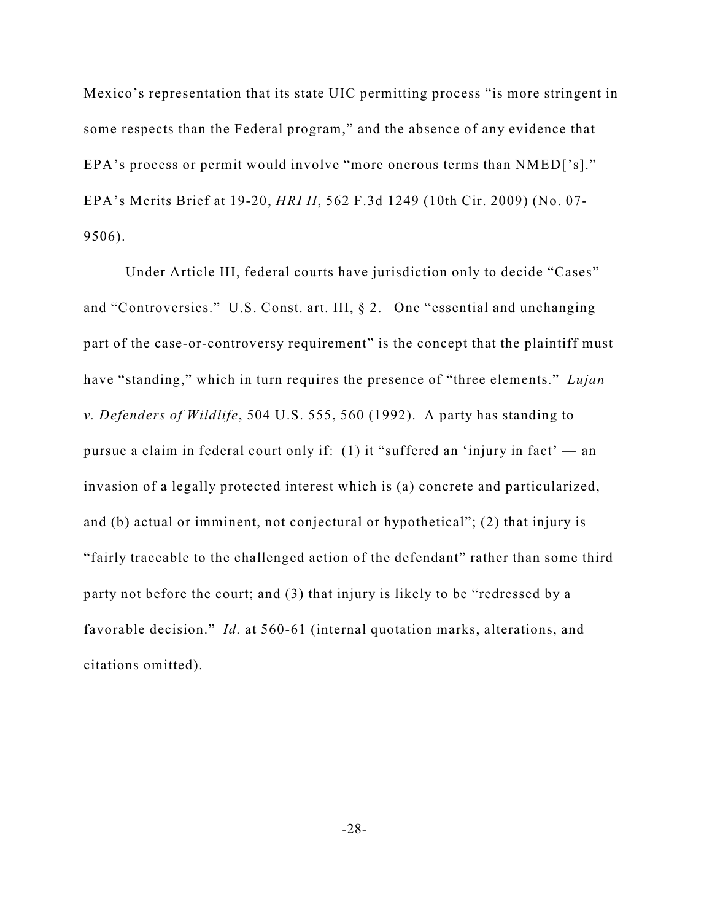Mexico's representation that its state UIC permitting process "is more stringent in some respects than the Federal program," and the absence of any evidence that EPA's process or permit would involve "more onerous terms than NMED['s]." EPA's Merits Brief at 19-20, *HRI II*, 562 F.3d 1249 (10th Cir. 2009) (No. 07-9506).

Under Article III, federal courts have jurisdiction only to decide "Cases" and "Controversies." U.S. Const. art. III, § 2. One "essential and unchanging part of the case-or-controversy requirement" is the concept that the plaintiff must have "standing," which in turn requires the presence of "three elements." *Lujan v. Defenders of Wildlife*, 504 U.S. 555, 560 (1992). A party has standing to pursue a claim in federal court only if: (1) it "suffered an 'injury in fact' — an invasion of a legally protected interest which is (a) concrete and particularized, and (b) actual or imminent, not conjectural or hypothetical"; (2) that injury is "fairly traceable to the challenged action of the defendant" rather than some third party not before the court; and (3) that injury is likely to be "redressed by a favorable decision." *Id.* at 560-61 (internal quotation marks, alterations, and citations omitted).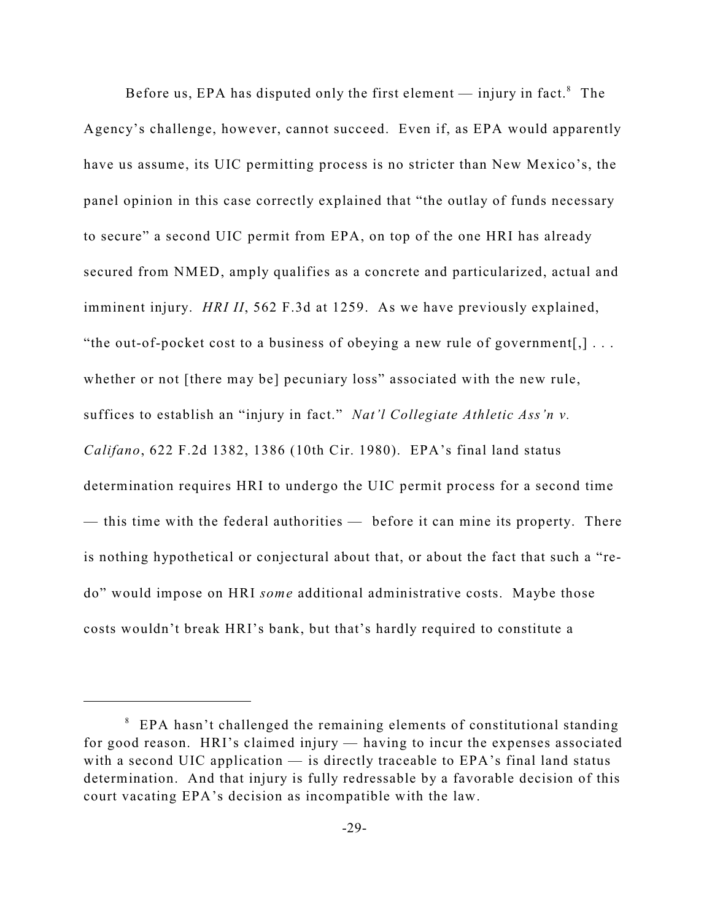Before us, EPA has disputed only the first element — injury in fact.[8] The Agency's challenge, however, cannot succeed. Even if, as EPA would apparently have us assume, its UIC permitting process is no stricter than New Mexico's, the panel opinion in this case correctly explained that "the outlay of funds necessary to secure" a second UIC permit from EPA, on top of the one HRI has already secured from NMED, amply qualifies as a concrete and particularized, actual and imminent injury. *HRI II*, 562 F.3d at 1259. As we have previously explained, "the out-of-pocket cost to a business of obeying a new rule of government[,] . . . whether or not [there may be] pecuniary loss" associated with the new rule, suffices to establish an "injury in fact." *Nat'l Collegiate Athletic Ass'n v. Califano*, 622 F.2d 1382, 1386 (10th Cir. 1980). EPA's final land status determination requires HRI to undergo the UIC permit process for a second time — this time with the federal authorities — before it can mine its property. There is nothing hypothetical or conjectural about that, or about the fact that such a "re-do" would impose on HRI *some* additional administrative costs. Maybe those costs wouldn't break HRI's bank, but that's hardly required to constitute a

[8] EPA hasn't challenged the remaining elements of constitutional standing for good reason. HRI's claimed injury — having to incur the expenses associated with a second UIC application — is directly traceable to EPA's final land status determination. And that injury is fully redressable by a favorable decision of this court vacating EPA's decision as incompatible with the law.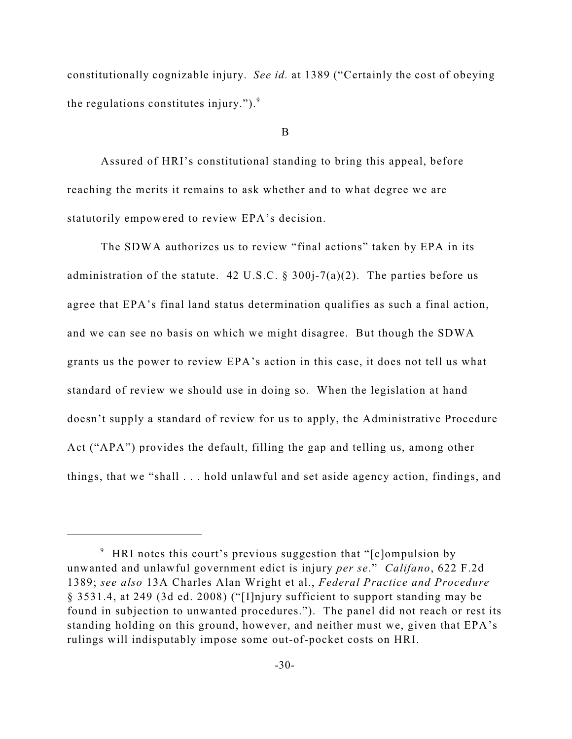constitutionally cognizable injury. *See id.* at 1389 ("Certainly the cost of obeying the regulations constitutes injury.").[9]

B

Assured of HRI's constitutional standing to bring this appeal, before reaching the merits it remains to ask whether and to what degree we are statutorily empowered to review EPA's decision.

The SDWA authorizes us to review "final actions" taken by EPA in its administration of the statute. 42 U.S.C. § 300j-7(a)(2). The parties before us agree that EPA's final land status determination qualifies as such a final action, and we can see no basis on which we might disagree. But though the SDWA grants us the power to review EPA's action in this case, it does not tell us what standard of review we should use in doing so. When the legislation at hand doesn't supply a standard of review for us to apply, the Administrative Procedure Act ("APA") provides the default, filling the gap and telling us, among other things, that we "shall . . . hold unlawful and set aside agency action, findings, and

---

[9] HRI notes this court's previous suggestion that "[c]ompulsion by unwanted and unlawful government edict is injury *per se*." *Califano*, 622 F.2d 1389; *see also* 13A Charles Alan Wright et al., *Federal Practice and Procedure* § 3531.4, at 249 (3d ed. 2008) ("[I]njury sufficient to support standing may be found in subjection to unwanted procedures."). The panel did not reach or rest its standing holding on this ground, however, and neither must we, given that EPA's rulings will indisputably impose some out-of-pocket costs on HRI.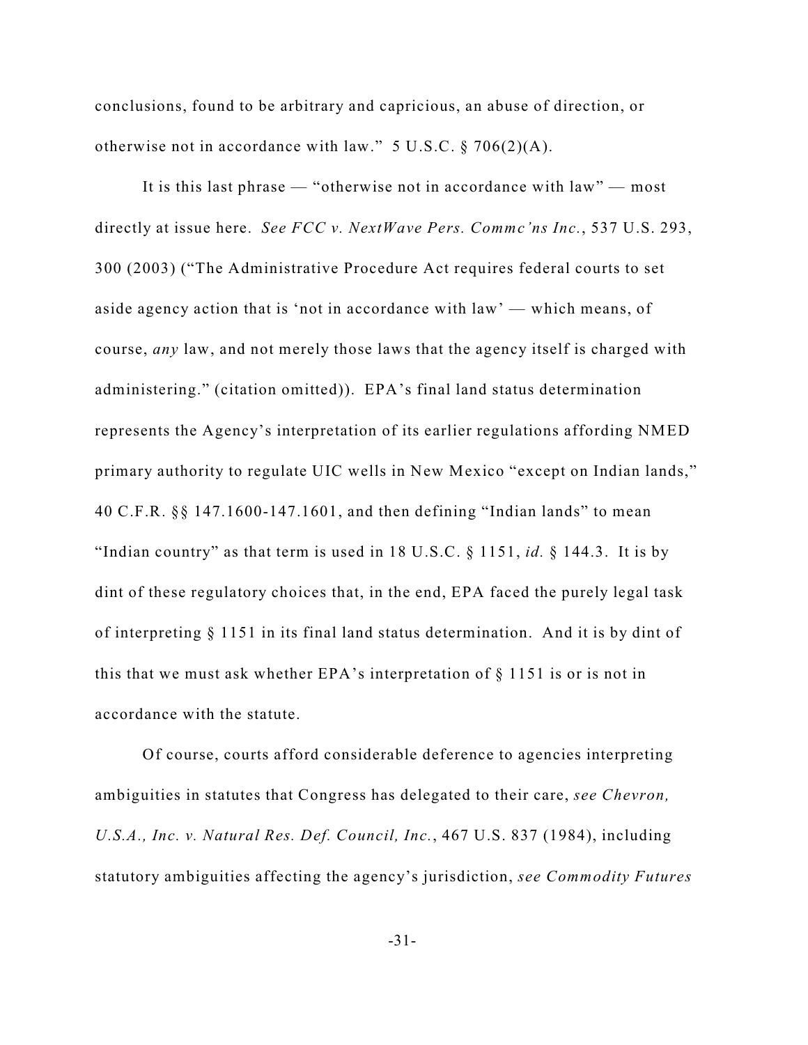conclusions, found to be arbitrary and capricious, an abuse of direction, or otherwise not in accordance with law." 5 U.S.C. § 706(2)(A).

It is this last phrase — "otherwise not in accordance with law" — most directly at issue here. *See FCC v. NextWave Pers. Commc'ns Inc.*, 537 U.S. 293, 300 (2003) ("The Administrative Procedure Act requires federal courts to set aside agency action that is 'not in accordance with law' — which means, of course, *any* law, and not merely those laws that the agency itself is charged with administering." (citation omitted)). EPA's final land status determination represents the Agency's interpretation of its earlier regulations affording NMED primary authority to regulate UIC wells in New Mexico "except on Indian lands," 40 C.F.R. §§ 147.1600-147.1601, and then defining "Indian lands" to mean "Indian country" as that term is used in 18 U.S.C. § 1151, *id.* § 144.3. It is by dint of these regulatory choices that, in the end, EPA faced the purely legal task of interpreting § 1151 in its final land status determination. And it is by dint of this that we must ask whether EPA's interpretation of § 1151 is or is not in accordance with the statute.

Of course, courts afford considerable deference to agencies interpreting ambiguities in statutes that Congress has delegated to their care, *see Chevron, U.S.A., Inc. v. Natural Res. Def. Council, Inc.*, 467 U.S. 837 (1984), including statutory ambiguities affecting the agency's jurisdiction, *see Commodity Futures*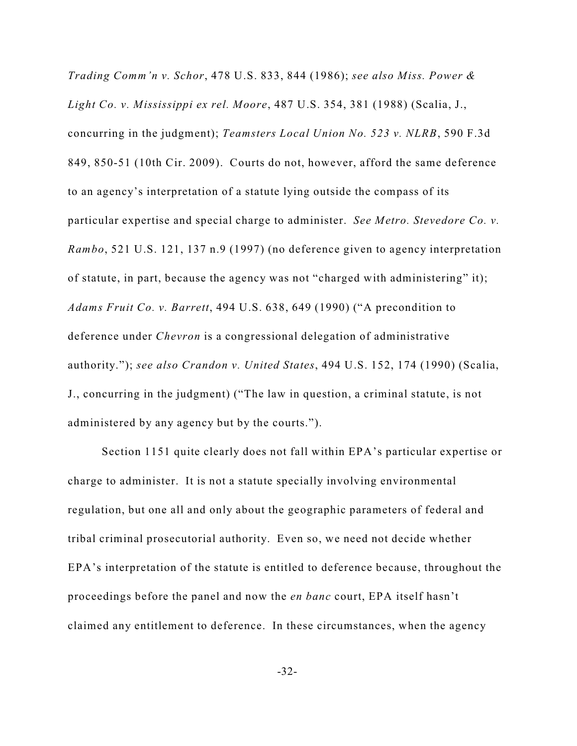*Trading Comm'n v. Schor*, 478 U.S. 833, 844 (1986); *see also Miss. Power & Light Co. v. Mississippi ex rel. Moore*, 487 U.S. 354, 381 (1988) (Scalia, J., concurring in the judgment); *Teamsters Local Union No. 523 v. NLRB*, 590 F.3d 849, 850-51 (10th Cir. 2009). Courts do not, however, afford the same deference to an agency's interpretation of a statute lying outside the compass of its particular expertise and special charge to administer. *See Metro. Stevedore Co. v. Rambo*, 521 U.S. 121, 137 n.9 (1997) (no deference given to agency interpretation of statute, in part, because the agency was not "charged with administering" it); *Adams Fruit Co. v. Barrett*, 494 U.S. 638, 649 (1990) ("A precondition to deference under *Chevron* is a congressional delegation of administrative authority."); *see also Crandon v. United States*, 494 U.S. 152, 174 (1990) (Scalia, J., concurring in the judgment) ("The law in question, a criminal statute, is not administered by any agency but by the courts.").

Section 1151 quite clearly does not fall within EPA's particular expertise or charge to administer. It is not a statute specially involving environmental regulation, but one all and only about the geographic parameters of federal and tribal criminal prosecutorial authority. Even so, we need not decide whether EPA's interpretation of the statute is entitled to deference because, throughout the proceedings before the panel and now the *en banc* court, EPA itself hasn't claimed any entitlement to deference. In these circumstances, when the agency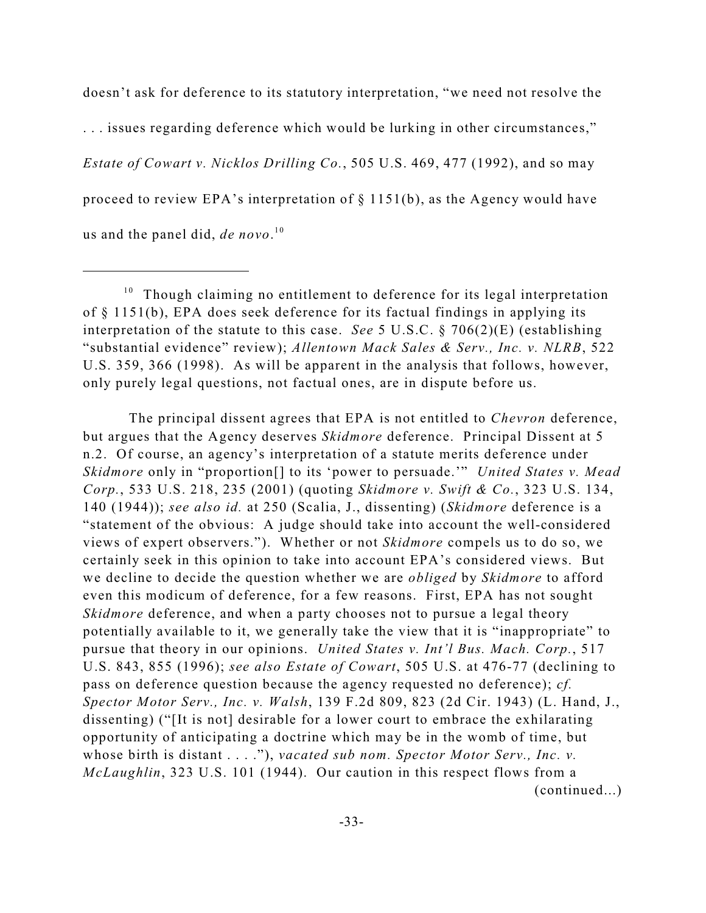doesn't ask for deference to its statutory interpretation, "we need not resolve the . . . issues regarding deference which would be lurking in other circumstances," *Estate of Cowart v. Nicklos Drilling Co.*, 505 U.S. 469, 477 (1992), and so may proceed to review EPA's interpretation of § 1151(b), as the Agency would have us and the panel did, *de novo*.[10]

---

[10] Though claiming no entitlement to deference for its legal interpretation of § 1151(b), EPA does seek deference for its factual findings in applying its interpretation of the statute to this case. *See* 5 U.S.C. § 706(2)(E) (establishing "substantial evidence" review); *Allentown Mack Sales & Serv., Inc. v. NLRB*, 522 U.S. 359, 366 (1998). As will be apparent in the analysis that follows, however, only purely legal questions, not factual ones, are in dispute before us.

The principal dissent agrees that EPA is not entitled to *Chevron* deference, but argues that the Agency deserves *Skidmore* deference. Principal Dissent at 5 n.2. Of course, an agency's interpretation of a statute merits deference under *Skidmore* only in "proportion[] to its 'power to persuade.'" *United States v. Mead Corp.*, 533 U.S. 218, 235 (2001) (quoting *Skidmore v. Swift & Co.*, 323 U.S. 134, 140 (1944)); *see also id.* at 250 (Scalia, J., dissenting) (*Skidmore* deference is a "statement of the obvious: A judge should take into account the well-considered views of expert observers."). Whether or not *Skidmore* compels us to do so, we certainly seek in this opinion to take into account EPA's considered views. But we decline to decide the question whether we are *obliged* by *Skidmore* to afford even this modicum of deference, for a few reasons. First, EPA has not sought *Skidmore* deference, and when a party chooses not to pursue a legal theory potentially available to it, we generally take the view that it is "inappropriate" to pursue that theory in our opinions. *United States v. Int'l Bus. Mach. Corp.*, 517 U.S. 843, 855 (1996); *see also Estate of Cowart*, 505 U.S. at 476-77 (declining to pass on deference question because the agency requested no deference); *cf. Spector Motor Serv., Inc. v. Walsh*, 139 F.2d 809, 823 (2d Cir. 1943) (L. Hand, J., dissenting) ("[It is not] desirable for a lower court to embrace the exhilarating opportunity of anticipating a doctrine which may be in the womb of time, but whose birth is distant . . . ."), *vacated sub nom. Spector Motor Serv., Inc. v. McLaughlin*, 323 U.S. 101 (1944). Our caution in this respect flows from a (continued...)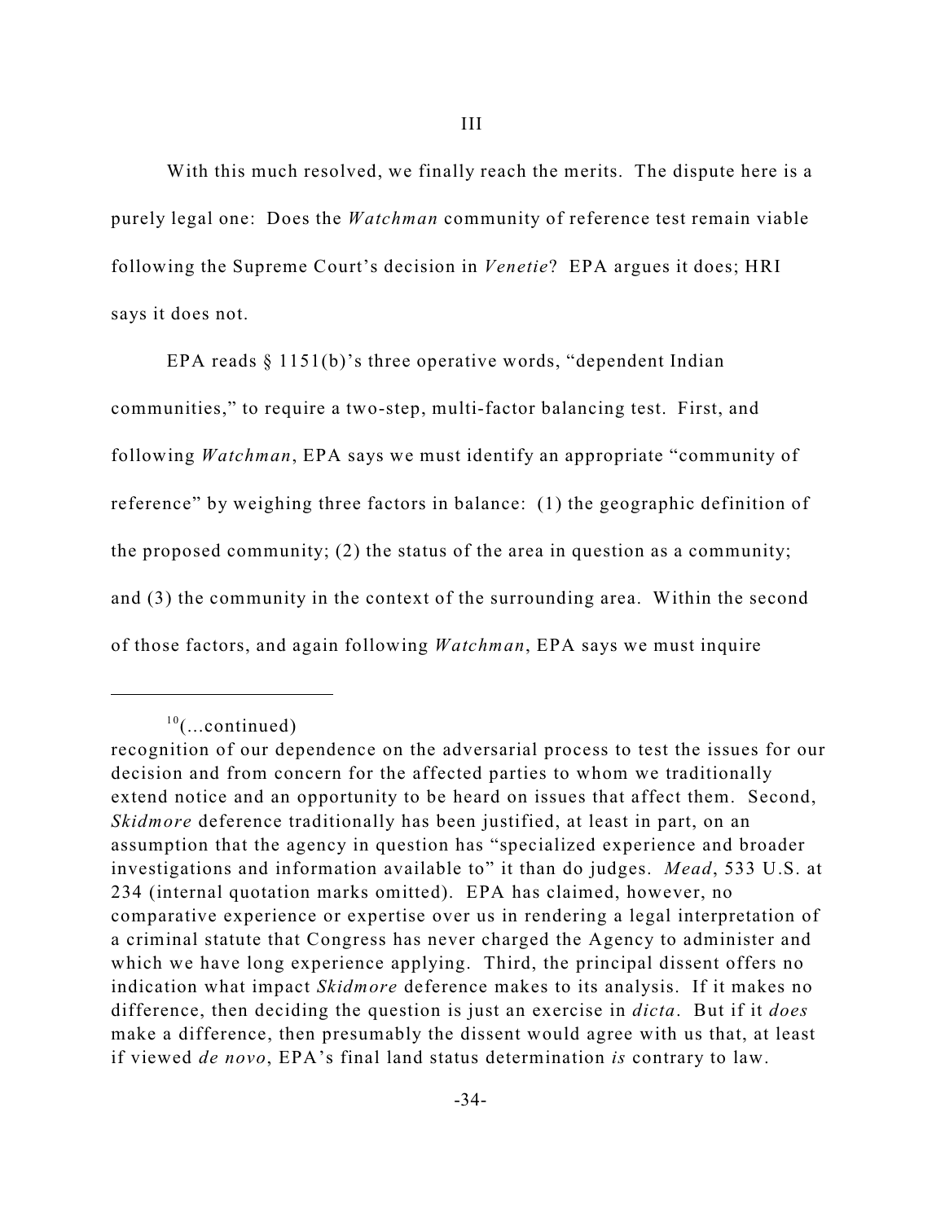## III

With this much resolved, we finally reach the merits. The dispute here is a purely legal one: Does the *Watchman* community of reference test remain viable following the Supreme Court's decision in *Venetie*? EPA argues it does; HRI says it does not.

EPA reads § 1151(b)'s three operative words, "dependent Indian communities," to require a two-step, multi-factor balancing test. First, and following *Watchman*, EPA says we must identify an appropriate "community of reference" by weighing three factors in balance: (1) the geographic definition of the proposed community; (2) the status of the area in question as a community; and (3) the community in the context of the surrounding area. Within the second of those factors, and again following *Watchman*, EPA says we must inquire

---

[10](...continued)
recognition of our dependence on the adversarial process to test the issues for our decision and from concern for the affected parties to whom we traditionally extend notice and an opportunity to be heard on issues that affect them. Second, *Skidmore* deference traditionally has been justified, at least in part, on an assumption that the agency in question has "specialized experience and broader investigations and information available to" it than do judges. *Mead*, 533 U.S. at 234 (internal quotation marks omitted). EPA has claimed, however, no comparative experience or expertise over us in rendering a legal interpretation of a criminal statute that Congress has never charged the Agency to administer and which we have long experience applying. Third, the principal dissent offers no indication what impact *Skidmore* deference makes to its analysis. If it makes no difference, then deciding the question is just an exercise in *dicta*. But if it *does* make a difference, then presumably the dissent would agree with us that, at least if viewed *de novo*, EPA's final land status determination *is* contrary to law.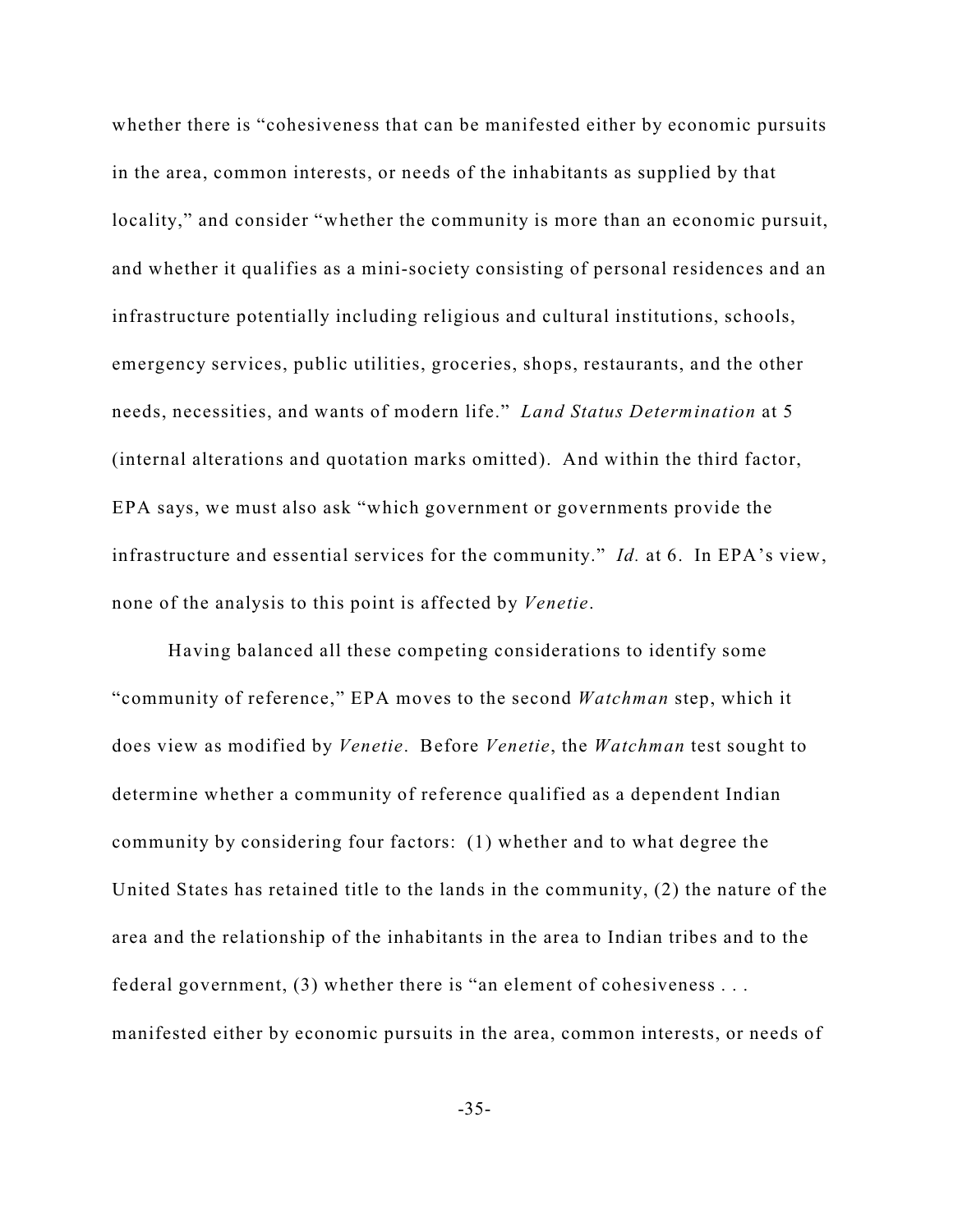whether there is "cohesiveness that can be manifested either by economic pursuits in the area, common interests, or needs of the inhabitants as supplied by that locality," and consider "whether the community is more than an economic pursuit, and whether it qualifies as a mini-society consisting of personal residences and an infrastructure potentially including religious and cultural institutions, schools, emergency services, public utilities, groceries, shops, restaurants, and the other needs, necessities, and wants of modern life." *Land Status Determination* at 5 (internal alterations and quotation marks omitted). And within the third factor, EPA says, we must also ask "which government or governments provide the infrastructure and essential services for the community." *Id.* at 6. In EPA's view, none of the analysis to this point is affected by *Venetie*.

Having balanced all these competing considerations to identify some "community of reference," EPA moves to the second *Watchman* step, which it does view as modified by *Venetie*. Before *Venetie*, the *Watchman* test sought to determine whether a community of reference qualified as a dependent Indian community by considering four factors: (1) whether and to what degree the United States has retained title to the lands in the community, (2) the nature of the area and the relationship of the inhabitants in the area to Indian tribes and to the federal government, (3) whether there is "an element of cohesiveness . . . manifested either by economic pursuits in the area, common interests, or needs of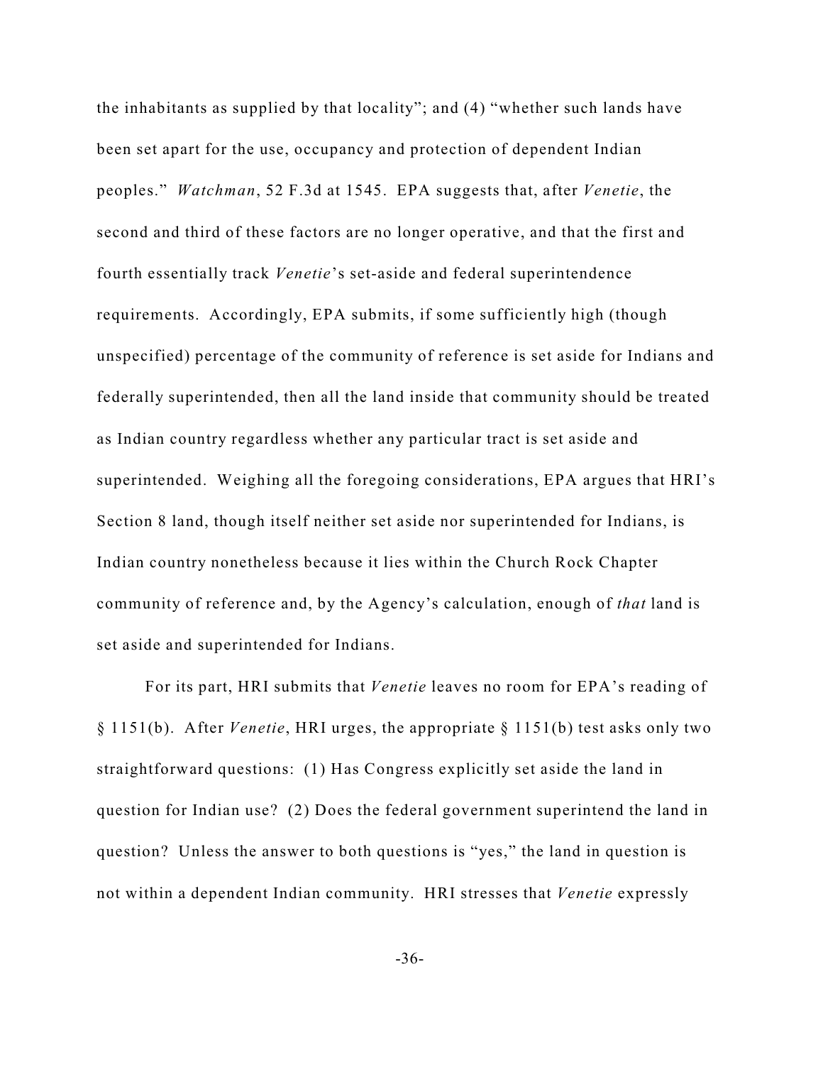the inhabitants as supplied by that locality"; and (4) "whether such lands have been set apart for the use, occupancy and protection of dependent Indian peoples." *Watchman*, 52 F.3d at 1545. EPA suggests that, after *Venetie*, the second and third of these factors are no longer operative, and that the first and fourth essentially track *Venetie*'s set-aside and federal superintendence requirements. Accordingly, EPA submits, if some sufficiently high (though unspecified) percentage of the community of reference is set aside for Indians and federally superintended, then all the land inside that community should be treated as Indian country regardless whether any particular tract is set aside and superintended. Weighing all the foregoing considerations, EPA argues that HRI's Section 8 land, though itself neither set aside nor superintended for Indians, is Indian country nonetheless because it lies within the Church Rock Chapter community of reference and, by the Agency's calculation, enough of *that* land is set aside and superintended for Indians.

For its part, HRI submits that *Venetie* leaves no room for EPA's reading of § 1151(b). After *Venetie*, HRI urges, the appropriate § 1151(b) test asks only two straightforward questions: (1) Has Congress explicitly set aside the land in question for Indian use? (2) Does the federal government superintend the land in question? Unless the answer to both questions is "yes," the land in question is not within a dependent Indian community. HRI stresses that *Venetie* expressly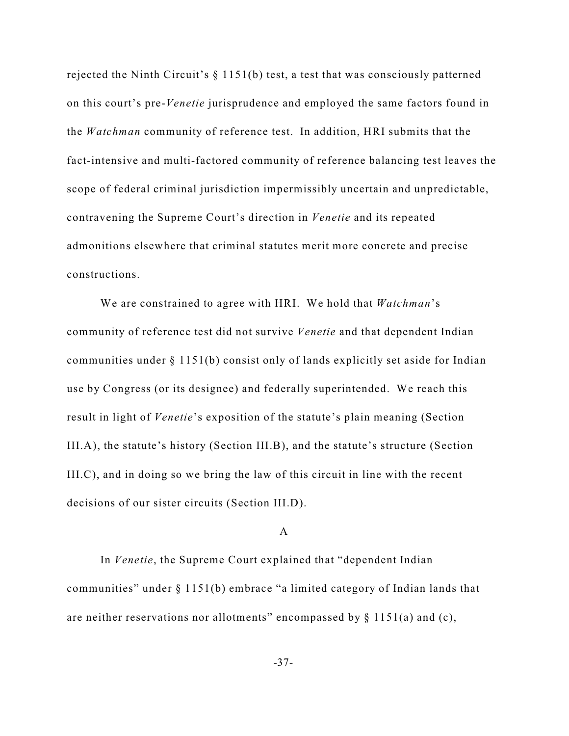rejected the Ninth Circuit's § 1151(b) test, a test that was consciously patterned on this court's pre-*Venetie* jurisprudence and employed the same factors found in the *Watchman* community of reference test. In addition, HRI submits that the fact-intensive and multi-factored community of reference balancing test leaves the scope of federal criminal jurisdiction impermissibly uncertain and unpredictable, contravening the Supreme Court's direction in *Venetie* and its repeated admonitions elsewhere that criminal statutes merit more concrete and precise constructions.

We are constrained to agree with HRI. We hold that *Watchman*'s community of reference test did not survive *Venetie* and that dependent Indian communities under § 1151(b) consist only of lands explicitly set aside for Indian use by Congress (or its designee) and federally superintended. We reach this result in light of *Venetie*'s exposition of the statute's plain meaning (Section III.A), the statute's history (Section III.B), and the statute's structure (Section III.C), and in doing so we bring the law of this circuit in line with the recent decisions of our sister circuits (Section III.D).

### A

In *Venetie*, the Supreme Court explained that "dependent Indian communities" under § 1151(b) embrace "a limited category of Indian lands that are neither reservations nor allotments" encompassed by § 1151(a) and (c),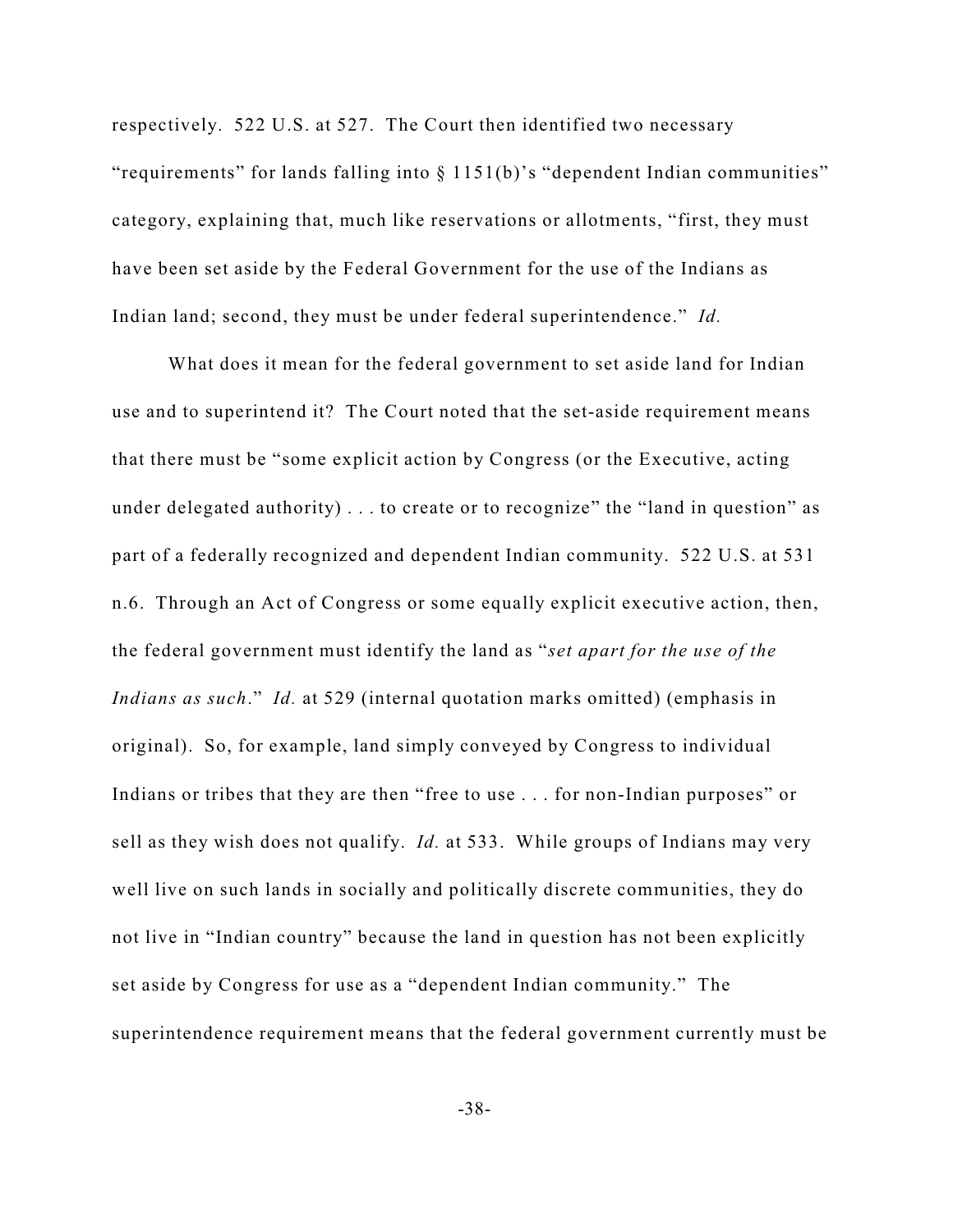respectively. 522 U.S. at 527. The Court then identified two necessary "requirements" for lands falling into § 1151(b)'s "dependent Indian communities" category, explaining that, much like reservations or allotments, "first, they must have been set aside by the Federal Government for the use of the Indians as Indian land; second, they must be under federal superintendence." *Id.*

What does it mean for the federal government to set aside land for Indian use and to superintend it? The Court noted that the set-aside requirement means that there must be "some explicit action by Congress (or the Executive, acting under delegated authority) . . . to create or to recognize" the "land in question" as part of a federally recognized and dependent Indian community. 522 U.S. at 531 n.6. Through an Act of Congress or some equally explicit executive action, then, the federal government must identify the land as "*set apart for the use of the Indians as such*." *Id.* at 529 (internal quotation marks omitted) (emphasis in original). So, for example, land simply conveyed by Congress to individual Indians or tribes that they are then "free to use . . . for non-Indian purposes" or sell as they wish does not qualify. *Id.* at 533. While groups of Indians may very well live on such lands in socially and politically discrete communities, they do not live in "Indian country" because the land in question has not been explicitly set aside by Congress for use as a "dependent Indian community." The superintendence requirement means that the federal government currently must be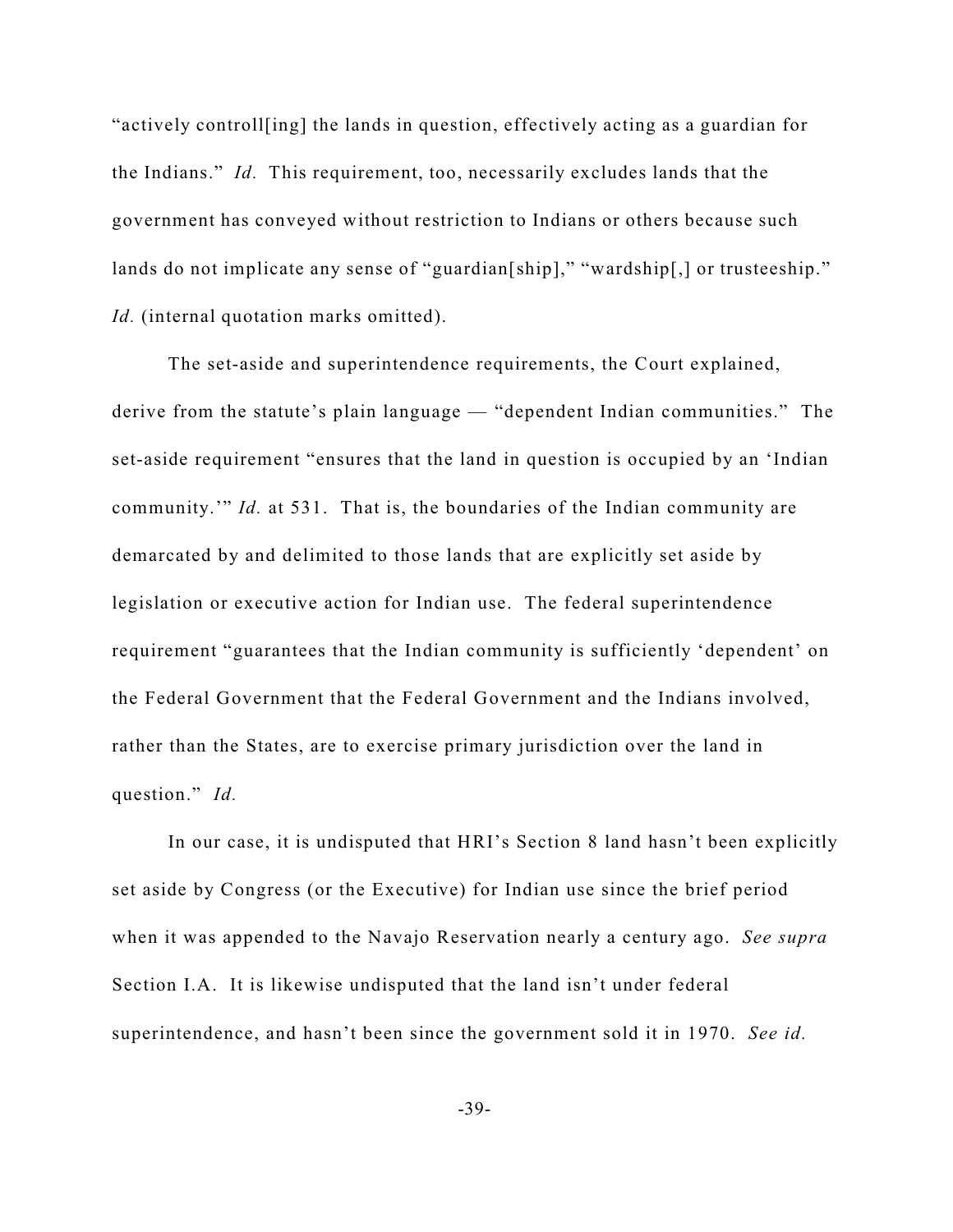"actively controll[ing] the lands in question, effectively acting as a guardian for the Indians." *Id.* This requirement, too, necessarily excludes lands that the government has conveyed without restriction to Indians or others because such lands do not implicate any sense of "guardian[ship]," "wardship[,] or trusteeship." *Id.* (internal quotation marks omitted).

The set-aside and superintendence requirements, the Court explained, derive from the statute's plain language — "dependent Indian communities." The set-aside requirement "ensures that the land in question is occupied by an 'Indian community.'" *Id.* at 531. That is, the boundaries of the Indian community are demarcated by and delimited to those lands that are explicitly set aside by legislation or executive action for Indian use. The federal superintendence requirement "guarantees that the Indian community is sufficiently 'dependent' on the Federal Government that the Federal Government and the Indians involved, rather than the States, are to exercise primary jurisdiction over the land in question." *Id.*

In our case, it is undisputed that HRI's Section 8 land hasn't been explicitly set aside by Congress (or the Executive) for Indian use since the brief period when it was appended to the Navajo Reservation nearly a century ago. *See supra* Section I.A. It is likewise undisputed that the land isn't under federal superintendence, and hasn't been since the government sold it in 1970. *See id.*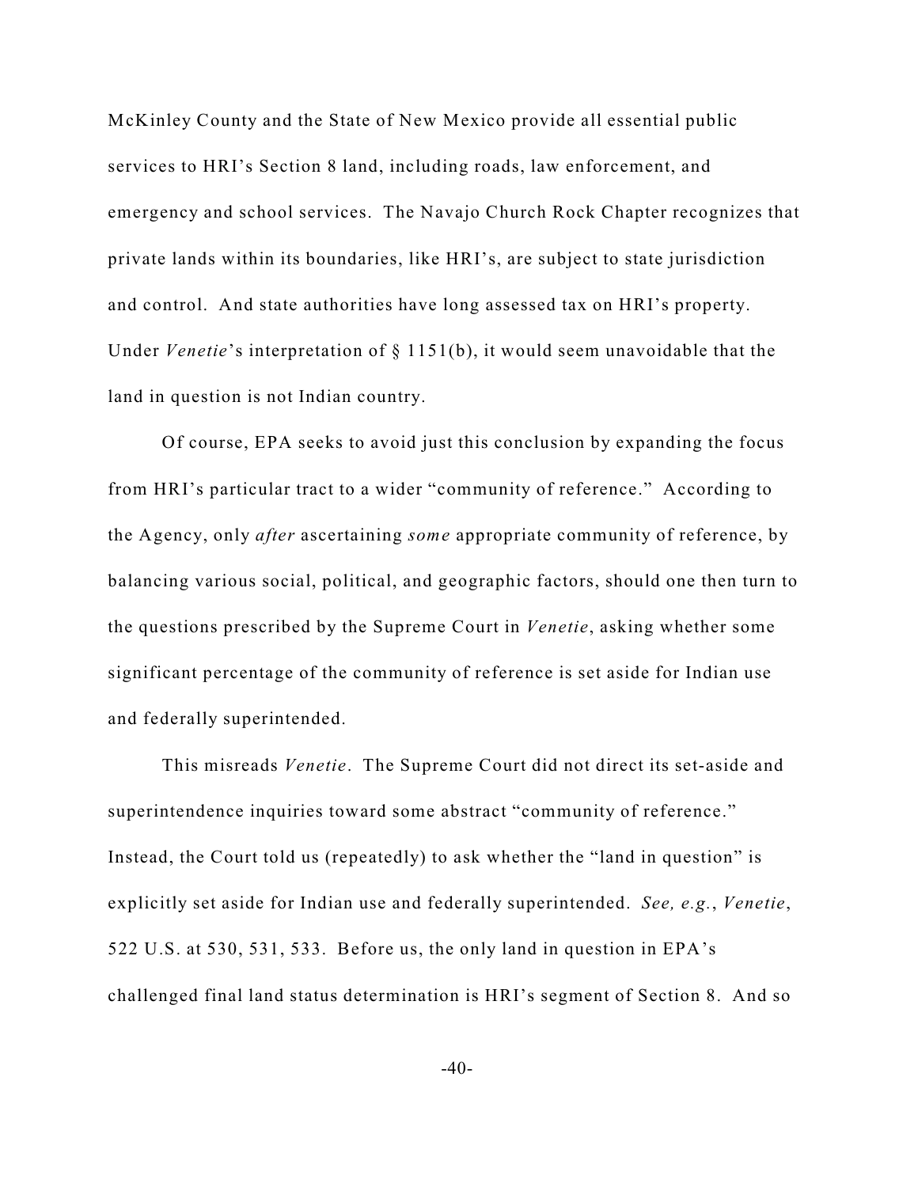McKinley County and the State of New Mexico provide all essential public services to HRI's Section 8 land, including roads, law enforcement, and emergency and school services. The Navajo Church Rock Chapter recognizes that private lands within its boundaries, like HRI's, are subject to state jurisdiction and control. And state authorities have long assessed tax on HRI's property. Under *Venetie*'s interpretation of § 1151(b), it would seem unavoidable that the land in question is not Indian country.

Of course, EPA seeks to avoid just this conclusion by expanding the focus from HRI's particular tract to a wider "community of reference." According to the Agency, only *after* ascertaining *some* appropriate community of reference, by balancing various social, political, and geographic factors, should one then turn to the questions prescribed by the Supreme Court in *Venetie*, asking whether some significant percentage of the community of reference is set aside for Indian use and federally superintended.

This misreads *Venetie*. The Supreme Court did not direct its set-aside and superintendence inquiries toward some abstract "community of reference." Instead, the Court told us (repeatedly) to ask whether the "land in question" is explicitly set aside for Indian use and federally superintended. *See, e.g.*, *Venetie*, 522 U.S. at 530, 531, 533. Before us, the only land in question in EPA's challenged final land status determination is HRI's segment of Section 8. And so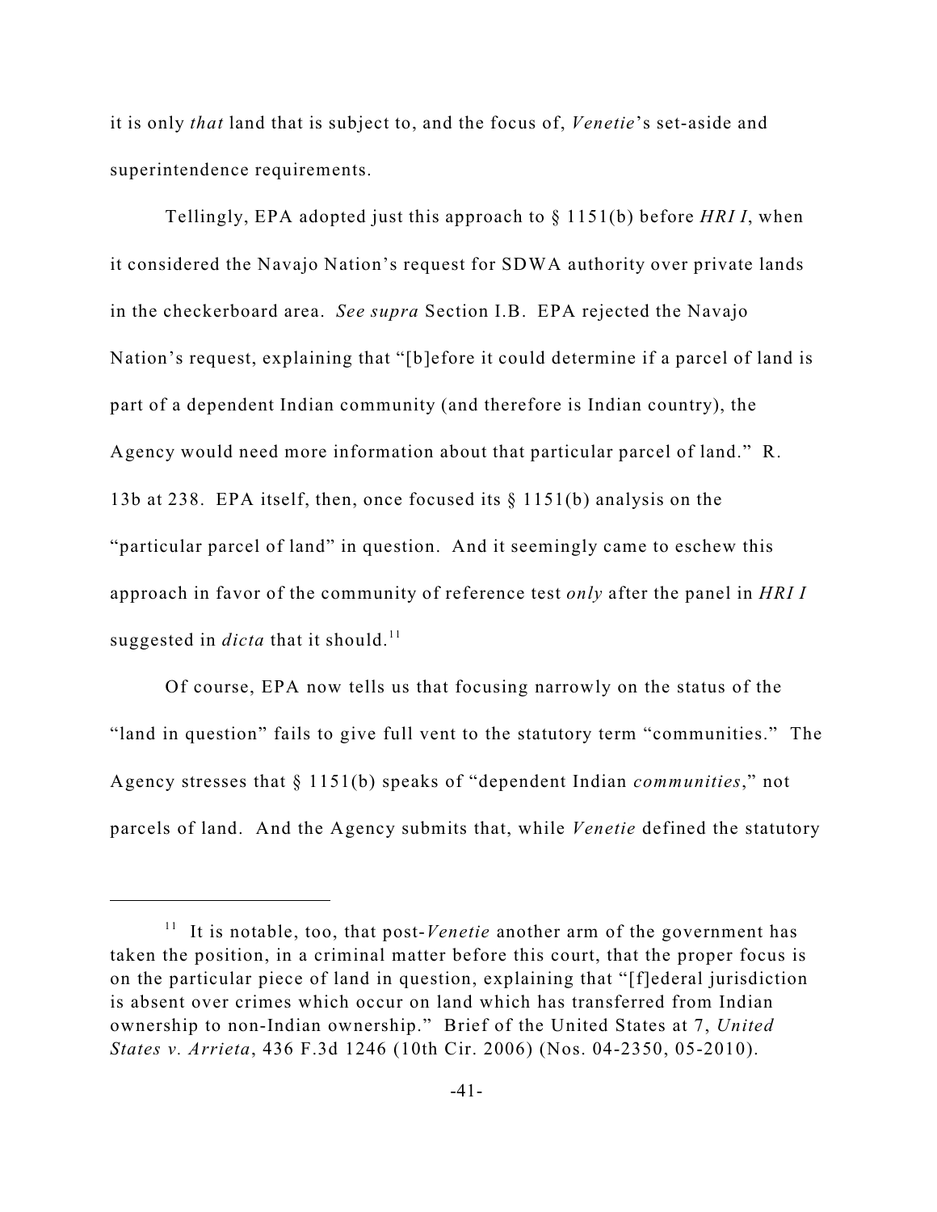it is only *that* land that is subject to, and the focus of, *Venetie*'s set-aside and superintendence requirements.

Tellingly, EPA adopted just this approach to § 1151(b) before *HRI I*, when it considered the Navajo Nation's request for SDWA authority over private lands in the checkerboard area. *See supra* Section I.B. EPA rejected the Navajo Nation's request, explaining that "[b]efore it could determine if a parcel of land is part of a dependent Indian community (and therefore is Indian country), the Agency would need more information about that particular parcel of land." R. 13b at 238. EPA itself, then, once focused its § 1151(b) analysis on the "particular parcel of land" in question. And it seemingly came to eschew this approach in favor of the community of reference test *only* after the panel in *HRI I* suggested in *dicta* that it should.[11]

Of course, EPA now tells us that focusing narrowly on the status of the "land in question" fails to give full vent to the statutory term "communities." The Agency stresses that § 1151(b) speaks of "dependent Indian *communities*," not parcels of land. And the Agency submits that, while *Venetie* defined the statutory

---

[11] It is notable, too, that post-*Venetie* another arm of the government has taken the position, in a criminal matter before this court, that the proper focus is on the particular piece of land in question, explaining that "[f]ederal jurisdiction is absent over crimes which occur on land which has transferred from Indian ownership to non-Indian ownership." Brief of the United States at 7, *United States v. Arrieta*, 436 F.3d 1246 (10th Cir. 2006) (Nos. 04-2350, 05-2010).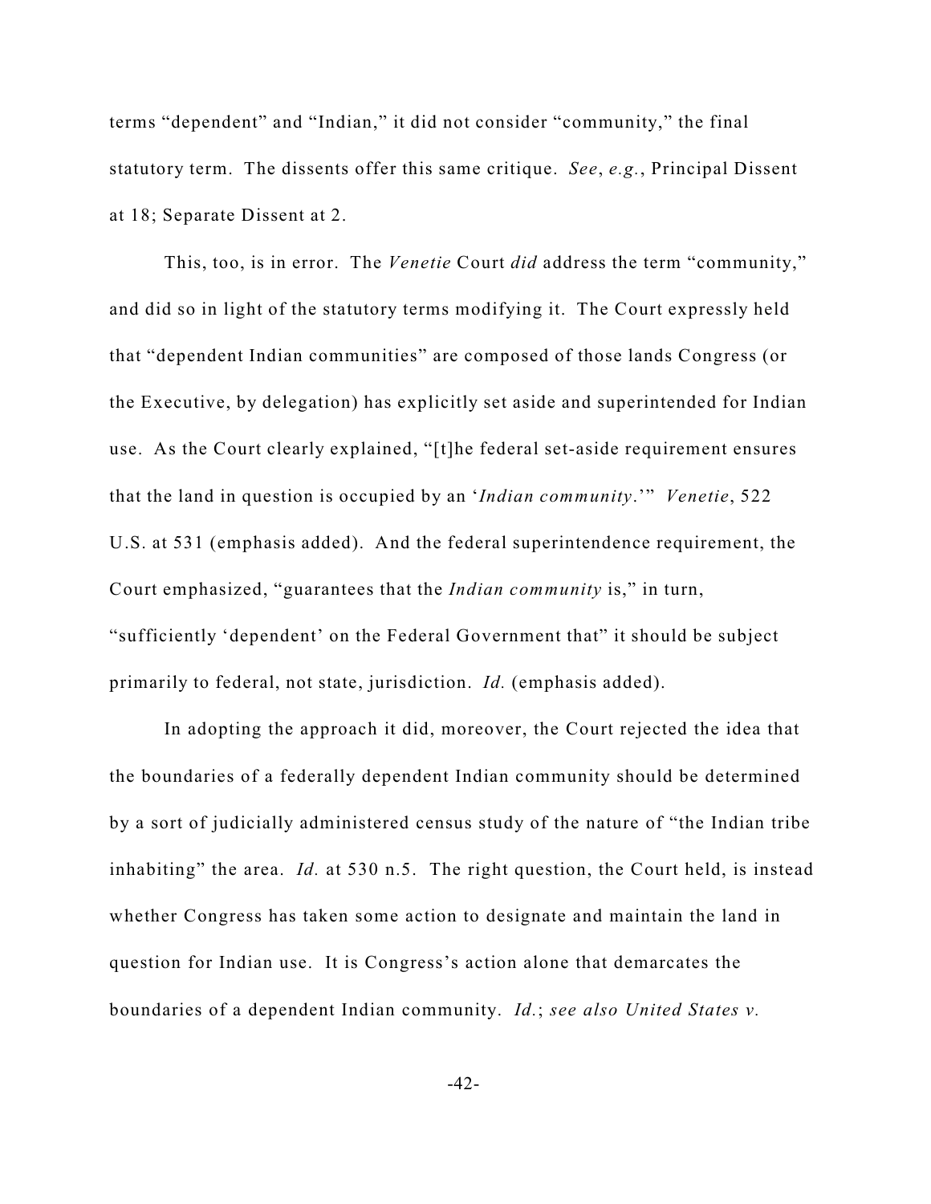terms "dependent" and "Indian," it did not consider "community," the final statutory term. The dissents offer this same critique. *See*, *e.g.*, Principal Dissent at 18; Separate Dissent at 2.

This, too, is in error. The *Venetie* Court *did* address the term "community," and did so in light of the statutory terms modifying it. The Court expressly held that "dependent Indian communities" are composed of those lands Congress (or the Executive, by delegation) has explicitly set aside and superintended for Indian use. As the Court clearly explained, "[t]he federal set-aside requirement ensures that the land in question is occupied by an '*Indian community*.'" *Venetie*, 522 U.S. at 531 (emphasis added). And the federal superintendence requirement, the Court emphasized, "guarantees that the *Indian community* is," in turn, "sufficiently 'dependent' on the Federal Government that" it should be subject primarily to federal, not state, jurisdiction. *Id.* (emphasis added).

In adopting the approach it did, moreover, the Court rejected the idea that the boundaries of a federally dependent Indian community should be determined by a sort of judicially administered census study of the nature of "the Indian tribe inhabiting" the area. *Id.* at 530 n.5. The right question, the Court held, is instead whether Congress has taken some action to designate and maintain the land in question for Indian use. It is Congress's action alone that demarcates the boundaries of a dependent Indian community. *Id.*; *see also United States v.*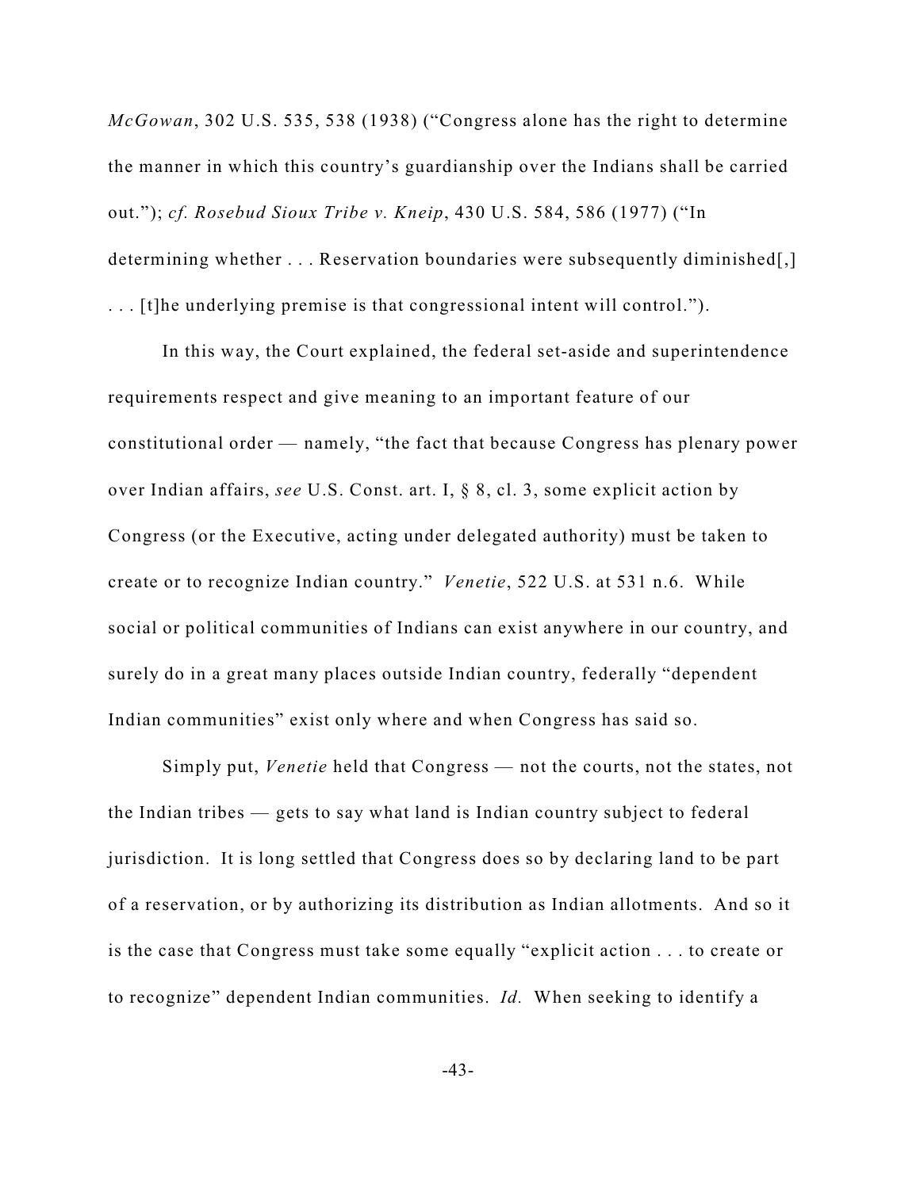*McGowan*, 302 U.S. 535, 538 (1938) ("Congress alone has the right to determine the manner in which this country's guardianship over the Indians shall be carried out."); *cf. Rosebud Sioux Tribe v. Kneip*, 430 U.S. 584, 586 (1977) ("In determining whether . . . Reservation boundaries were subsequently diminished[,] . . . [t]he underlying premise is that congressional intent will control.").

In this way, the Court explained, the federal set-aside and superintendence requirements respect and give meaning to an important feature of our constitutional order — namely, "the fact that because Congress has plenary power over Indian affairs, *see* U.S. Const. art. I, § 8, cl. 3, some explicit action by Congress (or the Executive, acting under delegated authority) must be taken to create or to recognize Indian country." *Venetie*, 522 U.S. at 531 n.6. While social or political communities of Indians can exist anywhere in our country, and surely do in a great many places outside Indian country, federally "dependent Indian communities" exist only where and when Congress has said so.

Simply put, *Venetie* held that Congress — not the courts, not the states, not the Indian tribes — gets to say what land is Indian country subject to federal jurisdiction. It is long settled that Congress does so by declaring land to be part of a reservation, or by authorizing its distribution as Indian allotments. And so it is the case that Congress must take some equally "explicit action . . . to create or to recognize" dependent Indian communities. *Id.* When seeking to identify a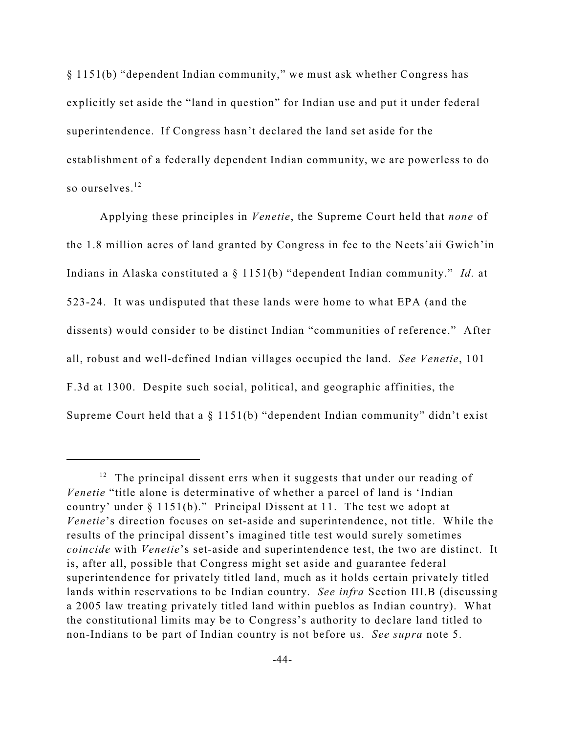§ 1151(b) "dependent Indian community," we must ask whether Congress has explicitly set aside the "land in question" for Indian use and put it under federal superintendence. If Congress hasn't declared the land set aside for the establishment of a federally dependent Indian community, we are powerless to do so ourselves.[12]

Applying these principles in *Venetie*, the Supreme Court held that *none* of the 1.8 million acres of land granted by Congress in fee to the Neets'aii Gwich'in Indians in Alaska constituted a § 1151(b) "dependent Indian community." *Id.* at 523-24. It was undisputed that these lands were home to what EPA (and the dissents) would consider to be distinct Indian "communities of reference." After all, robust and well-defined Indian villages occupied the land. *See Venetie*, 101 F.3d at 1300. Despite such social, political, and geographic affinities, the Supreme Court held that a § 1151(b) "dependent Indian community" didn't exist

---

[12] The principal dissent errs when it suggests that under our reading of *Venetie* "title alone is determinative of whether a parcel of land is 'Indian country' under § 1151(b)." Principal Dissent at 11. The test we adopt at *Venetie*'s direction focuses on set-aside and superintendence, not title. While the results of the principal dissent's imagined title test would surely sometimes *coincide* with *Venetie*'s set-aside and superintendence test, the two are distinct. It is, after all, possible that Congress might set aside and guarantee federal superintendence for privately titled land, much as it holds certain privately titled lands within reservations to be Indian country. *See infra* Section III.B (discussing a 2005 law treating privately titled land within pueblos as Indian country). What the constitutional limits may be to Congress's authority to declare land titled to non-Indians to be part of Indian country is not before us. *See supra* note 5.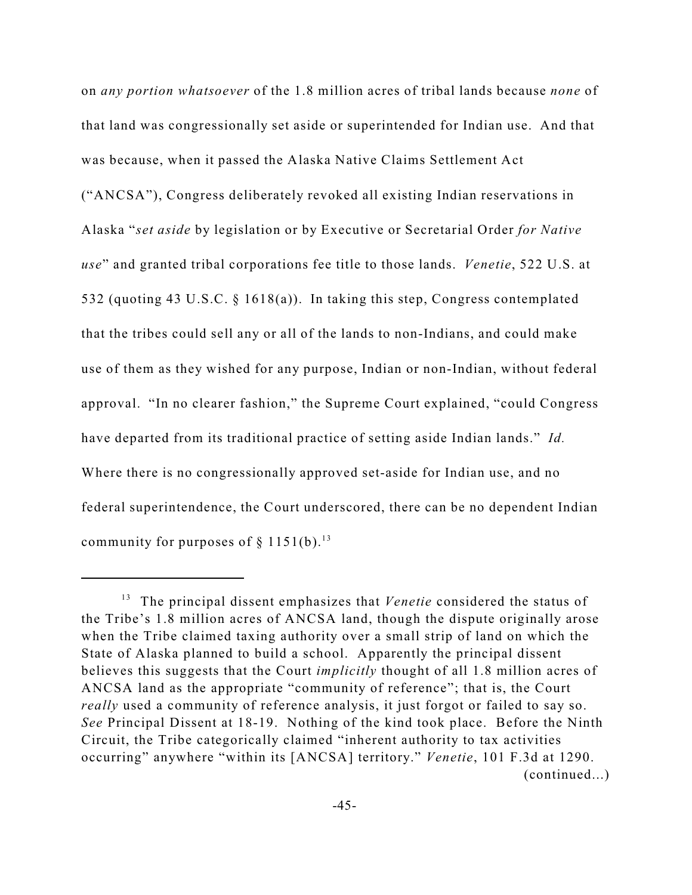on *any portion whatsoever* of the 1.8 million acres of tribal lands because *none* of that land was congressionally set aside or superintended for Indian use. And that was because, when it passed the Alaska Native Claims Settlement Act ("ANCSA"), Congress deliberately revoked all existing Indian reservations in Alaska "*set aside* by legislation or by Executive or Secretarial Order *for Native use*" and granted tribal corporations fee title to those lands. *Venetie*, 522 U.S. at 532 (quoting 43 U.S.C. § 1618(a)). In taking this step, Congress contemplated that the tribes could sell any or all of the lands to non-Indians, and could make use of them as they wished for any purpose, Indian or non-Indian, without federal approval. "In no clearer fashion," the Supreme Court explained, "could Congress have departed from its traditional practice of setting aside Indian lands." *Id.* Where there is no congressionally approved set-aside for Indian use, and no federal superintendence, the Court underscored, there can be no dependent Indian community for purposes of § 1151(b).[13]

---

[13] The principal dissent emphasizes that *Venetie* considered the status of the Tribe's 1.8 million acres of ANCSA land, though the dispute originally arose when the Tribe claimed taxing authority over a small strip of land on which the State of Alaska planned to build a school. Apparently the principal dissent believes this suggests that the Court *implicitly* thought of all 1.8 million acres of ANCSA land as the appropriate "community of reference"; that is, the Court *really* used a community of reference analysis, it just forgot or failed to say so. *See* Principal Dissent at 18-19. Nothing of the kind took place. Before the Ninth Circuit, the Tribe categorically claimed "inherent authority to tax activities occurring" anywhere "within its [ANCSA] territory." *Venetie*, 101 F.3d at 1290.

(continued...)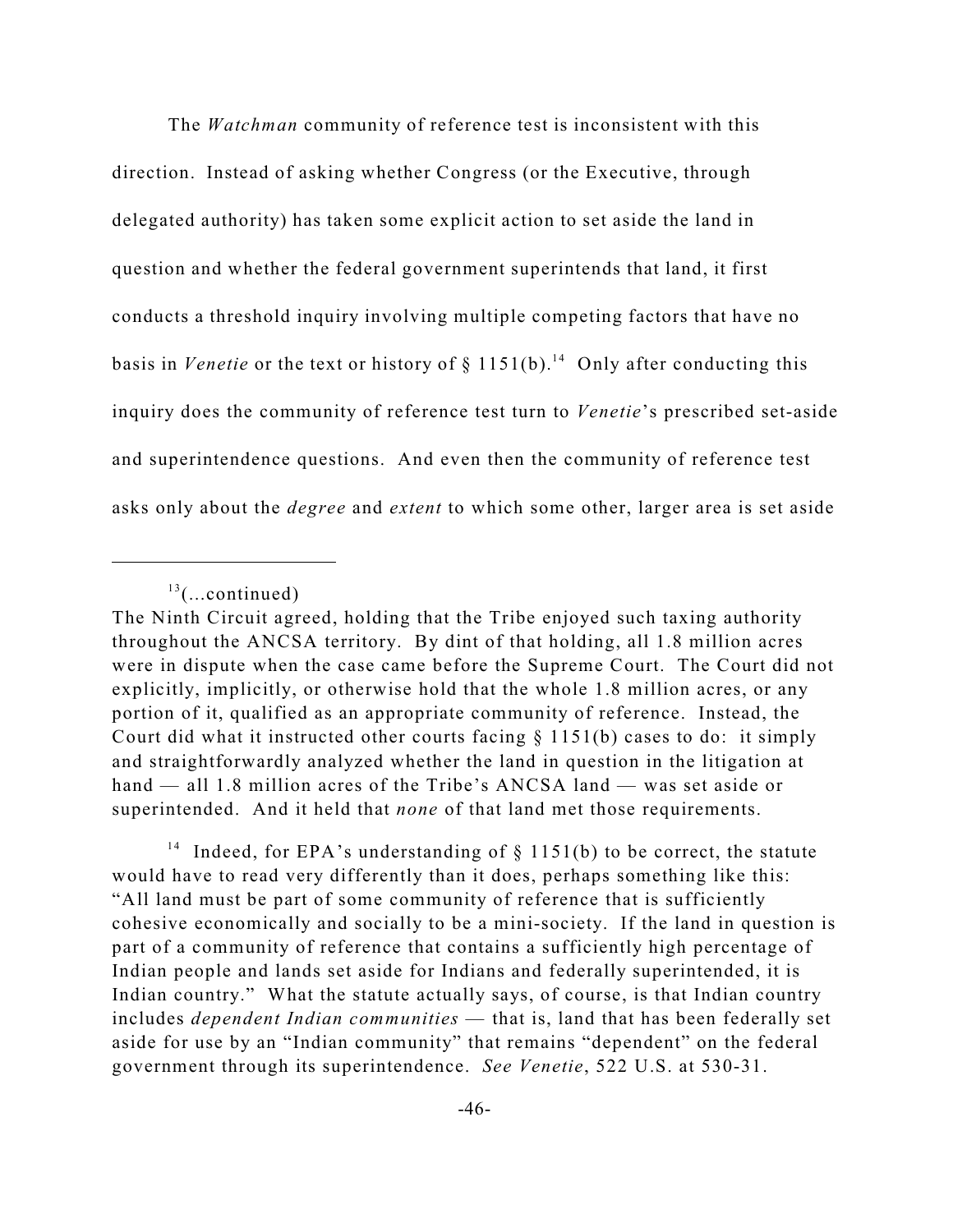The *Watchman* community of reference test is inconsistent with this direction. Instead of asking whether Congress (or the Executive, through delegated authority) has taken some explicit action to set aside the land in question and whether the federal government superintends that land, it first conducts a threshold inquiry involving multiple competing factors that have no basis in *Venetie* or the text or history of § 1151(b).[14] Only after conducting this inquiry does the community of reference test turn to *Venetie*'s prescribed set-aside and superintendence questions. And even then the community of reference test asks only about the *degree* and *extent* to which some other, larger area is set aside

---

[13](...continued)
The Ninth Circuit agreed, holding that the Tribe enjoyed such taxing authority throughout the ANCSA territory. By dint of that holding, all 1.8 million acres were in dispute when the case came before the Supreme Court. The Court did not explicitly, implicitly, or otherwise hold that the whole 1.8 million acres, or any portion of it, qualified as an appropriate community of reference. Instead, the Court did what it instructed other courts facing § 1151(b) cases to do: it simply and straightforwardly analyzed whether the land in question in the litigation at hand — all 1.8 million acres of the Tribe's ANCSA land — was set aside or superintended. And it held that *none* of that land met those requirements.

[14] Indeed, for EPA's understanding of § 1151(b) to be correct, the statute would have to read very differently than it does, perhaps something like this: "All land must be part of some community of reference that is sufficiently cohesive economically and socially to be a mini-society. If the land in question is part of a community of reference that contains a sufficiently high percentage of Indian people and lands set aside for Indians and federally superintended, it is Indian country." What the statute actually says, of course, is that Indian country includes *dependent Indian communities* — that is, land that has been federally set aside for use by an "Indian community" that remains "dependent" on the federal government through its superintendence. *See Venetie*, 522 U.S. at 530-31.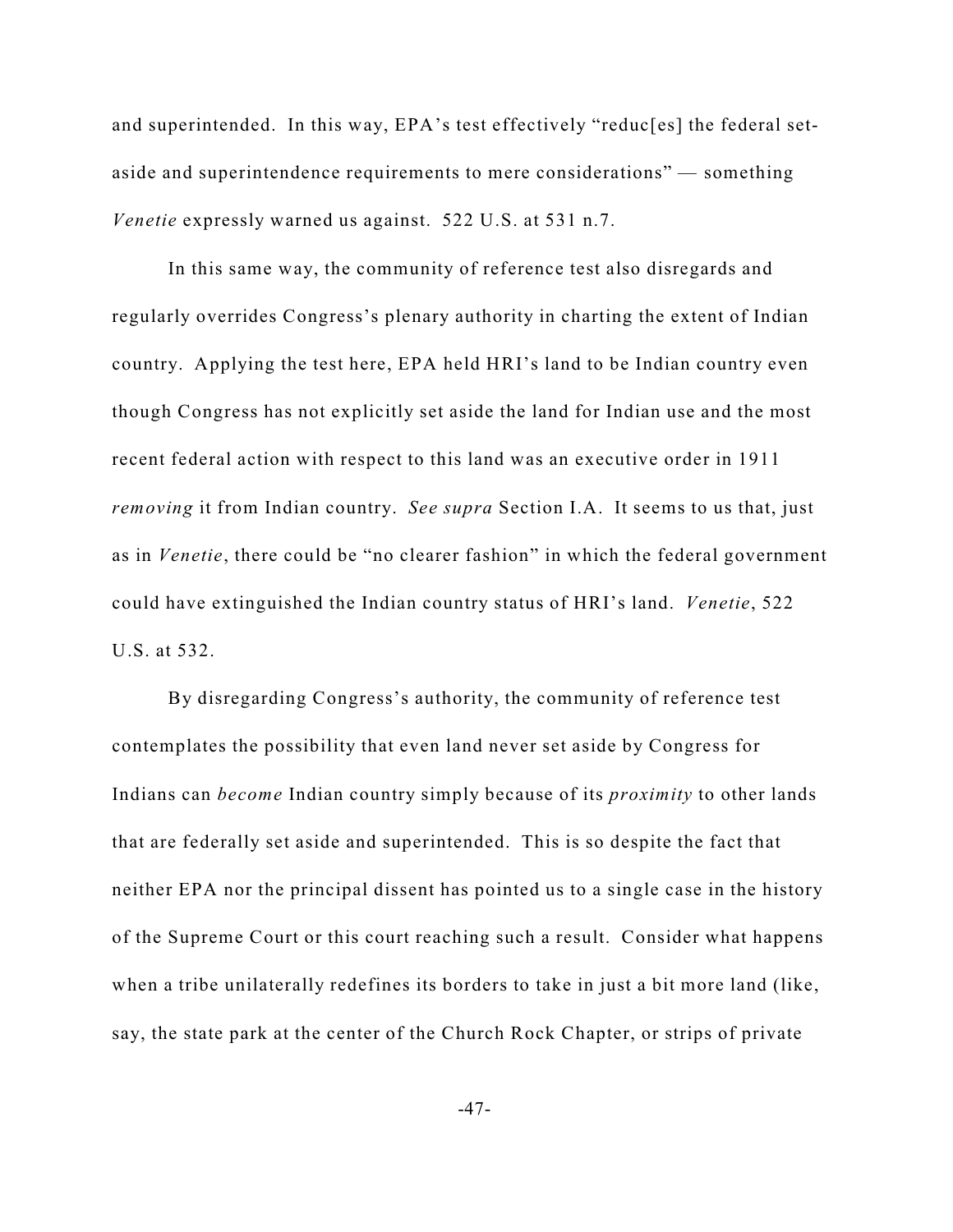and superintended. In this way, EPA's test effectively "reduc[es] the federal set-aside and superintendence requirements to mere considerations" — something *Venetie* expressly warned us against. 522 U.S. at 531 n.7.

In this same way, the community of reference test also disregards and regularly overrides Congress's plenary authority in charting the extent of Indian country. Applying the test here, EPA held HRI's land to be Indian country even though Congress has not explicitly set aside the land for Indian use and the most recent federal action with respect to this land was an executive order in 1911 *removing* it from Indian country. *See supra* Section I.A. It seems to us that, just as in *Venetie*, there could be "no clearer fashion" in which the federal government could have extinguished the Indian country status of HRI's land. *Venetie*, 522 U.S. at 532.

By disregarding Congress's authority, the community of reference test contemplates the possibility that even land never set aside by Congress for Indians can *become* Indian country simply because of its *proximity* to other lands that are federally set aside and superintended. This is so despite the fact that neither EPA nor the principal dissent has pointed us to a single case in the history of the Supreme Court or this court reaching such a result. Consider what happens when a tribe unilaterally redefines its borders to take in just a bit more land (like, say, the state park at the center of the Church Rock Chapter, or strips of private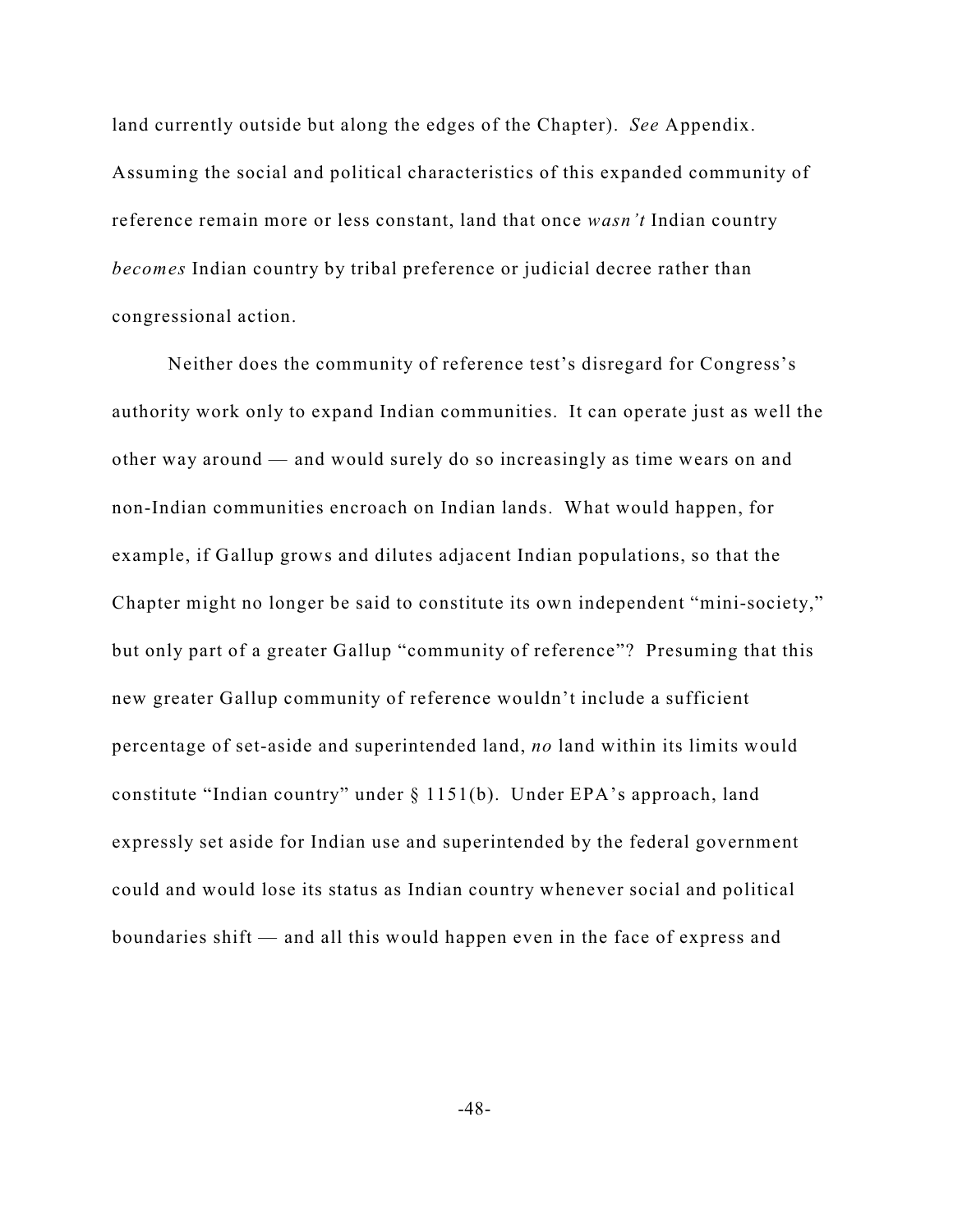land currently outside but along the edges of the Chapter). *See* Appendix. Assuming the social and political characteristics of this expanded community of reference remain more or less constant, land that once *wasn't* Indian country *becomes* Indian country by tribal preference or judicial decree rather than congressional action.

Neither does the community of reference test's disregard for Congress's authority work only to expand Indian communities. It can operate just as well the other way around — and would surely do so increasingly as time wears on and non-Indian communities encroach on Indian lands. What would happen, for example, if Gallup grows and dilutes adjacent Indian populations, so that the Chapter might no longer be said to constitute its own independent "mini-society," but only part of a greater Gallup "community of reference"? Presuming that this new greater Gallup community of reference wouldn't include a sufficient percentage of set-aside and superintended land, *no* land within its limits would constitute "Indian country" under § 1151(b). Under EPA's approach, land expressly set aside for Indian use and superintended by the federal government could and would lose its status as Indian country whenever social and political boundaries shift — and all this would happen even in the face of express and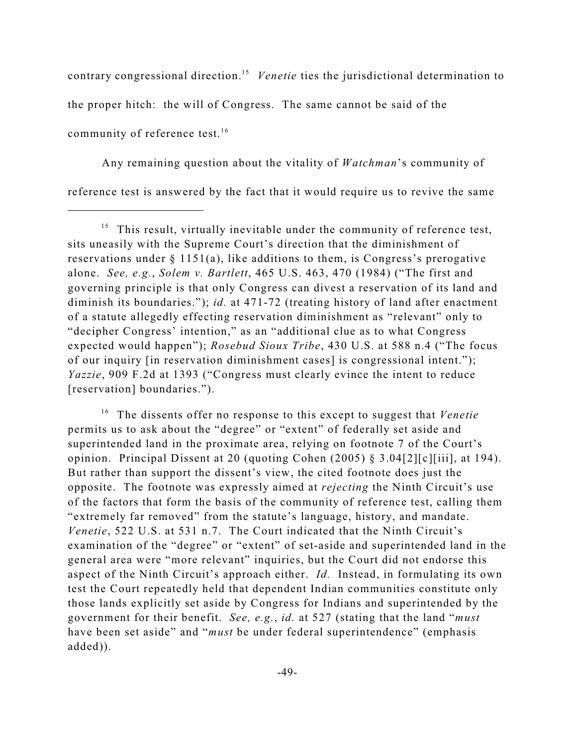contrary congressional direction.[15] *Venetie* ties the jurisdictional determination to the proper hitch: the will of Congress. The same cannot be said of the community of reference test.[16]

Any remaining question about the vitality of *Watchman*'s community of reference test is answered by the fact that it would require us to revive the same

---

[15] This result, virtually inevitable under the community of reference test, sits uneasily with the Supreme Court's direction that the diminishment of reservations under § 1151(a), like additions to them, is Congress's prerogative alone. *See, e.g.*, *Solem v. Bartlett*, 465 U.S. 463, 470 (1984) ("The first and governing principle is that only Congress can divest a reservation of its land and diminish its boundaries."); *id.* at 471-72 (treating history of land after enactment of a statute allegedly effecting reservation diminishment as "relevant" only to "decipher Congress' intention," as an "additional clue as to what Congress expected would happen"); *Rosebud Sioux Tribe*, 430 U.S. at 588 n.4 ("The focus of our inquiry [in reservation diminishment cases] is congressional intent."); *Yazzie*, 909 F.2d at 1393 ("Congress must clearly evince the intent to reduce [reservation] boundaries.").

[16] The dissents offer no response to this except to suggest that *Venetie* permits us to ask about the "degree" or "extent" of federally set aside and superintended land in the proximate area, relying on footnote 7 of the Court's opinion. Principal Dissent at 20 (quoting Cohen (2005) § 3.04[2][c][iii], at 194). But rather than support the dissent's view, the cited footnote does just the opposite. The footnote was expressly aimed at *rejecting* the Ninth Circuit's use of the factors that form the basis of the community of reference test, calling them "extremely far removed" from the statute's language, history, and mandate. *Venetie*, 522 U.S. at 531 n.7. The Court indicated that the Ninth Circuit's examination of the "degree" or "extent" of set-aside and superintended land in the general area were "more relevant" inquiries, but the Court did not endorse this aspect of the Ninth Circuit's approach either. *Id.* Instead, in formulating its own test the Court repeatedly held that dependent Indian communities constitute only those lands explicitly set aside by Congress for Indians and superintended by the government for their benefit. *See, e.g.*, *id.* at 527 (stating that the land "*must* have been set aside" and "*must* be under federal superintendence" (emphasis added)).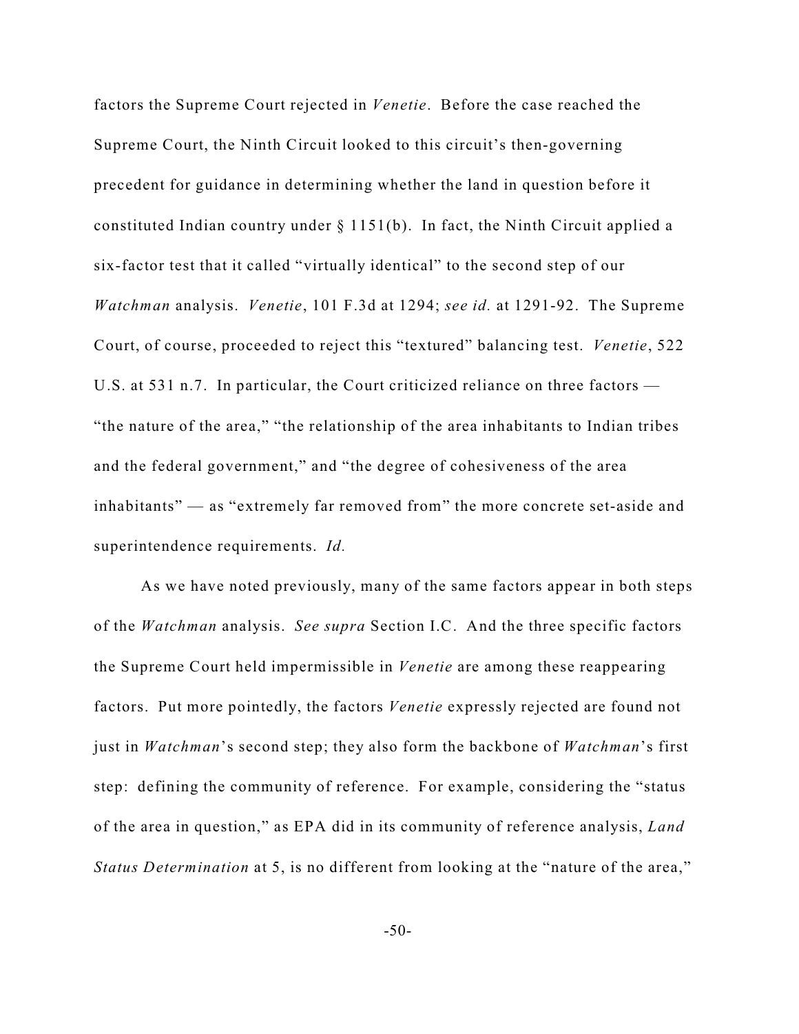factors the Supreme Court rejected in *Venetie*. Before the case reached the Supreme Court, the Ninth Circuit looked to this circuit's then-governing precedent for guidance in determining whether the land in question before it constituted Indian country under § 1151(b). In fact, the Ninth Circuit applied a six-factor test that it called "virtually identical" to the second step of our *Watchman* analysis. *Venetie*, 101 F.3d at 1294; *see id.* at 1291-92. The Supreme Court, of course, proceeded to reject this "textured" balancing test. *Venetie*, 522 U.S. at 531 n.7. In particular, the Court criticized reliance on three factors — "the nature of the area," "the relationship of the area inhabitants to Indian tribes and the federal government," and "the degree of cohesiveness of the area inhabitants" — as "extremely far removed from" the more concrete set-aside and superintendence requirements. *Id.*

As we have noted previously, many of the same factors appear in both steps of the *Watchman* analysis. *See supra* Section I.C. And the three specific factors the Supreme Court held impermissible in *Venetie* are among these reappearing factors. Put more pointedly, the factors *Venetie* expressly rejected are found not just in *Watchman*'s second step; they also form the backbone of *Watchman*'s first step: defining the community of reference. For example, considering the "status of the area in question," as EPA did in its community of reference analysis, *Land Status Determination* at 5, is no different from looking at the "nature of the area,"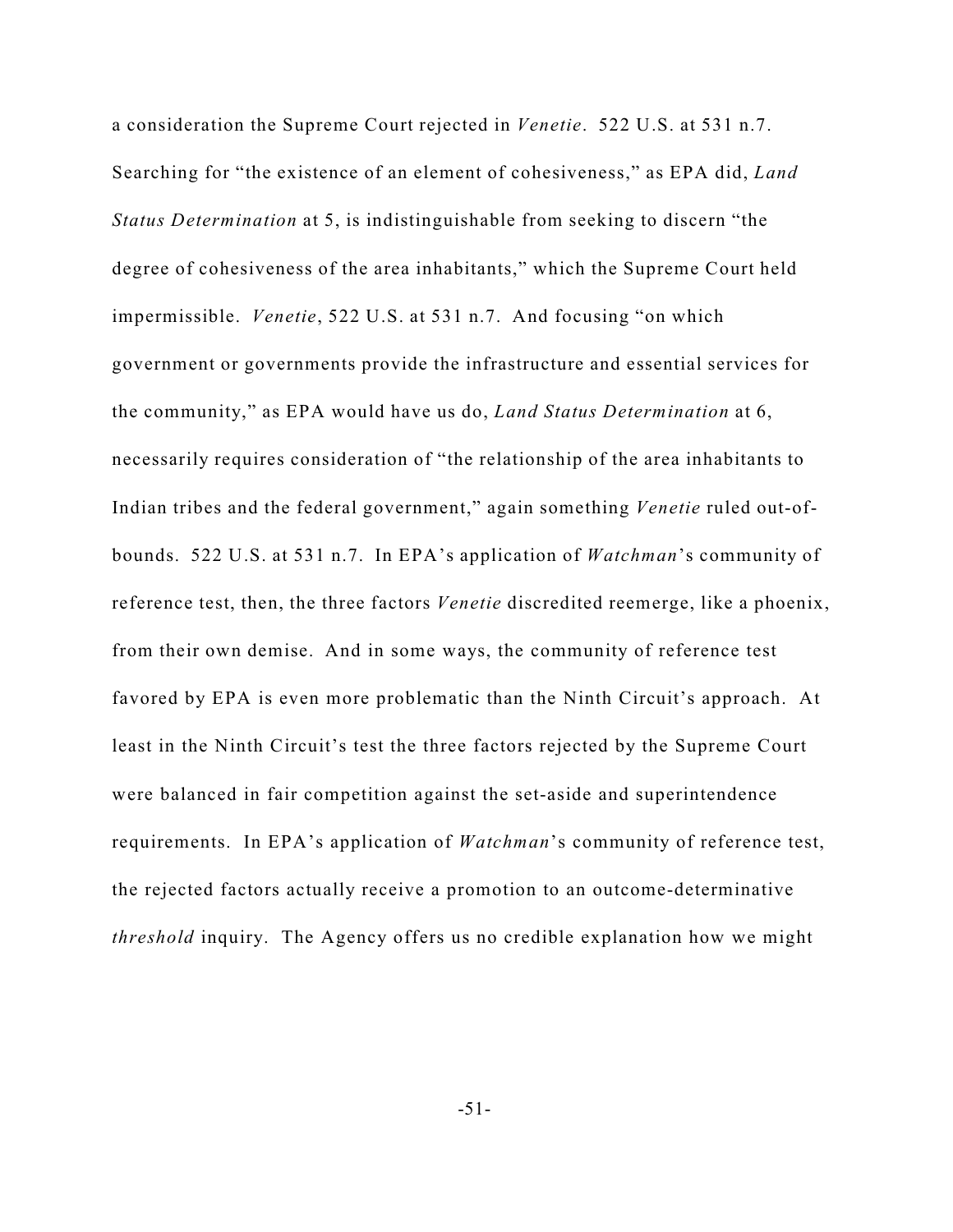a consideration the Supreme Court rejected in *Venetie*. 522 U.S. at 531 n.7. Searching for "the existence of an element of cohesiveness," as EPA did, *Land Status Determination* at 5, is indistinguishable from seeking to discern "the degree of cohesiveness of the area inhabitants," which the Supreme Court held impermissible. *Venetie*, 522 U.S. at 531 n.7. And focusing "on which government or governments provide the infrastructure and essential services for the community," as EPA would have us do, *Land Status Determination* at 6, necessarily requires consideration of "the relationship of the area inhabitants to Indian tribes and the federal government," again something *Venetie* ruled out-of-bounds. 522 U.S. at 531 n.7. In EPA's application of *Watchman*'s community of reference test, then, the three factors *Venetie* discredited reemerge, like a phoenix, from their own demise. And in some ways, the community of reference test favored by EPA is even more problematic than the Ninth Circuit's approach. At least in the Ninth Circuit's test the three factors rejected by the Supreme Court were balanced in fair competition against the set-aside and superintendence requirements. In EPA's application of *Watchman*'s community of reference test, the rejected factors actually receive a promotion to an outcome-determinative *threshold* inquiry. The Agency offers us no credible explanation how we might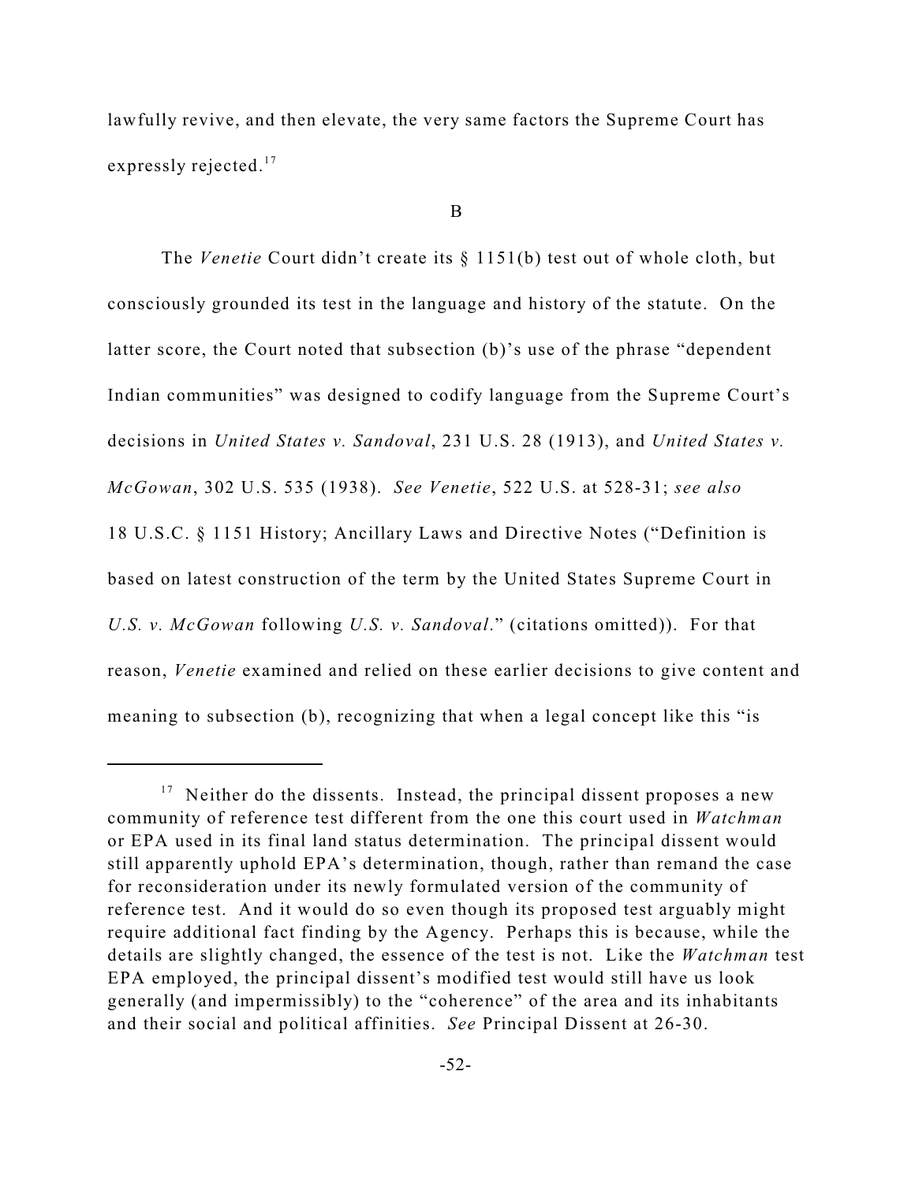lawfully revive, and then elevate, the very same factors the Supreme Court has expressly rejected.[17]

B

The *Venetie* Court didn't create its § 1151(b) test out of whole cloth, but consciously grounded its test in the language and history of the statute. On the latter score, the Court noted that subsection (b)'s use of the phrase "dependent Indian communities" was designed to codify language from the Supreme Court's decisions in *United States v. Sandoval*, 231 U.S. 28 (1913), and *United States v. McGowan*, 302 U.S. 535 (1938). *See Venetie*, 522 U.S. at 528-31; *see also* 18 U.S.C. § 1151 History; Ancillary Laws and Directive Notes ("Definition is based on latest construction of the term by the United States Supreme Court in *U.S. v. McGowan* following *U.S. v. Sandoval*." (citations omitted)). For that reason, *Venetie* examined and relied on these earlier decisions to give content and meaning to subsection (b), recognizing that when a legal concept like this "is

---

[17] Neither do the dissents. Instead, the principal dissent proposes a new community of reference test different from the one this court used in *Watchman* or EPA used in its final land status determination. The principal dissent would still apparently uphold EPA's determination, though, rather than remand the case for reconsideration under its newly formulated version of the community of reference test. And it would do so even though its proposed test arguably might require additional fact finding by the Agency. Perhaps this is because, while the details are slightly changed, the essence of the test is not. Like the *Watchman* test EPA employed, the principal dissent's modified test would still have us look generally (and impermissibly) to the "coherence" of the area and its inhabitants and their social and political affinities. *See* Principal Dissent at 26-30.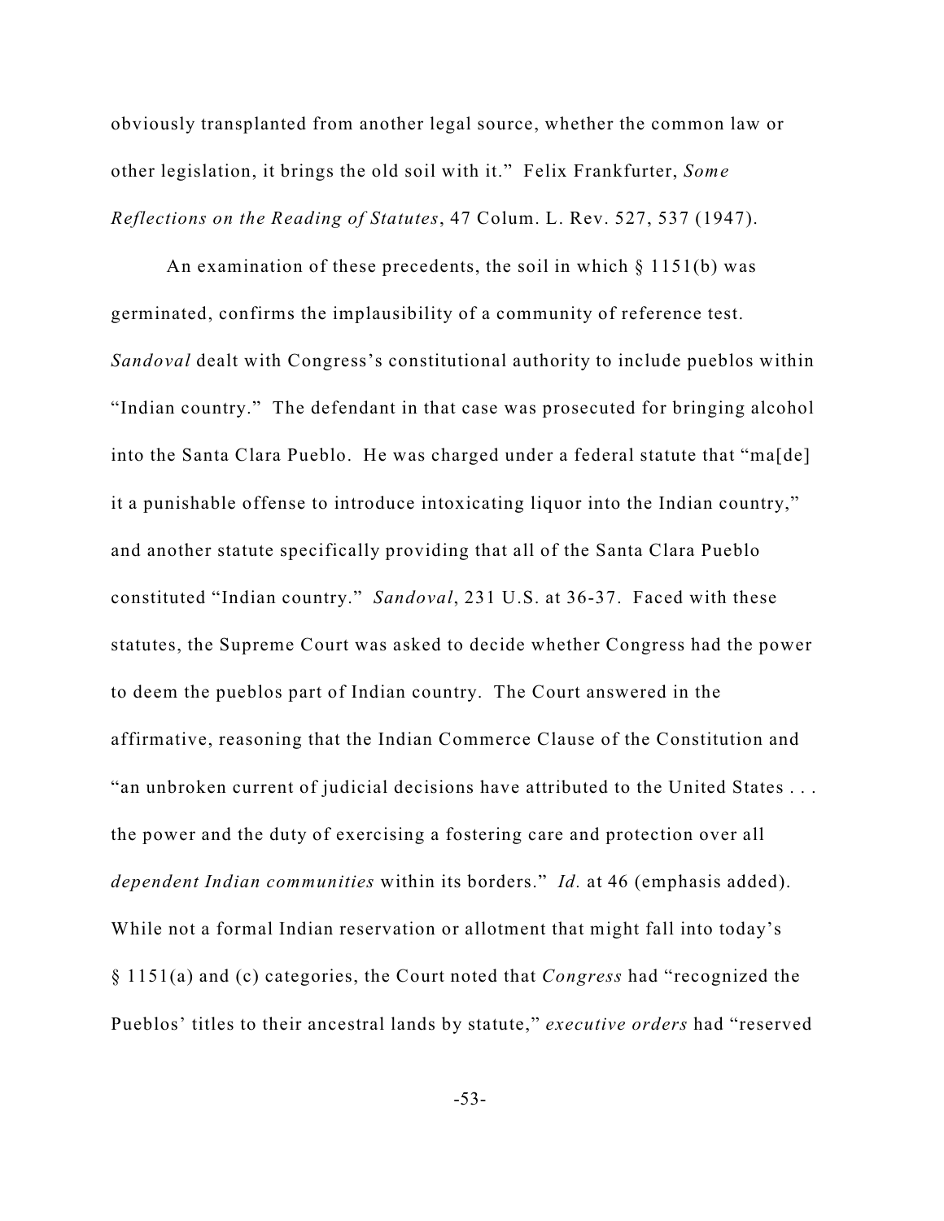obviously transplanted from another legal source, whether the common law or other legislation, it brings the old soil with it." Felix Frankfurter, *Some Reflections on the Reading of Statutes*, 47 Colum. L. Rev. 527, 537 (1947).

An examination of these precedents, the soil in which § 1151(b) was germinated, confirms the implausibility of a community of reference test. *Sandoval* dealt with Congress's constitutional authority to include pueblos within "Indian country." The defendant in that case was prosecuted for bringing alcohol into the Santa Clara Pueblo. He was charged under a federal statute that "ma[de] it a punishable offense to introduce intoxicating liquor into the Indian country," and another statute specifically providing that all of the Santa Clara Pueblo constituted "Indian country." *Sandoval*, 231 U.S. at 36-37. Faced with these statutes, the Supreme Court was asked to decide whether Congress had the power to deem the pueblos part of Indian country. The Court answered in the affirmative, reasoning that the Indian Commerce Clause of the Constitution and "an unbroken current of judicial decisions have attributed to the United States . . . the power and the duty of exercising a fostering care and protection over all *dependent Indian communities* within its borders." *Id.* at 46 (emphasis added). While not a formal Indian reservation or allotment that might fall into today's § 1151(a) and (c) categories, the Court noted that *Congress* had "recognized the Pueblos' titles to their ancestral lands by statute," *executive orders* had "reserved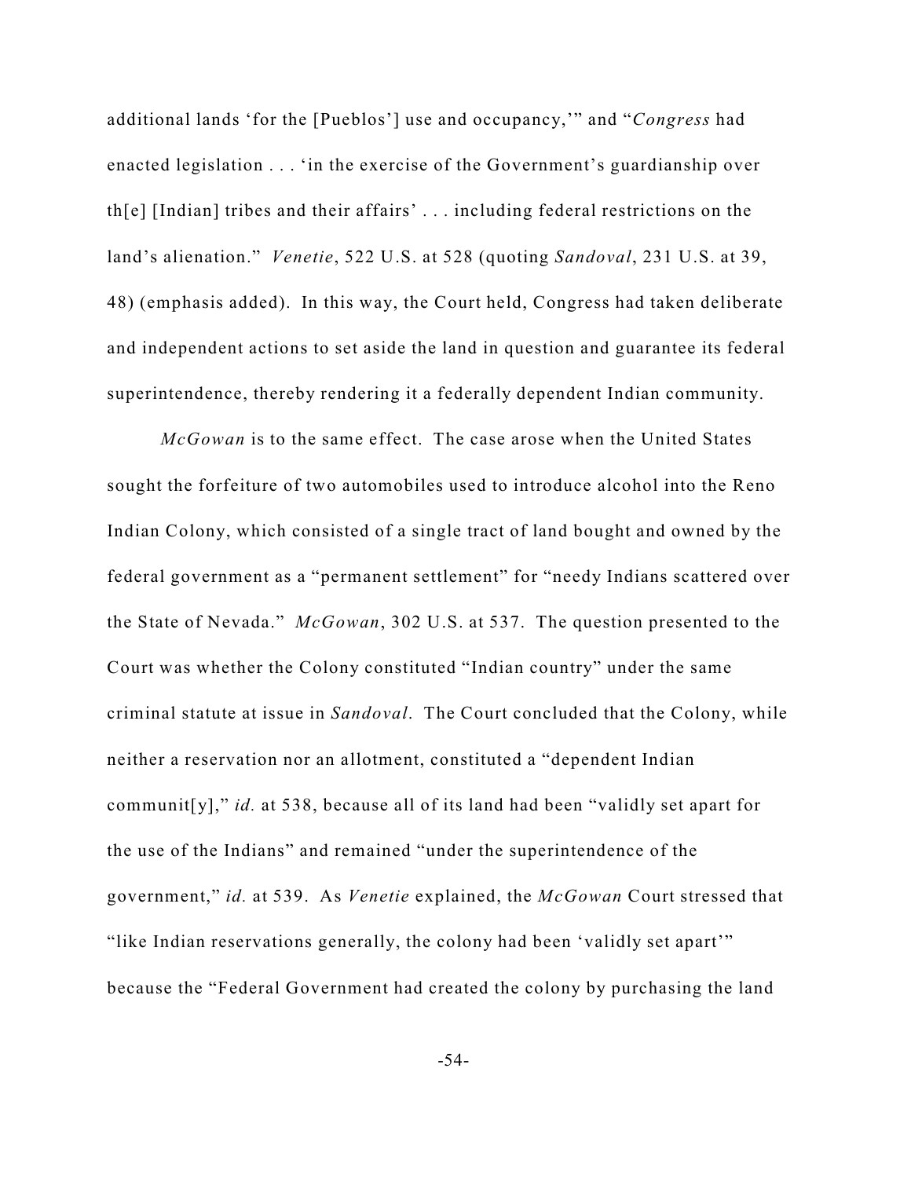additional lands 'for the [Pueblos'] use and occupancy,'" and "*Congress* had enacted legislation . . . 'in the exercise of the Government's guardianship over th[e] [Indian] tribes and their affairs' . . . including federal restrictions on the land's alienation." *Venetie*, 522 U.S. at 528 (quoting *Sandoval*, 231 U.S. at 39, 48) (emphasis added). In this way, the Court held, Congress had taken deliberate and independent actions to set aside the land in question and guarantee its federal superintendence, thereby rendering it a federally dependent Indian community.

*McGowan* is to the same effect. The case arose when the United States sought the forfeiture of two automobiles used to introduce alcohol into the Reno Indian Colony, which consisted of a single tract of land bought and owned by the federal government as a "permanent settlement" for "needy Indians scattered over the State of Nevada." *McGowan*, 302 U.S. at 537. The question presented to the Court was whether the Colony constituted "Indian country" under the same criminal statute at issue in *Sandoval*. The Court concluded that the Colony, while neither a reservation nor an allotment, constituted a "dependent Indian communit[y]," *id.* at 538, because all of its land had been "validly set apart for the use of the Indians" and remained "under the superintendence of the government," *id.* at 539. As *Venetie* explained, the *McGowan* Court stressed that "like Indian reservations generally, the colony had been 'validly set apart'" because the "Federal Government had created the colony by purchasing the land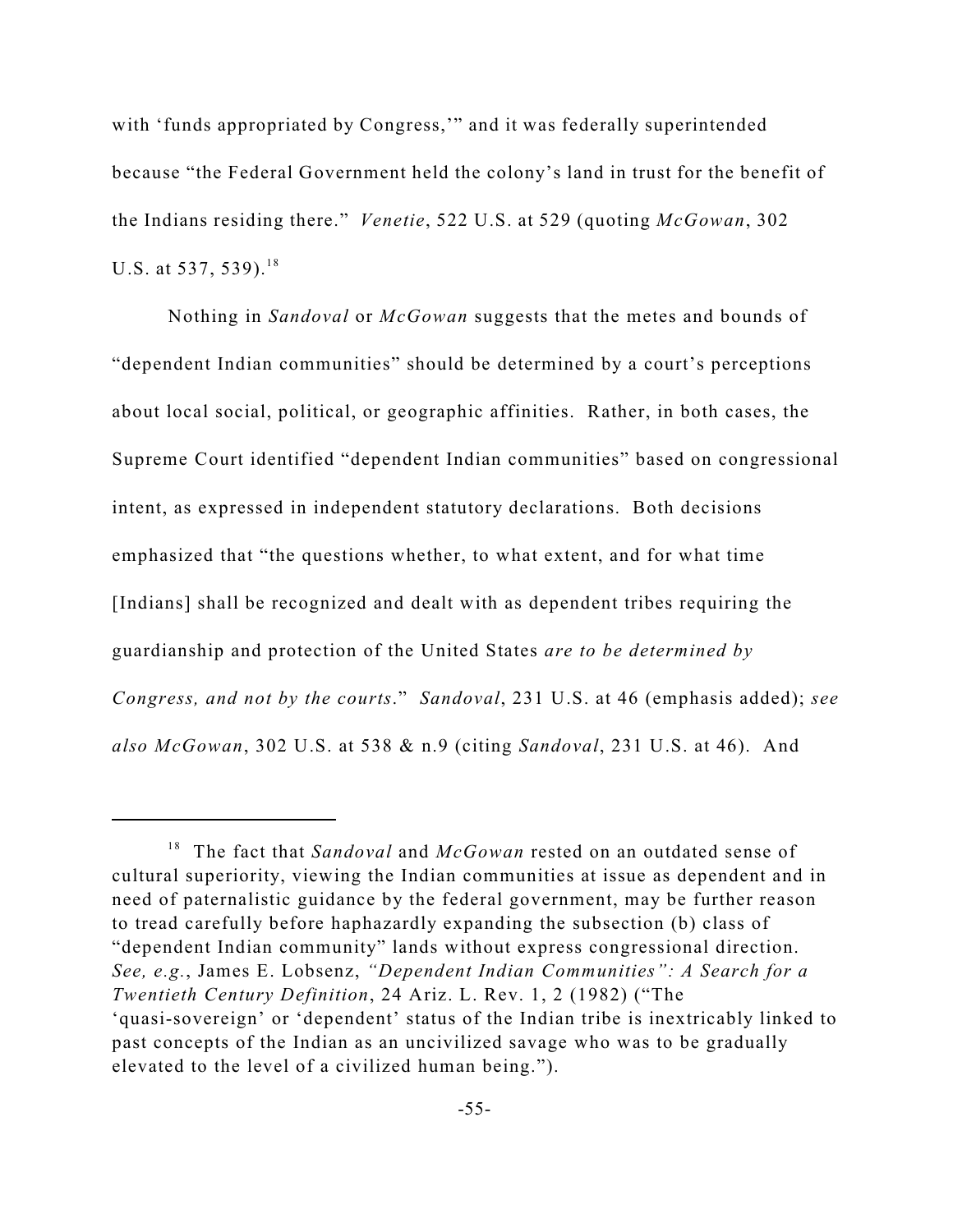with 'funds appropriated by Congress,'" and it was federally superintended because "the Federal Government held the colony's land in trust for the benefit of the Indians residing there." *Venetie*, 522 U.S. at 529 (quoting *McGowan*, 302 U.S. at 537, 539).[18]

Nothing in *Sandoval* or *McGowan* suggests that the metes and bounds of "dependent Indian communities" should be determined by a court's perceptions about local social, political, or geographic affinities. Rather, in both cases, the Supreme Court identified "dependent Indian communities" based on congressional intent, as expressed in independent statutory declarations. Both decisions emphasized that "the questions whether, to what extent, and for what time [Indians] shall be recognized and dealt with as dependent tribes requiring the guardianship and protection of the United States *are to be determined by Congress, and not by the courts*." *Sandoval*, 231 U.S. at 46 (emphasis added); *see also McGowan*, 302 U.S. at 538 & n.9 (citing *Sandoval*, 231 U.S. at 46). And

---

[18] The fact that *Sandoval* and *McGowan* rested on an outdated sense of cultural superiority, viewing the Indian communities at issue as dependent and in need of paternalistic guidance by the federal government, may be further reason to tread carefully before haphazardly expanding the subsection (b) class of "dependent Indian community" lands without express congressional direction. *See, e.g.*, James E. Lobsenz, *"Dependent Indian Communities": A Search for a Twentieth Century Definition*, 24 Ariz. L. Rev. 1, 2 (1982) ("The 'quasi-sovereign' or 'dependent' status of the Indian tribe is inextricably linked to past concepts of the Indian as an uncivilized savage who was to be gradually elevated to the level of a civilized human being.").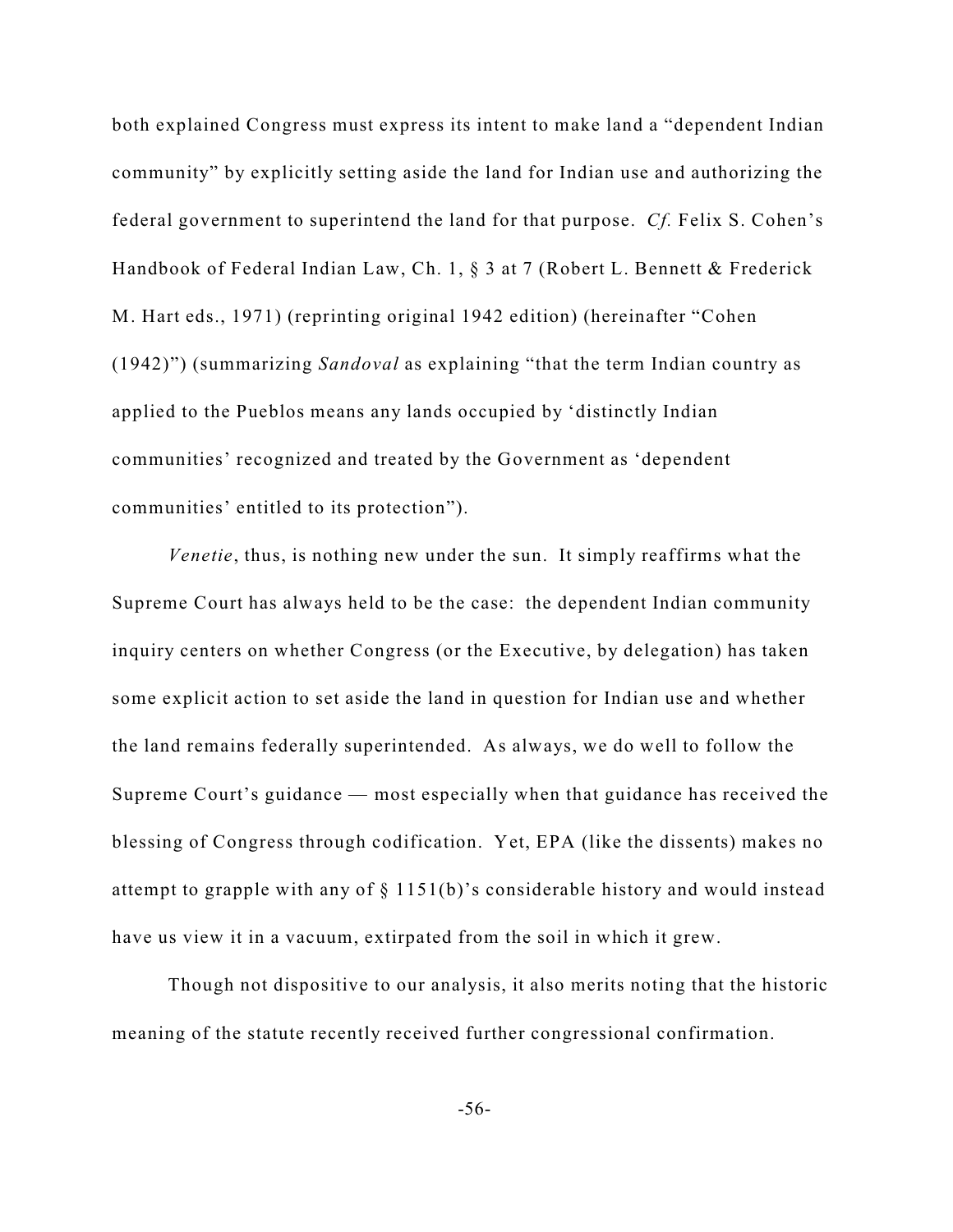both explained Congress must express its intent to make land a "dependent Indian community" by explicitly setting aside the land for Indian use and authorizing the federal government to superintend the land for that purpose. *Cf.* Felix S. Cohen's Handbook of Federal Indian Law, Ch. 1, § 3 at 7 (Robert L. Bennett & Frederick M. Hart eds., 1971) (reprinting original 1942 edition) (hereinafter "Cohen (1942)") (summarizing *Sandoval* as explaining "that the term Indian country as applied to the Pueblos means any lands occupied by 'distinctly Indian communities' recognized and treated by the Government as 'dependent communities' entitled to its protection").

*Venetie*, thus, is nothing new under the sun. It simply reaffirms what the Supreme Court has always held to be the case: the dependent Indian community inquiry centers on whether Congress (or the Executive, by delegation) has taken some explicit action to set aside the land in question for Indian use and whether the land remains federally superintended. As always, we do well to follow the Supreme Court's guidance — most especially when that guidance has received the blessing of Congress through codification. Yet, EPA (like the dissents) makes no attempt to grapple with any of § 1151(b)'s considerable history and would instead have us view it in a vacuum, extirpated from the soil in which it grew.

Though not dispositive to our analysis, it also merits noting that the historic meaning of the statute recently received further congressional confirmation.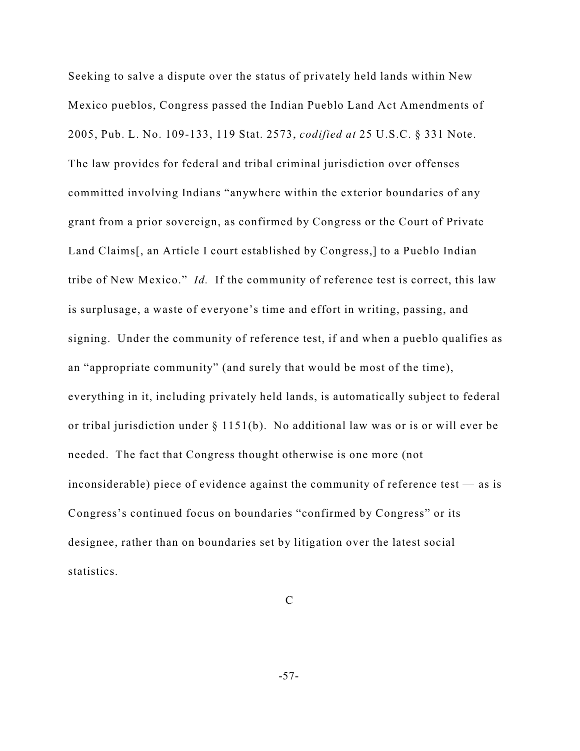Seeking to salve a dispute over the status of privately held lands within New Mexico pueblos, Congress passed the Indian Pueblo Land Act Amendments of 2005, Pub. L. No. 109-133, 119 Stat. 2573, *codified at* 25 U.S.C. § 331 Note. The law provides for federal and tribal criminal jurisdiction over offenses committed involving Indians "anywhere within the exterior boundaries of any grant from a prior sovereign, as confirmed by Congress or the Court of Private Land Claims[, an Article I court established by Congress,] to a Pueblo Indian tribe of New Mexico." *Id.* If the community of reference test is correct, this law is surplusage, a waste of everyone's time and effort in writing, passing, and signing. Under the community of reference test, if and when a pueblo qualifies as an "appropriate community" (and surely that would be most of the time), everything in it, including privately held lands, is automatically subject to federal or tribal jurisdiction under § 1151(b). No additional law was or is or will ever be needed. The fact that Congress thought otherwise is one more (not inconsiderable) piece of evidence against the community of reference test — as is Congress's continued focus on boundaries "confirmed by Congress" or its designee, rather than on boundaries set by litigation over the latest social statistics.

C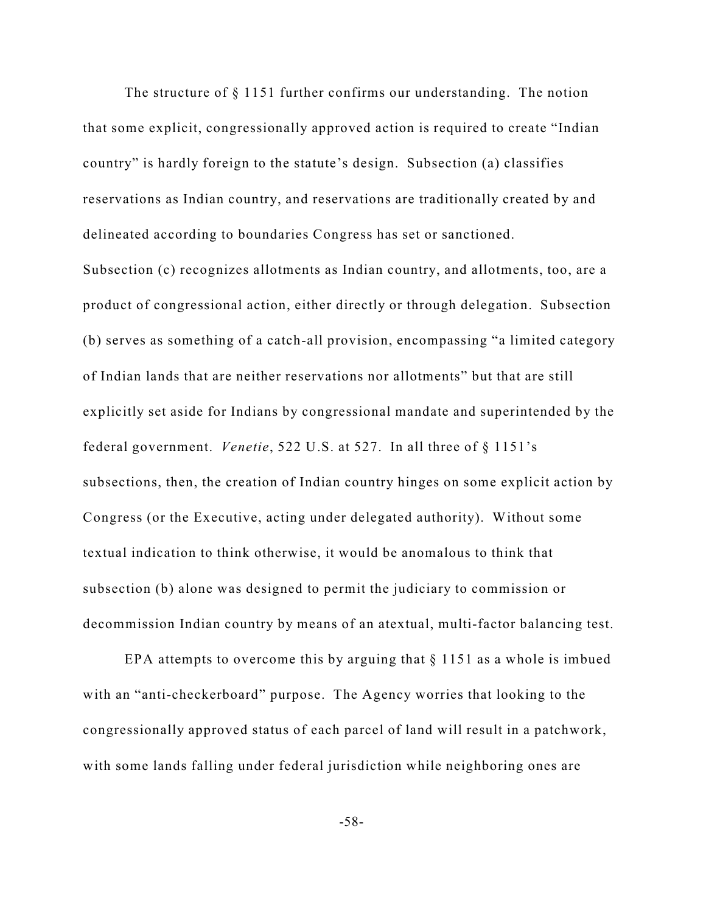The structure of § 1151 further confirms our understanding. The notion that some explicit, congressionally approved action is required to create "Indian country" is hardly foreign to the statute's design. Subsection (a) classifies reservations as Indian country, and reservations are traditionally created by and delineated according to boundaries Congress has set or sanctioned. Subsection (c) recognizes allotments as Indian country, and allotments, too, are a product of congressional action, either directly or through delegation. Subsection (b) serves as something of a catch-all provision, encompassing "a limited category of Indian lands that are neither reservations nor allotments" but that are still explicitly set aside for Indians by congressional mandate and superintended by the federal government. *Venetie*, 522 U.S. at 527. In all three of § 1151's subsections, then, the creation of Indian country hinges on some explicit action by Congress (or the Executive, acting under delegated authority). Without some textual indication to think otherwise, it would be anomalous to think that subsection (b) alone was designed to permit the judiciary to commission or decommission Indian country by means of an atextual, multi-factor balancing test.

EPA attempts to overcome this by arguing that § 1151 as a whole is imbued with an "anti-checkerboard" purpose. The Agency worries that looking to the congressionally approved status of each parcel of land will result in a patchwork, with some lands falling under federal jurisdiction while neighboring ones are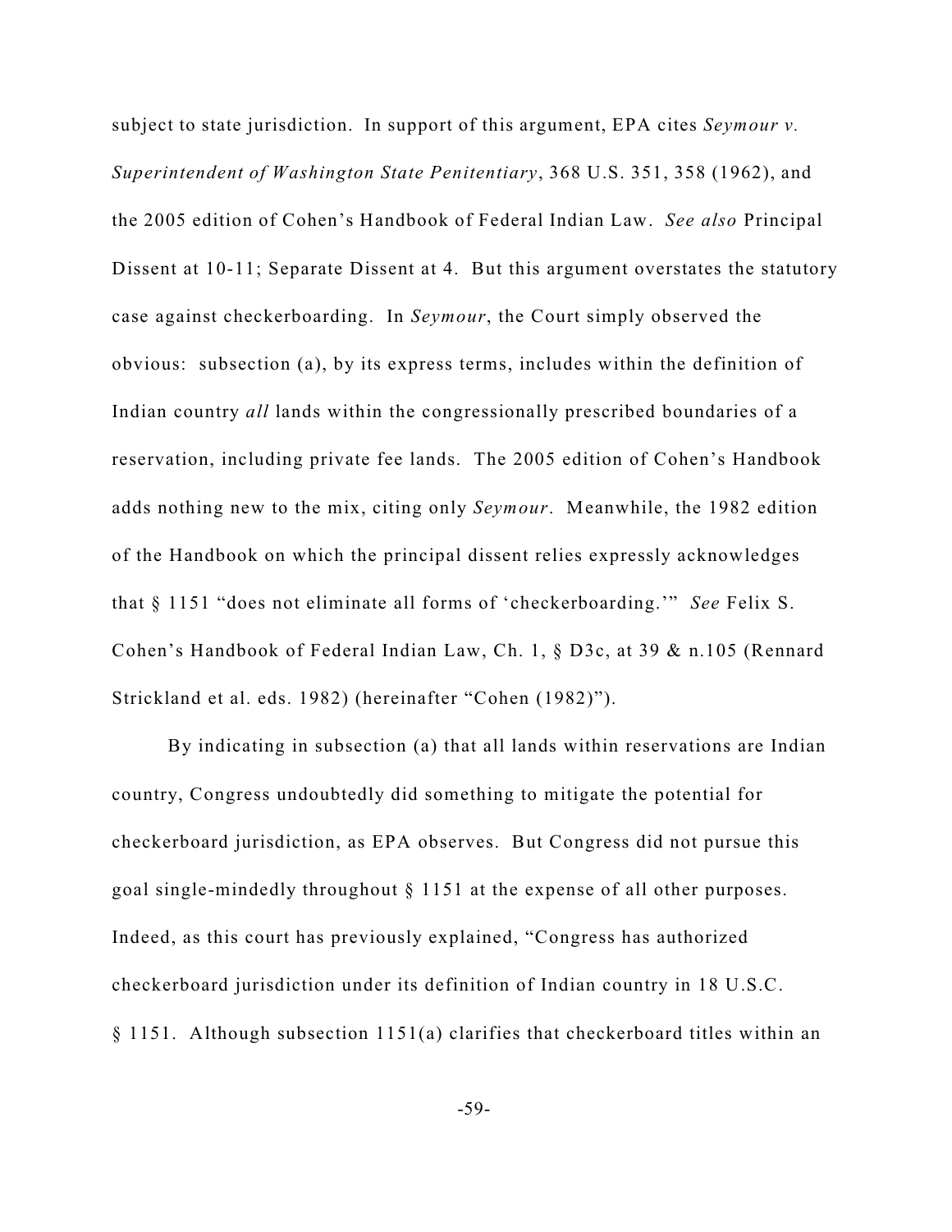subject to state jurisdiction. In support of this argument, EPA cites *Seymour v. Superintendent of Washington State Penitentiary*, 368 U.S. 351, 358 (1962), and the 2005 edition of Cohen's Handbook of Federal Indian Law. *See also* Principal Dissent at 10-11; Separate Dissent at 4. But this argument overstates the statutory case against checkerboarding. In *Seymour*, the Court simply observed the obvious: subsection (a), by its express terms, includes within the definition of Indian country *all* lands within the congressionally prescribed boundaries of a reservation, including private fee lands. The 2005 edition of Cohen's Handbook adds nothing new to the mix, citing only *Seymour*. Meanwhile, the 1982 edition of the Handbook on which the principal dissent relies expressly acknowledges that § 1151 "does not eliminate all forms of 'checkerboarding.'" *See* Felix S. Cohen's Handbook of Federal Indian Law, Ch. 1, § D3c, at 39 & n.105 (Rennard Strickland et al. eds. 1982) (hereinafter "Cohen (1982)").

By indicating in subsection (a) that all lands within reservations are Indian country, Congress undoubtedly did something to mitigate the potential for checkerboard jurisdiction, as EPA observes. But Congress did not pursue this goal single-mindedly throughout § 1151 at the expense of all other purposes. Indeed, as this court has previously explained, "Congress has authorized checkerboard jurisdiction under its definition of Indian country in 18 U.S.C. § 1151. Although subsection 1151(a) clarifies that checkerboard titles within an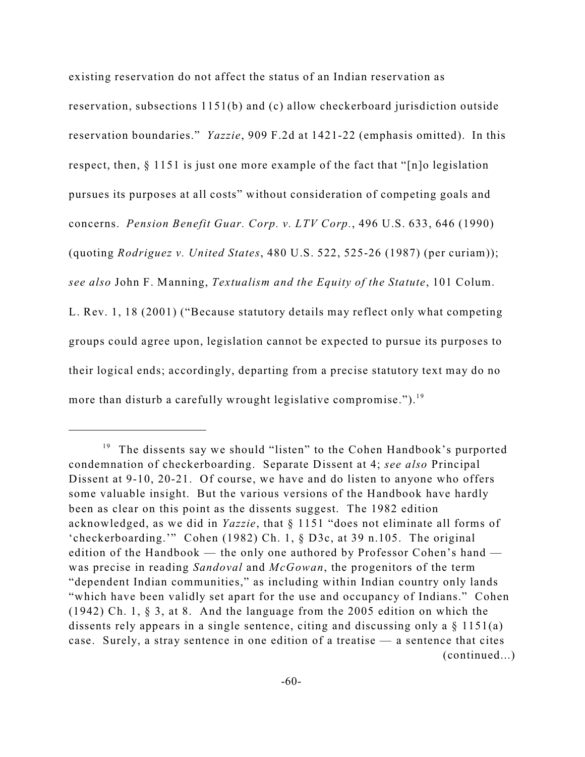existing reservation do not affect the status of an Indian reservation as reservation, subsections 1151(b) and (c) allow checkerboard jurisdiction outside reservation boundaries." *Yazzie*, 909 F.2d at 1421-22 (emphasis omitted). In this respect, then, § 1151 is just one more example of the fact that "[n]o legislation pursues its purposes at all costs" without consideration of competing goals and concerns. *Pension Benefit Guar. Corp. v. LTV Corp.*, 496 U.S. 633, 646 (1990) (quoting *Rodriguez v. United States*, 480 U.S. 522, 525-26 (1987) (per curiam)); *see also* John F. Manning, *Textualism and the Equity of the Statute*, 101 Colum. L. Rev. 1, 18 (2001) ("Because statutory details may reflect only what competing groups could agree upon, legislation cannot be expected to pursue its purposes to their logical ends; accordingly, departing from a precise statutory text may do no more than disturb a carefully wrought legislative compromise.").[19]

---

[19] The dissents say we should "listen" to the Cohen Handbook's purported condemnation of checkerboarding. Separate Dissent at 4; *see also* Principal Dissent at 9-10, 20-21. Of course, we have and do listen to anyone who offers some valuable insight. But the various versions of the Handbook have hardly been as clear on this point as the dissents suggest. The 1982 edition acknowledged, as we did in *Yazzie*, that § 1151 "does not eliminate all forms of 'checkerboarding.'" Cohen (1982) Ch. 1, § D3c, at 39 n.105. The original edition of the Handbook — the only one authored by Professor Cohen's hand — was precise in reading *Sandoval* and *McGowan*, the progenitors of the term "dependent Indian communities," as including within Indian country only lands "which have been validly set apart for the use and occupancy of Indians." Cohen (1942) Ch. 1, § 3, at 8. And the language from the 2005 edition on which the dissents rely appears in a single sentence, citing and discussing only a § 1151(a) case. Surely, a stray sentence in one edition of a treatise — a sentence that cites (continued...)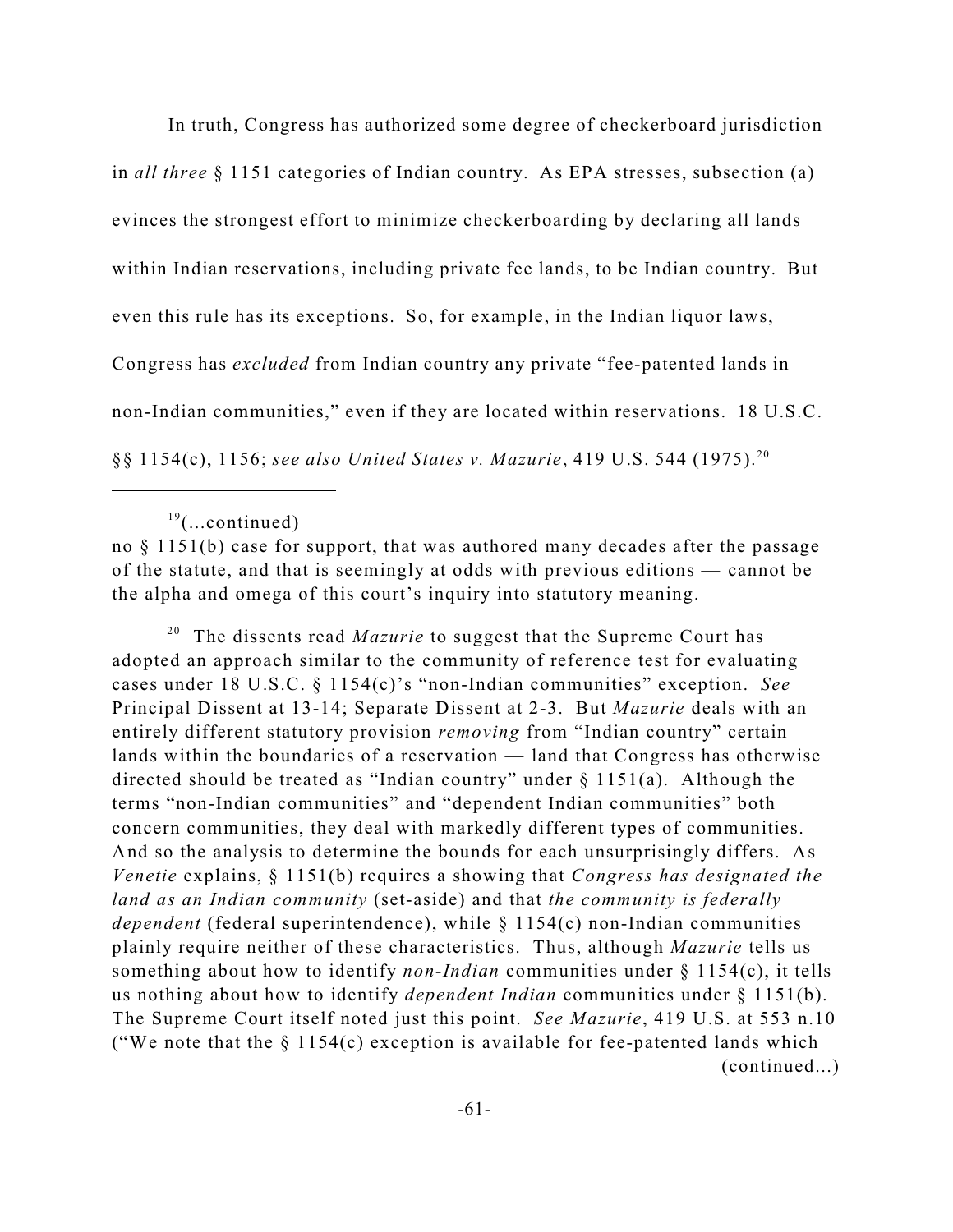In truth, Congress has authorized some degree of checkerboard jurisdiction in *all three* § 1151 categories of Indian country. As EPA stresses, subsection (a) evinces the strongest effort to minimize checkerboarding by declaring all lands within Indian reservations, including private fee lands, to be Indian country. But even this rule has its exceptions. So, for example, in the Indian liquor laws, Congress has *excluded* from Indian country any private "fee-patented lands in non-Indian communities," even if they are located within reservations. 18 U.S.C. §§ 1154(c), 1156; *see also United States v. Mazurie*, 419 U.S. 544 (1975).[20]

---

[19](...continued)
no § 1151(b) case for support, that was authored many decades after the passage of the statute, and that is seemingly at odds with previous editions — cannot be the alpha and omega of this court's inquiry into statutory meaning.

[20] The dissents read *Mazurie* to suggest that the Supreme Court has adopted an approach similar to the community of reference test for evaluating cases under 18 U.S.C. § 1154(c)'s "non-Indian communities" exception. *See* Principal Dissent at 13-14; Separate Dissent at 2-3. But *Mazurie* deals with an entirely different statutory provision *removing* from "Indian country" certain lands within the boundaries of a reservation — land that Congress has otherwise directed should be treated as "Indian country" under § 1151(a). Although the terms "non-Indian communities" and "dependent Indian communities" both concern communities, they deal with markedly different types of communities. And so the analysis to determine the bounds for each unsurprisingly differs. As *Venetie* explains, § 1151(b) requires a showing that *Congress has designated the land as an Indian community* (set-aside) and that *the community is federally dependent* (federal superintendence), while § 1154(c) non-Indian communities plainly require neither of these characteristics. Thus, although *Mazurie* tells us something about how to identify *non-Indian* communities under § 1154(c), it tells us nothing about how to identify *dependent Indian* communities under § 1151(b). The Supreme Court itself noted just this point. *See Mazurie*, 419 U.S. at 553 n.10 ("We note that the § 1154(c) exception is available for fee-patented lands which
(continued...)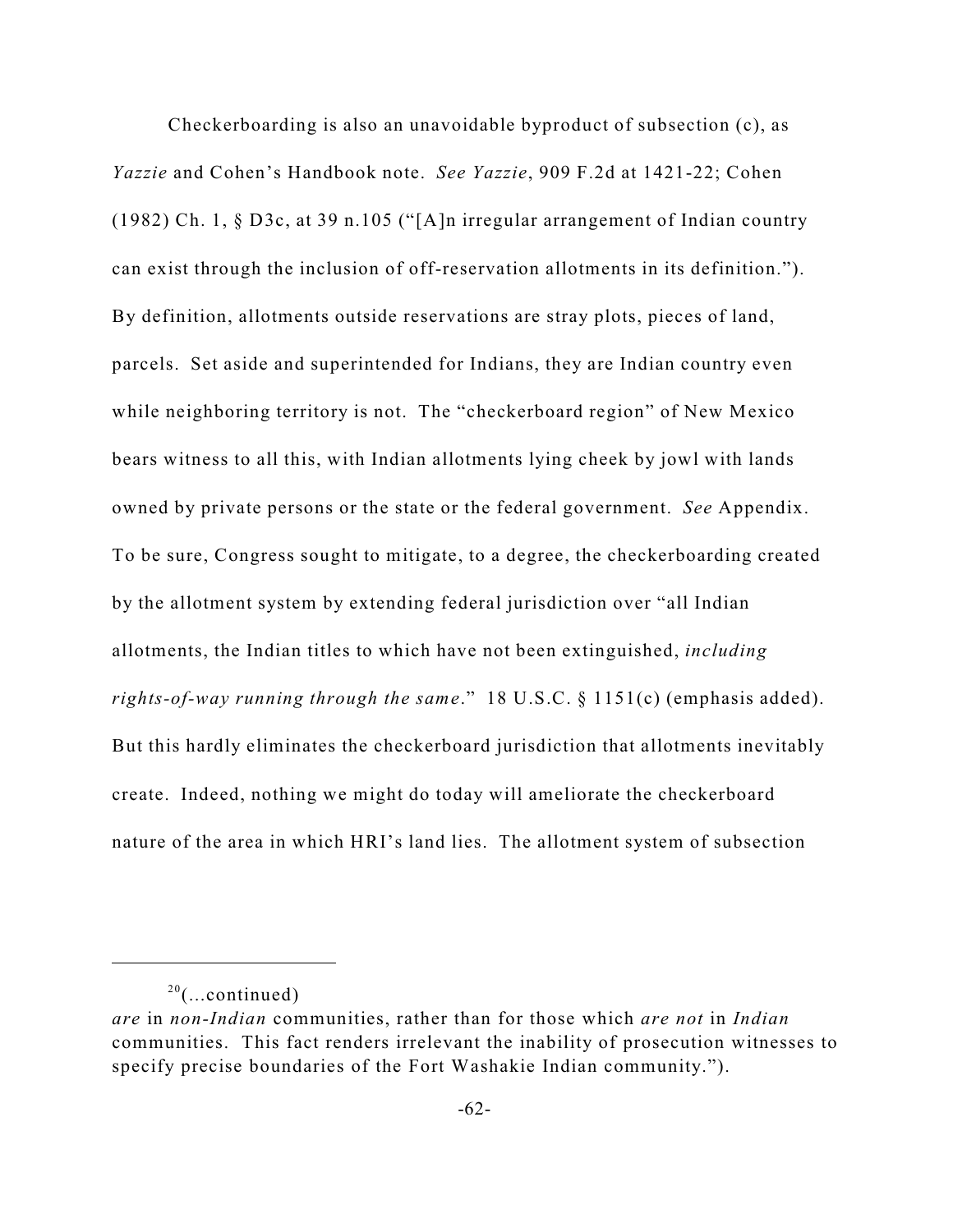Checkerboarding is also an unavoidable byproduct of subsection (c), as *Yazzie* and Cohen's Handbook note. *See Yazzie*, 909 F.2d at 1421-22; Cohen (1982) Ch. 1, § D3c, at 39 n.105 ("[A]n irregular arrangement of Indian country can exist through the inclusion of off-reservation allotments in its definition."). By definition, allotments outside reservations are stray plots, pieces of land, parcels. Set aside and superintended for Indians, they are Indian country even while neighboring territory is not. The "checkerboard region" of New Mexico bears witness to all this, with Indian allotments lying cheek by jowl with lands owned by private persons or the state or the federal government. *See* Appendix. To be sure, Congress sought to mitigate, to a degree, the checkerboarding created by the allotment system by extending federal jurisdiction over "all Indian allotments, the Indian titles to which have not been extinguished, *including rights-of-way running through the same*." 18 U.S.C. § 1151(c) (emphasis added). But this hardly eliminates the checkerboard jurisdiction that allotments inevitably create. Indeed, nothing we might do today will ameliorate the checkerboard nature of the area in which HRI's land lies. The allotment system of subsection

---

[20](...continued)
*are* in *non-Indian* communities, rather than for those which *are not* in *Indian* communities. This fact renders irrelevant the inability of prosecution witnesses to specify precise boundaries of the Fort Washakie Indian community.").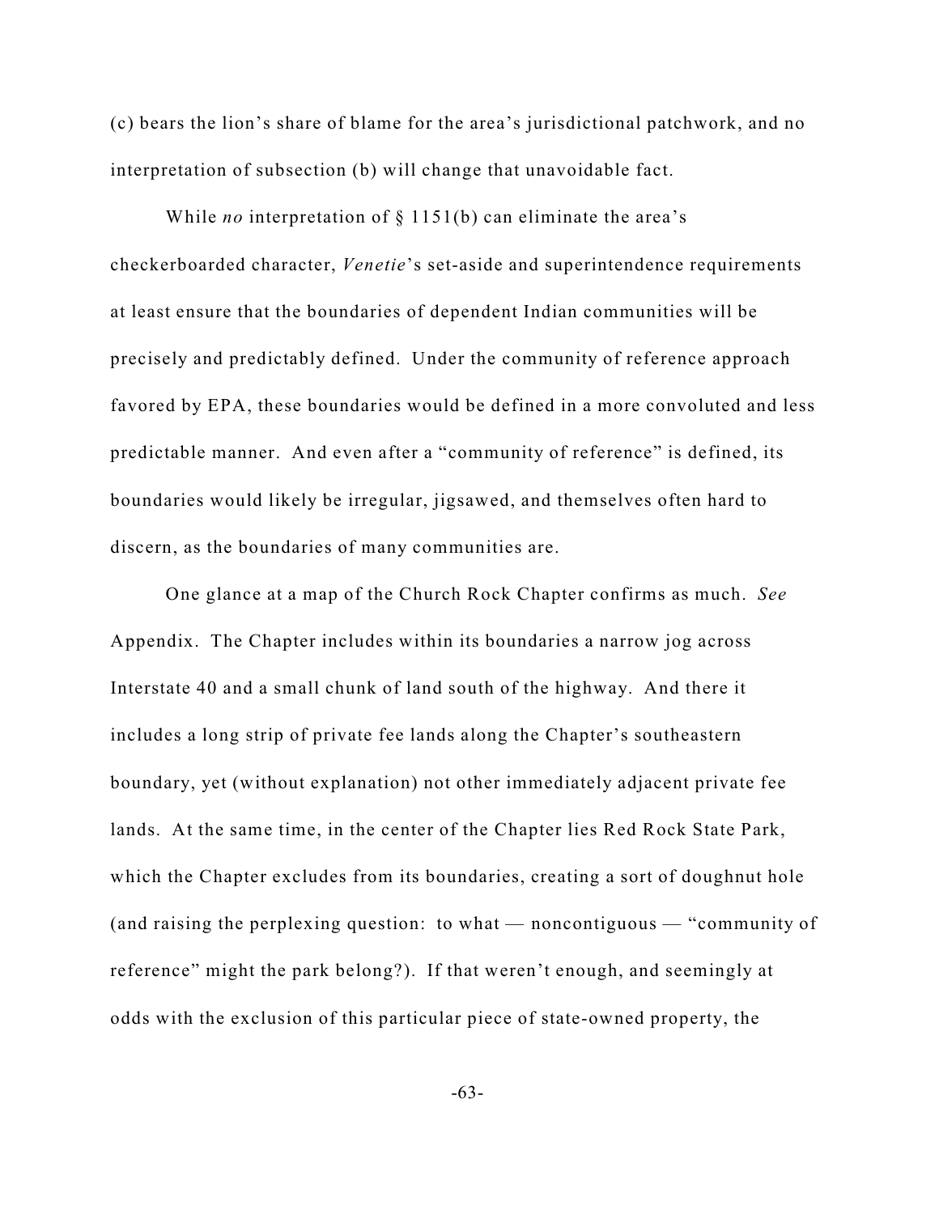(c) bears the lion's share of blame for the area's jurisdictional patchwork, and no interpretation of subsection (b) will change that unavoidable fact.

While *no* interpretation of § 1151(b) can eliminate the area's checkerboarded character, *Venetie*'s set-aside and superintendence requirements at least ensure that the boundaries of dependent Indian communities will be precisely and predictably defined. Under the community of reference approach favored by EPA, these boundaries would be defined in a more convoluted and less predictable manner. And even after a "community of reference" is defined, its boundaries would likely be irregular, jigsawed, and themselves often hard to discern, as the boundaries of many communities are.

One glance at a map of the Church Rock Chapter confirms as much. *See* Appendix. The Chapter includes within its boundaries a narrow jog across Interstate 40 and a small chunk of land south of the highway. And there it includes a long strip of private fee lands along the Chapter's southeastern boundary, yet (without explanation) not other immediately adjacent private fee lands. At the same time, in the center of the Chapter lies Red Rock State Park, which the Chapter excludes from its boundaries, creating a sort of doughnut hole (and raising the perplexing question: to what — noncontiguous — "community of reference" might the park belong?). If that weren't enough, and seemingly at odds with the exclusion of this particular piece of state-owned property, the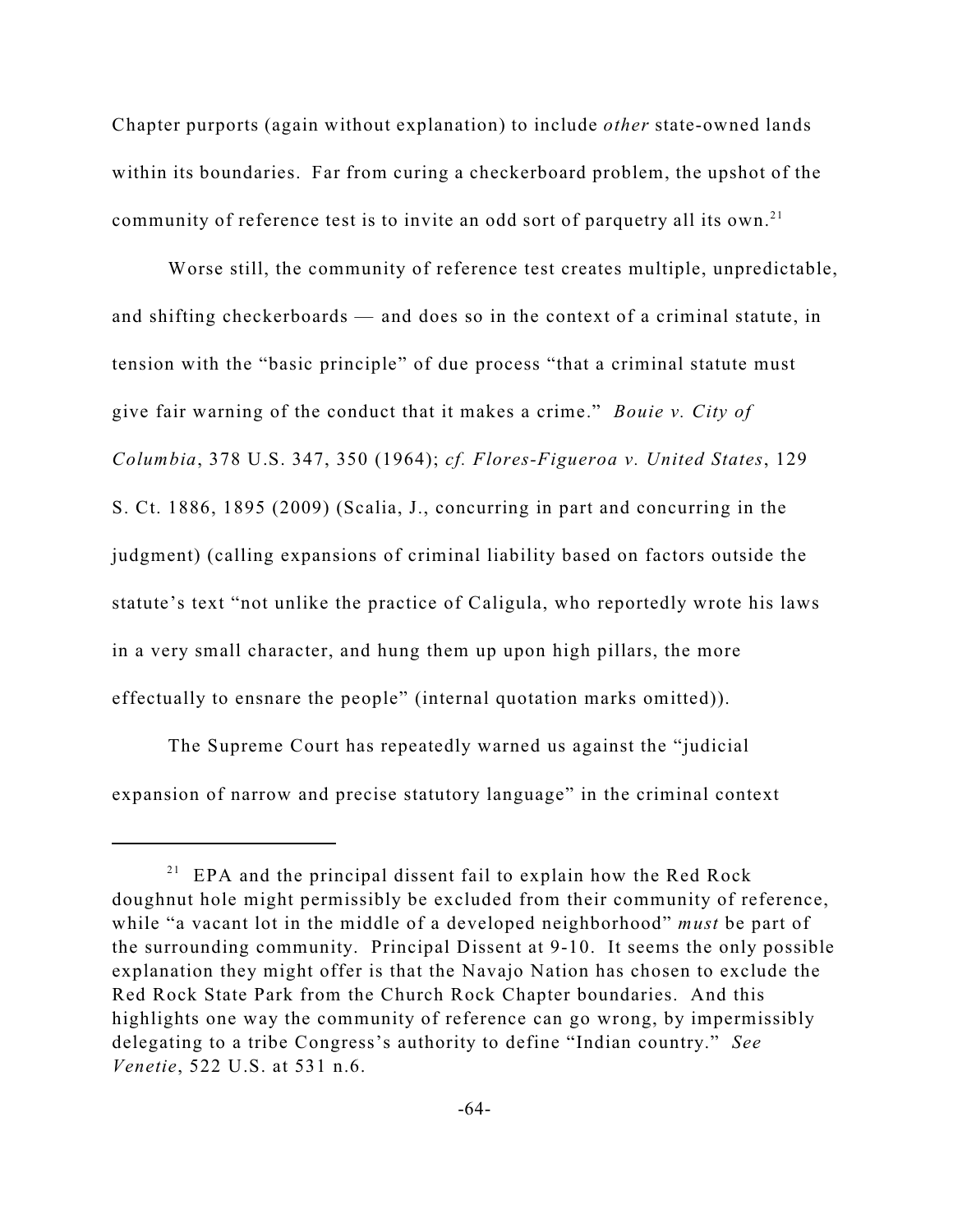Chapter purports (again without explanation) to include *other* state-owned lands within its boundaries. Far from curing a checkerboard problem, the upshot of the community of reference test is to invite an odd sort of parquetry all its own.[21]

Worse still, the community of reference test creates multiple, unpredictable, and shifting checkerboards — and does so in the context of a criminal statute, in tension with the "basic principle" of due process "that a criminal statute must give fair warning of the conduct that it makes a crime." *Bouie v. City of Columbia*, 378 U.S. 347, 350 (1964); *cf. Flores-Figueroa v. United States*, 129 S. Ct. 1886, 1895 (2009) (Scalia, J., concurring in part and concurring in the judgment) (calling expansions of criminal liability based on factors outside the statute's text "not unlike the practice of Caligula, who reportedly wrote his laws in a very small character, and hung them up upon high pillars, the more effectually to ensnare the people" (internal quotation marks omitted)).

The Supreme Court has repeatedly warned us against the "judicial expansion of narrow and precise statutory language" in the criminal context

---

[21] EPA and the principal dissent fail to explain how the Red Rock doughnut hole might permissibly be excluded from their community of reference, while "a vacant lot in the middle of a developed neighborhood" *must* be part of the surrounding community. Principal Dissent at 9-10. It seems the only possible explanation they might offer is that the Navajo Nation has chosen to exclude the Red Rock State Park from the Church Rock Chapter boundaries. And this highlights one way the community of reference can go wrong, by impermissibly delegating to a tribe Congress's authority to define "Indian country." *See Venetie*, 522 U.S. at 531 n.6.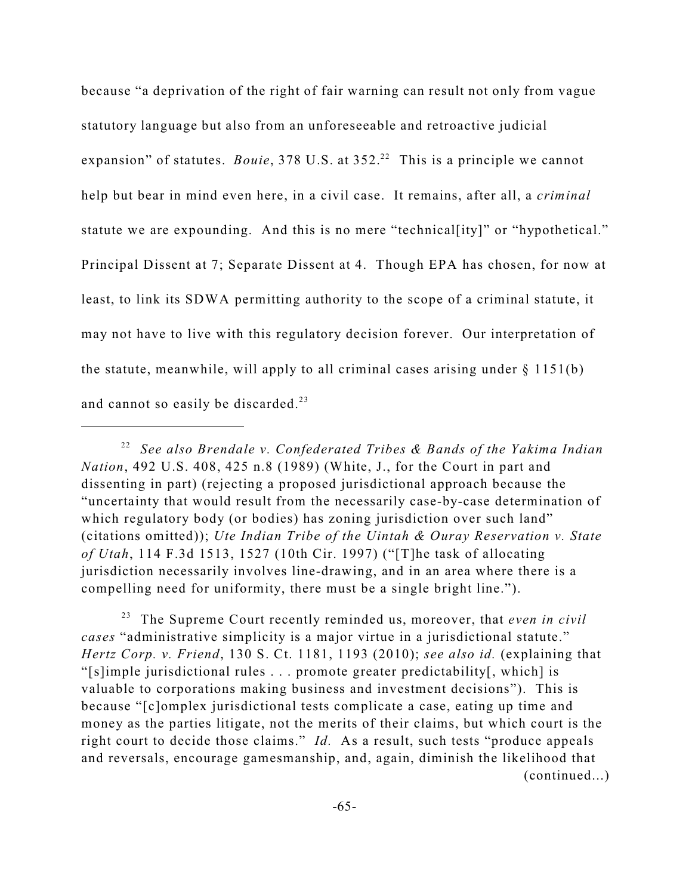because "a deprivation of the right of fair warning can result not only from vague statutory language but also from an unforeseeable and retroactive judicial expansion" of statutes. *Bouie*, 378 U.S. at 352.[22] This is a principle we cannot help but bear in mind even here, in a civil case. It remains, after all, a *criminal* statute we are expounding. And this is no mere "technical[ity]" or "hypothetical." Principal Dissent at 7; Separate Dissent at 4. Though EPA has chosen, for now at least, to link its SDWA permitting authority to the scope of a criminal statute, it may not have to live with this regulatory decision forever. Our interpretation of the statute, meanwhile, will apply to all criminal cases arising under § 1151(b) and cannot so easily be discarded.[23]

---

[22] *See also Brendale v. Confederated Tribes & Bands of the Yakima Indian Nation*, 492 U.S. 408, 425 n.8 (1989) (White, J., for the Court in part and dissenting in part) (rejecting a proposed jurisdictional approach because the "uncertainty that would result from the necessarily case-by-case determination of which regulatory body (or bodies) has zoning jurisdiction over such land" (citations omitted)); *Ute Indian Tribe of the Uintah & Ouray Reservation v. State of Utah*, 114 F.3d 1513, 1527 (10th Cir. 1997) ("[T]he task of allocating jurisdiction necessarily involves line-drawing, and in an area where there is a compelling need for uniformity, there must be a single bright line.").

[23] The Supreme Court recently reminded us, moreover, that *even in civil cases* "administrative simplicity is a major virtue in a jurisdictional statute." *Hertz Corp. v. Friend*, 130 S. Ct. 1181, 1193 (2010); *see also id.* (explaining that "[s]imple jurisdictional rules . . . promote greater predictability[, which] is valuable to corporations making business and investment decisions"). This is because "[c]omplex jurisdictional tests complicate a case, eating up time and money as the parties litigate, not the merits of their claims, but which court is the right court to decide those claims." *Id.* As a result, such tests "produce appeals and reversals, encourage gamesmanship, and, again, diminish the likelihood that (continued...)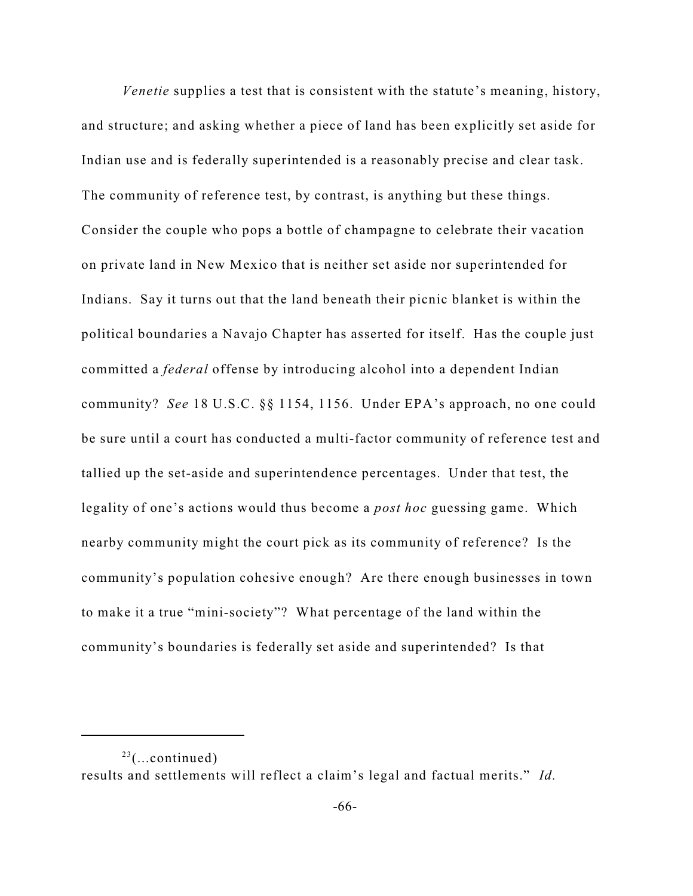*Venetie* supplies a test that is consistent with the statute's meaning, history, and structure; and asking whether a piece of land has been explicitly set aside for Indian use and is federally superintended is a reasonably precise and clear task. The community of reference test, by contrast, is anything but these things. Consider the couple who pops a bottle of champagne to celebrate their vacation on private land in New Mexico that is neither set aside nor superintended for Indians. Say it turns out that the land beneath their picnic blanket is within the political boundaries a Navajo Chapter has asserted for itself. Has the couple just committed a *federal* offense by introducing alcohol into a dependent Indian community? *See* 18 U.S.C. §§ 1154, 1156. Under EPA's approach, no one could be sure until a court has conducted a multi-factor community of reference test and tallied up the set-aside and superintendence percentages. Under that test, the legality of one's actions would thus become a *post hoc* guessing game. Which nearby community might the court pick as its community of reference? Is the community's population cohesive enough? Are there enough businesses in town to make it a true "mini-society"? What percentage of the land within the community's boundaries is federally set aside and superintended? Is that

---

[23](...continued)
results and settlements will reflect a claim's legal and factual merits." *Id.*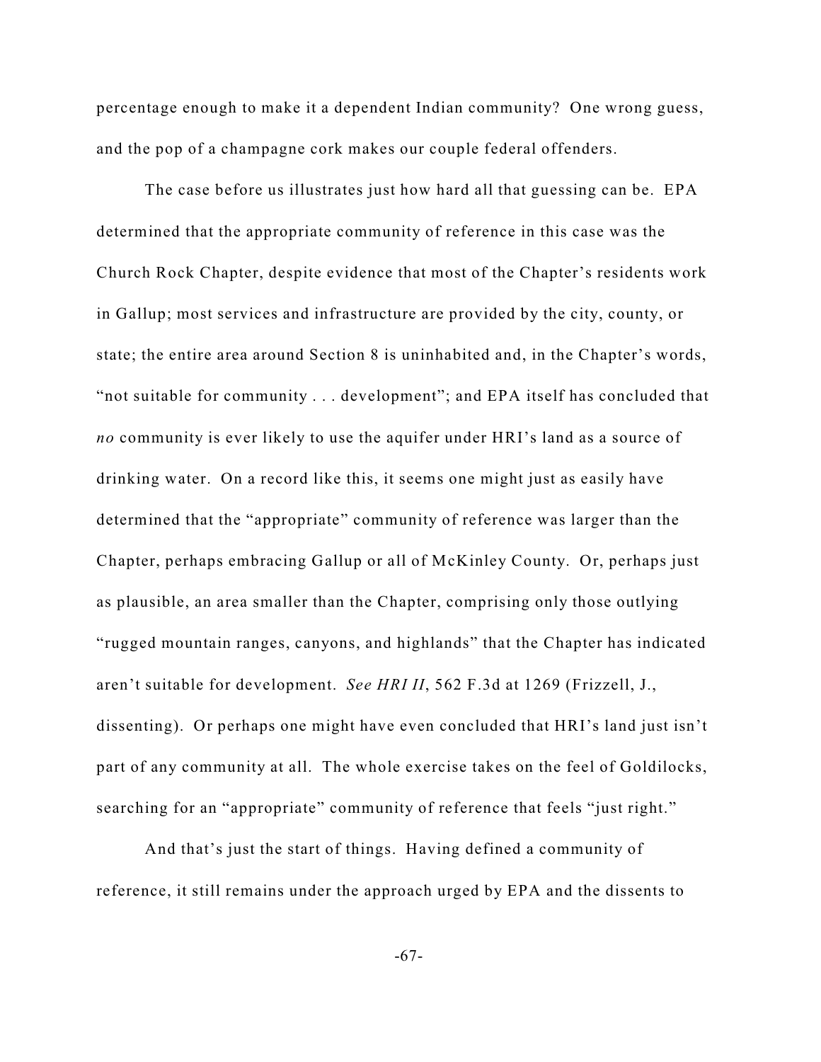percentage enough to make it a dependent Indian community? One wrong guess, and the pop of a champagne cork makes our couple federal offenders.

The case before us illustrates just how hard all that guessing can be. EPA determined that the appropriate community of reference in this case was the Church Rock Chapter, despite evidence that most of the Chapter's residents work in Gallup; most services and infrastructure are provided by the city, county, or state; the entire area around Section 8 is uninhabited and, in the Chapter's words, "not suitable for community . . . development"; and EPA itself has concluded that *no* community is ever likely to use the aquifer under HRI's land as a source of drinking water. On a record like this, it seems one might just as easily have determined that the "appropriate" community of reference was larger than the Chapter, perhaps embracing Gallup or all of McKinley County. Or, perhaps just as plausible, an area smaller than the Chapter, comprising only those outlying "rugged mountain ranges, canyons, and highlands" that the Chapter has indicated aren't suitable for development. *See HRI II*, 562 F.3d at 1269 (Frizzell, J., dissenting). Or perhaps one might have even concluded that HRI's land just isn't part of any community at all. The whole exercise takes on the feel of Goldilocks, searching for an "appropriate" community of reference that feels "just right."

And that's just the start of things. Having defined a community of reference, it still remains under the approach urged by EPA and the dissents to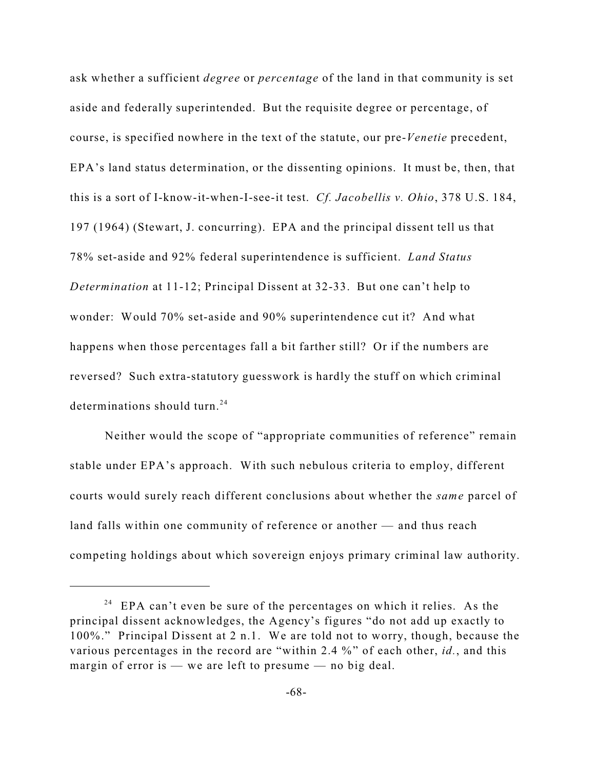ask whether a sufficient *degree* or *percentage* of the land in that community is set aside and federally superintended. But the requisite degree or percentage, of course, is specified nowhere in the text of the statute, our pre-*Venetie* precedent, EPA's land status determination, or the dissenting opinions. It must be, then, that this is a sort of I-know-it-when-I-see-it test. *Cf. Jacobellis v. Ohio*, 378 U.S. 184, 197 (1964) (Stewart, J. concurring). EPA and the principal dissent tell us that 78% set-aside and 92% federal superintendence is sufficient. *Land Status Determination* at 11-12; Principal Dissent at 32-33. But one can't help to wonder: Would 70% set-aside and 90% superintendence cut it? And what happens when those percentages fall a bit farther still? Or if the numbers are reversed? Such extra-statutory guesswork is hardly the stuff on which criminal determinations should turn.[24]

Neither would the scope of "appropriate communities of reference" remain stable under EPA's approach. With such nebulous criteria to employ, different courts would surely reach different conclusions about whether the *same* parcel of land falls within one community of reference or another — and thus reach competing holdings about which sovereign enjoys primary criminal law authority.

---

[24] EPA can't even be sure of the percentages on which it relies. As the principal dissent acknowledges, the Agency's figures "do not add up exactly to 100%." Principal Dissent at 2 n.1. We are told not to worry, though, because the various percentages in the record are "within 2.4 %" of each other, *id.*, and this margin of error is — we are left to presume — no big deal.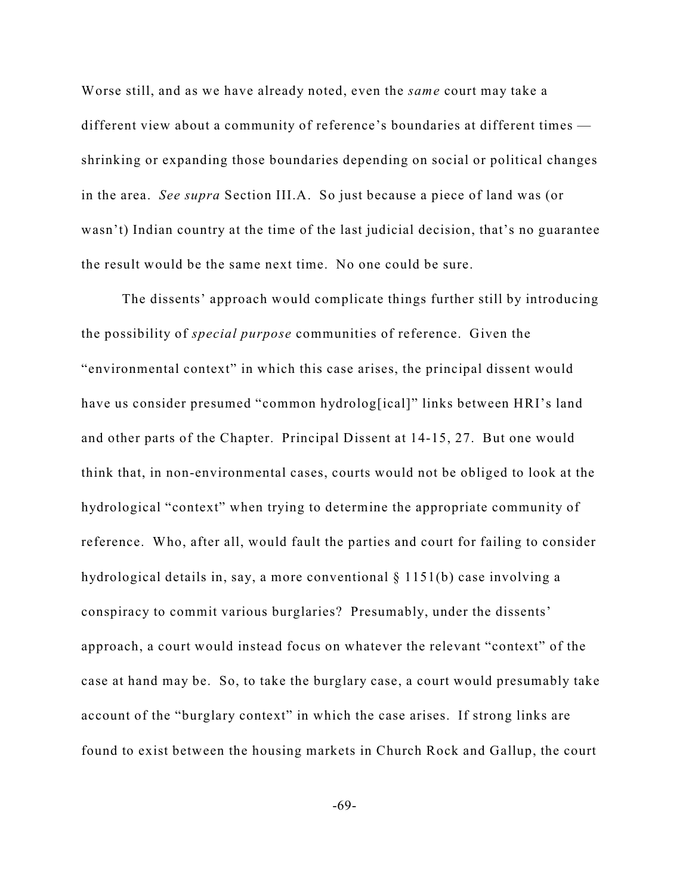Worse still, and as we have already noted, even the *same* court may take a different view about a community of reference's boundaries at different times — shrinking or expanding those boundaries depending on social or political changes in the area. *See supra* Section III.A. So just because a piece of land was (or wasn't) Indian country at the time of the last judicial decision, that's no guarantee the result would be the same next time. No one could be sure.

The dissents' approach would complicate things further still by introducing the possibility of *special purpose* communities of reference. Given the "environmental context" in which this case arises, the principal dissent would have us consider presumed "common hydrolog[ical]" links between HRI's land and other parts of the Chapter. Principal Dissent at 14-15, 27. But one would think that, in non-environmental cases, courts would not be obliged to look at the hydrological "context" when trying to determine the appropriate community of reference. Who, after all, would fault the parties and court for failing to consider hydrological details in, say, a more conventional § 1151(b) case involving a conspiracy to commit various burglaries? Presumably, under the dissents' approach, a court would instead focus on whatever the relevant "context" of the case at hand may be. So, to take the burglary case, a court would presumably take account of the "burglary context" in which the case arises. If strong links are found to exist between the housing markets in Church Rock and Gallup, the court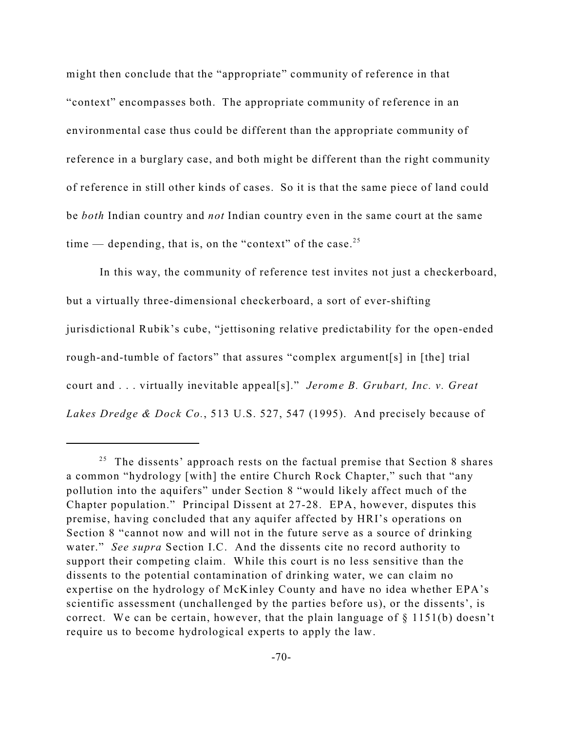might then conclude that the "appropriate" community of reference in that "context" encompasses both. The appropriate community of reference in an environmental case thus could be different than the appropriate community of reference in a burglary case, and both might be different than the right community of reference in still other kinds of cases. So it is that the same piece of land could be *both* Indian country and *not* Indian country even in the same court at the same time — depending, that is, on the "context" of the case.[25]

In this way, the community of reference test invites not just a checkerboard, but a virtually three-dimensional checkerboard, a sort of ever-shifting jurisdictional Rubik's cube, "jettisoning relative predictability for the open-ended rough-and-tumble of factors" that assures "complex argument[s] in [the] trial court and . . . virtually inevitable appeal[s]." *Jerome B. Grubart, Inc. v. Great Lakes Dredge & Dock Co.*, 513 U.S. 527, 547 (1995). And precisely because of

---

[25] The dissents' approach rests on the factual premise that Section 8 shares a common "hydrology [with] the entire Church Rock Chapter," such that "any pollution into the aquifers" under Section 8 "would likely affect much of the Chapter population." Principal Dissent at 27-28. EPA, however, disputes this premise, having concluded that any aquifer affected by HRI's operations on Section 8 "cannot now and will not in the future serve as a source of drinking water." *See supra* Section I.C. And the dissents cite no record authority to support their competing claim. While this court is no less sensitive than the dissents to the potential contamination of drinking water, we can claim no expertise on the hydrology of McKinley County and have no idea whether EPA's scientific assessment (unchallenged by the parties before us), or the dissents', is correct. We can be certain, however, that the plain language of § 1151(b) doesn't require us to become hydrological experts to apply the law.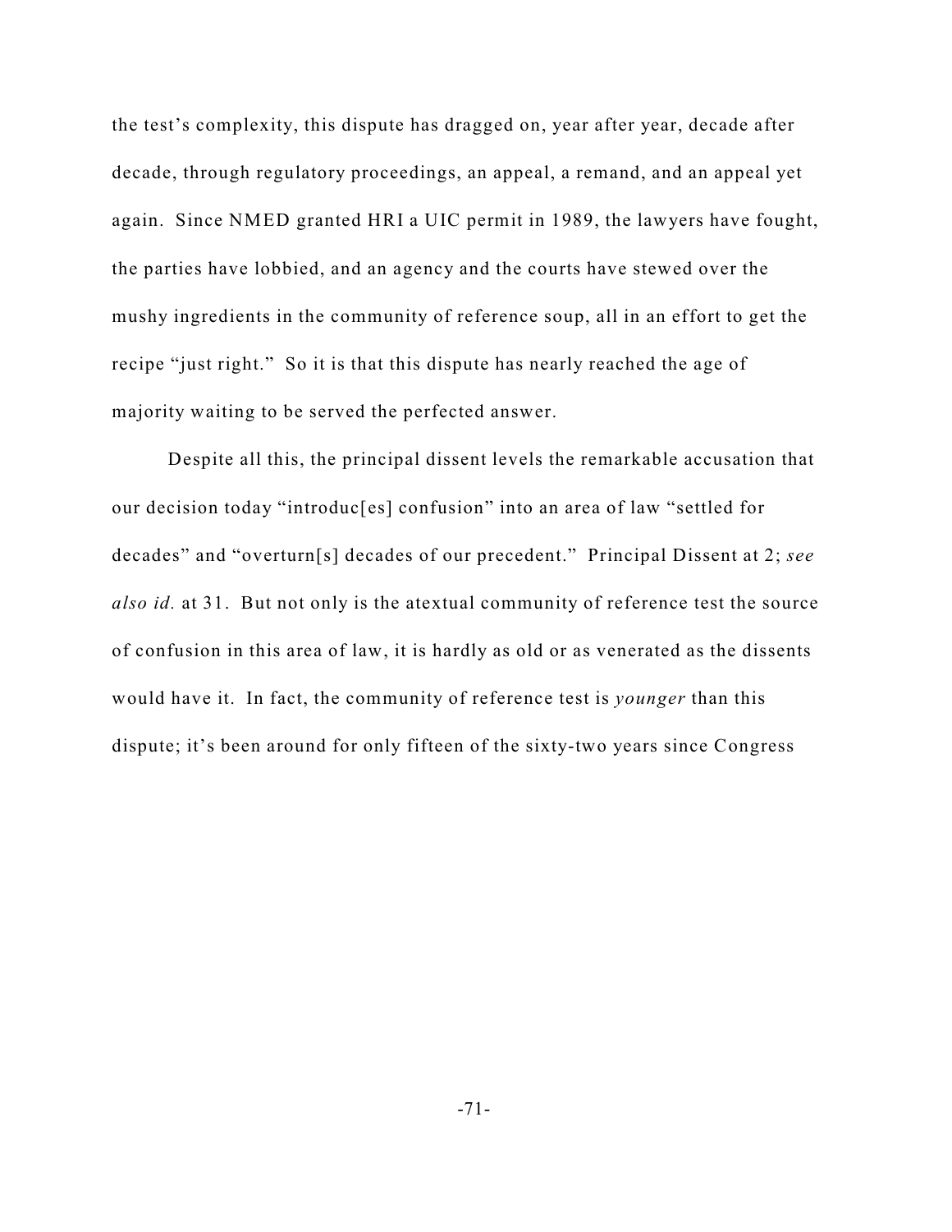the test's complexity, this dispute has dragged on, year after year, decade after decade, through regulatory proceedings, an appeal, a remand, and an appeal yet again. Since NMED granted HRI a UIC permit in 1989, the lawyers have fought, the parties have lobbied, and an agency and the courts have stewed over the mushy ingredients in the community of reference soup, all in an effort to get the recipe "just right." So it is that this dispute has nearly reached the age of majority waiting to be served the perfected answer.

Despite all this, the principal dissent levels the remarkable accusation that our decision today "introduc[es] confusion" into an area of law "settled for decades" and "overturn[s] decades of our precedent." Principal Dissent at 2; *see also id.* at 31. But not only is the atextual community of reference test the source of confusion in this area of law, it is hardly as old or as venerated as the dissents would have it. In fact, the community of reference test is *younger* than this dispute; it's been around for only fifteen of the sixty-two years since Congress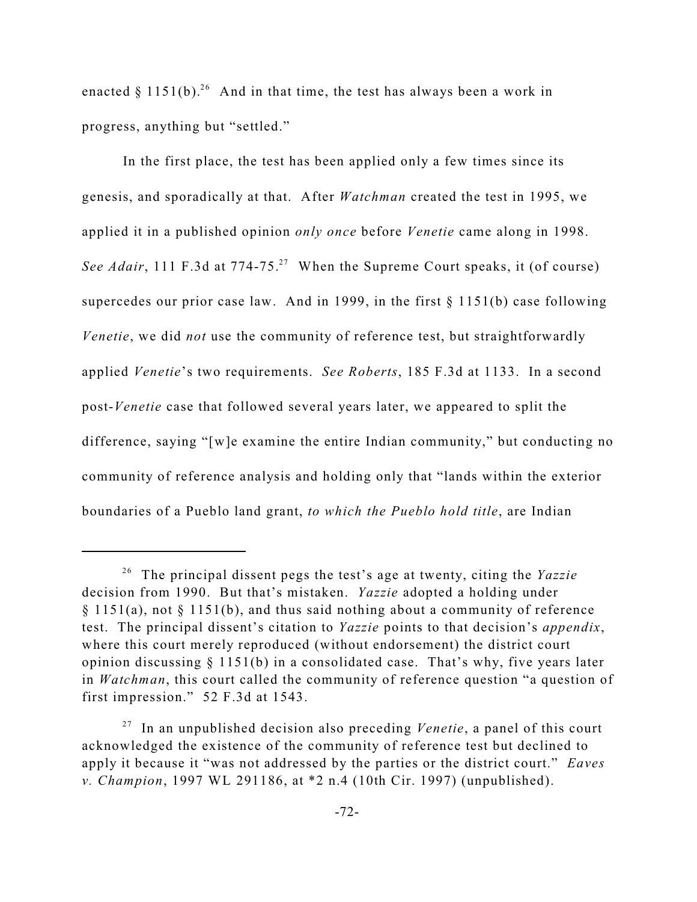enacted § 1151(b).[26] And in that time, the test has always been a work in progress, anything but "settled."

In the first place, the test has been applied only a few times since its genesis, and sporadically at that. After *Watchman* created the test in 1995, we applied it in a published opinion *only once* before *Venetie* came along in 1998. *See Adair*, 111 F.3d at 774-75.[27] When the Supreme Court speaks, it (of course) supercedes our prior case law. And in 1999, in the first § 1151(b) case following *Venetie*, we did *not* use the community of reference test, but straightforwardly applied *Venetie*'s two requirements. *See Roberts*, 185 F.3d at 1133. In a second post-*Venetie* case that followed several years later, we appeared to split the difference, saying "[w]e examine the entire Indian community," but conducting no community of reference analysis and holding only that "lands within the exterior boundaries of a Pueblo land grant, *to which the Pueblo hold title*, are Indian

---

[26] The principal dissent pegs the test's age at twenty, citing the *Yazzie* decision from 1990. But that's mistaken. *Yazzie* adopted a holding under § 1151(a), not § 1151(b), and thus said nothing about a community of reference test. The principal dissent's citation to *Yazzie* points to that decision's *appendix*, where this court merely reproduced (without endorsement) the district court opinion discussing § 1151(b) in a consolidated case. That's why, five years later in *Watchman*, this court called the community of reference question "a question of first impression." 52 F.3d at 1543.

[27] In an unpublished decision also preceding *Venetie*, a panel of this court acknowledged the existence of the community of reference test but declined to apply it because it "was not addressed by the parties or the district court." *Eaves v. Champion*, 1997 WL 291186, at *2 n.4 (10th Cir. 1997) (unpublished).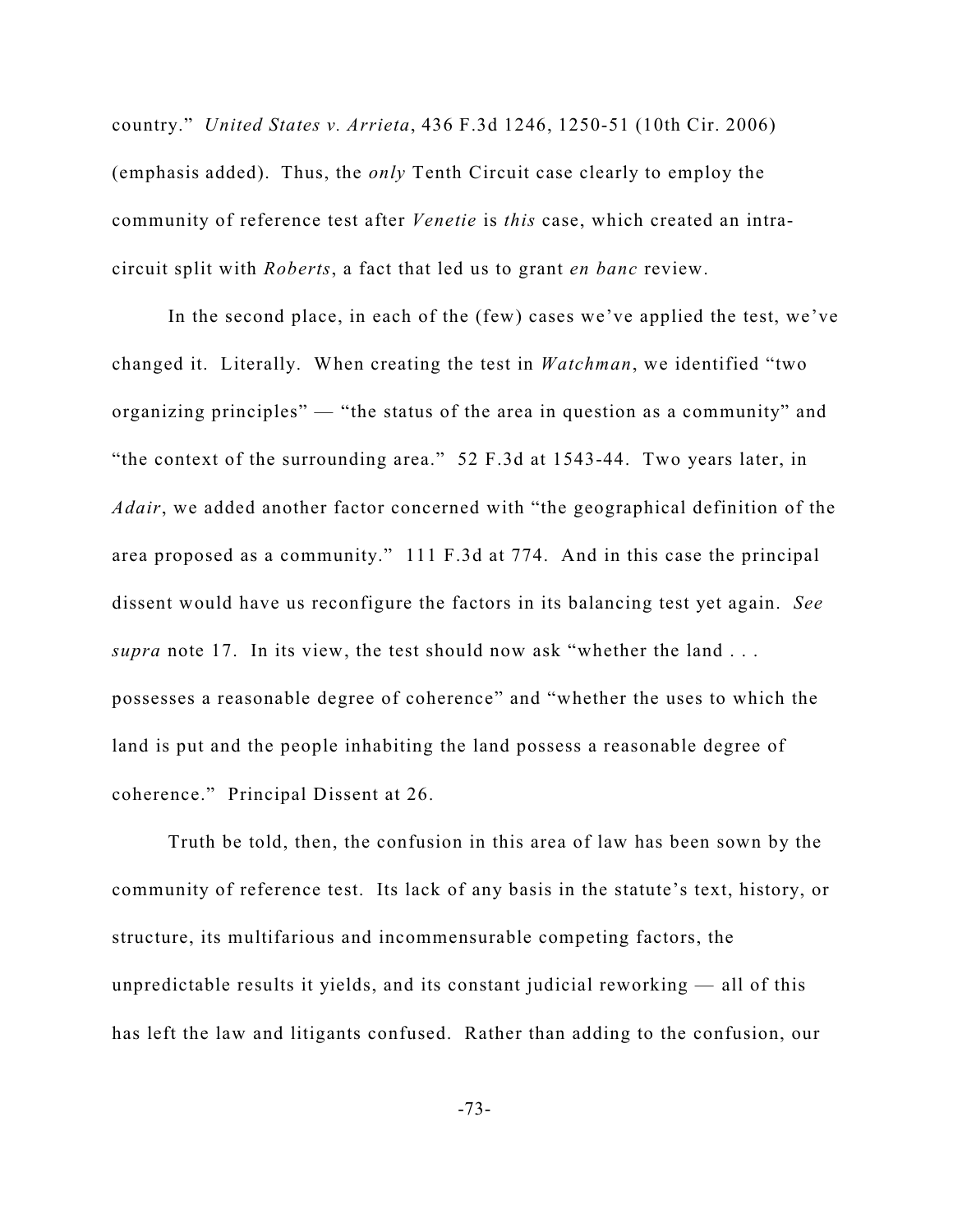country." *United States v. Arrieta*, 436 F.3d 1246, 1250-51 (10th Cir. 2006) (emphasis added). Thus, the *only* Tenth Circuit case clearly to employ the community of reference test after *Venetie* is *this* case, which created an intra-circuit split with *Roberts*, a fact that led us to grant *en banc* review.

In the second place, in each of the (few) cases we've applied the test, we've changed it. Literally. When creating the test in *Watchman*, we identified "two organizing principles" — "the status of the area in question as a community" and "the context of the surrounding area." 52 F.3d at 1543-44. Two years later, in *Adair*, we added another factor concerned with "the geographical definition of the area proposed as a community." 111 F.3d at 774. And in this case the principal dissent would have us reconfigure the factors in its balancing test yet again. *See supra* note 17. In its view, the test should now ask "whether the land . . . possesses a reasonable degree of coherence" and "whether the uses to which the land is put and the people inhabiting the land possess a reasonable degree of coherence." Principal Dissent at 26.

Truth be told, then, the confusion in this area of law has been sown by the community of reference test. Its lack of any basis in the statute's text, history, or structure, its multifarious and incommensurable competing factors, the unpredictable results it yields, and its constant judicial reworking — all of this has left the law and litigants confused. Rather than adding to the confusion, our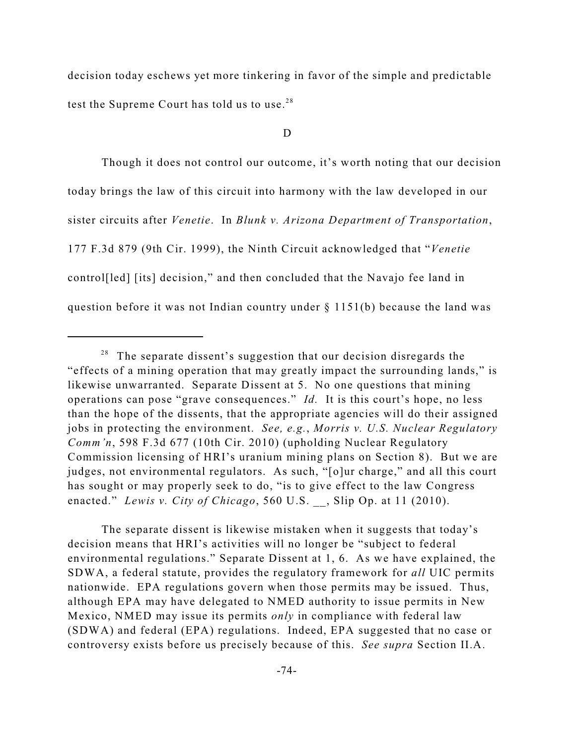decision today eschews yet more tinkering in favor of the simple and predictable test the Supreme Court has told us to use.[28]

D

Though it does not control our outcome, it's worth noting that our decision today brings the law of this circuit into harmony with the law developed in our sister circuits after *Venetie*. In *Blunk v. Arizona Department of Transportation*, 177 F.3d 879 (9th Cir. 1999), the Ninth Circuit acknowledged that "*Venetie* control[led] [its] decision," and then concluded that the Navajo fee land in question before it was not Indian country under § 1151(b) because the land was

---

[28] The separate dissent's suggestion that our decision disregards the "effects of a mining operation that may greatly impact the surrounding lands," is likewise unwarranted. Separate Dissent at 5. No one questions that mining operations can pose "grave consequences." *Id.* It is this court's hope, no less than the hope of the dissents, that the appropriate agencies will do their assigned jobs in protecting the environment. *See, e.g.*, *Morris v. U.S. Nuclear Regulatory Comm'n*, 598 F.3d 677 (10th Cir. 2010) (upholding Nuclear Regulatory Commission licensing of HRI's uranium mining plans on Section 8). But we are judges, not environmental regulators. As such, "[o]ur charge," and all this court has sought or may properly seek to do, "is to give effect to the law Congress enacted." *Lewis v. City of Chicago*, 560 U.S. __, Slip Op. at 11 (2010).

The separate dissent is likewise mistaken when it suggests that today's decision means that HRI's activities will no longer be "subject to federal environmental regulations." Separate Dissent at 1, 6. As we have explained, the SDWA, a federal statute, provides the regulatory framework for *all* UIC permits nationwide. EPA regulations govern when those permits may be issued. Thus, although EPA may have delegated to NMED authority to issue permits in New Mexico, NMED may issue its permits *only* in compliance with federal law (SDWA) and federal (EPA) regulations. Indeed, EPA suggested that no case or controversy exists before us precisely because of this. *See supra* Section II.A.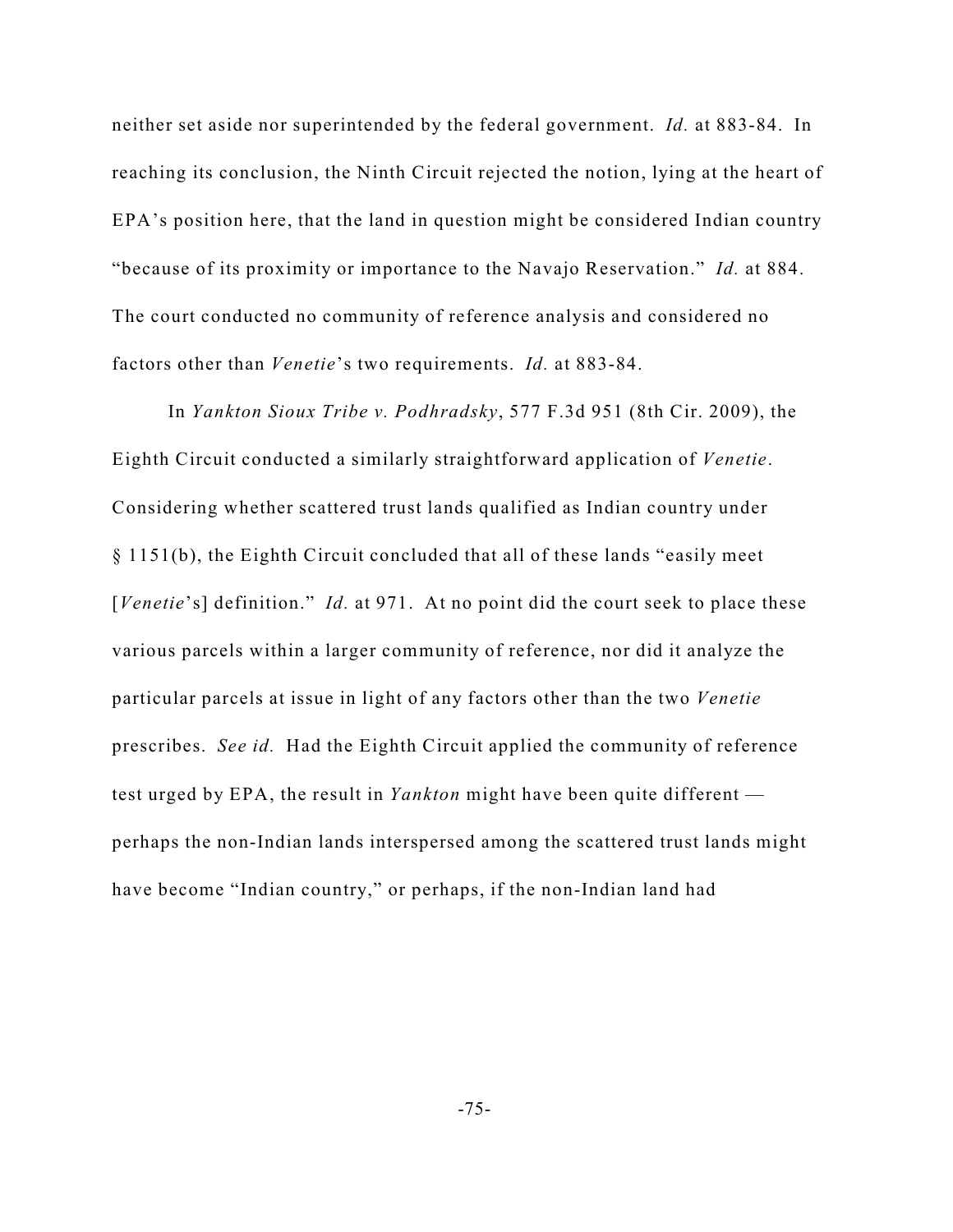neither set aside nor superintended by the federal government. *Id.* at 883-84. In reaching its conclusion, the Ninth Circuit rejected the notion, lying at the heart of EPA's position here, that the land in question might be considered Indian country "because of its proximity or importance to the Navajo Reservation." *Id.* at 884. The court conducted no community of reference analysis and considered no factors other than *Venetie*'s two requirements. *Id.* at 883-84.

In *Yankton Sioux Tribe v. Podhradsky*, 577 F.3d 951 (8th Cir. 2009), the Eighth Circuit conducted a similarly straightforward application of *Venetie*. Considering whether scattered trust lands qualified as Indian country under § 1151(b), the Eighth Circuit concluded that all of these lands "easily meet [*Venetie*'s] definition." *Id.* at 971. At no point did the court seek to place these various parcels within a larger community of reference, nor did it analyze the particular parcels at issue in light of any factors other than the two *Venetie* prescribes. *See id.* Had the Eighth Circuit applied the community of reference test urged by EPA, the result in *Yankton* might have been quite different — perhaps the non-Indian lands interspersed among the scattered trust lands might have become "Indian country," or perhaps, if the non-Indian land had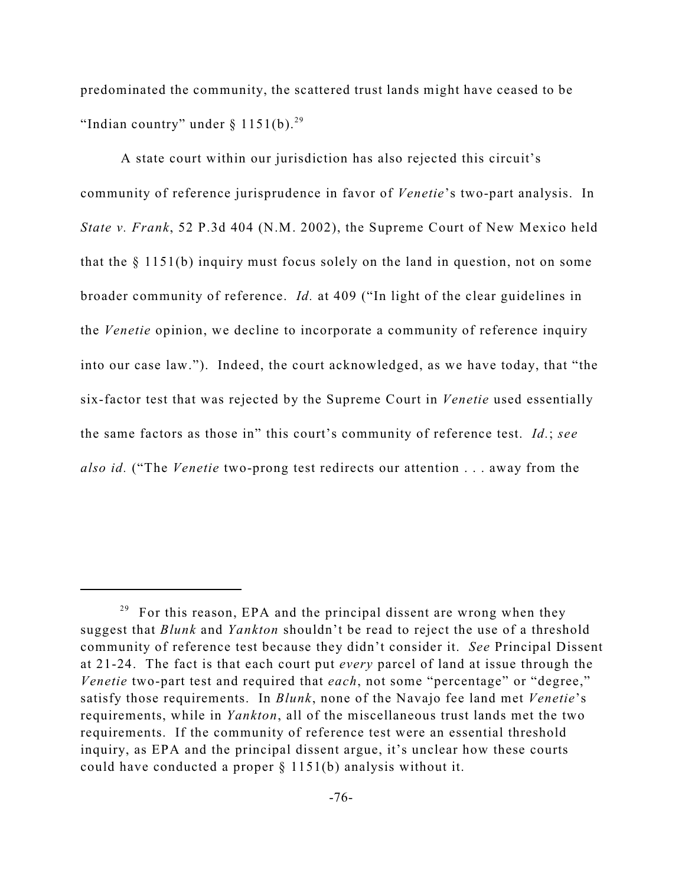predominated the community, the scattered trust lands might have ceased to be "Indian country" under § 1151(b).[29]

A state court within our jurisdiction has also rejected this circuit's community of reference jurisprudence in favor of *Venetie*'s two-part analysis. In *State v. Frank*, 52 P.3d 404 (N.M. 2002), the Supreme Court of New Mexico held that the § 1151(b) inquiry must focus solely on the land in question, not on some broader community of reference. *Id.* at 409 ("In light of the clear guidelines in the *Venetie* opinion, we decline to incorporate a community of reference inquiry into our case law."). Indeed, the court acknowledged, as we have today, that "the six-factor test that was rejected by the Supreme Court in *Venetie* used essentially the same factors as those in" this court's community of reference test. *Id.*; *see also id.* ("The *Venetie* two-prong test redirects our attention . . . away from the

---

[29] For this reason, EPA and the principal dissent are wrong when they suggest that *Blunk* and *Yankton* shouldn't be read to reject the use of a threshold community of reference test because they didn't consider it. *See* Principal Dissent at 21-24. The fact is that each court put *every* parcel of land at issue through the *Venetie* two-part test and required that *each*, not some "percentage" or "degree," satisfy those requirements. In *Blunk*, none of the Navajo fee land met *Venetie*'s requirements, while in *Yankton*, all of the miscellaneous trust lands met the two requirements. If the community of reference test were an essential threshold inquiry, as EPA and the principal dissent argue, it's unclear how these courts could have conducted a proper § 1151(b) analysis without it.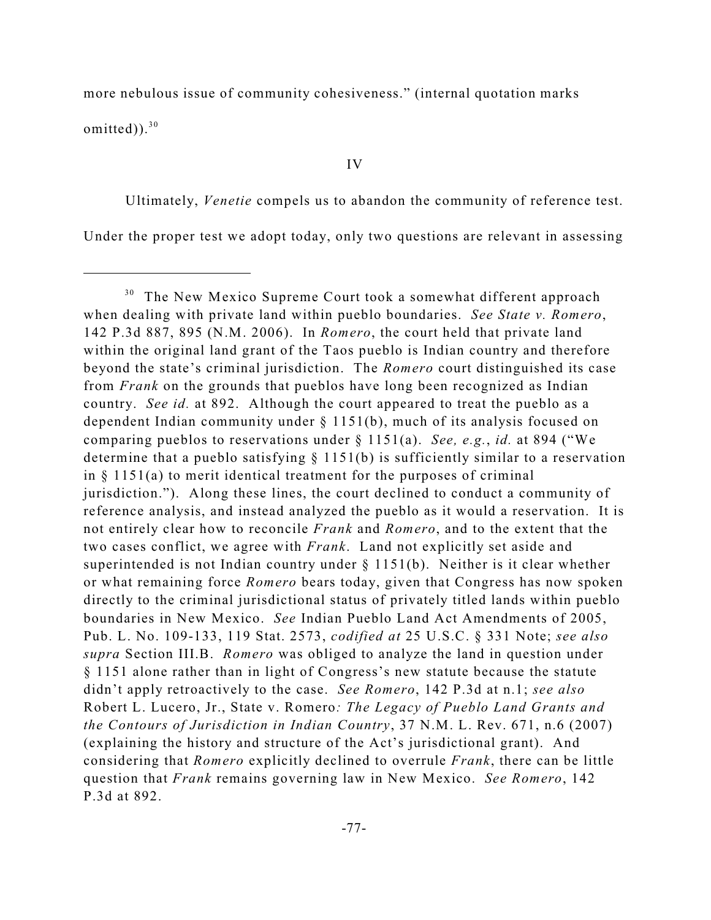more nebulous issue of community cohesiveness." (internal quotation marks omitted)).[30]

## IV

Ultimately, *Venetie* compels us to abandon the community of reference test. Under the proper test we adopt today, only two questions are relevant in assessing

---

[30] The New Mexico Supreme Court took a somewhat different approach when dealing with private land within pueblo boundaries. *See State v. Romero*, 142 P.3d 887, 895 (N.M. 2006). In *Romero*, the court held that private land within the original land grant of the Taos pueblo is Indian country and therefore beyond the state's criminal jurisdiction. The *Romero* court distinguished its case from *Frank* on the grounds that pueblos have long been recognized as Indian country. *See id.* at 892. Although the court appeared to treat the pueblo as a dependent Indian community under § 1151(b), much of its analysis focused on comparing pueblos to reservations under § 1151(a). *See, e.g.*, *id.* at 894 ("We determine that a pueblo satisfying § 1151(b) is sufficiently similar to a reservation in § 1151(a) to merit identical treatment for the purposes of criminal jurisdiction."). Along these lines, the court declined to conduct a community of reference analysis, and instead analyzed the pueblo as it would a reservation. It is not entirely clear how to reconcile *Frank* and *Romero*, and to the extent that the two cases conflict, we agree with *Frank*. Land not explicitly set aside and superintended is not Indian country under § 1151(b). Neither is it clear whether or what remaining force *Romero* bears today, given that Congress has now spoken directly to the criminal jurisdictional status of privately titled lands within pueblo boundaries in New Mexico. *See* Indian Pueblo Land Act Amendments of 2005, Pub. L. No. 109-133, 119 Stat. 2573, *codified at* 25 U.S.C. § 331 Note; *see also supra* Section III.B. *Romero* was obliged to analyze the land in question under § 1151 alone rather than in light of Congress's new statute because the statute didn't apply retroactively to the case. *See Romero*, 142 P.3d at n.1; *see also* Robert L. Lucero, Jr., State v. Romero*: The Legacy of Pueblo Land Grants and the Contours of Jurisdiction in Indian Country*, 37 N.M. L. Rev. 671, n.6 (2007) (explaining the history and structure of the Act's jurisdictional grant). And considering that *Romero* explicitly declined to overrule *Frank*, there can be little question that *Frank* remains governing law in New Mexico. *See Romero*, 142 P.3d at 892.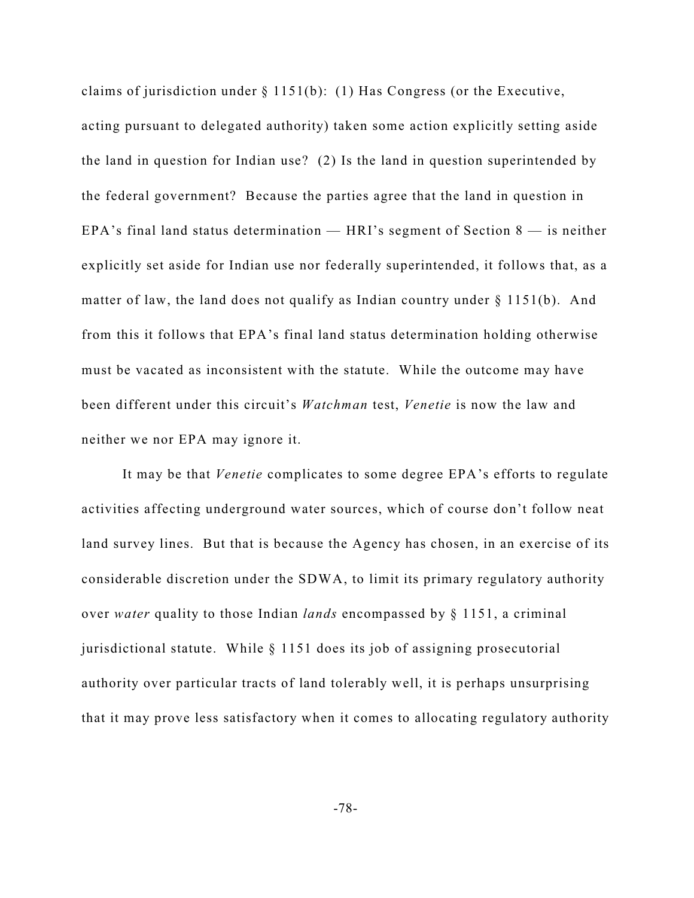claims of jurisdiction under § 1151(b): (1) Has Congress (or the Executive, acting pursuant to delegated authority) taken some action explicitly setting aside the land in question for Indian use? (2) Is the land in question superintended by the federal government? Because the parties agree that the land in question in EPA's final land status determination — HRI's segment of Section 8 — is neither explicitly set aside for Indian use nor federally superintended, it follows that, as a matter of law, the land does not qualify as Indian country under § 1151(b). And from this it follows that EPA's final land status determination holding otherwise must be vacated as inconsistent with the statute. While the outcome may have been different under this circuit's *Watchman* test, *Venetie* is now the law and neither we nor EPA may ignore it.

It may be that *Venetie* complicates to some degree EPA's efforts to regulate activities affecting underground water sources, which of course don't follow neat land survey lines. But that is because the Agency has chosen, in an exercise of its considerable discretion under the SDWA, to limit its primary regulatory authority over *water* quality to those Indian *lands* encompassed by § 1151, a criminal jurisdictional statute. While § 1151 does its job of assigning prosecutorial authority over particular tracts of land tolerably well, it is perhaps unsurprising that it may prove less satisfactory when it comes to allocating regulatory authority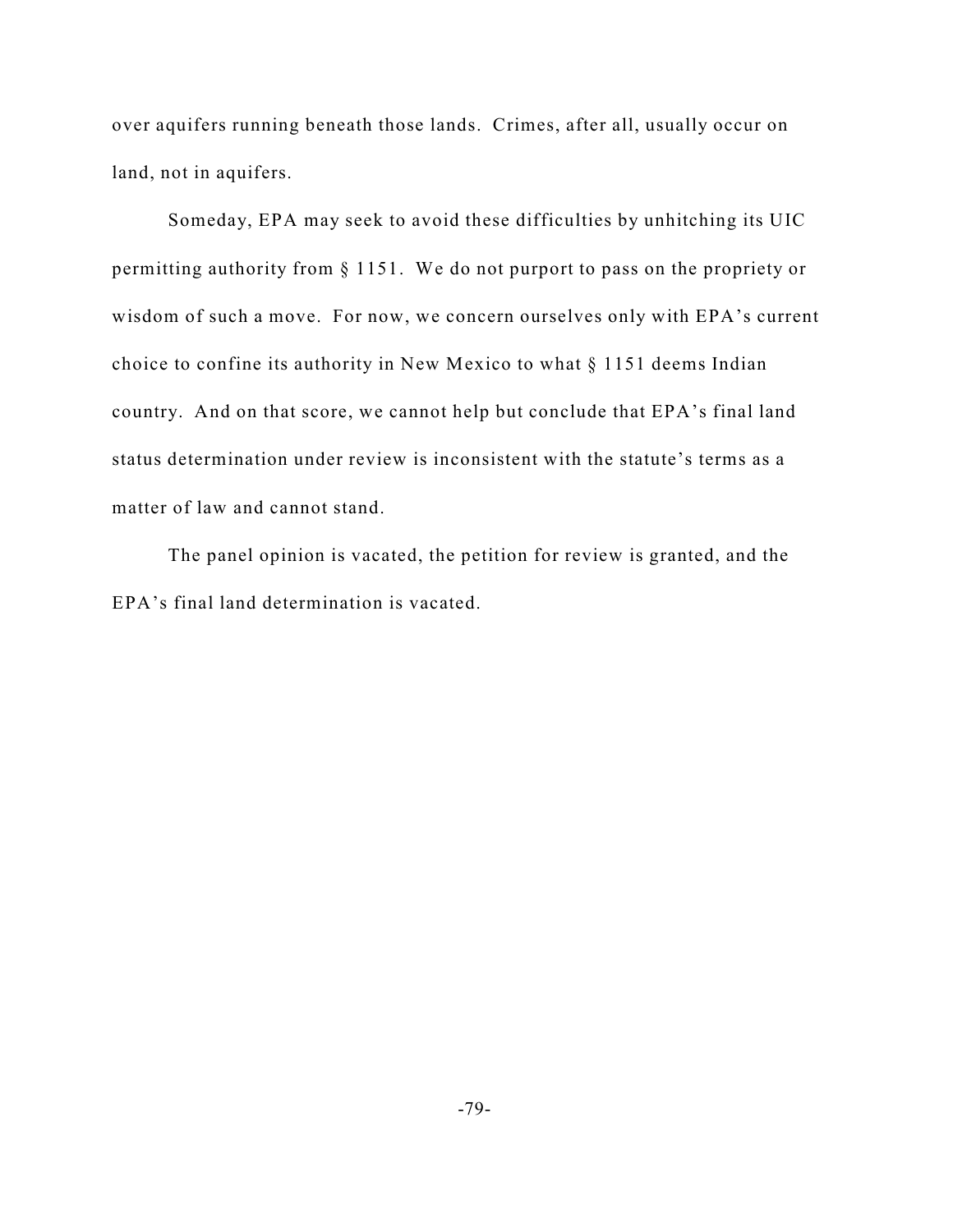over aquifers running beneath those lands. Crimes, after all, usually occur on land, not in aquifers.

Someday, EPA may seek to avoid these difficulties by unhitching its UIC permitting authority from § 1151. We do not purport to pass on the propriety or wisdom of such a move. For now, we concern ourselves only with EPA's current choice to confine its authority in New Mexico to what § 1151 deems Indian country. And on that score, we cannot help but conclude that EPA's final land status determination under review is inconsistent with the statute's terms as a matter of law and cannot stand.

The panel opinion is vacated, the petition for review is granted, and the EPA's final land determination is vacated.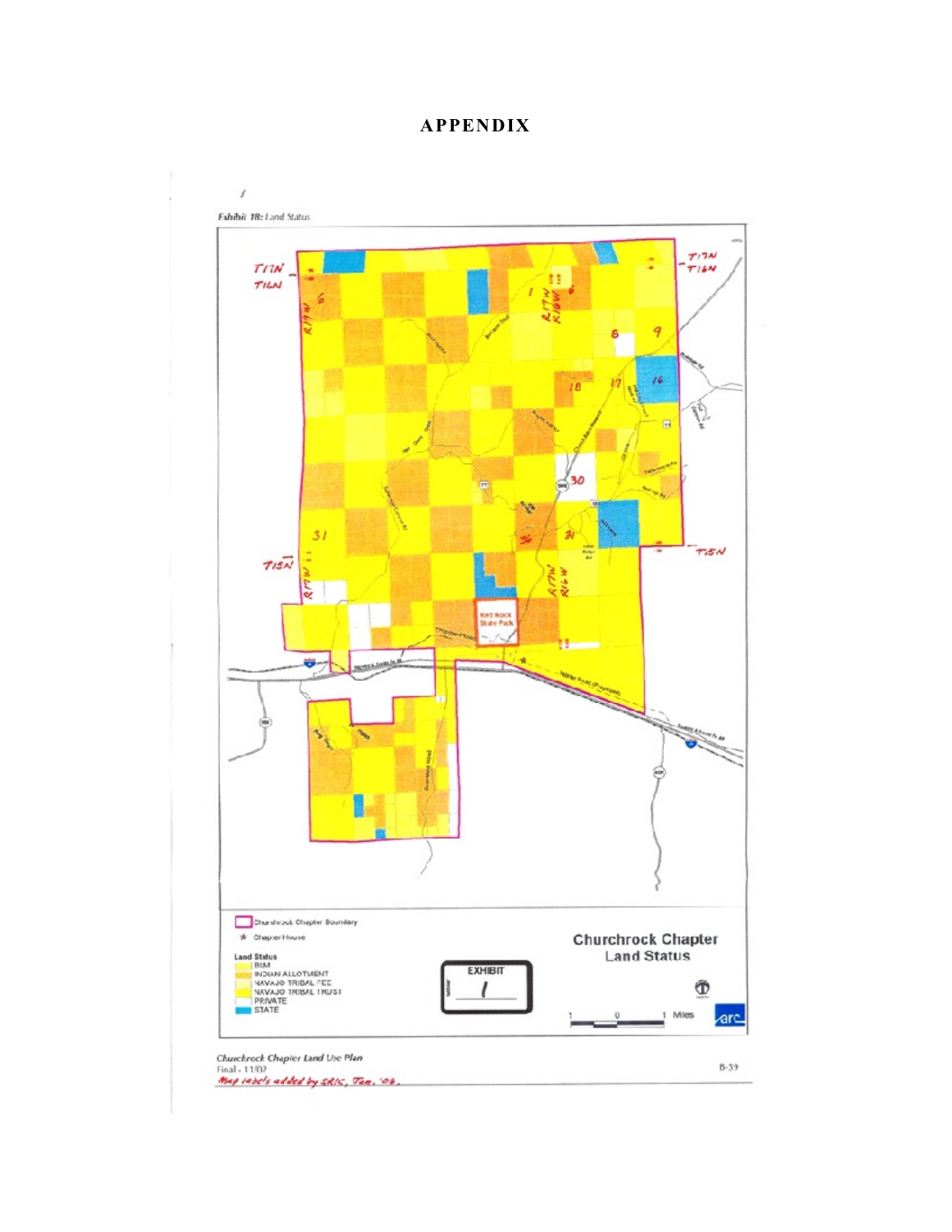# APPENDIX

Exhibit 18: Land Status

T17N
T16N

T17N
T16N

R17W
R16W

R17W
R16W

R17W

T15N

T15N

6
1
6
8
9
18
17
16
30
31
36
31

Red Rock State Park

Churchrock Chapter Boundary

★ Chapter House

Land Status
BLM
INDIAN ALLOTMENT
NAVAJO TRIBAL FEE
NAVAJO TRIBAL TRUST
PRIVATE
STATE

EXHIBIT 1

Churchrock Chapter
Land Status

1 0 1 Miles

Churchrock Chapter Land Use Plan
Final - 11/02
*Map labels added by SRIC, Jan. '06.*

B-39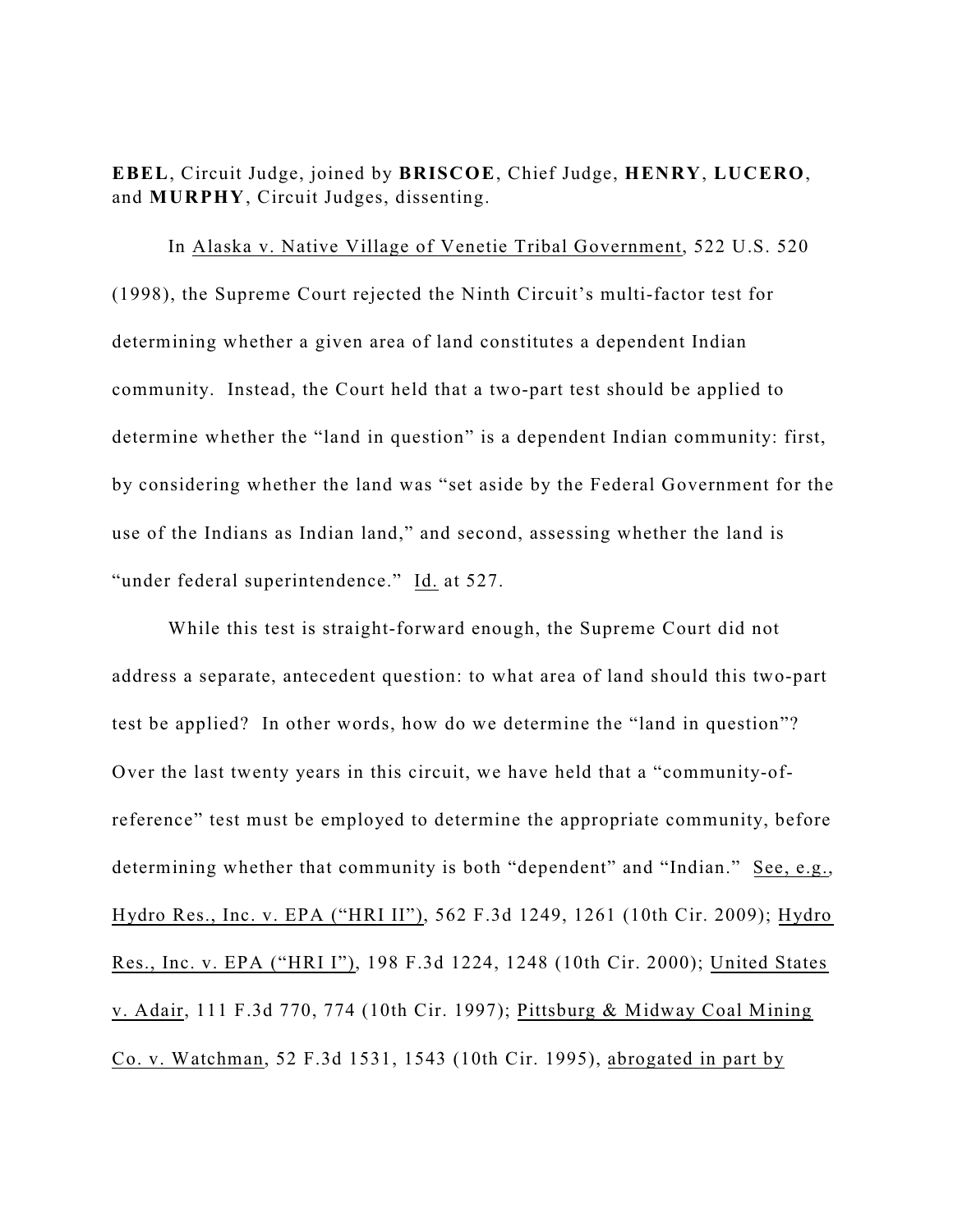**EBEL**, Circuit Judge, joined by **BRISCOE**, Chief Judge, **HENRY**, **LUCERO**, and **MURPHY**, Circuit Judges, dissenting.

In Alaska v. Native Village of Venetie Tribal Government, 522 U.S. 520 (1998), the Supreme Court rejected the Ninth Circuit's multi-factor test for determining whether a given area of land constitutes a dependent Indian community. Instead, the Court held that a two-part test should be applied to determine whether the "land in question" is a dependent Indian community: first, by considering whether the land was "set aside by the Federal Government for the use of the Indians as Indian land," and second, assessing whether the land is "under federal superintendence." Id. at 527.

While this test is straight-forward enough, the Supreme Court did not address a separate, antecedent question: to what area of land should this two-part test be applied? In other words, how do we determine the "land in question"? Over the last twenty years in this circuit, we have held that a "community-of-reference" test must be employed to determine the appropriate community, before determining whether that community is both "dependent" and "Indian." See, e.g., Hydro Res., Inc. v. EPA ("HRI II"), 562 F.3d 1249, 1261 (10th Cir. 2009); Hydro Res., Inc. v. EPA ("HRI I"), 198 F.3d 1224, 1248 (10th Cir. 2000); United States v. Adair, 111 F.3d 770, 774 (10th Cir. 1997); Pittsburg & Midway Coal Mining Co. v. Watchman, 52 F.3d 1531, 1543 (10th Cir. 1995), abrogated in part by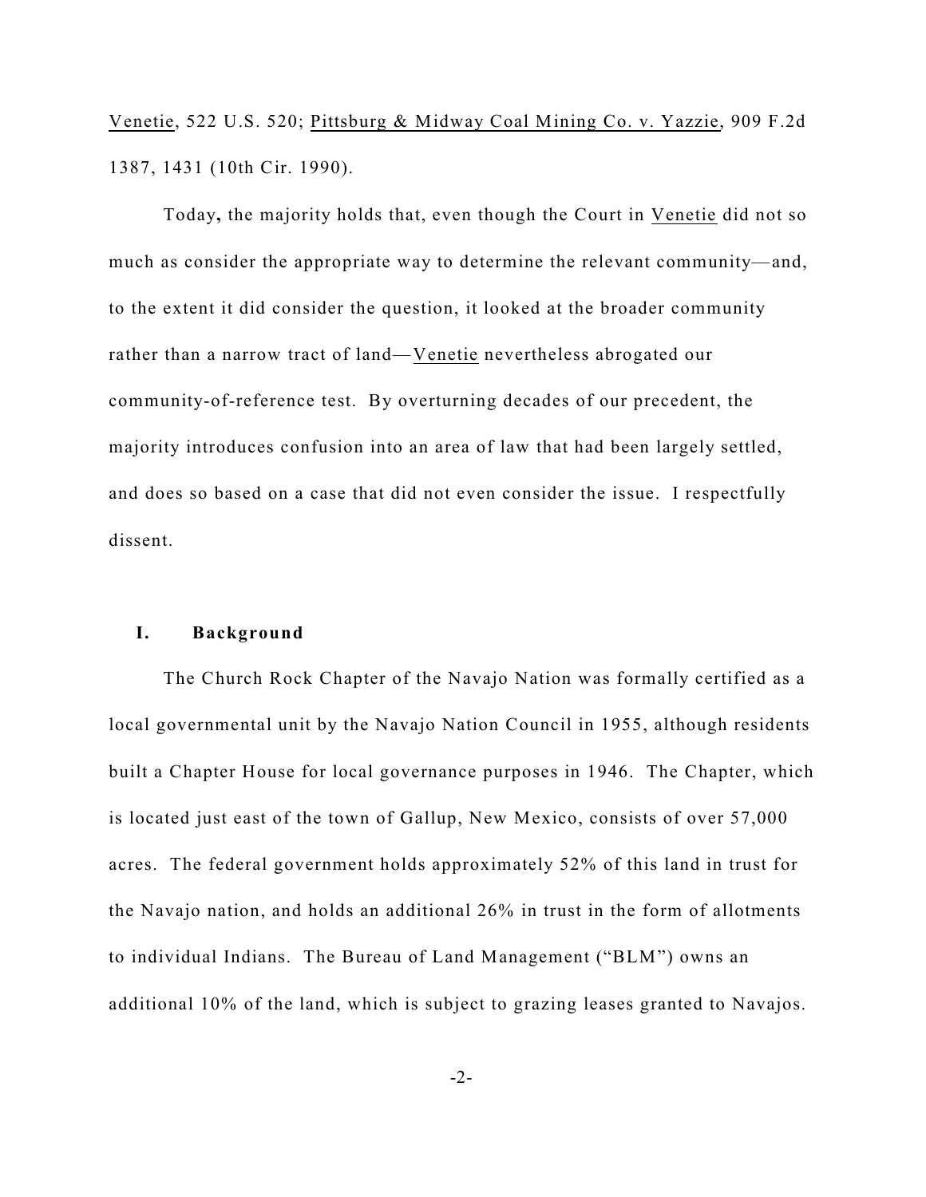Venetie, 522 U.S. 520; Pittsburg & Midway Coal Mining Co. v. Yazzie, 909 F.2d 1387, 1431 (10th Cir. 1990).

Today**,** the majority holds that, even though the Court in Venetie did not so much as consider the appropriate way to determine the relevant community—and, to the extent it did consider the question, it looked at the broader community rather than a narrow tract of land—Venetie nevertheless abrogated our community-of-reference test. By overturning decades of our precedent, the majority introduces confusion into an area of law that had been largely settled, and does so based on a case that did not even consider the issue. I respectfully dissent.

## I. Background

The Church Rock Chapter of the Navajo Nation was formally certified as a local governmental unit by the Navajo Nation Council in 1955, although residents built a Chapter House for local governance purposes in 1946. The Chapter, which is located just east of the town of Gallup, New Mexico, consists of over 57,000 acres. The federal government holds approximately 52% of this land in trust for the Navajo nation, and holds an additional 26% in trust in the form of allotments to individual Indians. The Bureau of Land Management ("BLM") owns an additional 10% of the land, which is subject to grazing leases granted to Navajos.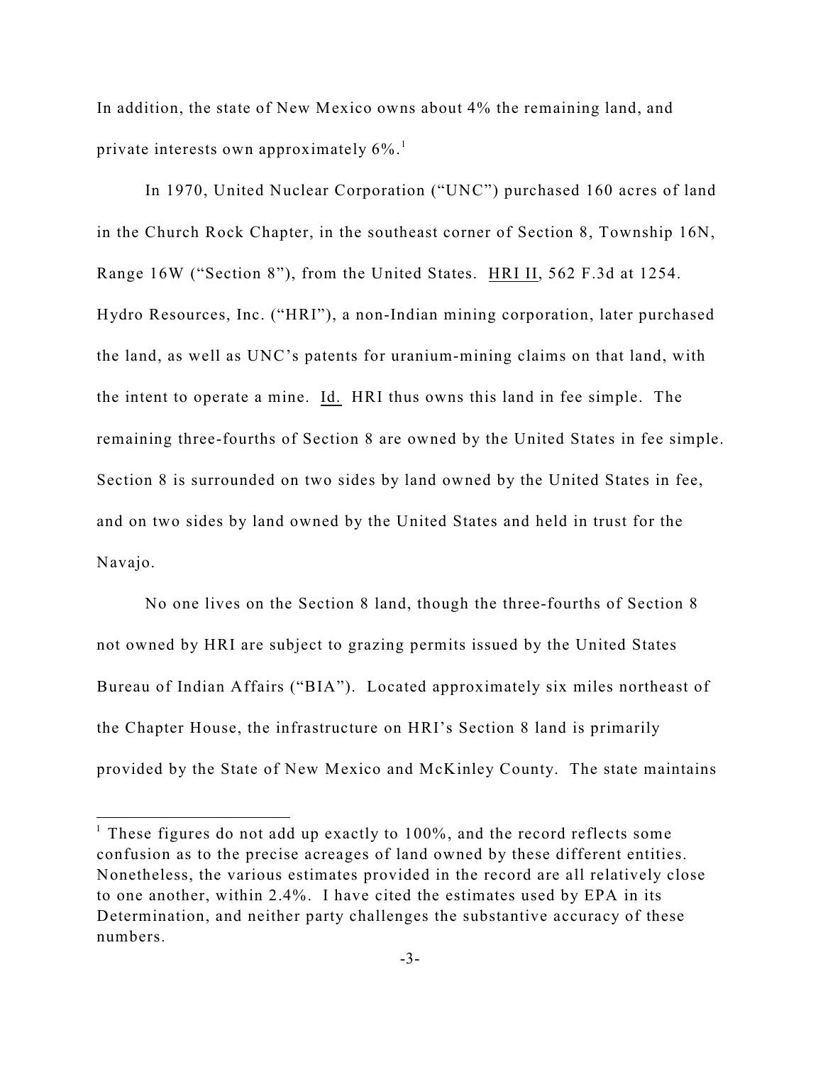In addition, the state of New Mexico owns about 4% the remaining land, and private interests own approximately 6%.[1]

In 1970, United Nuclear Corporation ("UNC") purchased 160 acres of land in the Church Rock Chapter, in the southeast corner of Section 8, Township 16N, Range 16W ("Section 8"), from the United States. HRI II, 562 F.3d at 1254. Hydro Resources, Inc. ("HRI"), a non-Indian mining corporation, later purchased the land, as well as UNC's patents for uranium-mining claims on that land, with the intent to operate a mine. Id. HRI thus owns this land in fee simple. The remaining three-fourths of Section 8 are owned by the United States in fee simple. Section 8 is surrounded on two sides by land owned by the United States in fee, and on two sides by land owned by the United States and held in trust for the Navajo.

No one lives on the Section 8 land, though the three-fourths of Section 8 not owned by HRI are subject to grazing permits issued by the United States Bureau of Indian Affairs ("BIA"). Located approximately six miles northeast of the Chapter House, the infrastructure on HRI's Section 8 land is primarily provided by the State of New Mexico and McKinley County. The state maintains

[1] These figures do not add up exactly to 100%, and the record reflects some confusion as to the precise acreages of land owned by these different entities. Nonetheless, the various estimates provided in the record are all relatively close to one another, within 2.4%. I have cited the estimates used by EPA in its Determination, and neither party challenges the substantive accuracy of these numbers.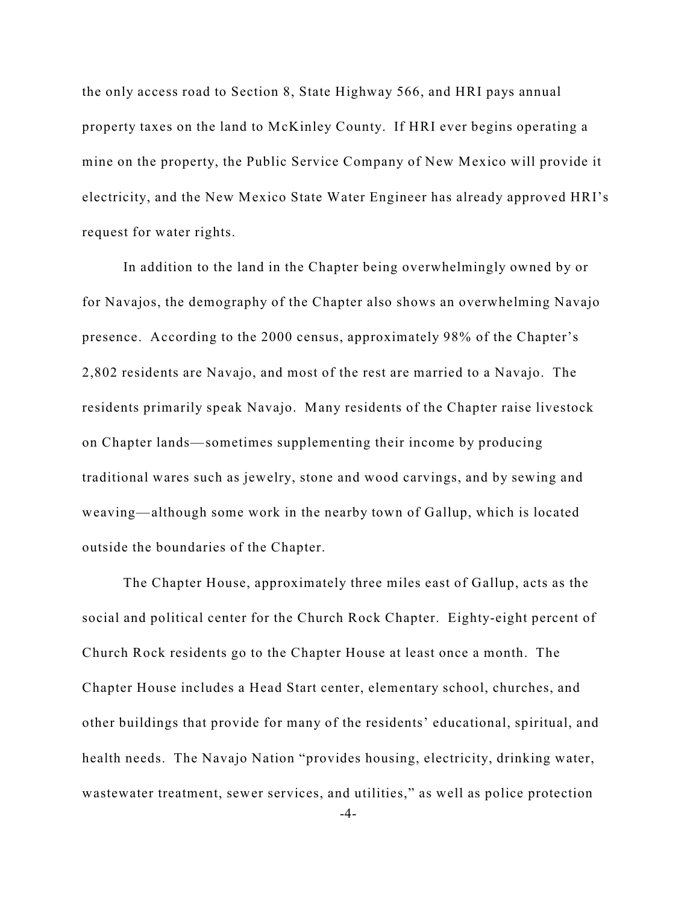the only access road to Section 8, State Highway 566, and HRI pays annual property taxes on the land to McKinley County. If HRI ever begins operating a mine on the property, the Public Service Company of New Mexico will provide it electricity, and the New Mexico State Water Engineer has already approved HRI's request for water rights.

In addition to the land in the Chapter being overwhelmingly owned by or for Navajos, the demography of the Chapter also shows an overwhelming Navajo presence. According to the 2000 census, approximately 98% of the Chapter's 2,802 residents are Navajo, and most of the rest are married to a Navajo. The residents primarily speak Navajo. Many residents of the Chapter raise livestock on Chapter lands—sometimes supplementing their income by producing traditional wares such as jewelry, stone and wood carvings, and by sewing and weaving—although some work in the nearby town of Gallup, which is located outside the boundaries of the Chapter.

The Chapter House, approximately three miles east of Gallup, acts as the social and political center for the Church Rock Chapter. Eighty-eight percent of Church Rock residents go to the Chapter House at least once a month. The Chapter House includes a Head Start center, elementary school, churches, and other buildings that provide for many of the residents' educational, spiritual, and health needs. The Navajo Nation "provides housing, electricity, drinking water, wastewater treatment, sewer services, and utilities," as well as police protection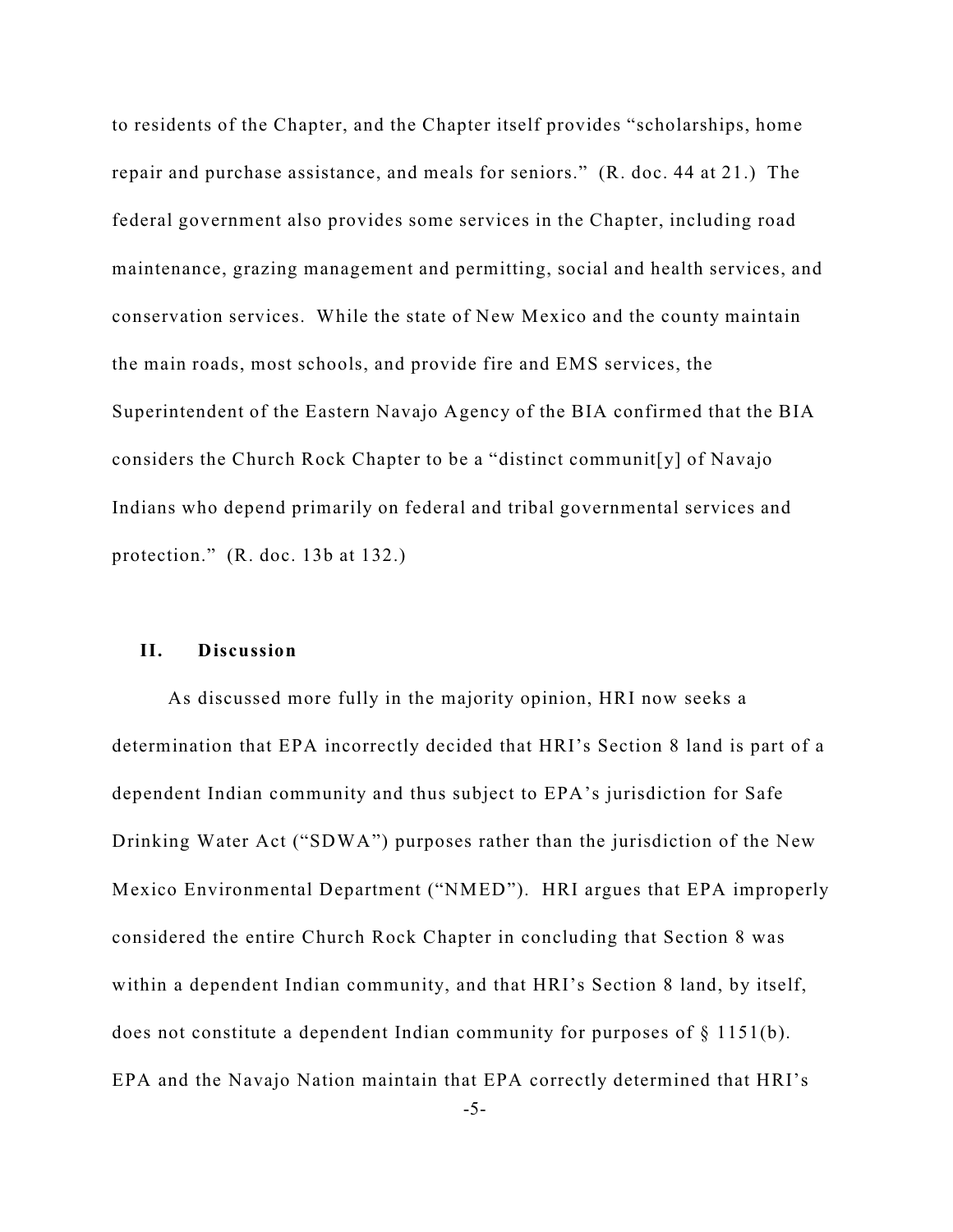to residents of the Chapter, and the Chapter itself provides "scholarships, home repair and purchase assistance, and meals for seniors." (R. doc. 44 at 21.) The federal government also provides some services in the Chapter, including road maintenance, grazing management and permitting, social and health services, and conservation services. While the state of New Mexico and the county maintain the main roads, most schools, and provide fire and EMS services, the Superintendent of the Eastern Navajo Agency of the BIA confirmed that the BIA considers the Church Rock Chapter to be a "distinct communit[y] of Navajo Indians who depend primarily on federal and tribal governmental services and protection." (R. doc. 13b at 132.)

## II. Discussion

As discussed more fully in the majority opinion, HRI now seeks a determination that EPA incorrectly decided that HRI's Section 8 land is part of a dependent Indian community and thus subject to EPA's jurisdiction for Safe Drinking Water Act ("SDWA") purposes rather than the jurisdiction of the New Mexico Environmental Department ("NMED"). HRI argues that EPA improperly considered the entire Church Rock Chapter in concluding that Section 8 was within a dependent Indian community, and that HRI's Section 8 land, by itself, does not constitute a dependent Indian community for purposes of § 1151(b). EPA and the Navajo Nation maintain that EPA correctly determined that HRI's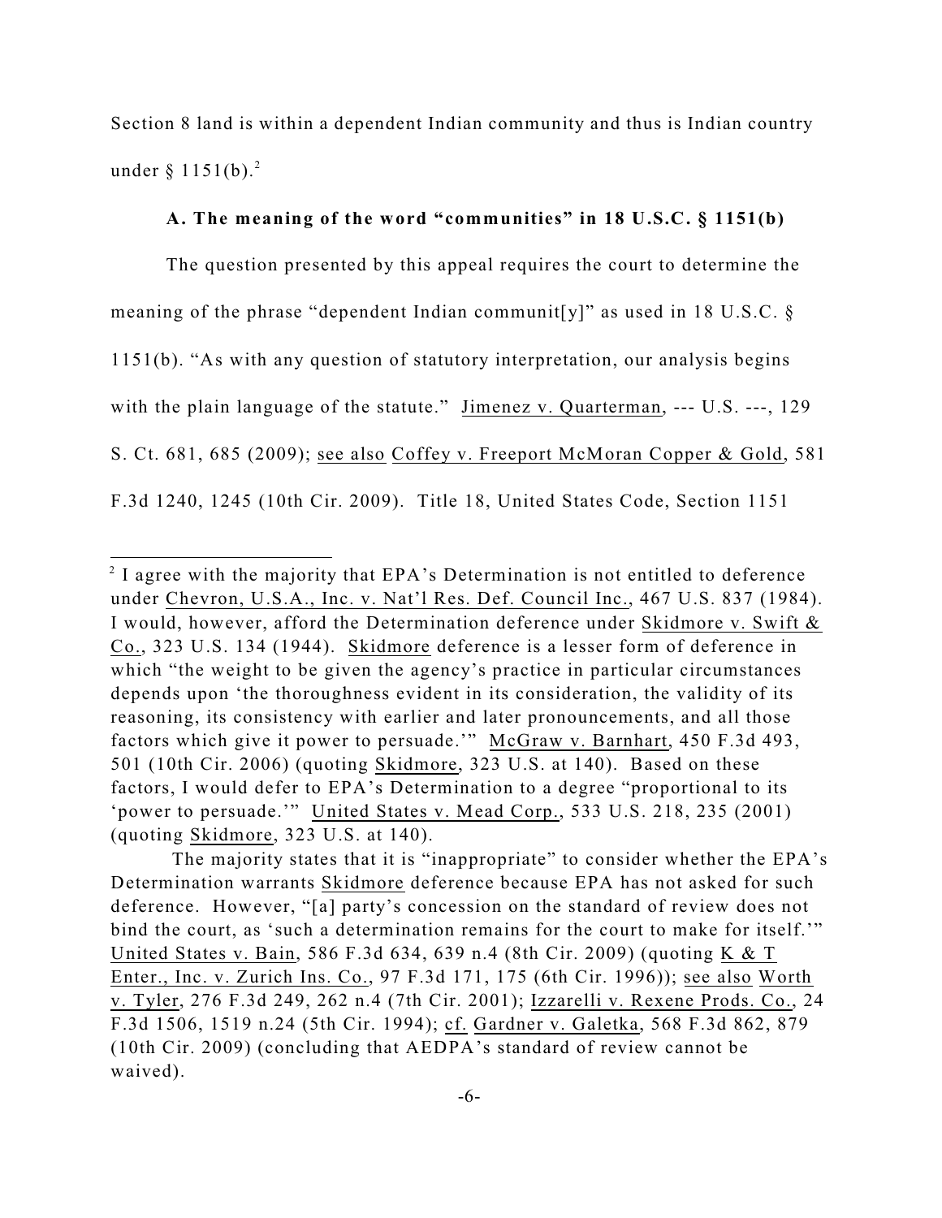Section 8 land is within a dependent Indian community and thus is Indian country under § 1151(b).[2]

### A. The meaning of the word "communities" in 18 U.S.C. § 1151(b)

The question presented by this appeal requires the court to determine the meaning of the phrase "dependent Indian communit[y]" as used in 18 U.S.C. § 1151(b). "As with any question of statutory interpretation, our analysis begins with the plain language of the statute." Jimenez v. Quarterman, --- U.S. ---, 129 S. Ct. 681, 685 (2009); see also Coffey v. Freeport McMoran Copper & Gold, 581 F.3d 1240, 1245 (10th Cir. 2009). Title 18, United States Code, Section 1151

---

[2] I agree with the majority that EPA's Determination is not entitled to deference under Chevron, U.S.A., Inc. v. Nat'l Res. Def. Council Inc., 467 U.S. 837 (1984). I would, however, afford the Determination deference under Skidmore v. Swift & Co., 323 U.S. 134 (1944). Skidmore deference is a lesser form of deference in which "the weight to be given the agency's practice in particular circumstances depends upon 'the thoroughness evident in its consideration, the validity of its reasoning, its consistency with earlier and later pronouncements, and all those factors which give it power to persuade.'" McGraw v. Barnhart, 450 F.3d 493, 501 (10th Cir. 2006) (quoting Skidmore, 323 U.S. at 140). Based on these factors, I would defer to EPA's Determination to a degree "proportional to its 'power to persuade.'" United States v. Mead Corp., 533 U.S. 218, 235 (2001) (quoting Skidmore, 323 U.S. at 140).

The majority states that it is "inappropriate" to consider whether the EPA's Determination warrants Skidmore deference because EPA has not asked for such deference. However, "[a] party's concession on the standard of review does not bind the court, as 'such a determination remains for the court to make for itself.'" United States v. Bain, 586 F.3d 634, 639 n.4 (8th Cir. 2009) (quoting K & T Enter., Inc. v. Zurich Ins. Co., 97 F.3d 171, 175 (6th Cir. 1996)); see also Worth v. Tyler, 276 F.3d 249, 262 n.4 (7th Cir. 2001); Izzarelli v. Rexene Prods. Co., 24 F.3d 1506, 1519 n.24 (5th Cir. 1994); cf. Gardner v. Galetka, 568 F.3d 862, 879 (10th Cir. 2009) (concluding that AEDPA's standard of review cannot be waived).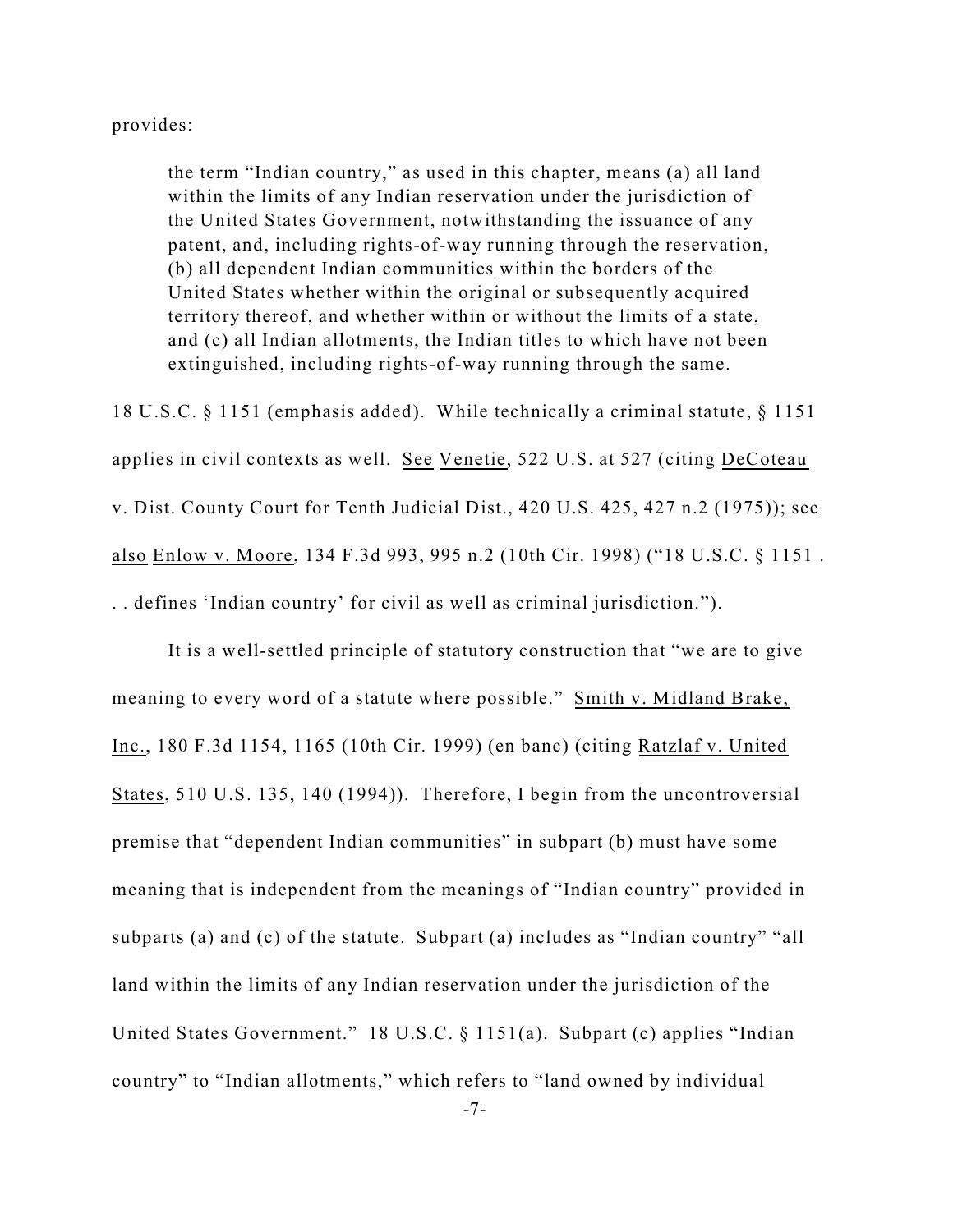provides:

> the term "Indian country," as used in this chapter, means (a) all land within the limits of any Indian reservation under the jurisdiction of the United States Government, notwithstanding the issuance of any patent, and, including rights-of-way running through the reservation, (b) <u>all dependent Indian communities</u> within the borders of the United States whether within the original or subsequently acquired territory thereof, and whether within or without the limits of a state, and (c) all Indian allotments, the Indian titles to which have not been extinguished, including rights-of-way running through the same.

18 U.S.C. § 1151 (emphasis added). While technically a criminal statute, § 1151 applies in civil contexts as well. <u>See</u> <u>Venetie</u>, 522 U.S. at 527 (citing <u>DeCoteau v. Dist. County Court for Tenth Judicial Dist.</u>, 420 U.S. 425, 427 n.2 (1975)); <u>see also</u> <u>Enlow v. Moore</u>, 134 F.3d 993, 995 n.2 (10th Cir. 1998) ("18 U.S.C. § 1151 . . . defines 'Indian country' for civil as well as criminal jurisdiction.").

It is a well-settled principle of statutory construction that "we are to give meaning to every word of a statute where possible." <u>Smith v. Midland Brake, Inc.</u>, 180 F.3d 1154, 1165 (10th Cir. 1999) (en banc) (citing <u>Ratzlaf v. United States</u>, 510 U.S. 135, 140 (1994)). Therefore, I begin from the uncontroversial premise that "dependent Indian communities" in subpart (b) must have some meaning that is independent from the meanings of "Indian country" provided in subparts (a) and (c) of the statute. Subpart (a) includes as "Indian country" "all land within the limits of any Indian reservation under the jurisdiction of the United States Government." 18 U.S.C. § 1151(a). Subpart (c) applies "Indian country" to "Indian allotments," which refers to "land owned by individual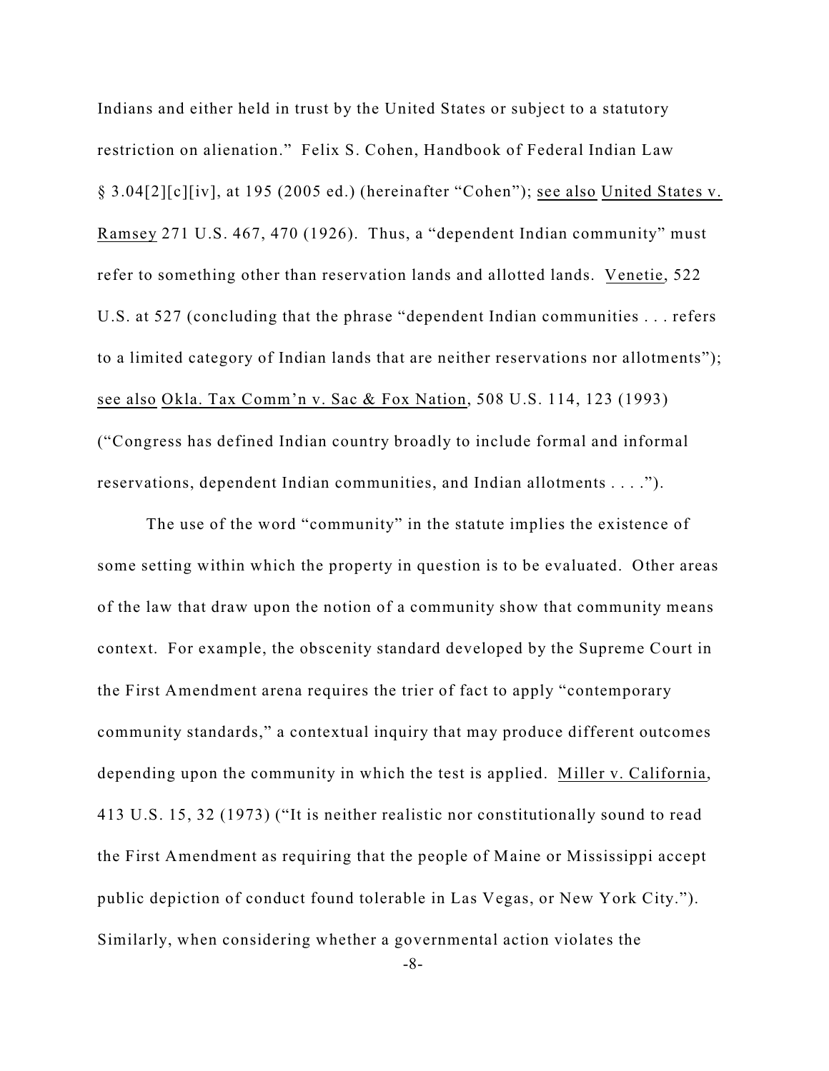Indians and either held in trust by the United States or subject to a statutory restriction on alienation." Felix S. Cohen, Handbook of Federal Indian Law § 3.04[2][c][iv], at 195 (2005 ed.) (hereinafter "Cohen"); see also United States v. Ramsey 271 U.S. 467, 470 (1926). Thus, a "dependent Indian community" must refer to something other than reservation lands and allotted lands. Venetie, 522 U.S. at 527 (concluding that the phrase "dependent Indian communities . . . refers to a limited category of Indian lands that are neither reservations nor allotments"); see also Okla. Tax Comm'n v. Sac & Fox Nation, 508 U.S. 114, 123 (1993) ("Congress has defined Indian country broadly to include formal and informal reservations, dependent Indian communities, and Indian allotments . . . .").

The use of the word "community" in the statute implies the existence of some setting within which the property in question is to be evaluated. Other areas of the law that draw upon the notion of a community show that community means context. For example, the obscenity standard developed by the Supreme Court in the First Amendment arena requires the trier of fact to apply "contemporary community standards," a contextual inquiry that may produce different outcomes depending upon the community in which the test is applied. Miller v. California, 413 U.S. 15, 32 (1973) ("It is neither realistic nor constitutionally sound to read the First Amendment as requiring that the people of Maine or Mississippi accept public depiction of conduct found tolerable in Las Vegas, or New York City."). Similarly, when considering whether a governmental action violates the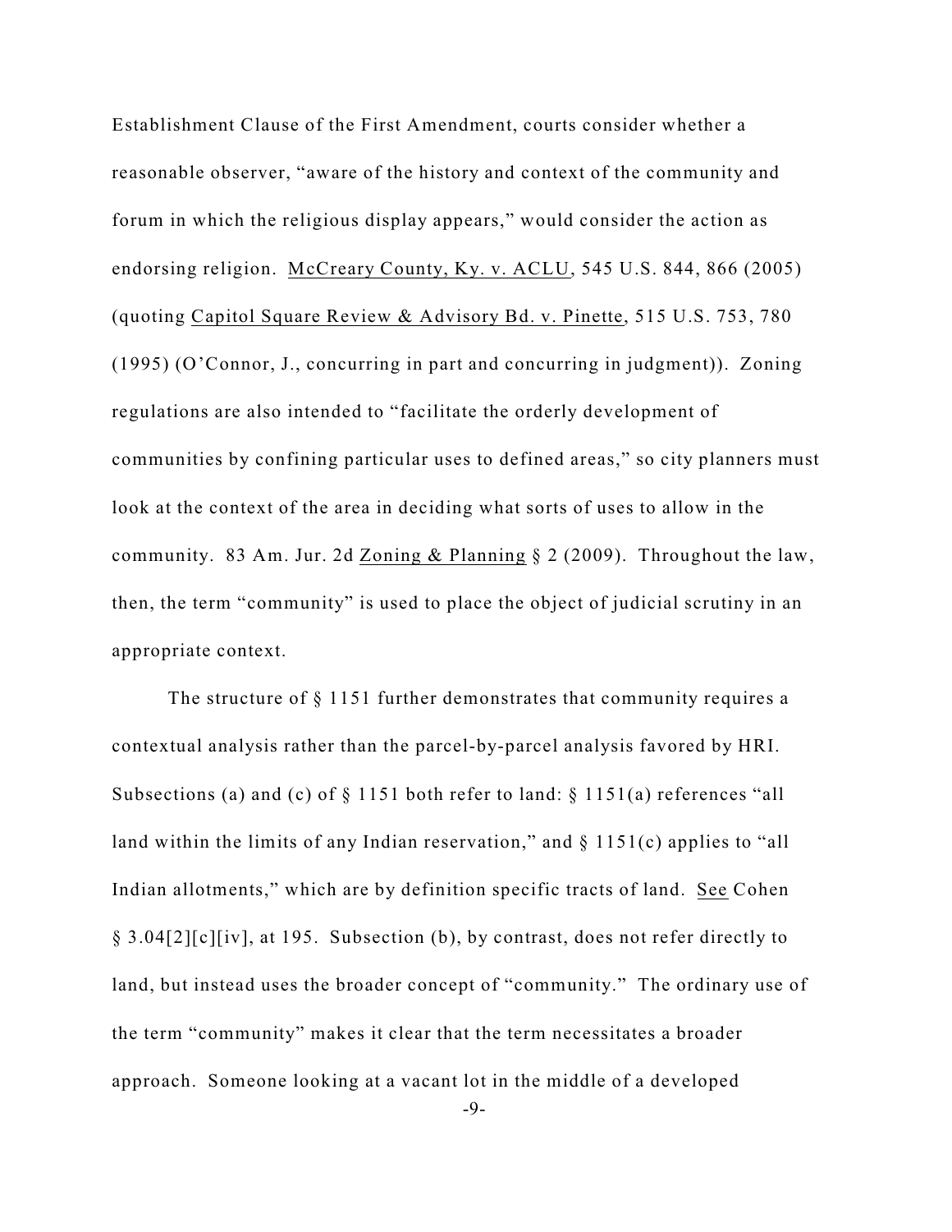Establishment Clause of the First Amendment, courts consider whether a reasonable observer, "aware of the history and context of the community and forum in which the religious display appears," would consider the action as endorsing religion. McCreary County, Ky. v. ACLU, 545 U.S. 844, 866 (2005) (quoting Capitol Square Review & Advisory Bd. v. Pinette, 515 U.S. 753, 780 (1995) (O'Connor, J., concurring in part and concurring in judgment)). Zoning regulations are also intended to "facilitate the orderly development of communities by confining particular uses to defined areas," so city planners must look at the context of the area in deciding what sorts of uses to allow in the community. 83 Am. Jur. 2d Zoning & Planning § 2 (2009). Throughout the law, then, the term "community" is used to place the object of judicial scrutiny in an appropriate context.

The structure of § 1151 further demonstrates that community requires a contextual analysis rather than the parcel-by-parcel analysis favored by HRI. Subsections (a) and (c) of § 1151 both refer to land: § 1151(a) references "all land within the limits of any Indian reservation," and § 1151(c) applies to "all Indian allotments," which are by definition specific tracts of land. See Cohen § 3.04[2][c][iv], at 195. Subsection (b), by contrast, does not refer directly to land, but instead uses the broader concept of "community." The ordinary use of the term "community" makes it clear that the term necessitates a broader approach. Someone looking at a vacant lot in the middle of a developed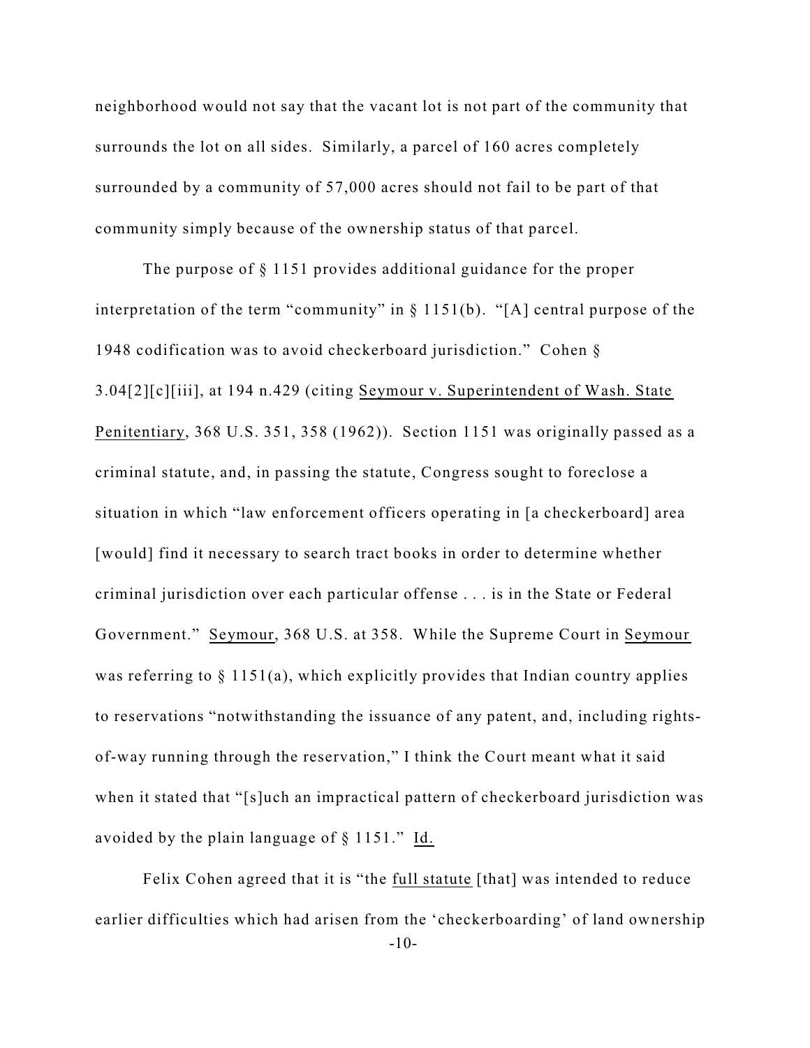neighborhood would not say that the vacant lot is not part of the community that surrounds the lot on all sides. Similarly, a parcel of 160 acres completely surrounded by a community of 57,000 acres should not fail to be part of that community simply because of the ownership status of that parcel.

The purpose of § 1151 provides additional guidance for the proper interpretation of the term "community" in § 1151(b). "[A] central purpose of the 1948 codification was to avoid checkerboard jurisdiction." Cohen § 3.04[2][c][iii], at 194 n.429 (citing Seymour v. Superintendent of Wash. State Penitentiary, 368 U.S. 351, 358 (1962)). Section 1151 was originally passed as a criminal statute, and, in passing the statute, Congress sought to foreclose a situation in which "law enforcement officers operating in [a checkerboard] area [would] find it necessary to search tract books in order to determine whether criminal jurisdiction over each particular offense . . . is in the State or Federal Government." Seymour, 368 U.S. at 358. While the Supreme Court in Seymour was referring to § 1151(a), which explicitly provides that Indian country applies to reservations "notwithstanding the issuance of any patent, and, including rights-of-way running through the reservation," I think the Court meant what it said when it stated that "[s]uch an impractical pattern of checkerboard jurisdiction was avoided by the plain language of § 1151." Id.

Felix Cohen agreed that it is "the full statute [that] was intended to reduce earlier difficulties which had arisen from the 'checkerboarding' of land ownership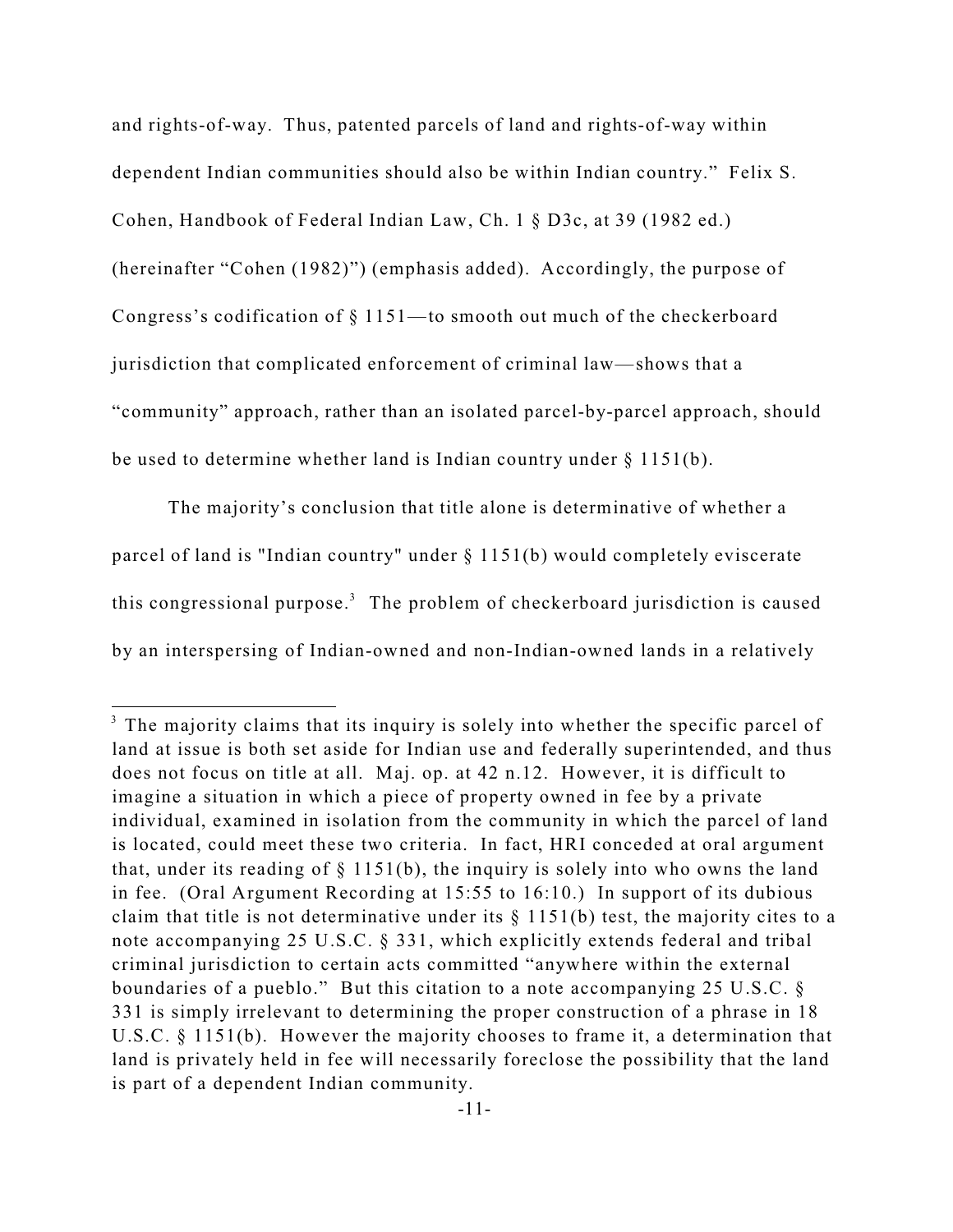and rights-of-way. Thus, patented parcels of land and rights-of-way within dependent Indian communities should also be within Indian country." Felix S. Cohen, Handbook of Federal Indian Law, Ch. 1 § D3c, at 39 (1982 ed.) (hereinafter "Cohen (1982)") (emphasis added). Accordingly, the purpose of Congress's codification of § 1151—to smooth out much of the checkerboard jurisdiction that complicated enforcement of criminal law—shows that a "community" approach, rather than an isolated parcel-by-parcel approach, should be used to determine whether land is Indian country under § 1151(b).

The majority's conclusion that title alone is determinative of whether a parcel of land is "Indian country" under § 1151(b) would completely eviscerate this congressional purpose.[3] The problem of checkerboard jurisdiction is caused by an interspersing of Indian-owned and non-Indian-owned lands in a relatively

---

[3] The majority claims that its inquiry is solely into whether the specific parcel of land at issue is both set aside for Indian use and federally superintended, and thus does not focus on title at all. Maj. op. at 42 n.12. However, it is difficult to imagine a situation in which a piece of property owned in fee by a private individual, examined in isolation from the community in which the parcel of land is located, could meet these two criteria. In fact, HRI conceded at oral argument that, under its reading of § 1151(b), the inquiry is solely into who owns the land in fee. (Oral Argument Recording at 15:55 to 16:10.) In support of its dubious claim that title is not determinative under its § 1151(b) test, the majority cites to a note accompanying 25 U.S.C. § 331, which explicitly extends federal and tribal criminal jurisdiction to certain acts committed "anywhere within the external boundaries of a pueblo." But this citation to a note accompanying 25 U.S.C. § 331 is simply irrelevant to determining the proper construction of a phrase in 18 U.S.C. § 1151(b). However the majority chooses to frame it, a determination that land is privately held in fee will necessarily foreclose the possibility that the land is part of a dependent Indian community.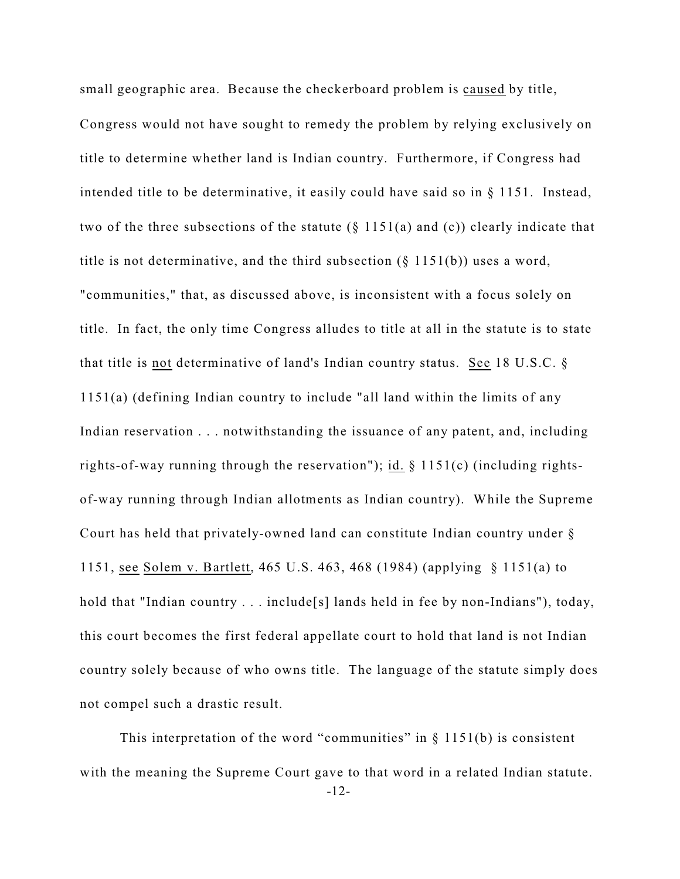small geographic area. Because the checkerboard problem is caused by title, Congress would not have sought to remedy the problem by relying exclusively on title to determine whether land is Indian country. Furthermore, if Congress had intended title to be determinative, it easily could have said so in § 1151. Instead, two of the three subsections of the statute (§ 1151(a) and (c)) clearly indicate that title is not determinative, and the third subsection (§ 1151(b)) uses a word, "communities," that, as discussed above, is inconsistent with a focus solely on title. In fact, the only time Congress alludes to title at all in the statute is to state that title is not determinative of land's Indian country status. See 18 U.S.C. § 1151(a) (defining Indian country to include "all land within the limits of any Indian reservation . . . notwithstanding the issuance of any patent, and, including rights-of-way running through the reservation"); id. § 1151(c) (including rights-of-way running through Indian allotments as Indian country). While the Supreme Court has held that privately-owned land can constitute Indian country under § 1151, see Solem v. Bartlett, 465 U.S. 463, 468 (1984) (applying § 1151(a) to hold that "Indian country . . . include[s] lands held in fee by non-Indians"), today, this court becomes the first federal appellate court to hold that land is not Indian country solely because of who owns title. The language of the statute simply does not compel such a drastic result.

This interpretation of the word "communities" in § 1151(b) is consistent with the meaning the Supreme Court gave to that word in a related Indian statute.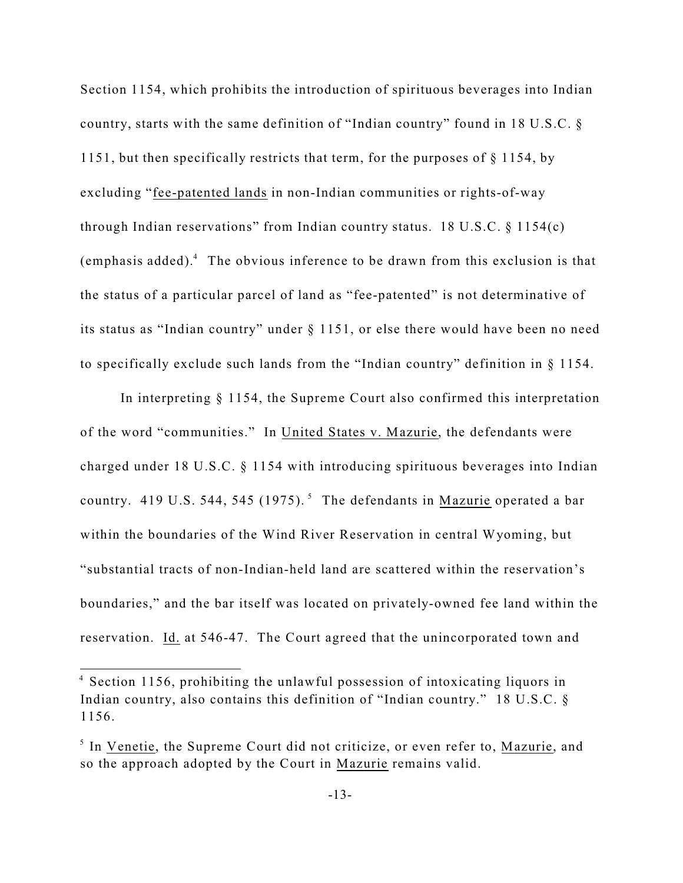Section 1154, which prohibits the introduction of spirituous beverages into Indian country, starts with the same definition of "Indian country" found in 18 U.S.C. § 1151, but then specifically restricts that term, for the purposes of § 1154, by excluding "fee-patented lands in non-Indian communities or rights-of-way through Indian reservations" from Indian country status. 18 U.S.C. § 1154(c) (emphasis added).[4] The obvious inference to be drawn from this exclusion is that the status of a particular parcel of land as "fee-patented" is not determinative of its status as "Indian country" under § 1151, or else there would have been no need to specifically exclude such lands from the "Indian country" definition in § 1154.

In interpreting § 1154, the Supreme Court also confirmed this interpretation of the word "communities." In United States v. Mazurie, the defendants were charged under 18 U.S.C. § 1154 with introducing spirituous beverages into Indian country. 419 U.S. 544, 545 (1975).[5] The defendants in Mazurie operated a bar within the boundaries of the Wind River Reservation in central Wyoming, but "substantial tracts of non-Indian-held land are scattered within the reservation's boundaries," and the bar itself was located on privately-owned fee land within the reservation. Id. at 546-47. The Court agreed that the unincorporated town and

[4] Section 1156, prohibiting the unlawful possession of intoxicating liquors in Indian country, also contains this definition of "Indian country." 18 U.S.C. § 1156.

[5] In Venetie, the Supreme Court did not criticize, or even refer to, Mazurie, and so the approach adopted by the Court in Mazurie remains valid.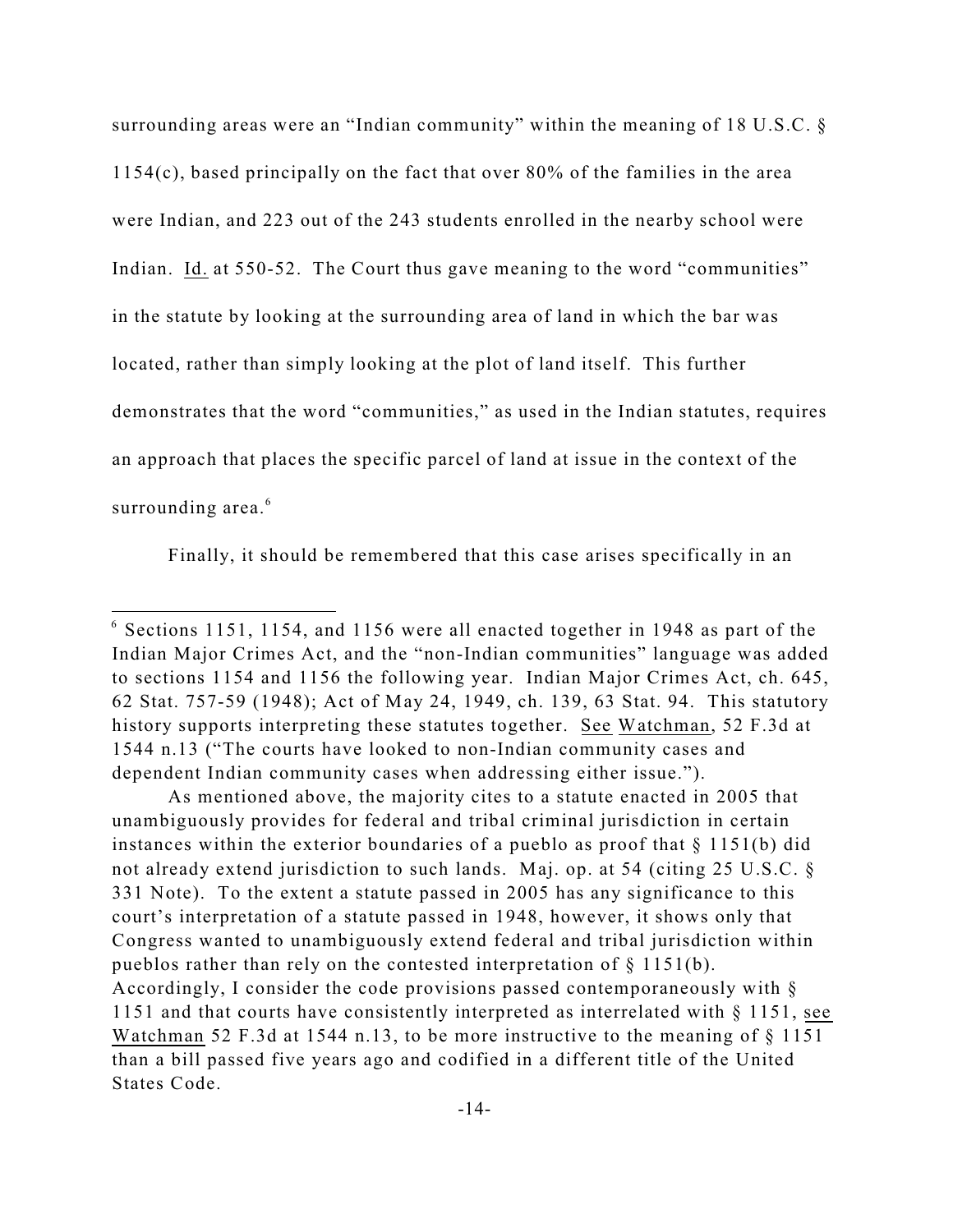surrounding areas were an "Indian community" within the meaning of 18 U.S.C. § 1154(c), based principally on the fact that over 80% of the families in the area were Indian, and 223 out of the 243 students enrolled in the nearby school were Indian. Id. at 550-52. The Court thus gave meaning to the word "communities" in the statute by looking at the surrounding area of land in which the bar was located, rather than simply looking at the plot of land itself. This further demonstrates that the word "communities," as used in the Indian statutes, requires an approach that places the specific parcel of land at issue in the context of the surrounding area.[6]

Finally, it should be remembered that this case arises specifically in an

---

[6] Sections 1151, 1154, and 1156 were all enacted together in 1948 as part of the Indian Major Crimes Act, and the "non-Indian communities" language was added to sections 1154 and 1156 the following year. Indian Major Crimes Act, ch. 645, 62 Stat. 757-59 (1948); Act of May 24, 1949, ch. 139, 63 Stat. 94. This statutory history supports interpreting these statutes together. See Watchman, 52 F.3d at 1544 n.13 ("The courts have looked to non-Indian community cases and dependent Indian community cases when addressing either issue.").

As mentioned above, the majority cites to a statute enacted in 2005 that unambiguously provides for federal and tribal criminal jurisdiction in certain instances within the exterior boundaries of a pueblo as proof that § 1151(b) did not already extend jurisdiction to such lands. Maj. op. at 54 (citing 25 U.S.C. § 331 Note). To the extent a statute passed in 2005 has any significance to this court's interpretation of a statute passed in 1948, however, it shows only that Congress wanted to unambiguously extend federal and tribal jurisdiction within pueblos rather than rely on the contested interpretation of § 1151(b). Accordingly, I consider the code provisions passed contemporaneously with § 1151 and that courts have consistently interpreted as interrelated with § 1151, see Watchman 52 F.3d at 1544 n.13, to be more instructive to the meaning of § 1151 than a bill passed five years ago and codified in a different title of the United States Code.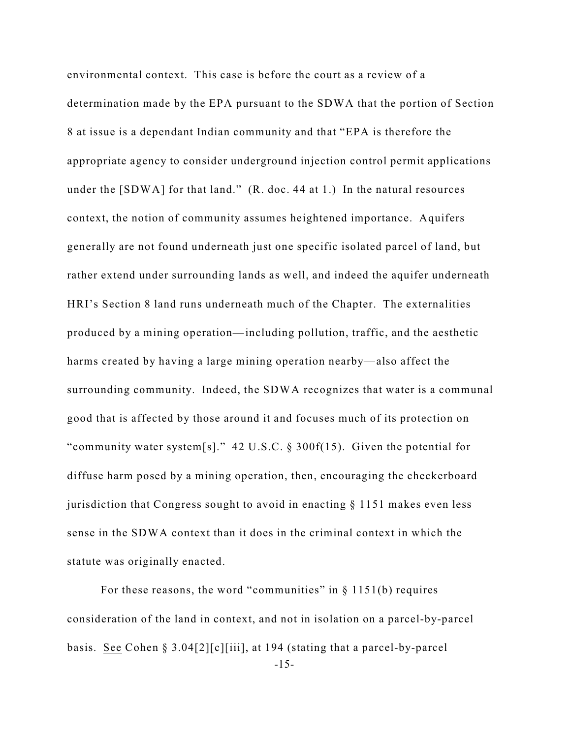environmental context. This case is before the court as a review of a determination made by the EPA pursuant to the SDWA that the portion of Section 8 at issue is a dependant Indian community and that "EPA is therefore the appropriate agency to consider underground injection control permit applications under the [SDWA] for that land." (R. doc. 44 at 1.) In the natural resources context, the notion of community assumes heightened importance. Aquifers generally are not found underneath just one specific isolated parcel of land, but rather extend under surrounding lands as well, and indeed the aquifer underneath HRI's Section 8 land runs underneath much of the Chapter. The externalities produced by a mining operation—including pollution, traffic, and the aesthetic harms created by having a large mining operation nearby—also affect the surrounding community. Indeed, the SDWA recognizes that water is a communal good that is affected by those around it and focuses much of its protection on "community water system[s]." 42 U.S.C. § 300f(15). Given the potential for diffuse harm posed by a mining operation, then, encouraging the checkerboard jurisdiction that Congress sought to avoid in enacting § 1151 makes even less sense in the SDWA context than it does in the criminal context in which the statute was originally enacted.

For these reasons, the word "communities" in § 1151(b) requires consideration of the land in context, and not in isolation on a parcel-by-parcel basis. See Cohen § 3.04[2][c][iii], at 194 (stating that a parcel-by-parcel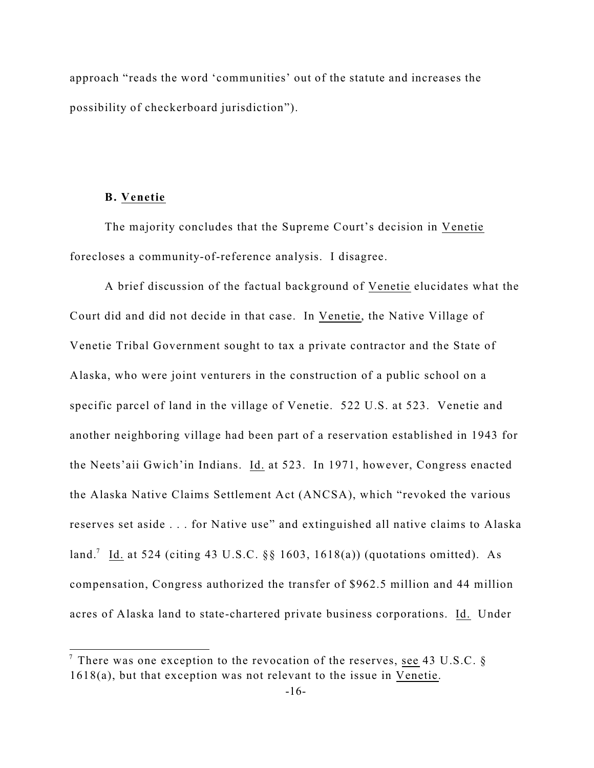approach "reads the word 'communities' out of the statute and increases the possibility of checkerboard jurisdiction").

### B. Venetie

The majority concludes that the Supreme Court's decision in Venetie forecloses a community-of-reference analysis. I disagree.

A brief discussion of the factual background of Venetie elucidates what the Court did and did not decide in that case. In Venetie, the Native Village of Venetie Tribal Government sought to tax a private contractor and the State of Alaska, who were joint venturers in the construction of a public school on a specific parcel of land in the village of Venetie. 522 U.S. at 523. Venetie and another neighboring village had been part of a reservation established in 1943 for the Neets'aii Gwich'in Indians. Id. at 523. In 1971, however, Congress enacted the Alaska Native Claims Settlement Act (ANCSA), which "revoked the various reserves set aside . . . for Native use" and extinguished all native claims to Alaska land.[7] Id. at 524 (citing 43 U.S.C. §§ 1603, 1618(a)) (quotations omitted). As compensation, Congress authorized the transfer of $962.5 million and 44 million acres of Alaska land to state-chartered private business corporations. Id. Under

[7] There was one exception to the revocation of the reserves, see 43 U.S.C. § 1618(a), but that exception was not relevant to the issue in Venetie.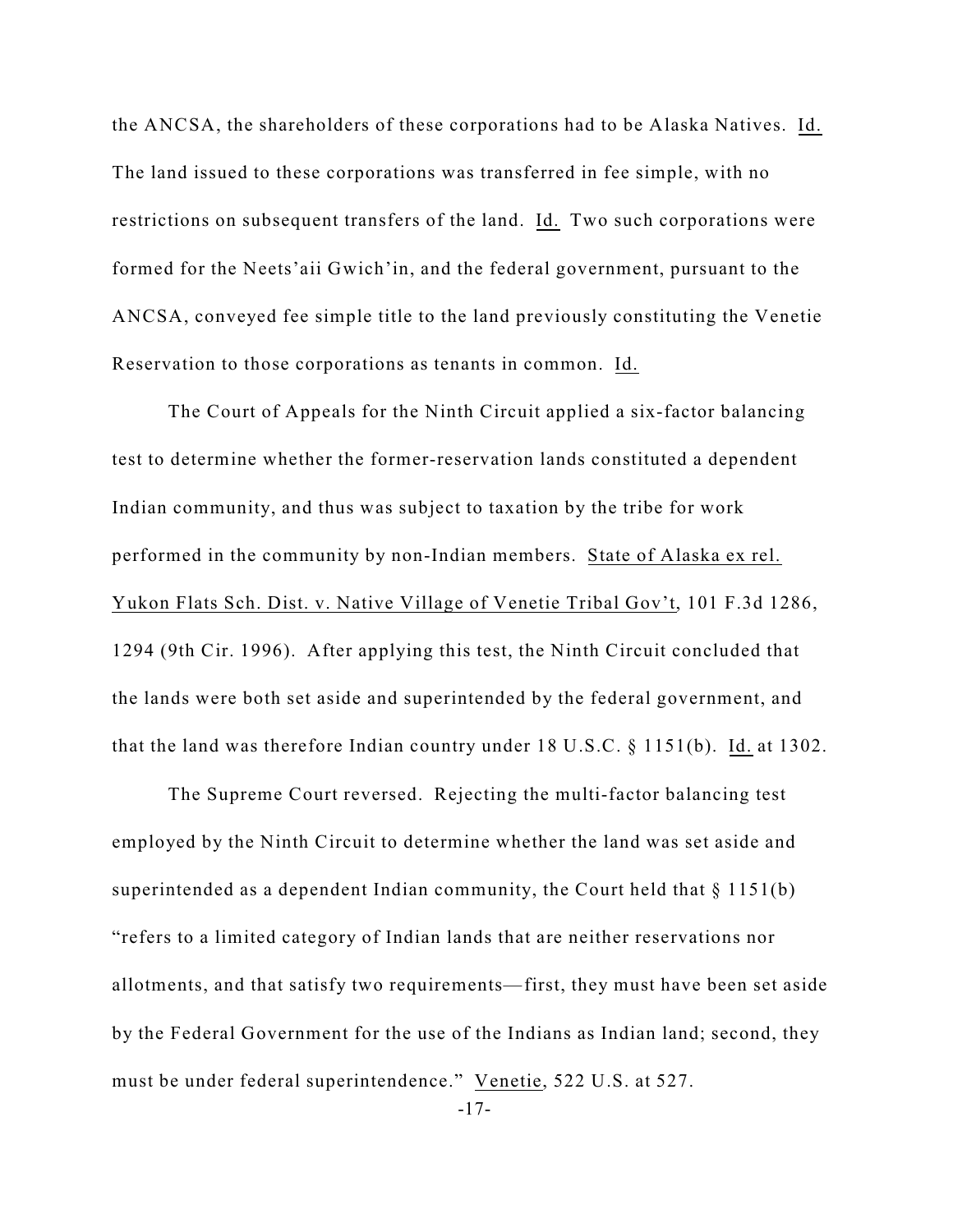the ANCSA, the shareholders of these corporations had to be Alaska Natives. Id. The land issued to these corporations was transferred in fee simple, with no restrictions on subsequent transfers of the land. Id. Two such corporations were formed for the Neets'aii Gwich'in, and the federal government, pursuant to the ANCSA, conveyed fee simple title to the land previously constituting the Venetie Reservation to those corporations as tenants in common. Id.

The Court of Appeals for the Ninth Circuit applied a six-factor balancing test to determine whether the former-reservation lands constituted a dependent Indian community, and thus was subject to taxation by the tribe for work performed in the community by non-Indian members. State of Alaska ex rel. Yukon Flats Sch. Dist. v. Native Village of Venetie Tribal Gov't, 101 F.3d 1286, 1294 (9th Cir. 1996). After applying this test, the Ninth Circuit concluded that the lands were both set aside and superintended by the federal government, and that the land was therefore Indian country under 18 U.S.C. § 1151(b). Id. at 1302.

The Supreme Court reversed. Rejecting the multi-factor balancing test employed by the Ninth Circuit to determine whether the land was set aside and superintended as a dependent Indian community, the Court held that § 1151(b) "refers to a limited category of Indian lands that are neither reservations nor allotments, and that satisfy two requirements—first, they must have been set aside by the Federal Government for the use of the Indians as Indian land; second, they must be under federal superintendence." Venetie, 522 U.S. at 527.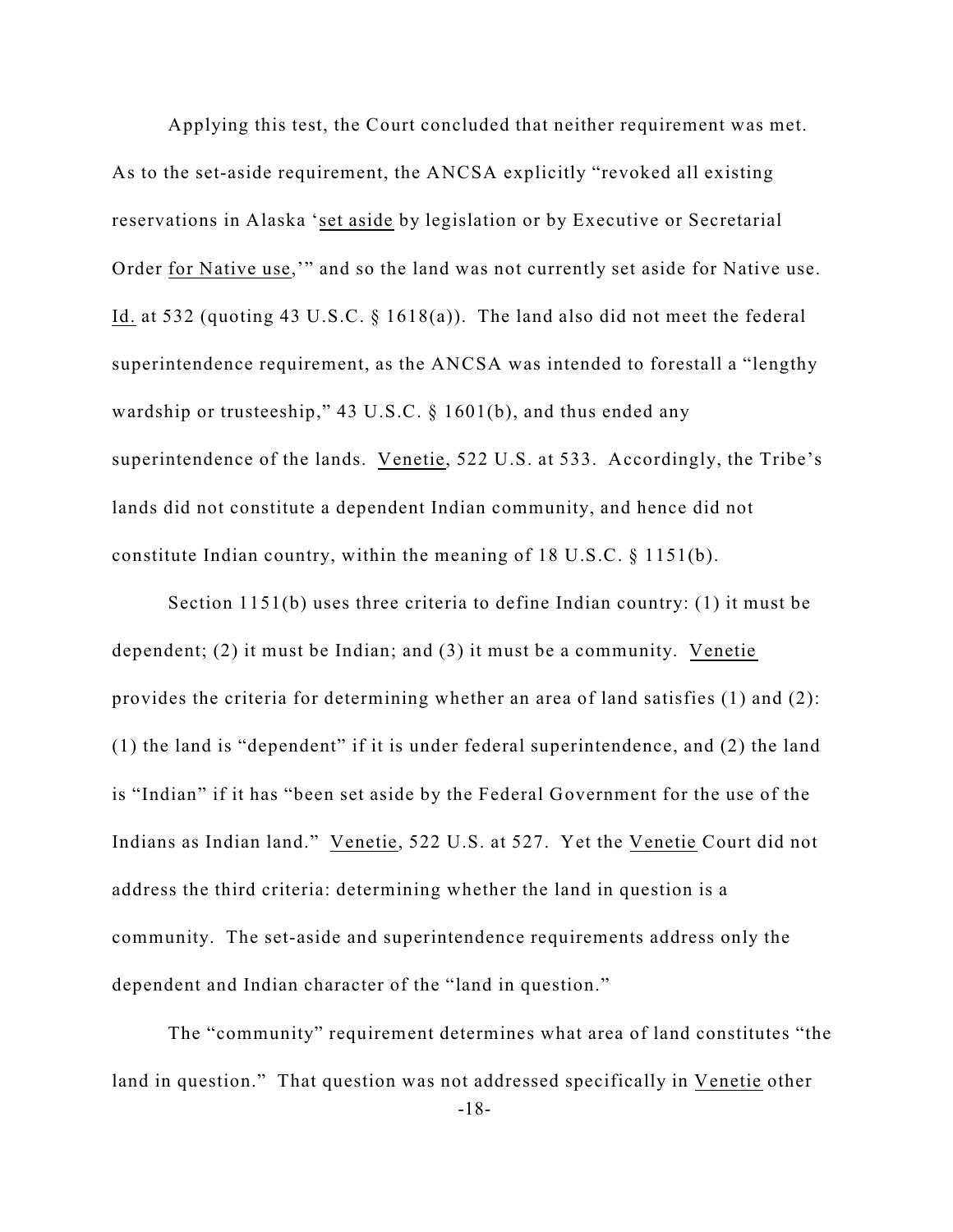Applying this test, the Court concluded that neither requirement was met. As to the set-aside requirement, the ANCSA explicitly "revoked all existing reservations in Alaska 'set aside by legislation or by Executive or Secretarial Order for Native use,'" and so the land was not currently set aside for Native use. Id. at 532 (quoting 43 U.S.C. § 1618(a)). The land also did not meet the federal superintendence requirement, as the ANCSA was intended to forestall a "lengthy wardship or trusteeship," 43 U.S.C. § 1601(b), and thus ended any superintendence of the lands. Venetie, 522 U.S. at 533. Accordingly, the Tribe's lands did not constitute a dependent Indian community, and hence did not constitute Indian country, within the meaning of 18 U.S.C. § 1151(b).

Section 1151(b) uses three criteria to define Indian country: (1) it must be dependent; (2) it must be Indian; and (3) it must be a community. Venetie provides the criteria for determining whether an area of land satisfies (1) and (2): (1) the land is "dependent" if it is under federal superintendence, and (2) the land is "Indian" if it has "been set aside by the Federal Government for the use of the Indians as Indian land." Venetie, 522 U.S. at 527. Yet the Venetie Court did not address the third criteria: determining whether the land in question is a community. The set-aside and superintendence requirements address only the dependent and Indian character of the "land in question."

The "community" requirement determines what area of land constitutes "the land in question." That question was not addressed specifically in Venetie other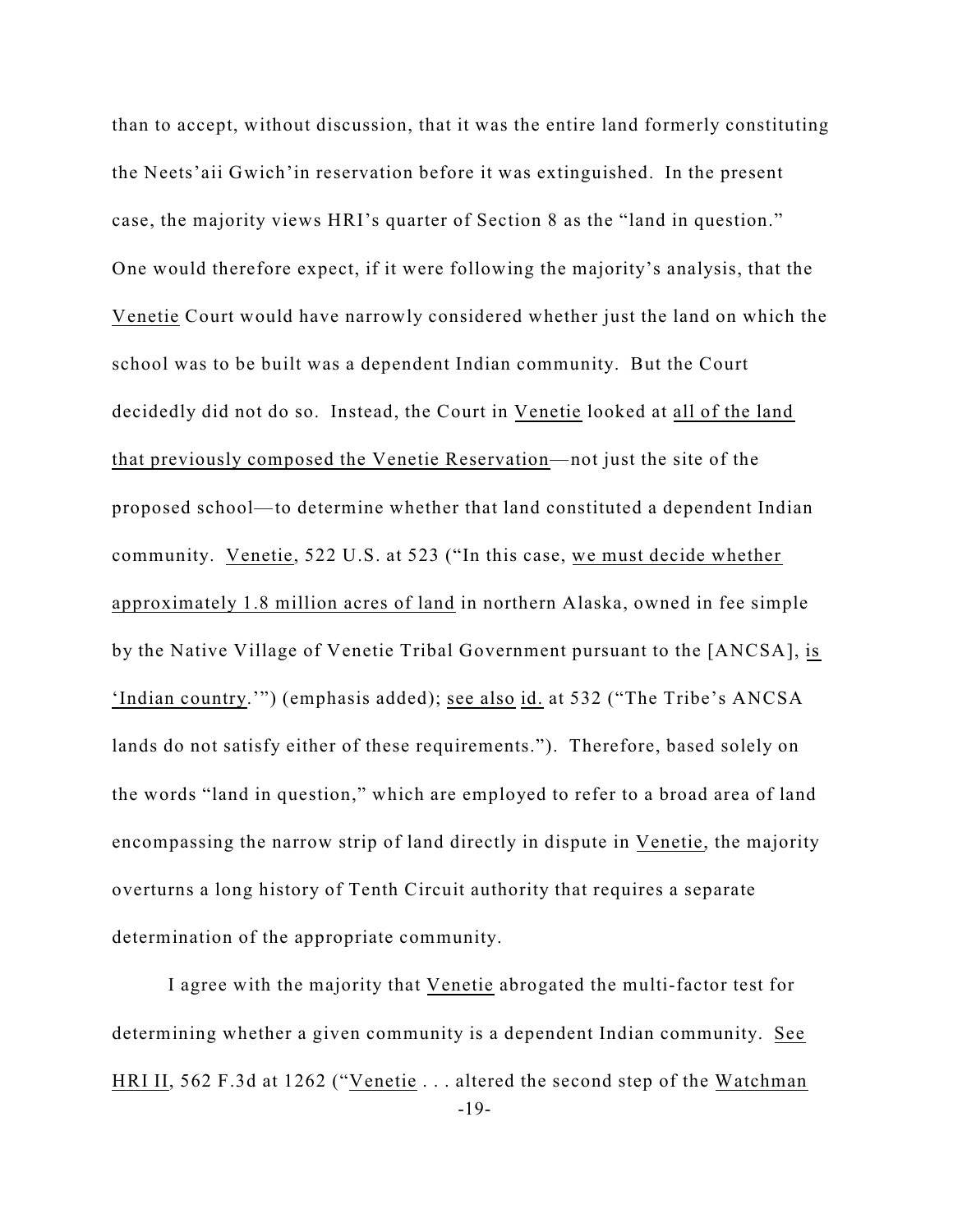than to accept, without discussion, that it was the entire land formerly constituting the Neets'aii Gwich'in reservation before it was extinguished. In the present case, the majority views HRI's quarter of Section 8 as the "land in question." One would therefore expect, if it were following the majority's analysis, that the Venetie Court would have narrowly considered whether just the land on which the school was to be built was a dependent Indian community. But the Court decidedly did not do so. Instead, the Court in Venetie looked at all of the land that previously composed the Venetie Reservation—not just the site of the proposed school—to determine whether that land constituted a dependent Indian community. Venetie, 522 U.S. at 523 ("In this case, we must decide whether approximately 1.8 million acres of land in northern Alaska, owned in fee simple by the Native Village of Venetie Tribal Government pursuant to the [ANCSA], is 'Indian country.'") (emphasis added); see also id. at 532 ("The Tribe's ANCSA lands do not satisfy either of these requirements."). Therefore, based solely on the words "land in question," which are employed to refer to a broad area of land encompassing the narrow strip of land directly in dispute in Venetie, the majority overturns a long history of Tenth Circuit authority that requires a separate determination of the appropriate community.

I agree with the majority that Venetie abrogated the multi-factor test for determining whether a given community is a dependent Indian community. See HRI II, 562 F.3d at 1262 ("Venetie . . . altered the second step of the Watchman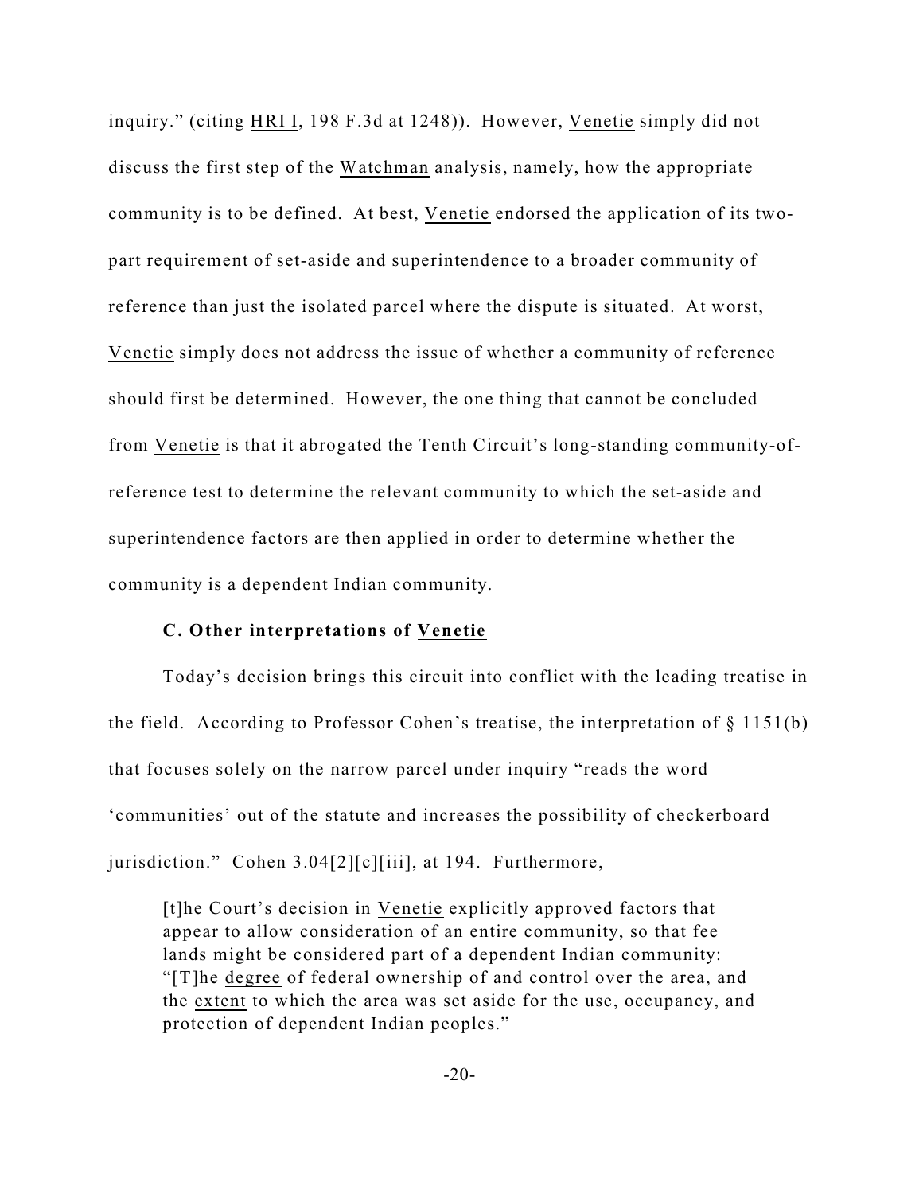inquiry." (citing HRI I, 198 F.3d at 1248)). However, Venetie simply did not discuss the first step of the Watchman analysis, namely, how the appropriate community is to be defined. At best, Venetie endorsed the application of its two-part requirement of set-aside and superintendence to a broader community of reference than just the isolated parcel where the dispute is situated. At worst, Venetie simply does not address the issue of whether a community of reference should first be determined. However, the one thing that cannot be concluded from Venetie is that it abrogated the Tenth Circuit's long-standing community-of-reference test to determine the relevant community to which the set-aside and superintendence factors are then applied in order to determine whether the community is a dependent Indian community.

**C. Other interpretations of Venetie**

Today's decision brings this circuit into conflict with the leading treatise in the field. According to Professor Cohen's treatise, the interpretation of § 1151(b) that focuses solely on the narrow parcel under inquiry "reads the word 'communities' out of the statute and increases the possibility of checkerboard jurisdiction." Cohen 3.04[2][c][iii], at 194. Furthermore,

> [t]he Court's decision in Venetie explicitly approved factors that appear to allow consideration of an entire community, so that fee lands might be considered part of a dependent Indian community: "[T]he degree of federal ownership of and control over the area, and the extent to which the area was set aside for the use, occupancy, and protection of dependent Indian peoples."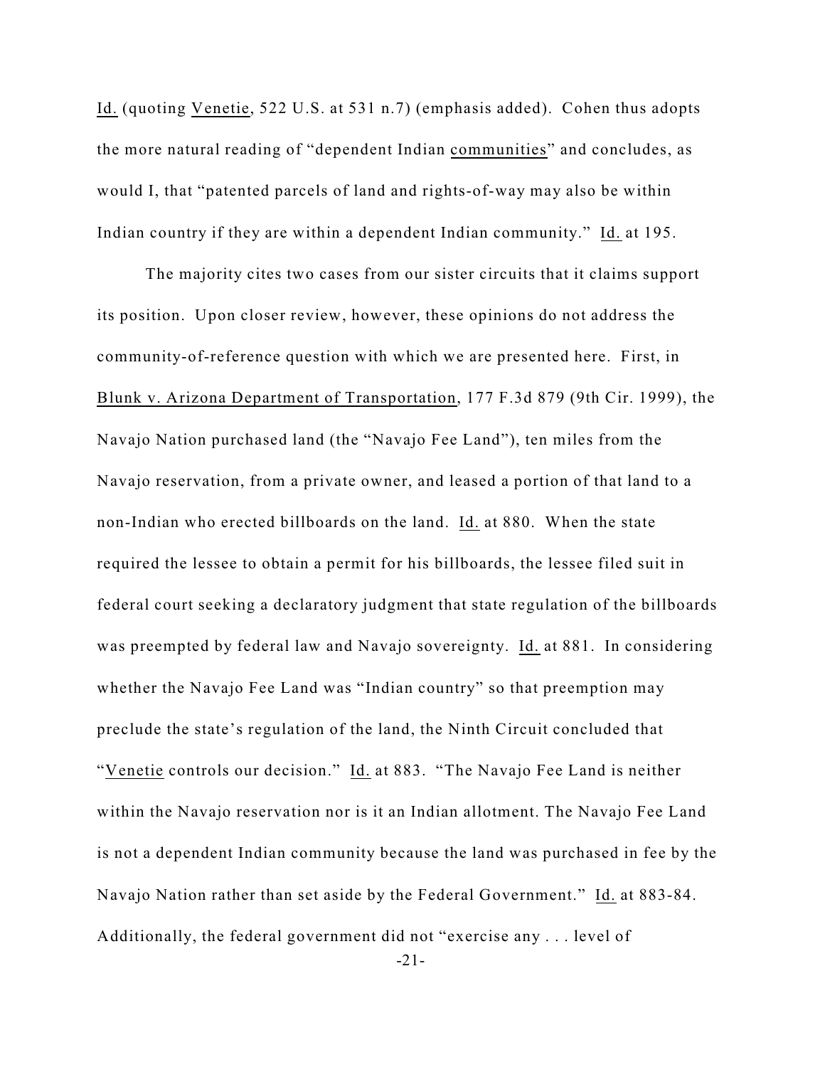Id. (quoting Venetie, 522 U.S. at 531 n.7) (emphasis added). Cohen thus adopts the more natural reading of "dependent Indian communities" and concludes, as would I, that "patented parcels of land and rights-of-way may also be within Indian country if they are within a dependent Indian community." Id. at 195.

The majority cites two cases from our sister circuits that it claims support its position. Upon closer review, however, these opinions do not address the community-of-reference question with which we are presented here. First, in Blunk v. Arizona Department of Transportation, 177 F.3d 879 (9th Cir. 1999), the Navajo Nation purchased land (the "Navajo Fee Land"), ten miles from the Navajo reservation, from a private owner, and leased a portion of that land to a non-Indian who erected billboards on the land. Id. at 880. When the state required the lessee to obtain a permit for his billboards, the lessee filed suit in federal court seeking a declaratory judgment that state regulation of the billboards was preempted by federal law and Navajo sovereignty. Id. at 881. In considering whether the Navajo Fee Land was "Indian country" so that preemption may preclude the state's regulation of the land, the Ninth Circuit concluded that "Venetie controls our decision." Id. at 883. "The Navajo Fee Land is neither within the Navajo reservation nor is it an Indian allotment. The Navajo Fee Land is not a dependent Indian community because the land was purchased in fee by the Navajo Nation rather than set aside by the Federal Government." Id. at 883-84. Additionally, the federal government did not "exercise any . . . level of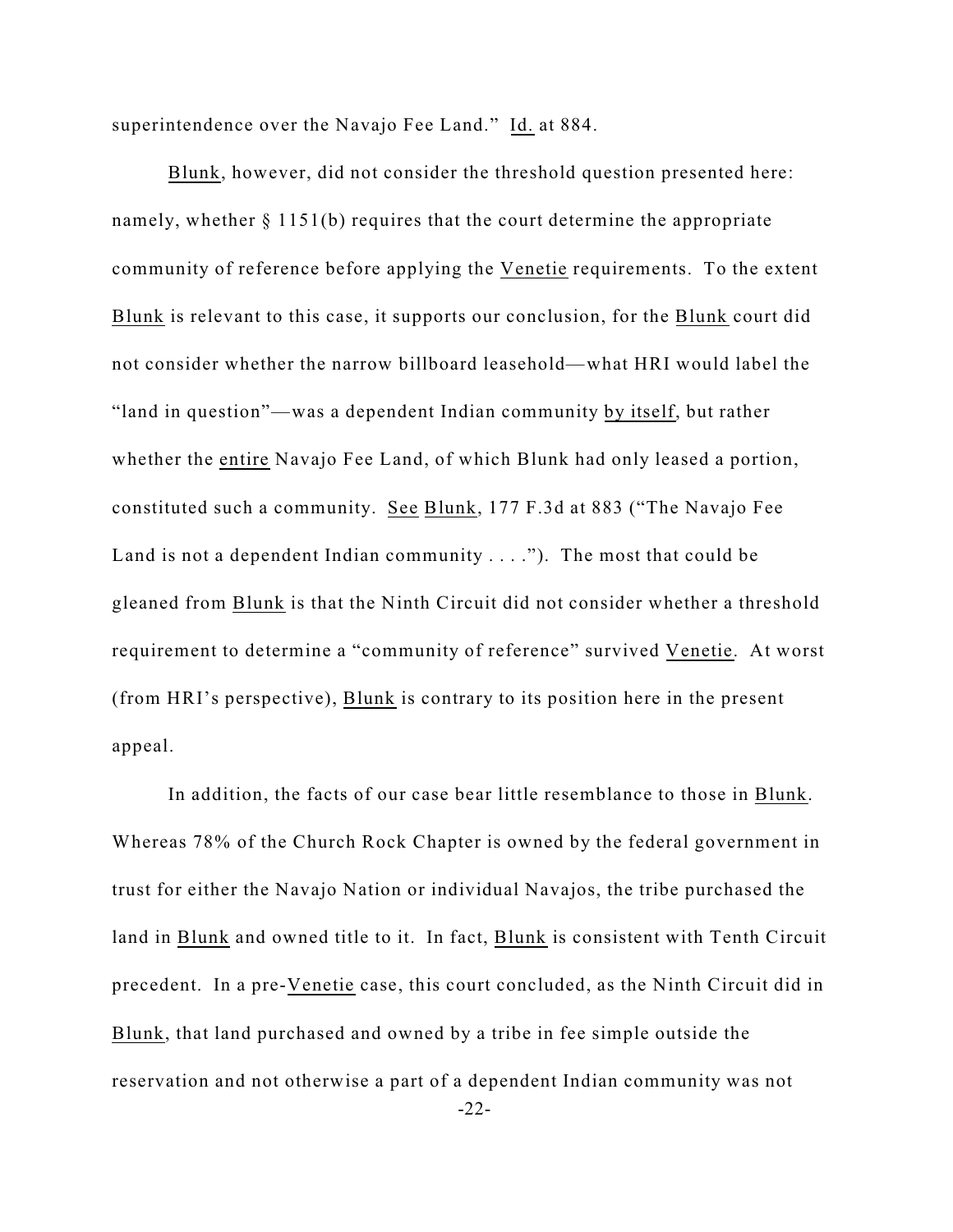superintendence over the Navajo Fee Land." Id. at 884.

Blunk, however, did not consider the threshold question presented here: namely, whether § 1151(b) requires that the court determine the appropriate community of reference before applying the Venetie requirements. To the extent Blunk is relevant to this case, it supports our conclusion, for the Blunk court did not consider whether the narrow billboard leasehold—what HRI would label the "land in question"—was a dependent Indian community by itself, but rather whether the entire Navajo Fee Land, of which Blunk had only leased a portion, constituted such a community. See Blunk, 177 F.3d at 883 ("The Navajo Fee Land is not a dependent Indian community . . . ."). The most that could be gleaned from Blunk is that the Ninth Circuit did not consider whether a threshold requirement to determine a "community of reference" survived Venetie. At worst (from HRI's perspective), Blunk is contrary to its position here in the present appeal.

In addition, the facts of our case bear little resemblance to those in Blunk. Whereas 78% of the Church Rock Chapter is owned by the federal government in trust for either the Navajo Nation or individual Navajos, the tribe purchased the land in Blunk and owned title to it. In fact, Blunk is consistent with Tenth Circuit precedent. In a pre-Venetie case, this court concluded, as the Ninth Circuit did in Blunk, that land purchased and owned by a tribe in fee simple outside the reservation and not otherwise a part of a dependent Indian community was not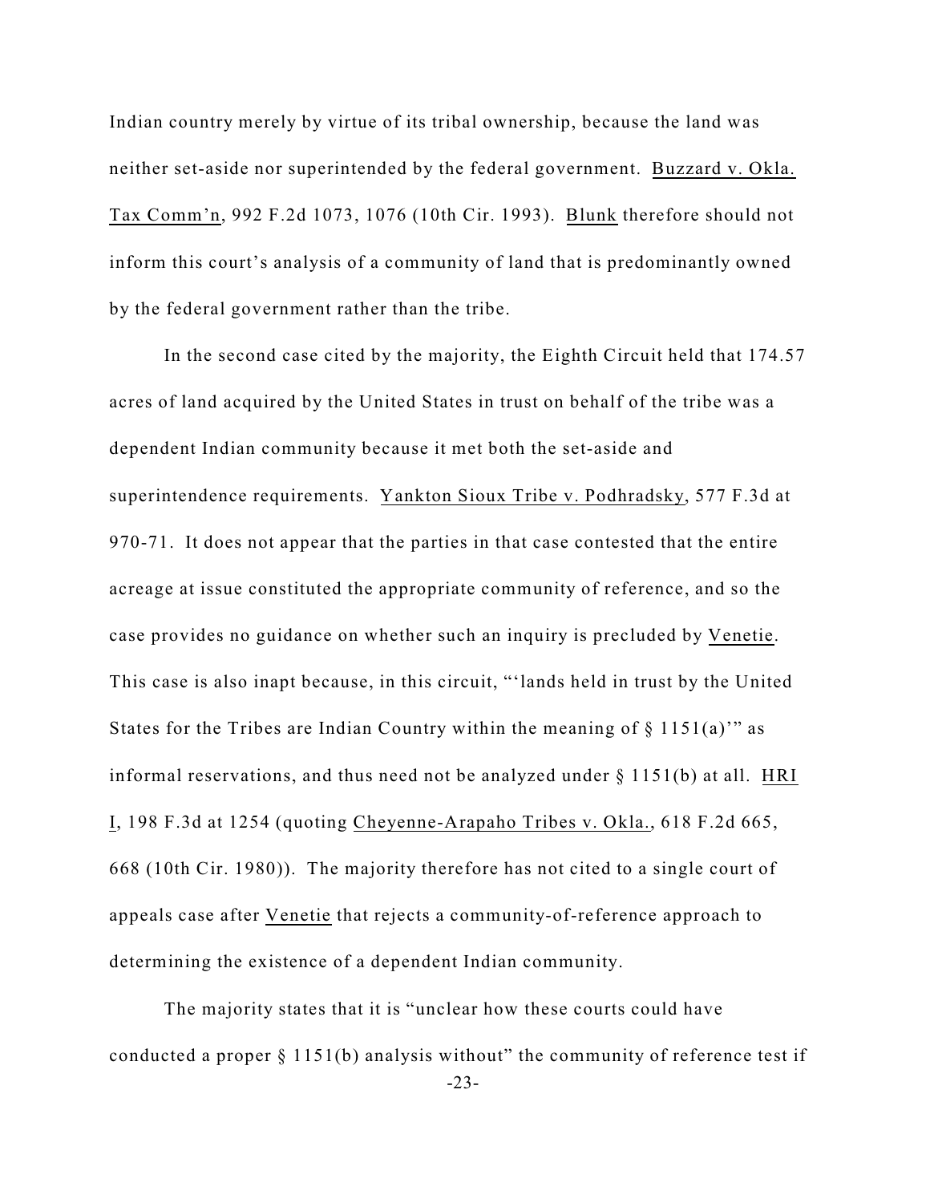Indian country merely by virtue of its tribal ownership, because the land was neither set-aside nor superintended by the federal government. Buzzard v. Okla. Tax Comm'n, 992 F.2d 1073, 1076 (10th Cir. 1993). Blunk therefore should not inform this court's analysis of a community of land that is predominantly owned by the federal government rather than the tribe.

In the second case cited by the majority, the Eighth Circuit held that 174.57 acres of land acquired by the United States in trust on behalf of the tribe was a dependent Indian community because it met both the set-aside and superintendence requirements. Yankton Sioux Tribe v. Podhradsky, 577 F.3d at 970-71. It does not appear that the parties in that case contested that the entire acreage at issue constituted the appropriate community of reference, and so the case provides no guidance on whether such an inquiry is precluded by Venetie. This case is also inapt because, in this circuit, "'lands held in trust by the United States for the Tribes are Indian Country within the meaning of § 1151(a)'" as informal reservations, and thus need not be analyzed under § 1151(b) at all. HRI I, 198 F.3d at 1254 (quoting Cheyenne-Arapaho Tribes v. Okla., 618 F.2d 665, 668 (10th Cir. 1980)). The majority therefore has not cited to a single court of appeals case after Venetie that rejects a community-of-reference approach to determining the existence of a dependent Indian community.

The majority states that it is "unclear how these courts could have conducted a proper § 1151(b) analysis without" the community of reference test if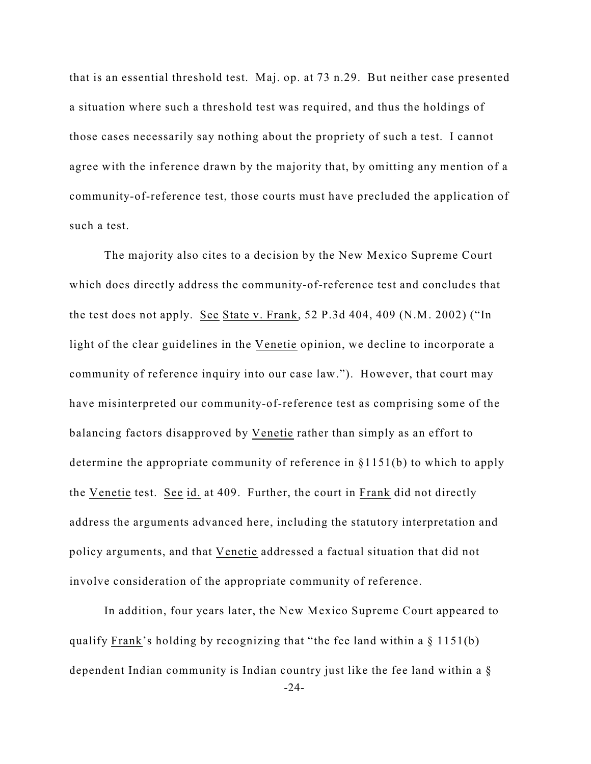that is an essential threshold test. Maj. op. at 73 n.29. But neither case presented a situation where such a threshold test was required, and thus the holdings of those cases necessarily say nothing about the propriety of such a test. I cannot agree with the inference drawn by the majority that, by omitting any mention of a community-of-reference test, those courts must have precluded the application of such a test.

The majority also cites to a decision by the New Mexico Supreme Court which does directly address the community-of-reference test and concludes that the test does not apply. See State v. Frank, 52 P.3d 404, 409 (N.M. 2002) ("In light of the clear guidelines in the Venetie opinion, we decline to incorporate a community of reference inquiry into our case law."). However, that court may have misinterpreted our community-of-reference test as comprising some of the balancing factors disapproved by Venetie rather than simply as an effort to determine the appropriate community of reference in §1151(b) to which to apply the Venetie test. See id. at 409. Further, the court in Frank did not directly address the arguments advanced here, including the statutory interpretation and policy arguments, and that Venetie addressed a factual situation that did not involve consideration of the appropriate community of reference.

In addition, four years later, the New Mexico Supreme Court appeared to qualify Frank's holding by recognizing that "the fee land within a § 1151(b) dependent Indian community is Indian country just like the fee land within a §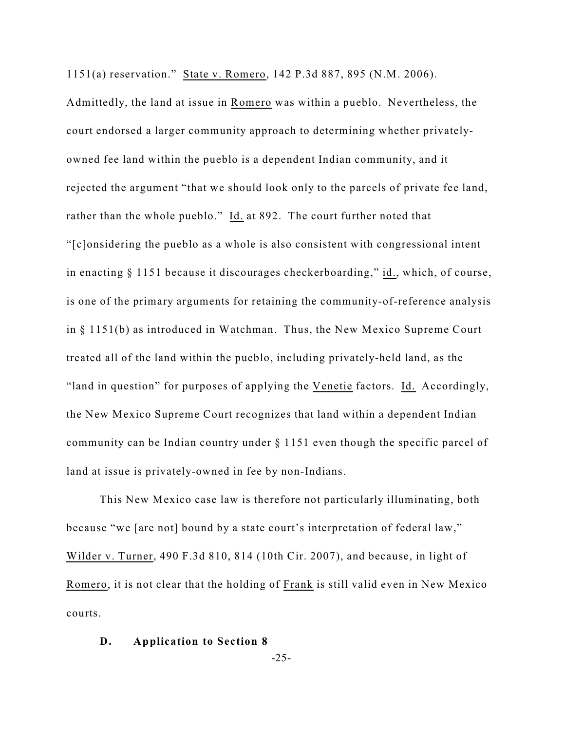1151(a) reservation." State v. Romero, 142 P.3d 887, 895 (N.M. 2006). Admittedly, the land at issue in Romero was within a pueblo. Nevertheless, the court endorsed a larger community approach to determining whether privately-owned fee land within the pueblo is a dependent Indian community, and it rejected the argument "that we should look only to the parcels of private fee land, rather than the whole pueblo." Id. at 892. The court further noted that "[c]onsidering the pueblo as a whole is also consistent with congressional intent in enacting § 1151 because it discourages checkerboarding," id., which, of course, is one of the primary arguments for retaining the community-of-reference analysis in § 1151(b) as introduced in Watchman. Thus, the New Mexico Supreme Court treated all of the land within the pueblo, including privately-held land, as the "land in question" for purposes of applying the Venetie factors. Id. Accordingly, the New Mexico Supreme Court recognizes that land within a dependent Indian community can be Indian country under § 1151 even though the specific parcel of land at issue is privately-owned in fee by non-Indians.

This New Mexico case law is therefore not particularly illuminating, both because "we [are not] bound by a state court's interpretation of federal law," Wilder v. Turner, 490 F.3d 810, 814 (10th Cir. 2007), and because, in light of Romero, it is not clear that the holding of Frank is still valid even in New Mexico courts.

**D. Application to Section 8**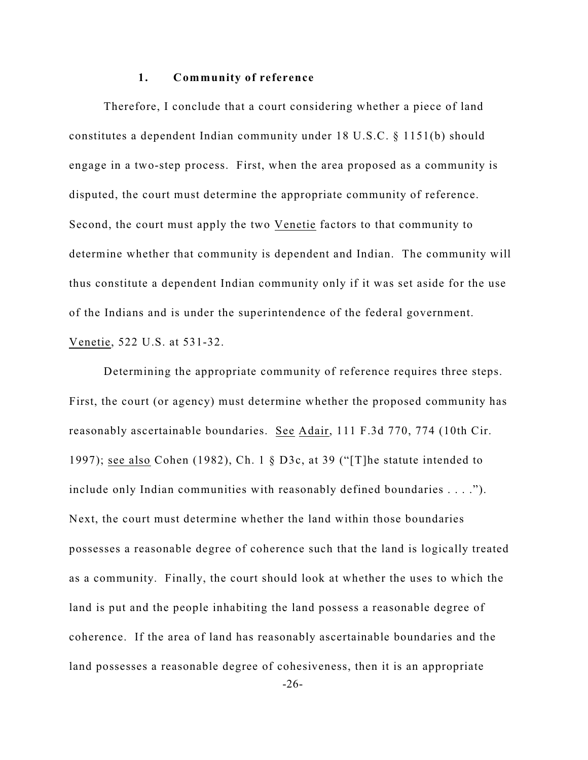### 1. Community of reference

Therefore, I conclude that a court considering whether a piece of land constitutes a dependent Indian community under 18 U.S.C. § 1151(b) should engage in a two-step process. First, when the area proposed as a community is disputed, the court must determine the appropriate community of reference. Second, the court must apply the two Venetie factors to that community to determine whether that community is dependent and Indian. The community will thus constitute a dependent Indian community only if it was set aside for the use of the Indians and is under the superintendence of the federal government. Venetie, 522 U.S. at 531-32.

Determining the appropriate community of reference requires three steps. First, the court (or agency) must determine whether the proposed community has reasonably ascertainable boundaries. See Adair, 111 F.3d 770, 774 (10th Cir. 1997); see also Cohen (1982), Ch. 1 § D3c, at 39 ("[T]he statute intended to include only Indian communities with reasonably defined boundaries . . . ."). Next, the court must determine whether the land within those boundaries possesses a reasonable degree of coherence such that the land is logically treated as a community. Finally, the court should look at whether the uses to which the land is put and the people inhabiting the land possess a reasonable degree of coherence. If the area of land has reasonably ascertainable boundaries and the land possesses a reasonable degree of cohesiveness, then it is an appropriate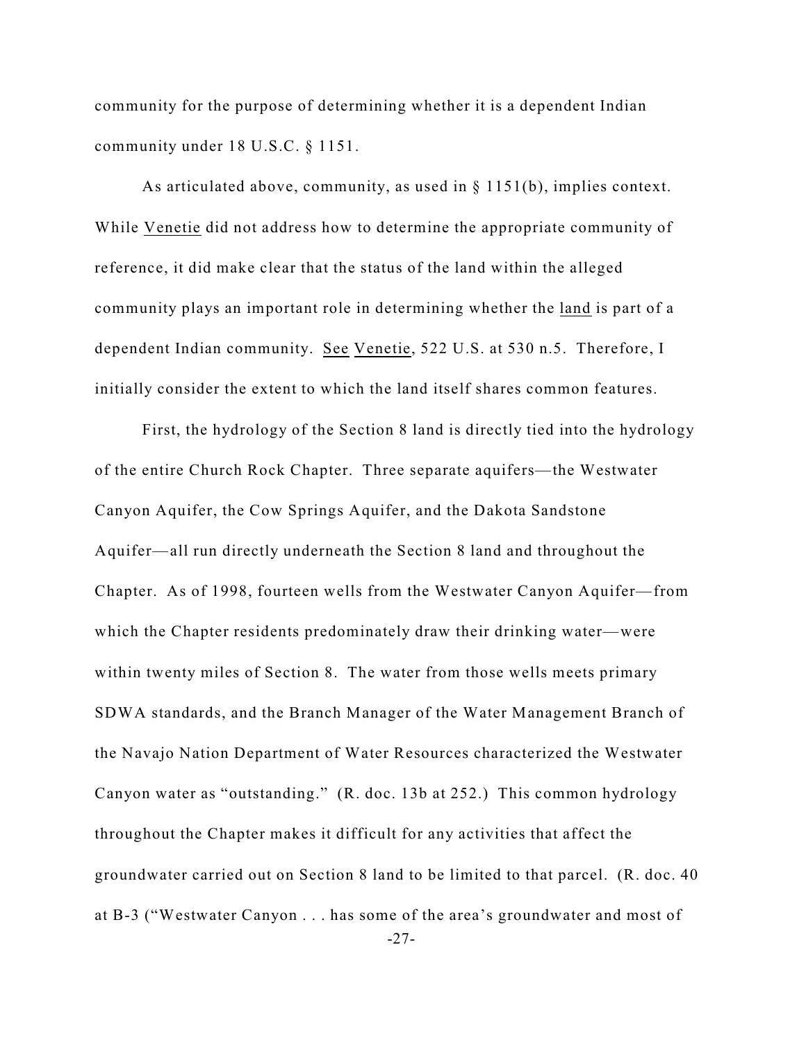community for the purpose of determining whether it is a dependent Indian community under 18 U.S.C. § 1151.

As articulated above, community, as used in § 1151(b), implies context. While Venetie did not address how to determine the appropriate community of reference, it did make clear that the status of the land within the alleged community plays an important role in determining whether the land is part of a dependent Indian community. See Venetie, 522 U.S. at 530 n.5. Therefore, I initially consider the extent to which the land itself shares common features.

First, the hydrology of the Section 8 land is directly tied into the hydrology of the entire Church Rock Chapter. Three separate aquifers—the Westwater Canyon Aquifer, the Cow Springs Aquifer, and the Dakota Sandstone Aquifer—all run directly underneath the Section 8 land and throughout the Chapter. As of 1998, fourteen wells from the Westwater Canyon Aquifer—from which the Chapter residents predominately draw their drinking water—were within twenty miles of Section 8. The water from those wells meets primary SDWA standards, and the Branch Manager of the Water Management Branch of the Navajo Nation Department of Water Resources characterized the Westwater Canyon water as "outstanding." (R. doc. 13b at 252.) This common hydrology throughout the Chapter makes it difficult for any activities that affect the groundwater carried out on Section 8 land to be limited to that parcel. (R. doc. 40 at B-3 ("Westwater Canyon . . . has some of the area's groundwater and most of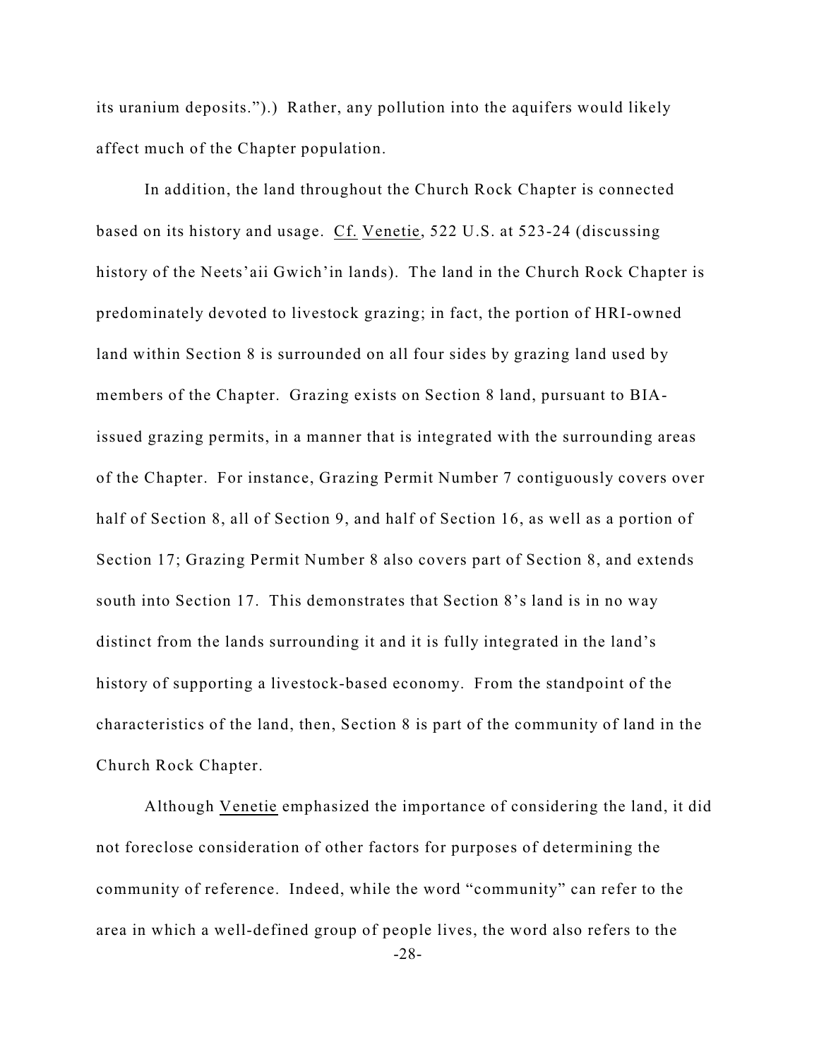its uranium deposits.").) Rather, any pollution into the aquifers would likely affect much of the Chapter population.

In addition, the land throughout the Church Rock Chapter is connected based on its history and usage. Cf. Venetie, 522 U.S. at 523-24 (discussing history of the Neets'aii Gwich'in lands). The land in the Church Rock Chapter is predominately devoted to livestock grazing; in fact, the portion of HRI-owned land within Section 8 is surrounded on all four sides by grazing land used by members of the Chapter. Grazing exists on Section 8 land, pursuant to BIA-issued grazing permits, in a manner that is integrated with the surrounding areas of the Chapter. For instance, Grazing Permit Number 7 contiguously covers over half of Section 8, all of Section 9, and half of Section 16, as well as a portion of Section 17; Grazing Permit Number 8 also covers part of Section 8, and extends south into Section 17. This demonstrates that Section 8's land is in no way distinct from the lands surrounding it and it is fully integrated in the land's history of supporting a livestock-based economy. From the standpoint of the characteristics of the land, then, Section 8 is part of the community of land in the Church Rock Chapter.

Although Venetie emphasized the importance of considering the land, it did not foreclose consideration of other factors for purposes of determining the community of reference. Indeed, while the word "community" can refer to the area in which a well-defined group of people lives, the word also refers to the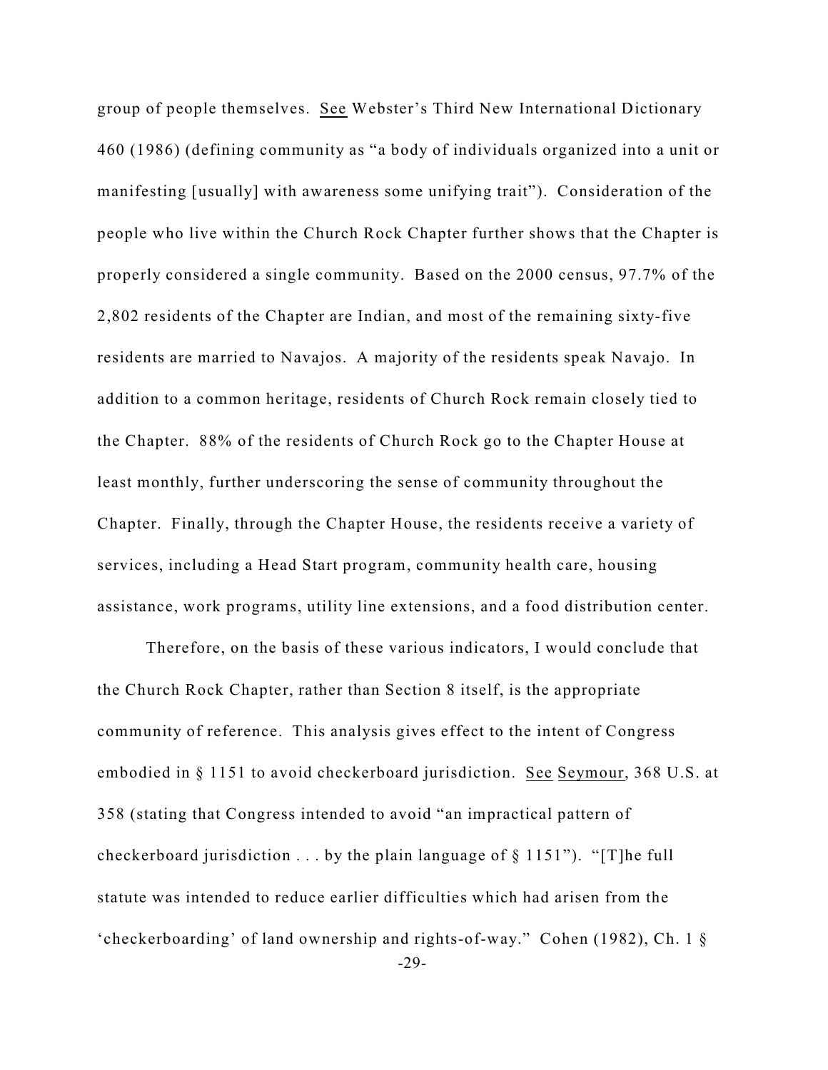group of people themselves. See Webster's Third New International Dictionary 460 (1986) (defining community as "a body of individuals organized into a unit or manifesting [usually] with awareness some unifying trait"). Consideration of the people who live within the Church Rock Chapter further shows that the Chapter is properly considered a single community. Based on the 2000 census, 97.7% of the 2,802 residents of the Chapter are Indian, and most of the remaining sixty-five residents are married to Navajos. A majority of the residents speak Navajo. In addition to a common heritage, residents of Church Rock remain closely tied to the Chapter. 88% of the residents of Church Rock go to the Chapter House at least monthly, further underscoring the sense of community throughout the Chapter. Finally, through the Chapter House, the residents receive a variety of services, including a Head Start program, community health care, housing assistance, work programs, utility line extensions, and a food distribution center.

Therefore, on the basis of these various indicators, I would conclude that the Church Rock Chapter, rather than Section 8 itself, is the appropriate community of reference. This analysis gives effect to the intent of Congress embodied in § 1151 to avoid checkerboard jurisdiction. See Seymour, 368 U.S. at 358 (stating that Congress intended to avoid "an impractical pattern of checkerboard jurisdiction . . . by the plain language of § 1151"). "[T]he full statute was intended to reduce earlier difficulties which had arisen from the 'checkerboarding' of land ownership and rights-of-way." Cohen (1982), Ch. 1 §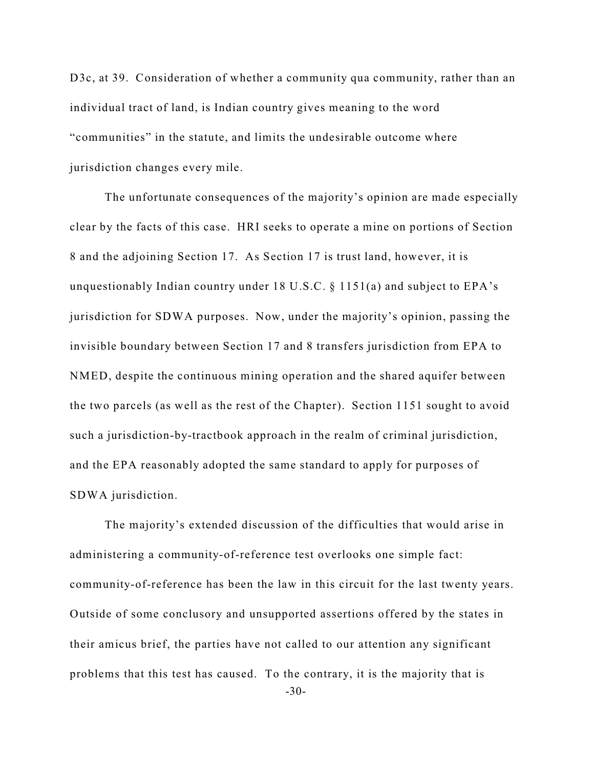D3c, at 39. Consideration of whether a community qua community, rather than an individual tract of land, is Indian country gives meaning to the word "communities" in the statute, and limits the undesirable outcome where jurisdiction changes every mile.

The unfortunate consequences of the majority's opinion are made especially clear by the facts of this case. HRI seeks to operate a mine on portions of Section 8 and the adjoining Section 17. As Section 17 is trust land, however, it is unquestionably Indian country under 18 U.S.C. § 1151(a) and subject to EPA's jurisdiction for SDWA purposes. Now, under the majority's opinion, passing the invisible boundary between Section 17 and 8 transfers jurisdiction from EPA to NMED, despite the continuous mining operation and the shared aquifer between the two parcels (as well as the rest of the Chapter). Section 1151 sought to avoid such a jurisdiction-by-tractbook approach in the realm of criminal jurisdiction, and the EPA reasonably adopted the same standard to apply for purposes of SDWA jurisdiction.

The majority's extended discussion of the difficulties that would arise in administering a community-of-reference test overlooks one simple fact: community-of-reference has been the law in this circuit for the last twenty years. Outside of some conclusory and unsupported assertions offered by the states in their amicus brief, the parties have not called to our attention any significant problems that this test has caused. To the contrary, it is the majority that is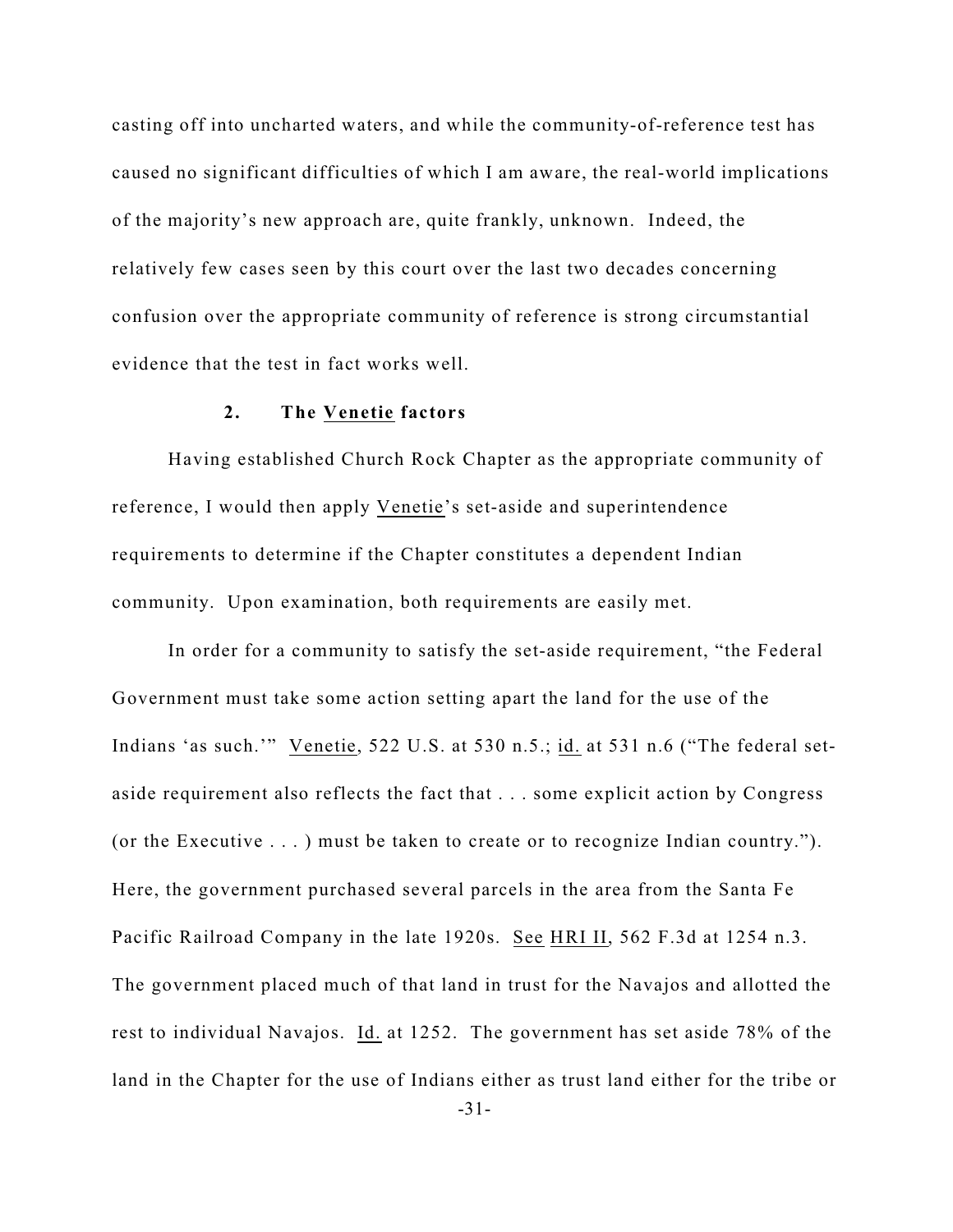casting off into uncharted waters, and while the community-of-reference test has caused no significant difficulties of which I am aware, the real-world implications of the majority's new approach are, quite frankly, unknown. Indeed, the relatively few cases seen by this court over the last two decades concerning confusion over the appropriate community of reference is strong circumstantial evidence that the test in fact works well.

### 2. The Venetie factors

Having established Church Rock Chapter as the appropriate community of reference, I would then apply Venetie's set-aside and superintendence requirements to determine if the Chapter constitutes a dependent Indian community. Upon examination, both requirements are easily met.

In order for a community to satisfy the set-aside requirement, "the Federal Government must take some action setting apart the land for the use of the Indians 'as such.'" Venetie, 522 U.S. at 530 n.5.; id. at 531 n.6 ("The federal set-aside requirement also reflects the fact that . . . some explicit action by Congress (or the Executive . . . ) must be taken to create or to recognize Indian country."). Here, the government purchased several parcels in the area from the Santa Fe Pacific Railroad Company in the late 1920s. See HRI II, 562 F.3d at 1254 n.3. The government placed much of that land in trust for the Navajos and allotted the rest to individual Navajos. Id. at 1252. The government has set aside 78% of the land in the Chapter for the use of Indians either as trust land either for the tribe or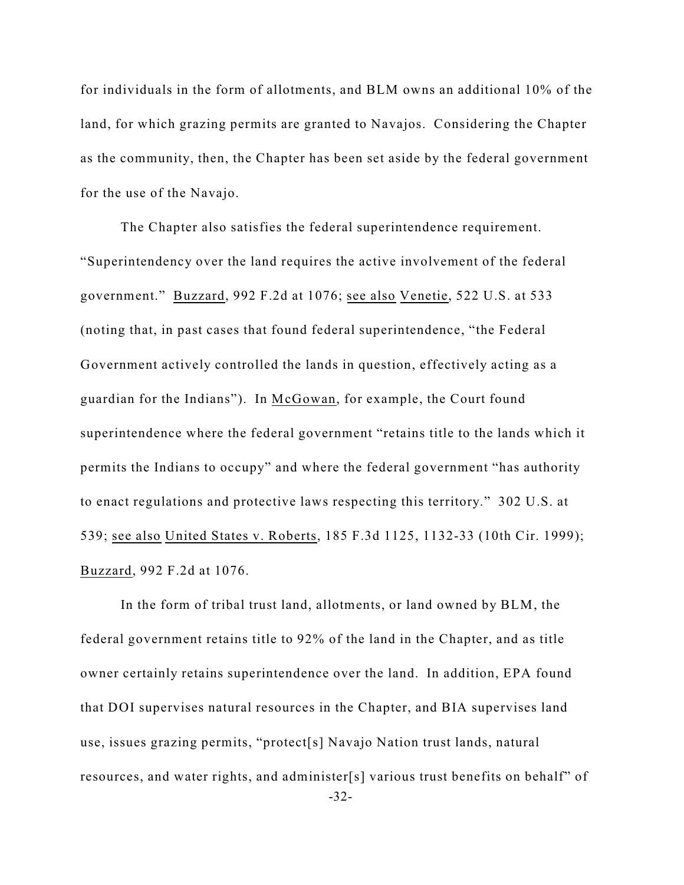for individuals in the form of allotments, and BLM owns an additional 10% of the land, for which grazing permits are granted to Navajos. Considering the Chapter as the community, then, the Chapter has been set aside by the federal government for the use of the Navajo.

The Chapter also satisfies the federal superintendence requirement. "Superintendency over the land requires the active involvement of the federal government." Buzzard, 992 F.2d at 1076; see also Venetie, 522 U.S. at 533 (noting that, in past cases that found federal superintendence, "the Federal Government actively controlled the lands in question, effectively acting as a guardian for the Indians"). In McGowan, for example, the Court found superintendence where the federal government "retains title to the lands which it permits the Indians to occupy" and where the federal government "has authority to enact regulations and protective laws respecting this territory." 302 U.S. at 539; see also United States v. Roberts, 185 F.3d 1125, 1132-33 (10th Cir. 1999); Buzzard, 992 F.2d at 1076.

In the form of tribal trust land, allotments, or land owned by BLM, the federal government retains title to 92% of the land in the Chapter, and as title owner certainly retains superintendence over the land. In addition, EPA found that DOI supervises natural resources in the Chapter, and BIA supervises land use, issues grazing permits, "protect[s] Navajo Nation trust lands, natural resources, and water rights, and administer[s] various trust benefits on behalf" of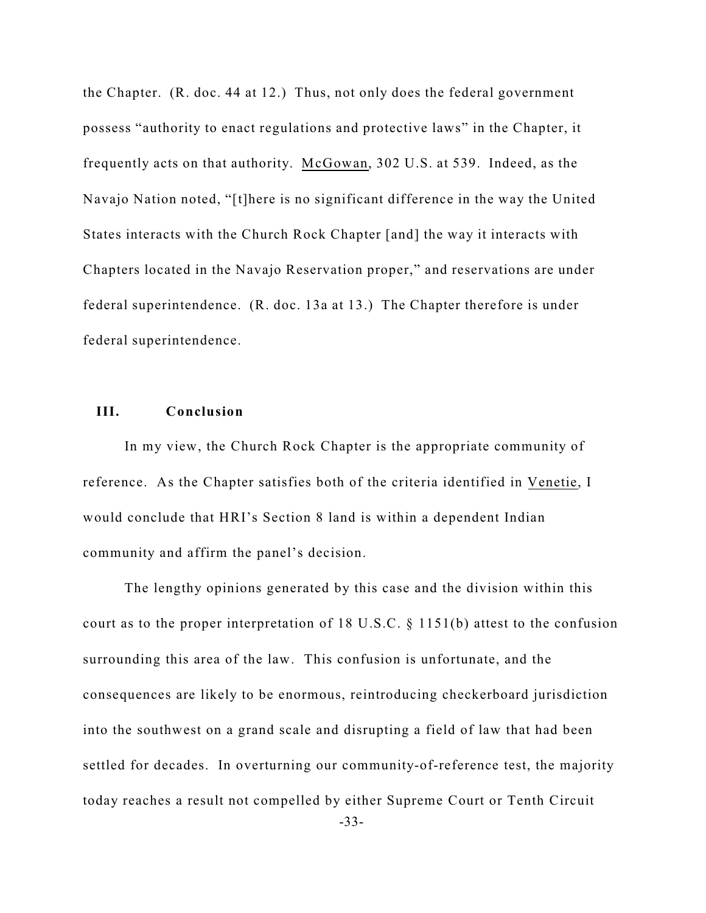the Chapter. (R. doc. 44 at 12.) Thus, not only does the federal government possess "authority to enact regulations and protective laws" in the Chapter, it frequently acts on that authority. McGowan, 302 U.S. at 539. Indeed, as the Navajo Nation noted, "[t]here is no significant difference in the way the United States interacts with the Church Rock Chapter [and] the way it interacts with Chapters located in the Navajo Reservation proper," and reservations are under federal superintendence. (R. doc. 13a at 13.) The Chapter therefore is under federal superintendence.

## III. Conclusion

In my view, the Church Rock Chapter is the appropriate community of reference. As the Chapter satisfies both of the criteria identified in Venetie, I would conclude that HRI's Section 8 land is within a dependent Indian community and affirm the panel's decision.

The lengthy opinions generated by this case and the division within this court as to the proper interpretation of 18 U.S.C. § 1151(b) attest to the confusion surrounding this area of the law. This confusion is unfortunate, and the consequences are likely to be enormous, reintroducing checkerboard jurisdiction into the southwest on a grand scale and disrupting a field of law that had been settled for decades. In overturning our community-of-reference test, the majority today reaches a result not compelled by either Supreme Court or Tenth Circuit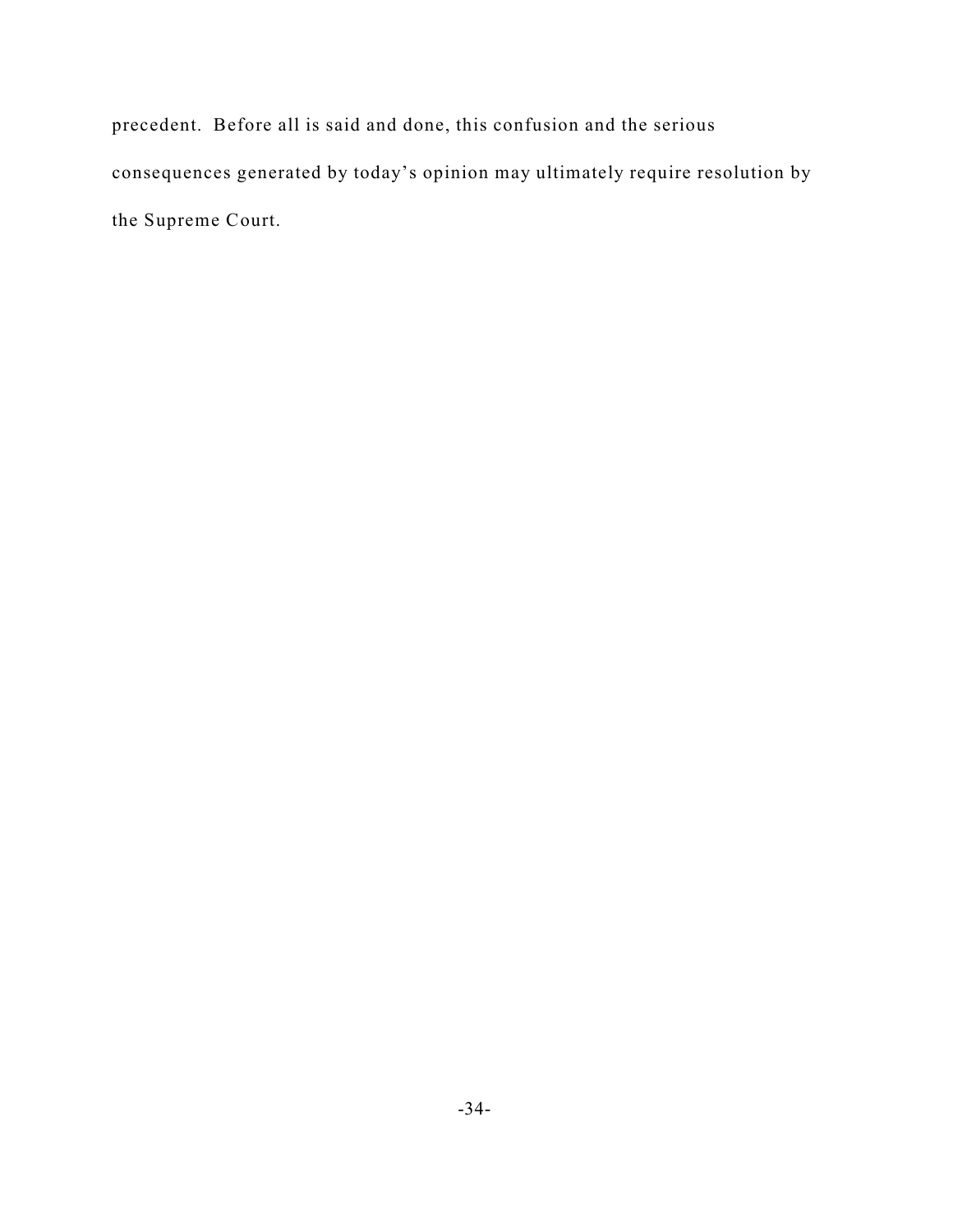precedent. Before all is said and done, this confusion and the serious consequences generated by today's opinion may ultimately require resolution by the Supreme Court.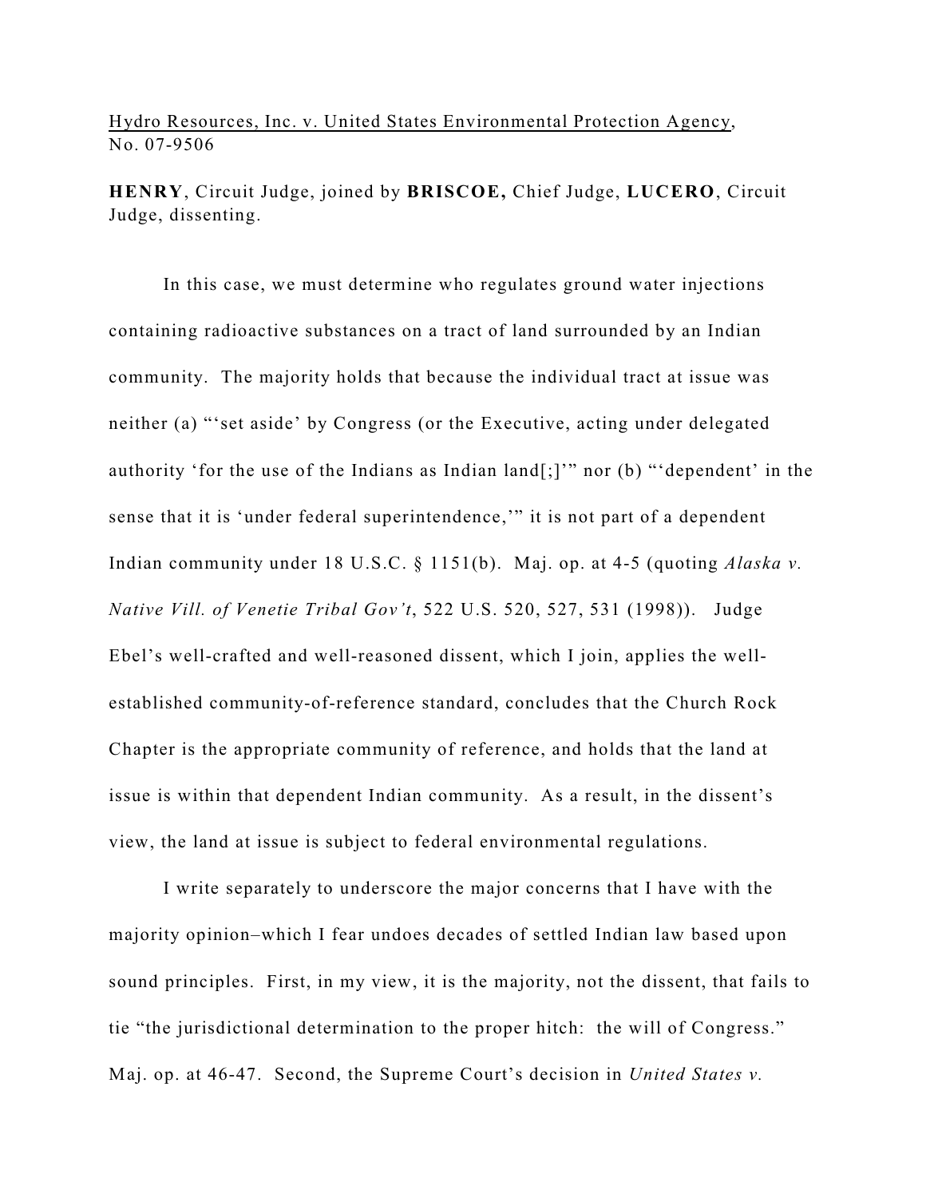Hydro Resources, Inc. v. United States Environmental Protection Agency, No. 07-9506

**HENRY**, Circuit Judge, joined by **BRISCOE,** Chief Judge, **LUCERO**, Circuit Judge, dissenting.

In this case, we must determine who regulates ground water injections containing radioactive substances on a tract of land surrounded by an Indian community. The majority holds that because the individual tract at issue was neither (a) "'set aside' by Congress (or the Executive, acting under delegated authority 'for the use of the Indians as Indian land[;]'" nor (b) "'dependent' in the sense that it is 'under federal superintendence,'" it is not part of a dependent Indian community under 18 U.S.C. § 1151(b). Maj. op. at 4-5 (quoting *Alaska v. Native Vill. of Venetie Tribal Gov't*, 522 U.S. 520, 527, 531 (1998)). Judge Ebel's well-crafted and well-reasoned dissent, which I join, applies the well-established community-of-reference standard, concludes that the Church Rock Chapter is the appropriate community of reference, and holds that the land at issue is within that dependent Indian community. As a result, in the dissent's view, the land at issue is subject to federal environmental regulations.

I write separately to underscore the major concerns that I have with the majority opinion–which I fear undoes decades of settled Indian law based upon sound principles. First, in my view, it is the majority, not the dissent, that fails to tie "the jurisdictional determination to the proper hitch: the will of Congress." Maj. op. at 46-47. Second, the Supreme Court's decision in *United States v.*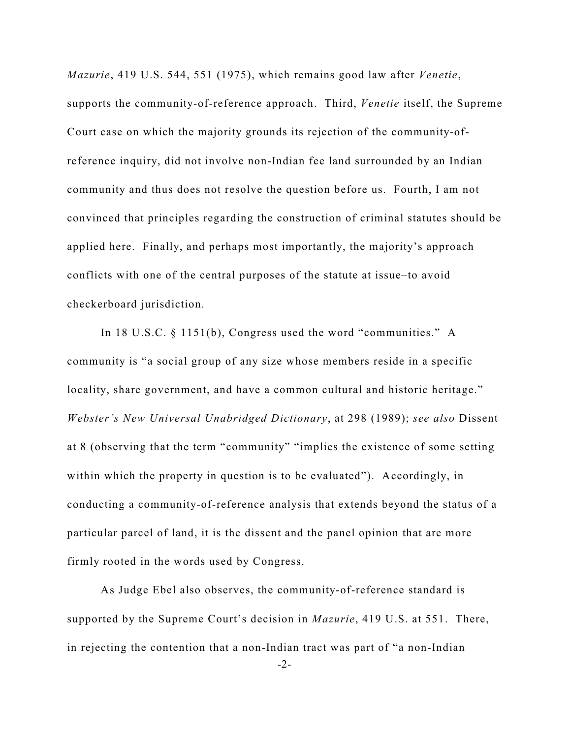*Mazurie*, 419 U.S. 544, 551 (1975), which remains good law after *Venetie*, supports the community-of-reference approach. Third, *Venetie* itself, the Supreme Court case on which the majority grounds its rejection of the community-of-reference inquiry, did not involve non-Indian fee land surrounded by an Indian community and thus does not resolve the question before us. Fourth, I am not convinced that principles regarding the construction of criminal statutes should be applied here. Finally, and perhaps most importantly, the majority's approach conflicts with one of the central purposes of the statute at issue–to avoid checkerboard jurisdiction.

In 18 U.S.C. § 1151(b), Congress used the word "communities." A community is "a social group of any size whose members reside in a specific locality, share government, and have a common cultural and historic heritage." *Webster's New Universal Unabridged Dictionary*, at 298 (1989); *see also* Dissent at 8 (observing that the term "community" "implies the existence of some setting within which the property in question is to be evaluated"). Accordingly, in conducting a community-of-reference analysis that extends beyond the status of a particular parcel of land, it is the dissent and the panel opinion that are more firmly rooted in the words used by Congress.

As Judge Ebel also observes, the community-of-reference standard is supported by the Supreme Court's decision in *Mazurie*, 419 U.S. at 551. There, in rejecting the contention that a non-Indian tract was part of "a non-Indian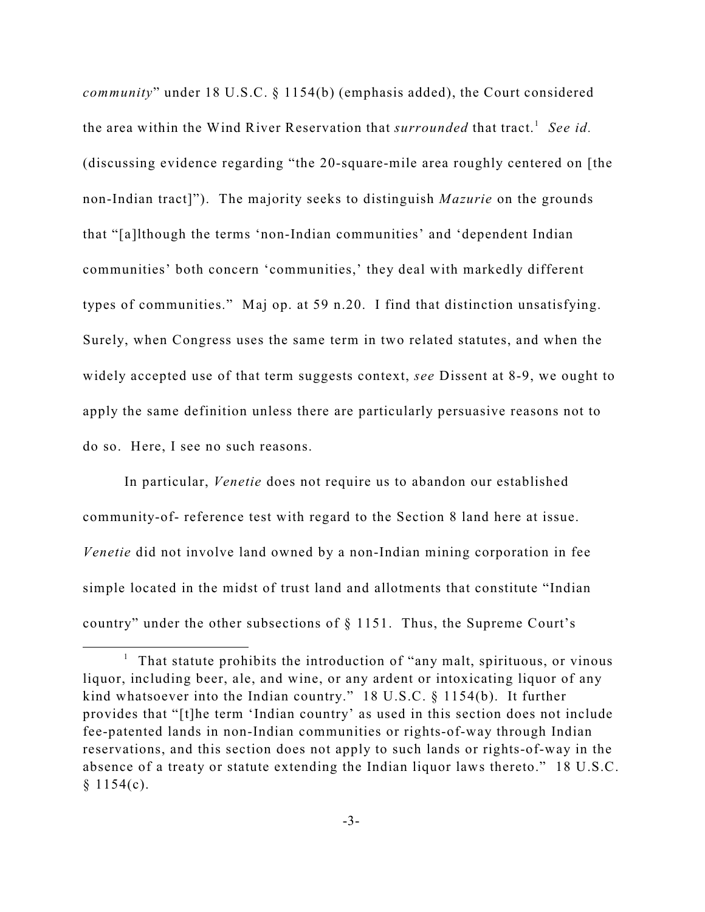*community*" under 18 U.S.C. § 1154(b) (emphasis added), the Court considered the area within the Wind River Reservation that *surrounded* that tract.[1] *See id.* (discussing evidence regarding "the 20-square-mile area roughly centered on [the non-Indian tract]"). The majority seeks to distinguish *Mazurie* on the grounds that "[a]lthough the terms 'non-Indian communities' and 'dependent Indian communities' both concern 'communities,' they deal with markedly different types of communities." Maj op. at 59 n.20. I find that distinction unsatisfying. Surely, when Congress uses the same term in two related statutes, and when the widely accepted use of that term suggests context, *see* Dissent at 8-9, we ought to apply the same definition unless there are particularly persuasive reasons not to do so. Here, I see no such reasons.

In particular, *Venetie* does not require us to abandon our established community-of- reference test with regard to the Section 8 land here at issue. *Venetie* did not involve land owned by a non-Indian mining corporation in fee simple located in the midst of trust land and allotments that constitute "Indian country" under the other subsections of § 1151. Thus, the Supreme Court's

---

[1] That statute prohibits the introduction of "any malt, spirituous, or vinous liquor, including beer, ale, and wine, or any ardent or intoxicating liquor of any kind whatsoever into the Indian country." 18 U.S.C. § 1154(b). It further provides that "[t]he term 'Indian country' as used in this section does not include fee-patented lands in non-Indian communities or rights-of-way through Indian reservations, and this section does not apply to such lands or rights-of-way in the absence of a treaty or statute extending the Indian liquor laws thereto." 18 U.S.C. § 1154(c).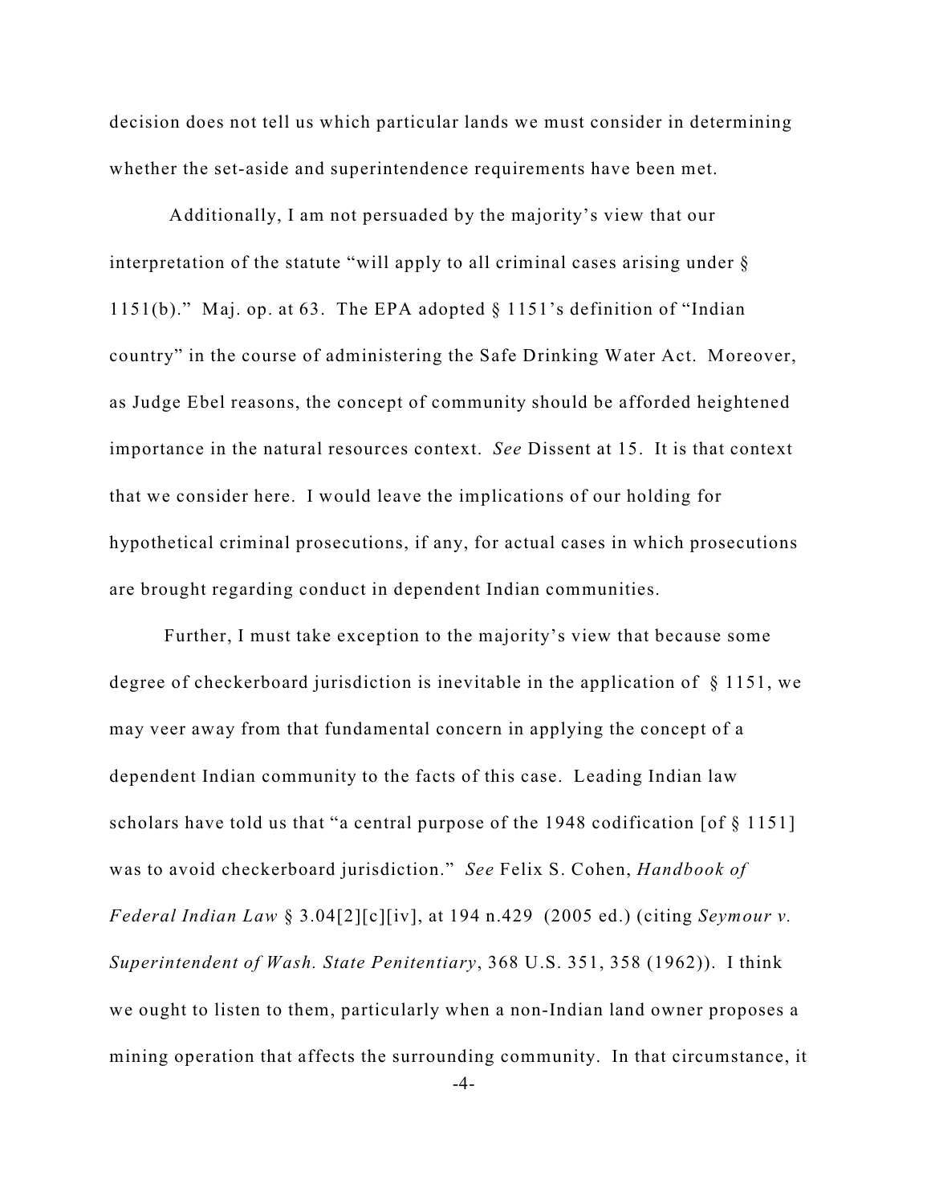decision does not tell us which particular lands we must consider in determining whether the set-aside and superintendence requirements have been met.

Additionally, I am not persuaded by the majority's view that our interpretation of the statute "will apply to all criminal cases arising under § 1151(b)." Maj. op. at 63. The EPA adopted § 1151's definition of "Indian country" in the course of administering the Safe Drinking Water Act. Moreover, as Judge Ebel reasons, the concept of community should be afforded heightened importance in the natural resources context. *See* Dissent at 15. It is that context that we consider here. I would leave the implications of our holding for hypothetical criminal prosecutions, if any, for actual cases in which prosecutions are brought regarding conduct in dependent Indian communities.

Further, I must take exception to the majority's view that because some degree of checkerboard jurisdiction is inevitable in the application of § 1151, we may veer away from that fundamental concern in applying the concept of a dependent Indian community to the facts of this case. Leading Indian law scholars have told us that "a central purpose of the 1948 codification [of § 1151] was to avoid checkerboard jurisdiction." *See* Felix S. Cohen, *Handbook of Federal Indian Law* § 3.04[2][c][iv], at 194 n.429 (2005 ed.) (citing *Seymour v. Superintendent of Wash. State Penitentiary*, 368 U.S. 351, 358 (1962)). I think we ought to listen to them, particularly when a non-Indian land owner proposes a mining operation that affects the surrounding community. In that circumstance, it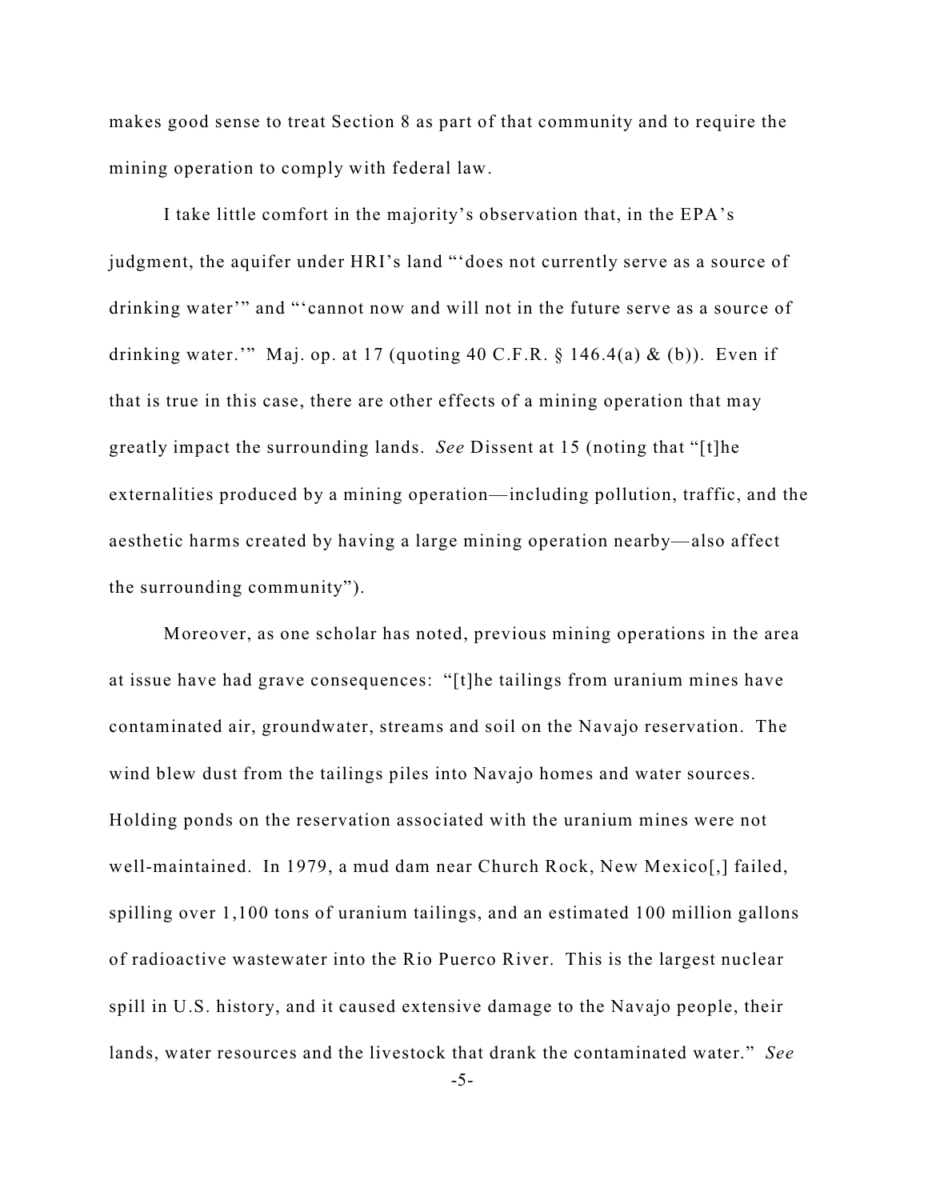makes good sense to treat Section 8 as part of that community and to require the mining operation to comply with federal law.

I take little comfort in the majority's observation that, in the EPA's judgment, the aquifer under HRI's land "'does not currently serve as a source of drinking water'" and "'cannot now and will not in the future serve as a source of drinking water.'" Maj. op. at 17 (quoting 40 C.F.R. § 146.4(a) & (b)). Even if that is true in this case, there are other effects of a mining operation that may greatly impact the surrounding lands. *See* Dissent at 15 (noting that "[t]he externalities produced by a mining operation—including pollution, traffic, and the aesthetic harms created by having a large mining operation nearby—also affect the surrounding community").

Moreover, as one scholar has noted, previous mining operations in the area at issue have had grave consequences: "[t]he tailings from uranium mines have contaminated air, groundwater, streams and soil on the Navajo reservation. The wind blew dust from the tailings piles into Navajo homes and water sources. Holding ponds on the reservation associated with the uranium mines were not well-maintained. In 1979, a mud dam near Church Rock, New Mexico[,] failed, spilling over 1,100 tons of uranium tailings, and an estimated 100 million gallons of radioactive wastewater into the Rio Puerco River. This is the largest nuclear spill in U.S. history, and it caused extensive damage to the Navajo people, their lands, water resources and the livestock that drank the contaminated water." *See*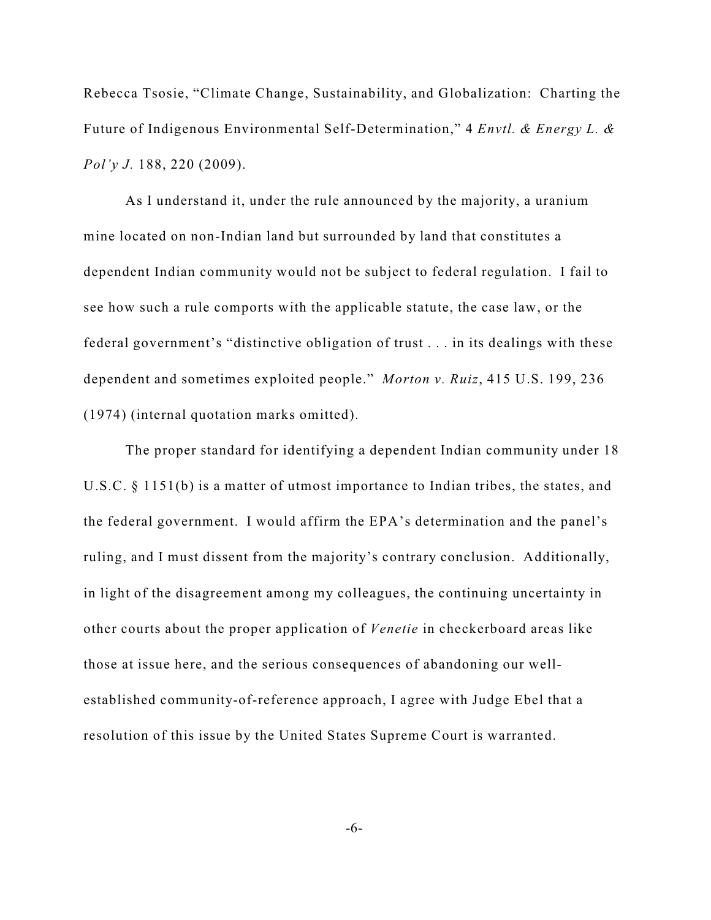Rebecca Tsosie, "Climate Change, Sustainability, and Globalization: Charting the Future of Indigenous Environmental Self-Determination," 4 *Envtl. & Energy L. & Pol'y J.* 188, 220 (2009).

As I understand it, under the rule announced by the majority, a uranium mine located on non-Indian land but surrounded by land that constitutes a dependent Indian community would not be subject to federal regulation. I fail to see how such a rule comports with the applicable statute, the case law, or the federal government's "distinctive obligation of trust . . . in its dealings with these dependent and sometimes exploited people." *Morton v. Ruiz*, 415 U.S. 199, 236 (1974) (internal quotation marks omitted).

The proper standard for identifying a dependent Indian community under 18 U.S.C. § 1151(b) is a matter of utmost importance to Indian tribes, the states, and the federal government. I would affirm the EPA's determination and the panel's ruling, and I must dissent from the majority's contrary conclusion. Additionally, in light of the disagreement among my colleagues, the continuing uncertainty in other courts about the proper application of *Venetie* in checkerboard areas like those at issue here, and the serious consequences of abandoning our well-established community-of-reference approach, I agree with Judge Ebel that a resolution of this issue by the United States Supreme Court is warranted.